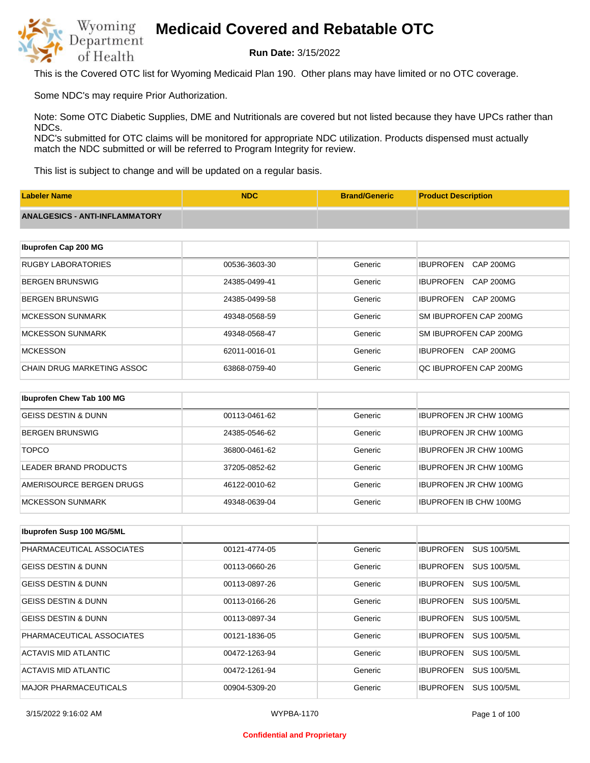# Medicaid Covered and Rebatable OTC

**Run Date:** 3/15/2022

This is the Covered OTC list for Wyoming Medicaid Plan 190. Other plans may have limited or no OTC coverage.

Some NDC's may require Prior Authorization.

Note: Some OTC Diabetic Supplies, DME and Nutritionals are covered but not listed because they have UPCs rather than NDCs.
NDC's submitted for OTC claims will be monitored for appropriate NDC utilization. Products dispensed must actually match the NDC submitted or will be referred to Program Integrity for review.

This list is subject to change and will be updated on a regular basis.

| Labeler Name | NDC | Brand/Generic | Product Description |
|---|---|---|---|
| **ANALGESICS - ANTI-INFLAMMATORY** | | | |
| **Ibuprofen Cap 200 MG** | | | |
| RUGBY LABORATORIES | 00536-3603-30 | Generic | IBUPROFEN CAP 200MG |
| BERGEN BRUNSWIG | 24385-0499-41 | Generic | IBUPROFEN CAP 200MG |
| BERGEN BRUNSWIG | 24385-0499-58 | Generic | IBUPROFEN CAP 200MG |
| MCKESSON SUNMARK | 49348-0568-59 | Generic | SM IBUPROFEN CAP 200MG |
| MCKESSON SUNMARK | 49348-0568-47 | Generic | SM IBUPROFEN CAP 200MG |
| MCKESSON | 62011-0016-01 | Generic | IBUPROFEN CAP 200MG |
| CHAIN DRUG MARKETING ASSOC | 63868-0759-40 | Generic | QC IBUPROFEN CAP 200MG |
| **Ibuprofen Chew Tab 100 MG** | | | |
| GEISS DESTIN & DUNN | 00113-0461-62 | Generic | IBUPROFEN JR CHW 100MG |
| BERGEN BRUNSWIG | 24385-0546-62 | Generic | IBUPROFEN JR CHW 100MG |
| TOPCO | 36800-0461-62 | Generic | IBUPROFEN JR CHW 100MG |
| LEADER BRAND PRODUCTS | 37205-0852-62 | Generic | IBUPROFEN JR CHW 100MG |
| AMERISOURCE BERGEN DRUGS | 46122-0010-62 | Generic | IBUPROFEN JR CHW 100MG |
| MCKESSON SUNMARK | 49348-0639-04 | Generic | IBUPROFEN IB CHW 100MG |
| **Ibuprofen Susp 100 MG/5ML** | | | |
| PHARMACEUTICAL ASSOCIATES | 00121-4774-05 | Generic | IBUPROFEN SUS 100/5ML |
| GEISS DESTIN & DUNN | 00113-0660-26 | Generic | IBUPROFEN SUS 100/5ML |
| GEISS DESTIN & DUNN | 00113-0897-26 | Generic | IBUPROFEN SUS 100/5ML |
| GEISS DESTIN & DUNN | 00113-0166-26 | Generic | IBUPROFEN SUS 100/5ML |
| GEISS DESTIN & DUNN | 00113-0897-34 | Generic | IBUPROFEN SUS 100/5ML |
| PHARMACEUTICAL ASSOCIATES | 00121-1836-05 | Generic | IBUPROFEN SUS 100/5ML |
| ACTAVIS MID ATLANTIC | 00472-1263-94 | Generic | IBUPROFEN SUS 100/5ML |
| ACTAVIS MID ATLANTIC | 00472-1261-94 | Generic | IBUPROFEN SUS 100/5ML |
| MAJOR PHARMACEUTICALS | 00904-5309-20 | Generic | IBUPROFEN SUS 100/5ML |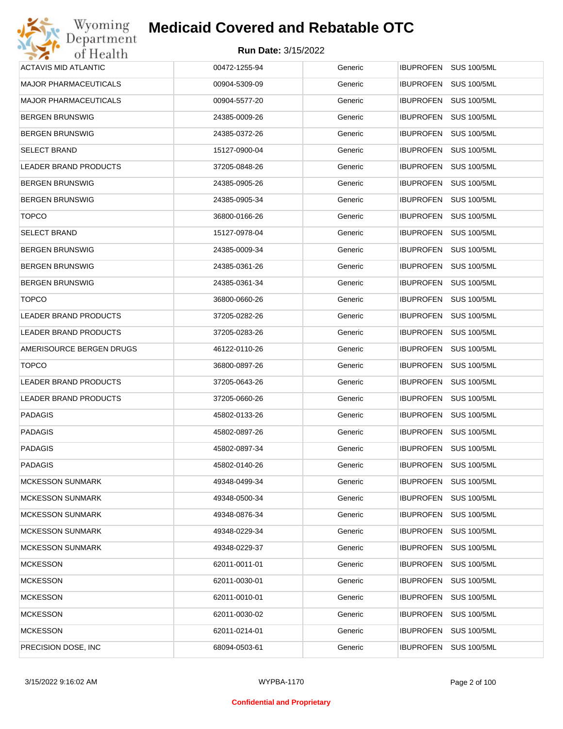| | | | |
|---|---|---|---|
| ACTAVIS MID ATLANTIC | 00472-1255-94 | Generic | IBUPROFEN SUS 100/5ML |
| MAJOR PHARMACEUTICALS | 00904-5309-09 | Generic | IBUPROFEN SUS 100/5ML |
| MAJOR PHARMACEUTICALS | 00904-5577-20 | Generic | IBUPROFEN SUS 100/5ML |
| BERGEN BRUNSWIG | 24385-0009-26 | Generic | IBUPROFEN SUS 100/5ML |
| BERGEN BRUNSWIG | 24385-0372-26 | Generic | IBUPROFEN SUS 100/5ML |
| SELECT BRAND | 15127-0900-04 | Generic | IBUPROFEN SUS 100/5ML |
| LEADER BRAND PRODUCTS | 37205-0848-26 | Generic | IBUPROFEN SUS 100/5ML |
| BERGEN BRUNSWIG | 24385-0905-26 | Generic | IBUPROFEN SUS 100/5ML |
| BERGEN BRUNSWIG | 24385-0905-34 | Generic | IBUPROFEN SUS 100/5ML |
| TOPCO | 36800-0166-26 | Generic | IBUPROFEN SUS 100/5ML |
| SELECT BRAND | 15127-0978-04 | Generic | IBUPROFEN SUS 100/5ML |
| BERGEN BRUNSWIG | 24385-0009-34 | Generic | IBUPROFEN SUS 100/5ML |
| BERGEN BRUNSWIG | 24385-0361-26 | Generic | IBUPROFEN SUS 100/5ML |
| BERGEN BRUNSWIG | 24385-0361-34 | Generic | IBUPROFEN SUS 100/5ML |
| TOPCO | 36800-0660-26 | Generic | IBUPROFEN SUS 100/5ML |
| LEADER BRAND PRODUCTS | 37205-0282-26 | Generic | IBUPROFEN SUS 100/5ML |
| LEADER BRAND PRODUCTS | 37205-0283-26 | Generic | IBUPROFEN SUS 100/5ML |
| AMERISOURCE BERGEN DRUGS | 46122-0110-26 | Generic | IBUPROFEN SUS 100/5ML |
| TOPCO | 36800-0897-26 | Generic | IBUPROFEN SUS 100/5ML |
| LEADER BRAND PRODUCTS | 37205-0643-26 | Generic | IBUPROFEN SUS 100/5ML |
| LEADER BRAND PRODUCTS | 37205-0660-26 | Generic | IBUPROFEN SUS 100/5ML |
| PADAGIS | 45802-0133-26 | Generic | IBUPROFEN SUS 100/5ML |
| PADAGIS | 45802-0897-26 | Generic | IBUPROFEN SUS 100/5ML |
| PADAGIS | 45802-0897-34 | Generic | IBUPROFEN SUS 100/5ML |
| PADAGIS | 45802-0140-26 | Generic | IBUPROFEN SUS 100/5ML |
| MCKESSON SUNMARK | 49348-0499-34 | Generic | IBUPROFEN SUS 100/5ML |
| MCKESSON SUNMARK | 49348-0500-34 | Generic | IBUPROFEN SUS 100/5ML |
| MCKESSON SUNMARK | 49348-0876-34 | Generic | IBUPROFEN SUS 100/5ML |
| MCKESSON SUNMARK | 49348-0229-34 | Generic | IBUPROFEN SUS 100/5ML |
| MCKESSON SUNMARK | 49348-0229-37 | Generic | IBUPROFEN SUS 100/5ML |
| MCKESSON | 62011-0011-01 | Generic | IBUPROFEN SUS 100/5ML |
| MCKESSON | 62011-0030-01 | Generic | IBUPROFEN SUS 100/5ML |
| MCKESSON | 62011-0010-01 | Generic | IBUPROFEN SUS 100/5ML |
| MCKESSON | 62011-0030-02 | Generic | IBUPROFEN SUS 100/5ML |
| MCKESSON | 62011-0214-01 | Generic | IBUPROFEN SUS 100/5ML |
| PRECISION DOSE, INC | 68094-0503-61 | Generic | IBUPROFEN SUS 100/5ML |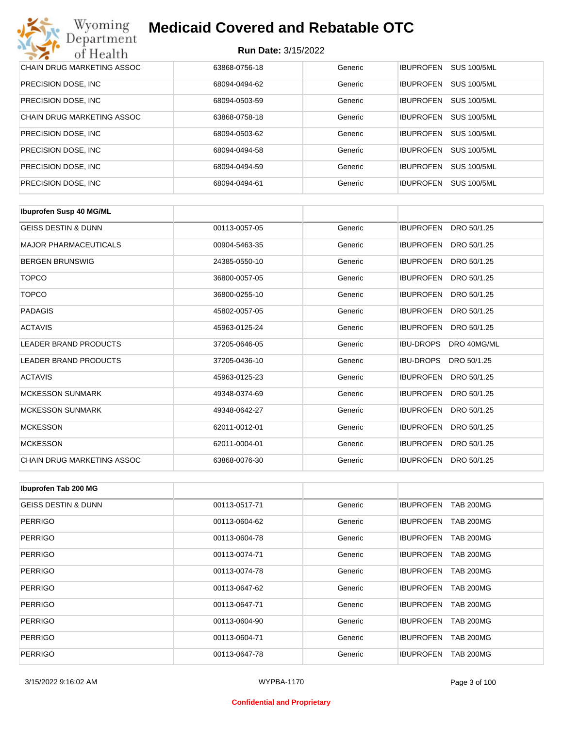| | | | |
|---|---|---|---|
| CHAIN DRUG MARKETING ASSOC | 63868-0756-18 | Generic | IBUPROFEN SUS 100/5ML |
| PRECISION DOSE, INC | 68094-0494-62 | Generic | IBUPROFEN SUS 100/5ML |
| PRECISION DOSE, INC | 68094-0503-59 | Generic | IBUPROFEN SUS 100/5ML |
| CHAIN DRUG MARKETING ASSOC | 63868-0758-18 | Generic | IBUPROFEN SUS 100/5ML |
| PRECISION DOSE, INC | 68094-0503-62 | Generic | IBUPROFEN SUS 100/5ML |
| PRECISION DOSE, INC | 68094-0494-58 | Generic | IBUPROFEN SUS 100/5ML |
| PRECISION DOSE, INC | 68094-0494-59 | Generic | IBUPROFEN SUS 100/5ML |
| PRECISION DOSE, INC | 68094-0494-61 | Generic | IBUPROFEN SUS 100/5ML |

| **Ibuprofen Susp 40 MG/ML** | | | |
|---|---|---|---|
| GEISS DESTIN & DUNN | 00113-0057-05 | Generic | IBUPROFEN DRO 50/1.25 |
| MAJOR PHARMACEUTICALS | 00904-5463-35 | Generic | IBUPROFEN DRO 50/1.25 |
| BERGEN BRUNSWIG | 24385-0550-10 | Generic | IBUPROFEN DRO 50/1.25 |
| TOPCO | 36800-0057-05 | Generic | IBUPROFEN DRO 50/1.25 |
| TOPCO | 36800-0255-10 | Generic | IBUPROFEN DRO 50/1.25 |
| PADAGIS | 45802-0057-05 | Generic | IBUPROFEN DRO 50/1.25 |
| ACTAVIS | 45963-0125-24 | Generic | IBUPROFEN DRO 50/1.25 |
| LEADER BRAND PRODUCTS | 37205-0646-05 | Generic | IBU-DROPS DRO 40MG/ML |
| LEADER BRAND PRODUCTS | 37205-0436-10 | Generic | IBU-DROPS DRO 50/1.25 |
| ACTAVIS | 45963-0125-23 | Generic | IBUPROFEN DRO 50/1.25 |
| MCKESSON SUNMARK | 49348-0374-69 | Generic | IBUPROFEN DRO 50/1.25 |
| MCKESSON SUNMARK | 49348-0642-27 | Generic | IBUPROFEN DRO 50/1.25 |
| MCKESSON | 62011-0012-01 | Generic | IBUPROFEN DRO 50/1.25 |
| MCKESSON | 62011-0004-01 | Generic | IBUPROFEN DRO 50/1.25 |
| CHAIN DRUG MARKETING ASSOC | 63868-0076-30 | Generic | IBUPROFEN DRO 50/1.25 |

| **Ibuprofen Tab 200 MG** | | | |
|---|---|---|---|
| GEISS DESTIN & DUNN | 00113-0517-71 | Generic | IBUPROFEN TAB 200MG |
| PERRIGO | 00113-0604-62 | Generic | IBUPROFEN TAB 200MG |
| PERRIGO | 00113-0604-78 | Generic | IBUPROFEN TAB 200MG |
| PERRIGO | 00113-0074-71 | Generic | IBUPROFEN TAB 200MG |
| PERRIGO | 00113-0074-78 | Generic | IBUPROFEN TAB 200MG |
| PERRIGO | 00113-0647-62 | Generic | IBUPROFEN TAB 200MG |
| PERRIGO | 00113-0647-71 | Generic | IBUPROFEN TAB 200MG |
| PERRIGO | 00113-0604-90 | Generic | IBUPROFEN TAB 200MG |
| PERRIGO | 00113-0604-71 | Generic | IBUPROFEN TAB 200MG |
| PERRIGO | 00113-0647-78 | Generic | IBUPROFEN TAB 200MG |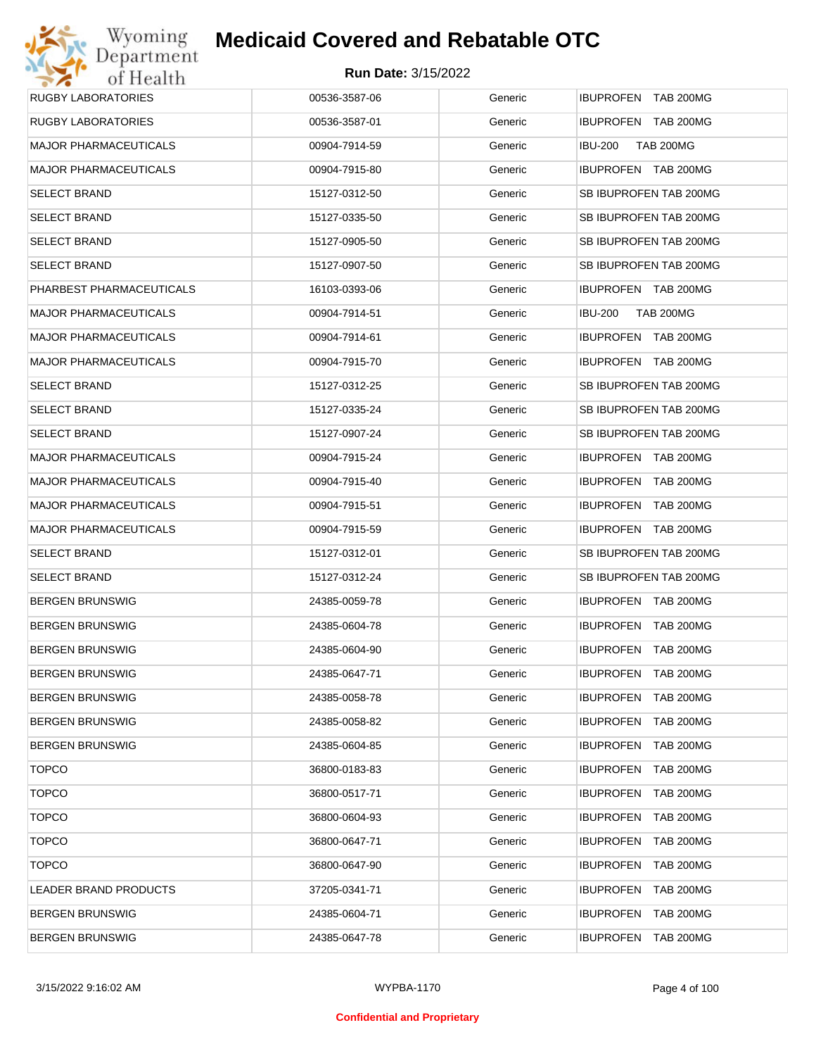| RUGBY LABORATORIES | 00536-3587-06 | Generic | IBUPROFEN TAB 200MG |
|---|---|---|---|
| RUGBY LABORATORIES | 00536-3587-01 | Generic | IBUPROFEN TAB 200MG |
| MAJOR PHARMACEUTICALS | 00904-7914-59 | Generic | IBU-200 TAB 200MG |
| MAJOR PHARMACEUTICALS | 00904-7915-80 | Generic | IBUPROFEN TAB 200MG |
| SELECT BRAND | 15127-0312-50 | Generic | SB IBUPROFEN TAB 200MG |
| SELECT BRAND | 15127-0335-50 | Generic | SB IBUPROFEN TAB 200MG |
| SELECT BRAND | 15127-0905-50 | Generic | SB IBUPROFEN TAB 200MG |
| SELECT BRAND | 15127-0907-50 | Generic | SB IBUPROFEN TAB 200MG |
| PHARBEST PHARMACEUTICALS | 16103-0393-06 | Generic | IBUPROFEN TAB 200MG |
| MAJOR PHARMACEUTICALS | 00904-7914-51 | Generic | IBU-200 TAB 200MG |
| MAJOR PHARMACEUTICALS | 00904-7914-61 | Generic | IBUPROFEN TAB 200MG |
| MAJOR PHARMACEUTICALS | 00904-7915-70 | Generic | IBUPROFEN TAB 200MG |
| SELECT BRAND | 15127-0312-25 | Generic | SB IBUPROFEN TAB 200MG |
| SELECT BRAND | 15127-0335-24 | Generic | SB IBUPROFEN TAB 200MG |
| SELECT BRAND | 15127-0907-24 | Generic | SB IBUPROFEN TAB 200MG |
| MAJOR PHARMACEUTICALS | 00904-7915-24 | Generic | IBUPROFEN TAB 200MG |
| MAJOR PHARMACEUTICALS | 00904-7915-40 | Generic | IBUPROFEN TAB 200MG |
| MAJOR PHARMACEUTICALS | 00904-7915-51 | Generic | IBUPROFEN TAB 200MG |
| MAJOR PHARMACEUTICALS | 00904-7915-59 | Generic | IBUPROFEN TAB 200MG |
| SELECT BRAND | 15127-0312-01 | Generic | SB IBUPROFEN TAB 200MG |
| SELECT BRAND | 15127-0312-24 | Generic | SB IBUPROFEN TAB 200MG |
| BERGEN BRUNSWIG | 24385-0059-78 | Generic | IBUPROFEN TAB 200MG |
| BERGEN BRUNSWIG | 24385-0604-78 | Generic | IBUPROFEN TAB 200MG |
| BERGEN BRUNSWIG | 24385-0604-90 | Generic | IBUPROFEN TAB 200MG |
| BERGEN BRUNSWIG | 24385-0647-71 | Generic | IBUPROFEN TAB 200MG |
| BERGEN BRUNSWIG | 24385-0058-78 | Generic | IBUPROFEN TAB 200MG |
| BERGEN BRUNSWIG | 24385-0058-82 | Generic | IBUPROFEN TAB 200MG |
| BERGEN BRUNSWIG | 24385-0604-85 | Generic | IBUPROFEN TAB 200MG |
| TOPCO | 36800-0183-83 | Generic | IBUPROFEN TAB 200MG |
| TOPCO | 36800-0517-71 | Generic | IBUPROFEN TAB 200MG |
| TOPCO | 36800-0604-93 | Generic | IBUPROFEN TAB 200MG |
| TOPCO | 36800-0647-71 | Generic | IBUPROFEN TAB 200MG |
| TOPCO | 36800-0647-90 | Generic | IBUPROFEN TAB 200MG |
| LEADER BRAND PRODUCTS | 37205-0341-71 | Generic | IBUPROFEN TAB 200MG |
| BERGEN BRUNSWIG | 24385-0604-71 | Generic | IBUPROFEN TAB 200MG |
| BERGEN BRUNSWIG | 24385-0647-78 | Generic | IBUPROFEN TAB 200MG |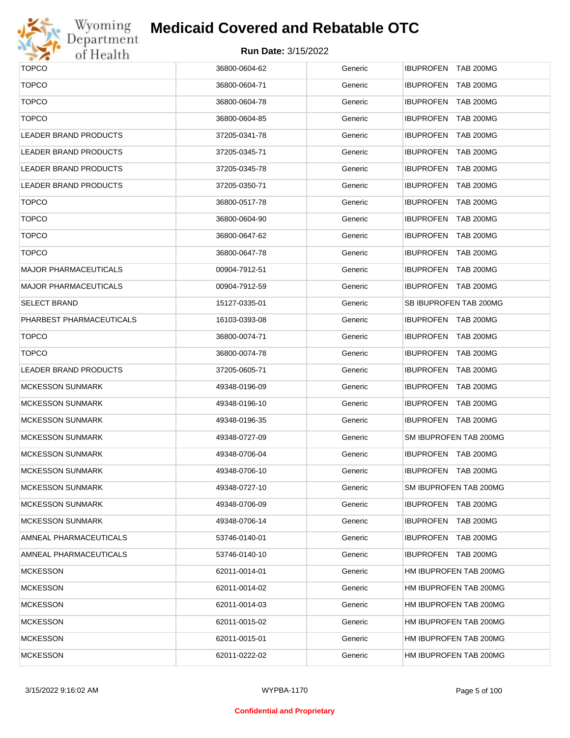| TOPCO | 36800-0604-62 | Generic | IBUPROFEN TAB 200MG |
|---|---|---|---|
| TOPCO | 36800-0604-71 | Generic | IBUPROFEN TAB 200MG |
| TOPCO | 36800-0604-78 | Generic | IBUPROFEN TAB 200MG |
| TOPCO | 36800-0604-85 | Generic | IBUPROFEN TAB 200MG |
| LEADER BRAND PRODUCTS | 37205-0341-78 | Generic | IBUPROFEN TAB 200MG |
| LEADER BRAND PRODUCTS | 37205-0345-71 | Generic | IBUPROFEN TAB 200MG |
| LEADER BRAND PRODUCTS | 37205-0345-78 | Generic | IBUPROFEN TAB 200MG |
| LEADER BRAND PRODUCTS | 37205-0350-71 | Generic | IBUPROFEN TAB 200MG |
| TOPCO | 36800-0517-78 | Generic | IBUPROFEN TAB 200MG |
| TOPCO | 36800-0604-90 | Generic | IBUPROFEN TAB 200MG |
| TOPCO | 36800-0647-62 | Generic | IBUPROFEN TAB 200MG |
| TOPCO | 36800-0647-78 | Generic | IBUPROFEN TAB 200MG |
| MAJOR PHARMACEUTICALS | 00904-7912-51 | Generic | IBUPROFEN TAB 200MG |
| MAJOR PHARMACEUTICALS | 00904-7912-59 | Generic | IBUPROFEN TAB 200MG |
| SELECT BRAND | 15127-0335-01 | Generic | SB IBUPROFEN TAB 200MG |
| PHARBEST PHARMACEUTICALS | 16103-0393-08 | Generic | IBUPROFEN TAB 200MG |
| TOPCO | 36800-0074-71 | Generic | IBUPROFEN TAB 200MG |
| TOPCO | 36800-0074-78 | Generic | IBUPROFEN TAB 200MG |
| LEADER BRAND PRODUCTS | 37205-0605-71 | Generic | IBUPROFEN TAB 200MG |
| MCKESSON SUNMARK | 49348-0196-09 | Generic | IBUPROFEN TAB 200MG |
| MCKESSON SUNMARK | 49348-0196-10 | Generic | IBUPROFEN TAB 200MG |
| MCKESSON SUNMARK | 49348-0196-35 | Generic | IBUPROFEN TAB 200MG |
| MCKESSON SUNMARK | 49348-0727-09 | Generic | SM IBUPROFEN TAB 200MG |
| MCKESSON SUNMARK | 49348-0706-04 | Generic | IBUPROFEN TAB 200MG |
| MCKESSON SUNMARK | 49348-0706-10 | Generic | IBUPROFEN TAB 200MG |
| MCKESSON SUNMARK | 49348-0727-10 | Generic | SM IBUPROFEN TAB 200MG |
| MCKESSON SUNMARK | 49348-0706-09 | Generic | IBUPROFEN TAB 200MG |
| MCKESSON SUNMARK | 49348-0706-14 | Generic | IBUPROFEN TAB 200MG |
| AMNEAL PHARMACEUTICALS | 53746-0140-01 | Generic | IBUPROFEN TAB 200MG |
| AMNEAL PHARMACEUTICALS | 53746-0140-10 | Generic | IBUPROFEN TAB 200MG |
| MCKESSON | 62011-0014-01 | Generic | HM IBUPROFEN TAB 200MG |
| MCKESSON | 62011-0014-02 | Generic | HM IBUPROFEN TAB 200MG |
| MCKESSON | 62011-0014-03 | Generic | HM IBUPROFEN TAB 200MG |
| MCKESSON | 62011-0015-02 | Generic | HM IBUPROFEN TAB 200MG |
| MCKESSON | 62011-0015-01 | Generic | HM IBUPROFEN TAB 200MG |
| MCKESSON | 62011-0222-02 | Generic | HM IBUPROFEN TAB 200MG |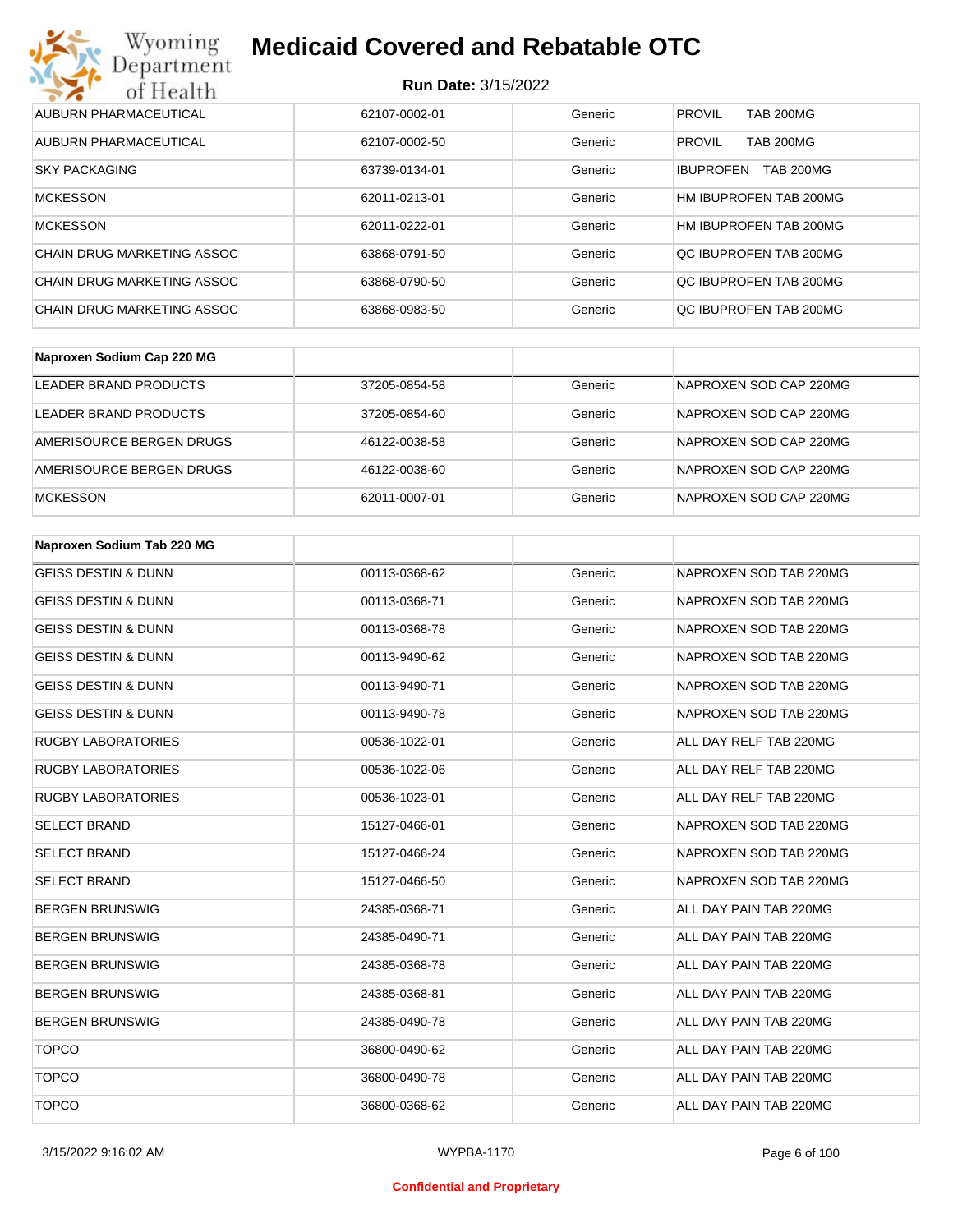| | | | |
|---|---|---|---|
| AUBURN PHARMACEUTICAL | 62107-0002-01 | Generic | PROVIL TAB 200MG |
| AUBURN PHARMACEUTICAL | 62107-0002-50 | Generic | PROVIL TAB 200MG |
| SKY PACKAGING | 63739-0134-01 | Generic | IBUPROFEN TAB 200MG |
| MCKESSON | 62011-0213-01 | Generic | HM IBUPROFEN TAB 200MG |
| MCKESSON | 62011-0222-01 | Generic | HM IBUPROFEN TAB 200MG |
| CHAIN DRUG MARKETING ASSOC | 63868-0791-50 | Generic | QC IBUPROFEN TAB 200MG |
| CHAIN DRUG MARKETING ASSOC | 63868-0790-50 | Generic | QC IBUPROFEN TAB 200MG |
| CHAIN DRUG MARKETING ASSOC | 63868-0983-50 | Generic | QC IBUPROFEN TAB 200MG |

| Naproxen Sodium Cap 220 MG | | | |
|---|---|---|---|
| LEADER BRAND PRODUCTS | 37205-0854-58 | Generic | NAPROXEN SOD CAP 220MG |
| LEADER BRAND PRODUCTS | 37205-0854-60 | Generic | NAPROXEN SOD CAP 220MG |
| AMERISOURCE BERGEN DRUGS | 46122-0038-58 | Generic | NAPROXEN SOD CAP 220MG |
| AMERISOURCE BERGEN DRUGS | 46122-0038-60 | Generic | NAPROXEN SOD CAP 220MG |
| MCKESSON | 62011-0007-01 | Generic | NAPROXEN SOD CAP 220MG |

| Naproxen Sodium Tab 220 MG | | | |
|---|---|---|---|
| GEISS DESTIN & DUNN | 00113-0368-62 | Generic | NAPROXEN SOD TAB 220MG |
| GEISS DESTIN & DUNN | 00113-0368-71 | Generic | NAPROXEN SOD TAB 220MG |
| GEISS DESTIN & DUNN | 00113-0368-78 | Generic | NAPROXEN SOD TAB 220MG |
| GEISS DESTIN & DUNN | 00113-9490-62 | Generic | NAPROXEN SOD TAB 220MG |
| GEISS DESTIN & DUNN | 00113-9490-71 | Generic | NAPROXEN SOD TAB 220MG |
| GEISS DESTIN & DUNN | 00113-9490-78 | Generic | NAPROXEN SOD TAB 220MG |
| RUGBY LABORATORIES | 00536-1022-01 | Generic | ALL DAY RELF TAB 220MG |
| RUGBY LABORATORIES | 00536-1022-06 | Generic | ALL DAY RELF TAB 220MG |
| RUGBY LABORATORIES | 00536-1023-01 | Generic | ALL DAY RELF TAB 220MG |
| SELECT BRAND | 15127-0466-01 | Generic | NAPROXEN SOD TAB 220MG |
| SELECT BRAND | 15127-0466-24 | Generic | NAPROXEN SOD TAB 220MG |
| SELECT BRAND | 15127-0466-50 | Generic | NAPROXEN SOD TAB 220MG |
| BERGEN BRUNSWIG | 24385-0368-71 | Generic | ALL DAY PAIN TAB 220MG |
| BERGEN BRUNSWIG | 24385-0490-71 | Generic | ALL DAY PAIN TAB 220MG |
| BERGEN BRUNSWIG | 24385-0368-78 | Generic | ALL DAY PAIN TAB 220MG |
| BERGEN BRUNSWIG | 24385-0368-81 | Generic | ALL DAY PAIN TAB 220MG |
| BERGEN BRUNSWIG | 24385-0490-78 | Generic | ALL DAY PAIN TAB 220MG |
| TOPCO | 36800-0490-62 | Generic | ALL DAY PAIN TAB 220MG |
| TOPCO | 36800-0490-78 | Generic | ALL DAY PAIN TAB 220MG |
| TOPCO | 36800-0368-62 | Generic | ALL DAY PAIN TAB 220MG |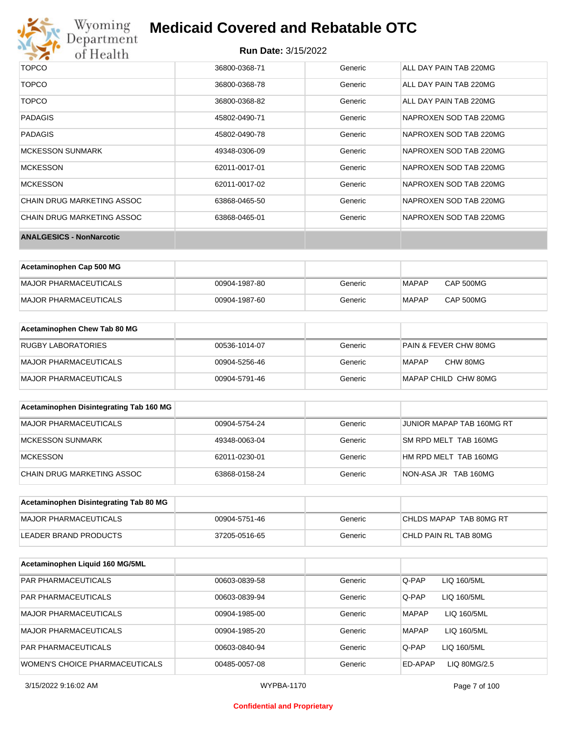| | | | |
|---|---|---|---|
| TOPCO | 36800-0368-71 | Generic | ALL DAY PAIN TAB 220MG |
| TOPCO | 36800-0368-78 | Generic | ALL DAY PAIN TAB 220MG |
| TOPCO | 36800-0368-82 | Generic | ALL DAY PAIN TAB 220MG |
| PADAGIS | 45802-0490-71 | Generic | NAPROXEN SOD TAB 220MG |
| PADAGIS | 45802-0490-78 | Generic | NAPROXEN SOD TAB 220MG |
| MCKESSON SUNMARK | 49348-0306-09 | Generic | NAPROXEN SOD TAB 220MG |
| MCKESSON | 62011-0017-01 | Generic | NAPROXEN SOD TAB 220MG |
| MCKESSON | 62011-0017-02 | Generic | NAPROXEN SOD TAB 220MG |
| CHAIN DRUG MARKETING ASSOC | 63868-0465-50 | Generic | NAPROXEN SOD TAB 220MG |
| CHAIN DRUG MARKETING ASSOC | 63868-0465-01 | Generic | NAPROXEN SOD TAB 220MG |

**ANALGESICS - NonNarcotic**

| Acetaminophen Cap 500 MG | | | |
|---|---|---|---|
| MAJOR PHARMACEUTICALS | 00904-1987-80 | Generic | MAPAP CAP 500MG |
| MAJOR PHARMACEUTICALS | 00904-1987-60 | Generic | MAPAP CAP 500MG |

| Acetaminophen Chew Tab 80 MG | | | |
|---|---|---|---|
| RUGBY LABORATORIES | 00536-1014-07 | Generic | PAIN & FEVER CHW 80MG |
| MAJOR PHARMACEUTICALS | 00904-5256-46 | Generic | MAPAP CHW 80MG |
| MAJOR PHARMACEUTICALS | 00904-5791-46 | Generic | MAPAP CHILD CHW 80MG |

| Acetaminophen Disintegrating Tab 160 MG | | | |
|---|---|---|---|
| MAJOR PHARMACEUTICALS | 00904-5754-24 | Generic | JUNIOR MAPAP TAB 160MG RT |
| MCKESSON SUNMARK | 49348-0063-04 | Generic | SM RPD MELT TAB 160MG |
| MCKESSON | 62011-0230-01 | Generic | HM RPD MELT TAB 160MG |
| CHAIN DRUG MARKETING ASSOC | 63868-0158-24 | Generic | NON-ASA JR TAB 160MG |

| Acetaminophen Disintegrating Tab 80 MG | | | |
|---|---|---|---|
| MAJOR PHARMACEUTICALS | 00904-5751-46 | Generic | CHLDS MAPAP TAB 80MG RT |
| LEADER BRAND PRODUCTS | 37205-0516-65 | Generic | CHLD PAIN RL TAB 80MG |

| Acetaminophen Liquid 160 MG/5ML | | | |
|---|---|---|---|
| PAR PHARMACEUTICALS | 00603-0839-58 | Generic | Q-PAP LIQ 160/5ML |
| PAR PHARMACEUTICALS | 00603-0839-94 | Generic | Q-PAP LIQ 160/5ML |
| MAJOR PHARMACEUTICALS | 00904-1985-00 | Generic | MAPAP LIQ 160/5ML |
| MAJOR PHARMACEUTICALS | 00904-1985-20 | Generic | MAPAP LIQ 160/5ML |
| PAR PHARMACEUTICALS | 00603-0840-94 | Generic | Q-PAP LIQ 160/5ML |
| WOMEN'S CHOICE PHARMACEUTICALS | 00485-0057-08 | Generic | ED-APAP LIQ 80MG/2.5 |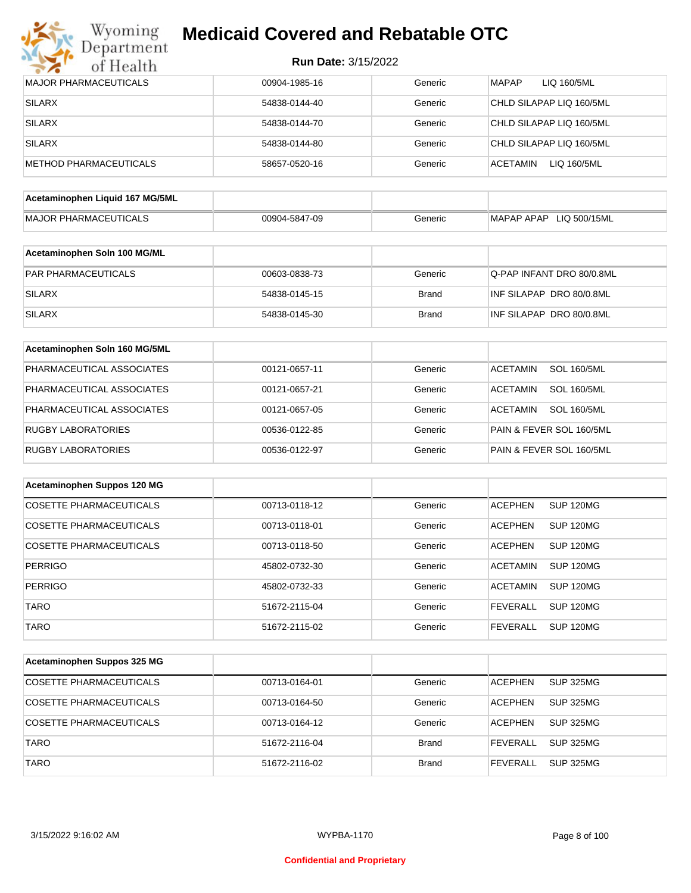| | | | |
|---|---|---|---|
| MAJOR PHARMACEUTICALS | 00904-1985-16 | Generic | MAPAP LIQ 160/5ML |
| SILARX | 54838-0144-40 | Generic | CHLD SILAPAP LIQ 160/5ML |
| SILARX | 54838-0144-70 | Generic | CHLD SILAPAP LIQ 160/5ML |
| SILARX | 54838-0144-80 | Generic | CHLD SILAPAP LIQ 160/5ML |
| METHOD PHARMACEUTICALS | 58657-0520-16 | Generic | ACETAMIN LIQ 160/5ML |

| Acetaminophen Liquid 167 MG/5ML | | | |
|---|---|---|---|
| MAJOR PHARMACEUTICALS | 00904-5847-09 | Generic | MAPAP APAP LIQ 500/15ML |

| Acetaminophen Soln 100 MG/ML | | | |
|---|---|---|---|
| PAR PHARMACEUTICALS | 00603-0838-73 | Generic | Q-PAP INFANT DRO 80/0.8ML |
| SILARX | 54838-0145-15 | Brand | INF SILAPAP DRO 80/0.8ML |
| SILARX | 54838-0145-30 | Brand | INF SILAPAP DRO 80/0.8ML |

| Acetaminophen Soln 160 MG/5ML | | | |
|---|---|---|---|
| PHARMACEUTICAL ASSOCIATES | 00121-0657-11 | Generic | ACETAMIN SOL 160/5ML |
| PHARMACEUTICAL ASSOCIATES | 00121-0657-21 | Generic | ACETAMIN SOL 160/5ML |
| PHARMACEUTICAL ASSOCIATES | 00121-0657-05 | Generic | ACETAMIN SOL 160/5ML |
| RUGBY LABORATORIES | 00536-0122-85 | Generic | PAIN & FEVER SOL 160/5ML |
| RUGBY LABORATORIES | 00536-0122-97 | Generic | PAIN & FEVER SOL 160/5ML |

| Acetaminophen Suppos 120 MG | | | |
|---|---|---|---|
| COSETTE PHARMACEUTICALS | 00713-0118-12 | Generic | ACEPHEN SUP 120MG |
| COSETTE PHARMACEUTICALS | 00713-0118-01 | Generic | ACEPHEN SUP 120MG |
| COSETTE PHARMACEUTICALS | 00713-0118-50 | Generic | ACEPHEN SUP 120MG |
| PERRIGO | 45802-0732-30 | Generic | ACETAMIN SUP 120MG |
| PERRIGO | 45802-0732-33 | Generic | ACETAMIN SUP 120MG |
| TARO | 51672-2115-04 | Generic | FEVERALL SUP 120MG |
| TARO | 51672-2115-02 | Generic | FEVERALL SUP 120MG |

| Acetaminophen Suppos 325 MG | | | |
|---|---|---|---|
| COSETTE PHARMACEUTICALS | 00713-0164-01 | Generic | ACEPHEN SUP 325MG |
| COSETTE PHARMACEUTICALS | 00713-0164-50 | Generic | ACEPHEN SUP 325MG |
| COSETTE PHARMACEUTICALS | 00713-0164-12 | Generic | ACEPHEN SUP 325MG |
| TARO | 51672-2116-04 | Brand | FEVERALL SUP 325MG |
| TARO | 51672-2116-02 | Brand | FEVERALL SUP 325MG |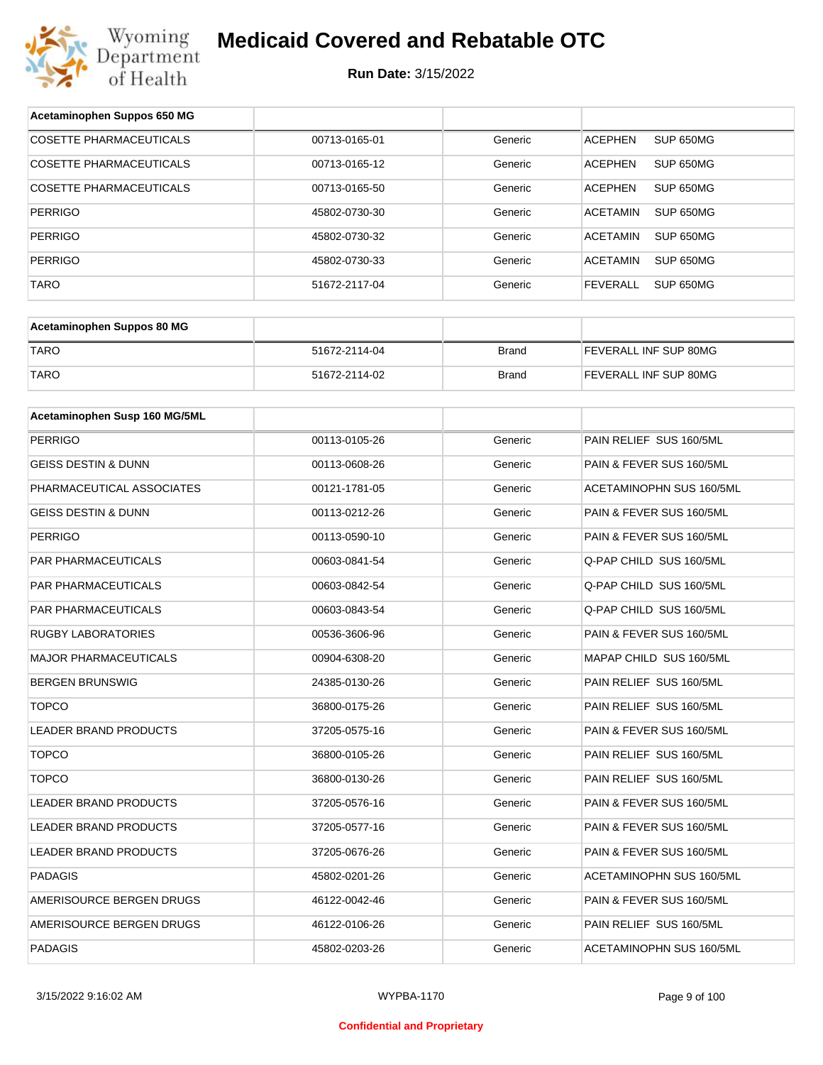# Medicaid Covered and Rebatable OTC

**Run Date:** 3/15/2022

| Acetaminophen Suppos 650 MG | | | |
|---|---|---|---|
| COSETTE PHARMACEUTICALS | 00713-0165-01 | Generic | ACEPHEN SUP 650MG |
| COSETTE PHARMACEUTICALS | 00713-0165-12 | Generic | ACEPHEN SUP 650MG |
| COSETTE PHARMACEUTICALS | 00713-0165-50 | Generic | ACEPHEN SUP 650MG |
| PERRIGO | 45802-0730-30 | Generic | ACETAMIN SUP 650MG |
| PERRIGO | 45802-0730-32 | Generic | ACETAMIN SUP 650MG |
| PERRIGO | 45802-0730-33 | Generic | ACETAMIN SUP 650MG |
| TARO | 51672-2117-04 | Generic | FEVERALL SUP 650MG |

| Acetaminophen Suppos 80 MG | | | |
|---|---|---|---|
| TARO | 51672-2114-04 | Brand | FEVERALL INF SUP 80MG |
| TARO | 51672-2114-02 | Brand | FEVERALL INF SUP 80MG |

| Acetaminophen Susp 160 MG/5ML | | | |
|---|---|---|---|
| PERRIGO | 00113-0105-26 | Generic | PAIN RELIEF SUS 160/5ML |
| GEISS DESTIN & DUNN | 00113-0608-26 | Generic | PAIN & FEVER SUS 160/5ML |
| PHARMACEUTICAL ASSOCIATES | 00121-1781-05 | Generic | ACETAMINOPHN SUS 160/5ML |
| GEISS DESTIN & DUNN | 00113-0212-26 | Generic | PAIN & FEVER SUS 160/5ML |
| PERRIGO | 00113-0590-10 | Generic | PAIN & FEVER SUS 160/5ML |
| PAR PHARMACEUTICALS | 00603-0841-54 | Generic | Q-PAP CHILD SUS 160/5ML |
| PAR PHARMACEUTICALS | 00603-0842-54 | Generic | Q-PAP CHILD SUS 160/5ML |
| PAR PHARMACEUTICALS | 00603-0843-54 | Generic | Q-PAP CHILD SUS 160/5ML |
| RUGBY LABORATORIES | 00536-3606-96 | Generic | PAIN & FEVER SUS 160/5ML |
| MAJOR PHARMACEUTICALS | 00904-6308-20 | Generic | MAPAP CHILD SUS 160/5ML |
| BERGEN BRUNSWIG | 24385-0130-26 | Generic | PAIN RELIEF SUS 160/5ML |
| TOPCO | 36800-0175-26 | Generic | PAIN RELIEF SUS 160/5ML |
| LEADER BRAND PRODUCTS | 37205-0575-16 | Generic | PAIN & FEVER SUS 160/5ML |
| TOPCO | 36800-0105-26 | Generic | PAIN RELIEF SUS 160/5ML |
| TOPCO | 36800-0130-26 | Generic | PAIN RELIEF SUS 160/5ML |
| LEADER BRAND PRODUCTS | 37205-0576-16 | Generic | PAIN & FEVER SUS 160/5ML |
| LEADER BRAND PRODUCTS | 37205-0577-16 | Generic | PAIN & FEVER SUS 160/5ML |
| LEADER BRAND PRODUCTS | 37205-0676-26 | Generic | PAIN & FEVER SUS 160/5ML |
| PADAGIS | 45802-0201-26 | Generic | ACETAMINOPHN SUS 160/5ML |
| AMERISOURCE BERGEN DRUGS | 46122-0042-46 | Generic | PAIN & FEVER SUS 160/5ML |
| AMERISOURCE BERGEN DRUGS | 46122-0106-26 | Generic | PAIN RELIEF SUS 160/5ML |
| PADAGIS | 45802-0203-26 | Generic | ACETAMINOPHN SUS 160/5ML |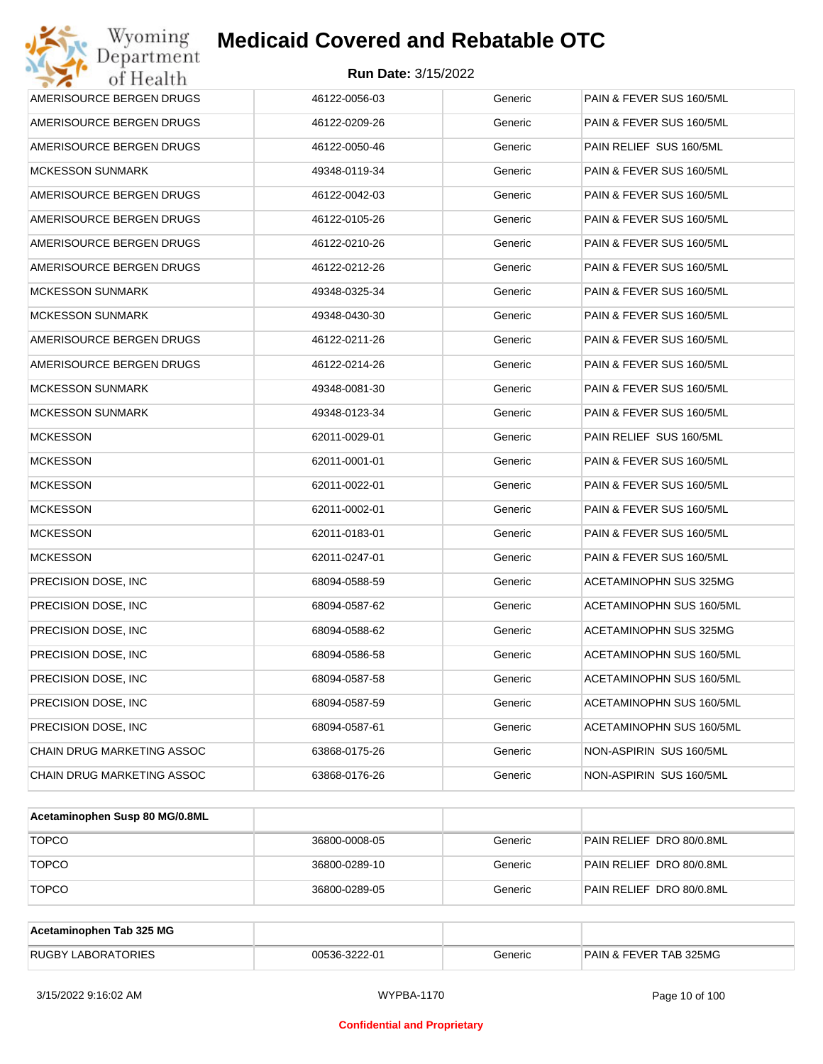| | | | |
|---|---|---|---|
| AMERISOURCE BERGEN DRUGS | 46122-0056-03 | Generic | PAIN & FEVER SUS 160/5ML |
| AMERISOURCE BERGEN DRUGS | 46122-0209-26 | Generic | PAIN & FEVER SUS 160/5ML |
| AMERISOURCE BERGEN DRUGS | 46122-0050-46 | Generic | PAIN RELIEF SUS 160/5ML |
| MCKESSON SUNMARK | 49348-0119-34 | Generic | PAIN & FEVER SUS 160/5ML |
| AMERISOURCE BERGEN DRUGS | 46122-0042-03 | Generic | PAIN & FEVER SUS 160/5ML |
| AMERISOURCE BERGEN DRUGS | 46122-0105-26 | Generic | PAIN & FEVER SUS 160/5ML |
| AMERISOURCE BERGEN DRUGS | 46122-0210-26 | Generic | PAIN & FEVER SUS 160/5ML |
| AMERISOURCE BERGEN DRUGS | 46122-0212-26 | Generic | PAIN & FEVER SUS 160/5ML |
| MCKESSON SUNMARK | 49348-0325-34 | Generic | PAIN & FEVER SUS 160/5ML |
| MCKESSON SUNMARK | 49348-0430-30 | Generic | PAIN & FEVER SUS 160/5ML |
| AMERISOURCE BERGEN DRUGS | 46122-0211-26 | Generic | PAIN & FEVER SUS 160/5ML |
| AMERISOURCE BERGEN DRUGS | 46122-0214-26 | Generic | PAIN & FEVER SUS 160/5ML |
| MCKESSON SUNMARK | 49348-0081-30 | Generic | PAIN & FEVER SUS 160/5ML |
| MCKESSON SUNMARK | 49348-0123-34 | Generic | PAIN & FEVER SUS 160/5ML |
| MCKESSON | 62011-0029-01 | Generic | PAIN RELIEF SUS 160/5ML |
| MCKESSON | 62011-0001-01 | Generic | PAIN & FEVER SUS 160/5ML |
| MCKESSON | 62011-0022-01 | Generic | PAIN & FEVER SUS 160/5ML |
| MCKESSON | 62011-0002-01 | Generic | PAIN & FEVER SUS 160/5ML |
| MCKESSON | 62011-0183-01 | Generic | PAIN & FEVER SUS 160/5ML |
| MCKESSON | 62011-0247-01 | Generic | PAIN & FEVER SUS 160/5ML |
| PRECISION DOSE, INC | 68094-0588-59 | Generic | ACETAMINOPHN SUS 325MG |
| PRECISION DOSE, INC | 68094-0587-62 | Generic | ACETAMINOPHN SUS 160/5ML |
| PRECISION DOSE, INC | 68094-0588-62 | Generic | ACETAMINOPHN SUS 325MG |
| PRECISION DOSE, INC | 68094-0586-58 | Generic | ACETAMINOPHN SUS 160/5ML |
| PRECISION DOSE, INC | 68094-0587-58 | Generic | ACETAMINOPHN SUS 160/5ML |
| PRECISION DOSE, INC | 68094-0587-59 | Generic | ACETAMINOPHN SUS 160/5ML |
| PRECISION DOSE, INC | 68094-0587-61 | Generic | ACETAMINOPHN SUS 160/5ML |
| CHAIN DRUG MARKETING ASSOC | 63868-0175-26 | Generic | NON-ASPIRIN SUS 160/5ML |
| CHAIN DRUG MARKETING ASSOC | 63868-0176-26 | Generic | NON-ASPIRIN SUS 160/5ML |

| **Acetaminophen Susp 80 MG/0.8ML** | | | |
|---|---|---|---|
| TOPCO | 36800-0008-05 | Generic | PAIN RELIEF DRO 80/0.8ML |
| TOPCO | 36800-0289-10 | Generic | PAIN RELIEF DRO 80/0.8ML |
| TOPCO | 36800-0289-05 | Generic | PAIN RELIEF DRO 80/0.8ML |

| **Acetaminophen Tab 325 MG** | | | |
|---|---|---|---|
| RUGBY LABORATORIES | 00536-3222-01 | Generic | PAIN & FEVER TAB 325MG |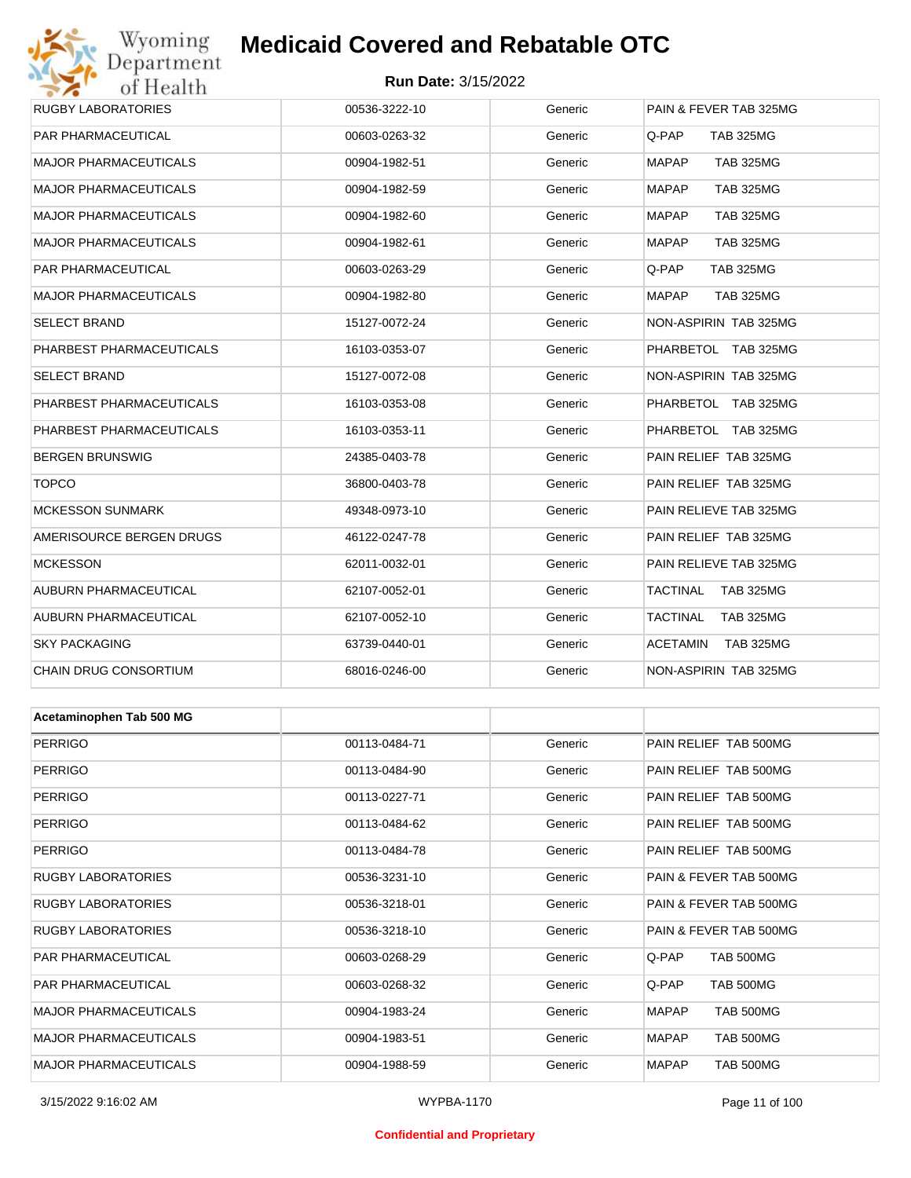| | | | |
|---|---|---|---|
| RUGBY LABORATORIES | 00536-3222-10 | Generic | PAIN & FEVER TAB 325MG |
| PAR PHARMACEUTICAL | 00603-0263-32 | Generic | Q-PAP TAB 325MG |
| MAJOR PHARMACEUTICALS | 00904-1982-51 | Generic | MAPAP TAB 325MG |
| MAJOR PHARMACEUTICALS | 00904-1982-59 | Generic | MAPAP TAB 325MG |
| MAJOR PHARMACEUTICALS | 00904-1982-60 | Generic | MAPAP TAB 325MG |
| MAJOR PHARMACEUTICALS | 00904-1982-61 | Generic | MAPAP TAB 325MG |
| PAR PHARMACEUTICAL | 00603-0263-29 | Generic | Q-PAP TAB 325MG |
| MAJOR PHARMACEUTICALS | 00904-1982-80 | Generic | MAPAP TAB 325MG |
| SELECT BRAND | 15127-0072-24 | Generic | NON-ASPIRIN TAB 325MG |
| PHARBEST PHARMACEUTICALS | 16103-0353-07 | Generic | PHARBETOL TAB 325MG |
| SELECT BRAND | 15127-0072-08 | Generic | NON-ASPIRIN TAB 325MG |
| PHARBEST PHARMACEUTICALS | 16103-0353-08 | Generic | PHARBETOL TAB 325MG |
| PHARBEST PHARMACEUTICALS | 16103-0353-11 | Generic | PHARBETOL TAB 325MG |
| BERGEN BRUNSWIG | 24385-0403-78 | Generic | PAIN RELIEF TAB 325MG |
| TOPCO | 36800-0403-78 | Generic | PAIN RELIEF TAB 325MG |
| MCKESSON SUNMARK | 49348-0973-10 | Generic | PAIN RELIEVE TAB 325MG |
| AMERISOURCE BERGEN DRUGS | 46122-0247-78 | Generic | PAIN RELIEF TAB 325MG |
| MCKESSON | 62011-0032-01 | Generic | PAIN RELIEVE TAB 325MG |
| AUBURN PHARMACEUTICAL | 62107-0052-01 | Generic | TACTINAL TAB 325MG |
| AUBURN PHARMACEUTICAL | 62107-0052-10 | Generic | TACTINAL TAB 325MG |
| SKY PACKAGING | 63739-0440-01 | Generic | ACETAMIN TAB 325MG |
| CHAIN DRUG CONSORTIUM | 68016-0246-00 | Generic | NON-ASPIRIN TAB 325MG |

| **Acetaminophen Tab 500 MG** | | | |
|---|---|---|---|
| PERRIGO | 00113-0484-71 | Generic | PAIN RELIEF TAB 500MG |
| PERRIGO | 00113-0484-90 | Generic | PAIN RELIEF TAB 500MG |
| PERRIGO | 00113-0227-71 | Generic | PAIN RELIEF TAB 500MG |
| PERRIGO | 00113-0484-62 | Generic | PAIN RELIEF TAB 500MG |
| PERRIGO | 00113-0484-78 | Generic | PAIN RELIEF TAB 500MG |
| RUGBY LABORATORIES | 00536-3231-10 | Generic | PAIN & FEVER TAB 500MG |
| RUGBY LABORATORIES | 00536-3218-01 | Generic | PAIN & FEVER TAB 500MG |
| RUGBY LABORATORIES | 00536-3218-10 | Generic | PAIN & FEVER TAB 500MG |
| PAR PHARMACEUTICAL | 00603-0268-29 | Generic | Q-PAP TAB 500MG |
| PAR PHARMACEUTICAL | 00603-0268-32 | Generic | Q-PAP TAB 500MG |
| MAJOR PHARMACEUTICALS | 00904-1983-24 | Generic | MAPAP TAB 500MG |
| MAJOR PHARMACEUTICALS | 00904-1983-51 | Generic | MAPAP TAB 500MG |
| MAJOR PHARMACEUTICALS | 00904-1988-59 | Generic | MAPAP TAB 500MG |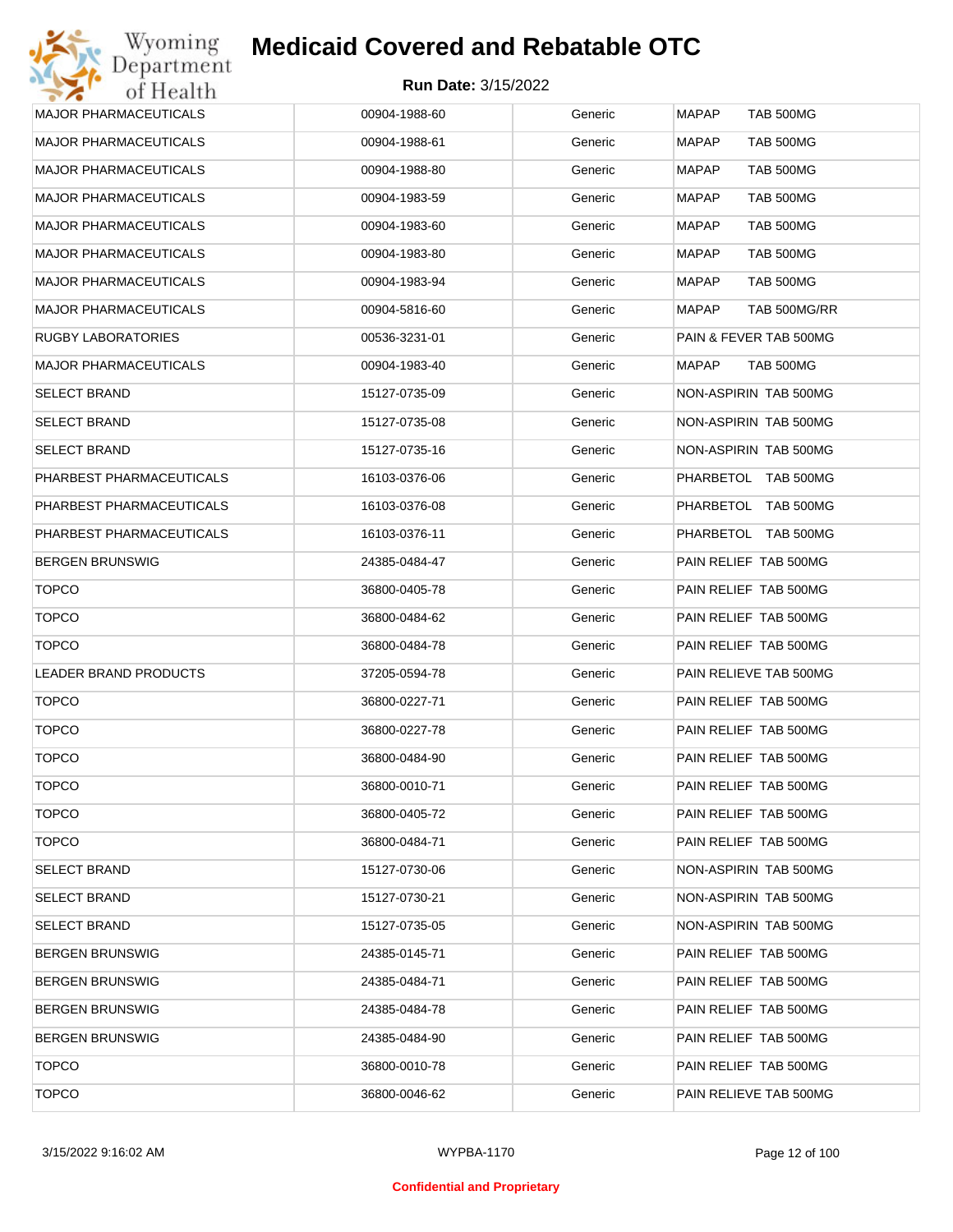# Medicaid Covered and Rebatable OTC

**Run Date:** 3/15/2022

| | | | |
|---|---|---|---|
| MAJOR PHARMACEUTICALS | 00904-1988-60 | Generic | MAPAP TAB 500MG |
| MAJOR PHARMACEUTICALS | 00904-1988-61 | Generic | MAPAP TAB 500MG |
| MAJOR PHARMACEUTICALS | 00904-1988-80 | Generic | MAPAP TAB 500MG |
| MAJOR PHARMACEUTICALS | 00904-1983-59 | Generic | MAPAP TAB 500MG |
| MAJOR PHARMACEUTICALS | 00904-1983-60 | Generic | MAPAP TAB 500MG |
| MAJOR PHARMACEUTICALS | 00904-1983-80 | Generic | MAPAP TAB 500MG |
| MAJOR PHARMACEUTICALS | 00904-1983-94 | Generic | MAPAP TAB 500MG |
| MAJOR PHARMACEUTICALS | 00904-5816-60 | Generic | MAPAP TAB 500MG/RR |
| RUGBY LABORATORIES | 00536-3231-01 | Generic | PAIN & FEVER TAB 500MG |
| MAJOR PHARMACEUTICALS | 00904-1983-40 | Generic | MAPAP TAB 500MG |
| SELECT BRAND | 15127-0735-09 | Generic | NON-ASPIRIN TAB 500MG |
| SELECT BRAND | 15127-0735-08 | Generic | NON-ASPIRIN TAB 500MG |
| SELECT BRAND | 15127-0735-16 | Generic | NON-ASPIRIN TAB 500MG |
| PHARBEST PHARMACEUTICALS | 16103-0376-06 | Generic | PHARBETOL TAB 500MG |
| PHARBEST PHARMACEUTICALS | 16103-0376-08 | Generic | PHARBETOL TAB 500MG |
| PHARBEST PHARMACEUTICALS | 16103-0376-11 | Generic | PHARBETOL TAB 500MG |
| BERGEN BRUNSWIG | 24385-0484-47 | Generic | PAIN RELIEF TAB 500MG |
| TOPCO | 36800-0405-78 | Generic | PAIN RELIEF TAB 500MG |
| TOPCO | 36800-0484-62 | Generic | PAIN RELIEF TAB 500MG |
| TOPCO | 36800-0484-78 | Generic | PAIN RELIEF TAB 500MG |
| LEADER BRAND PRODUCTS | 37205-0594-78 | Generic | PAIN RELIEVE TAB 500MG |
| TOPCO | 36800-0227-71 | Generic | PAIN RELIEF TAB 500MG |
| TOPCO | 36800-0227-78 | Generic | PAIN RELIEF TAB 500MG |
| TOPCO | 36800-0484-90 | Generic | PAIN RELIEF TAB 500MG |
| TOPCO | 36800-0010-71 | Generic | PAIN RELIEF TAB 500MG |
| TOPCO | 36800-0405-72 | Generic | PAIN RELIEF TAB 500MG |
| TOPCO | 36800-0484-71 | Generic | PAIN RELIEF TAB 500MG |
| SELECT BRAND | 15127-0730-06 | Generic | NON-ASPIRIN TAB 500MG |
| SELECT BRAND | 15127-0730-21 | Generic | NON-ASPIRIN TAB 500MG |
| SELECT BRAND | 15127-0735-05 | Generic | NON-ASPIRIN TAB 500MG |
| BERGEN BRUNSWIG | 24385-0145-71 | Generic | PAIN RELIEF TAB 500MG |
| BERGEN BRUNSWIG | 24385-0484-71 | Generic | PAIN RELIEF TAB 500MG |
| BERGEN BRUNSWIG | 24385-0484-78 | Generic | PAIN RELIEF TAB 500MG |
| BERGEN BRUNSWIG | 24385-0484-90 | Generic | PAIN RELIEF TAB 500MG |
| TOPCO | 36800-0010-78 | Generic | PAIN RELIEF TAB 500MG |
| TOPCO | 36800-0046-62 | Generic | PAIN RELIEVE TAB 500MG |

Confidential and Proprietary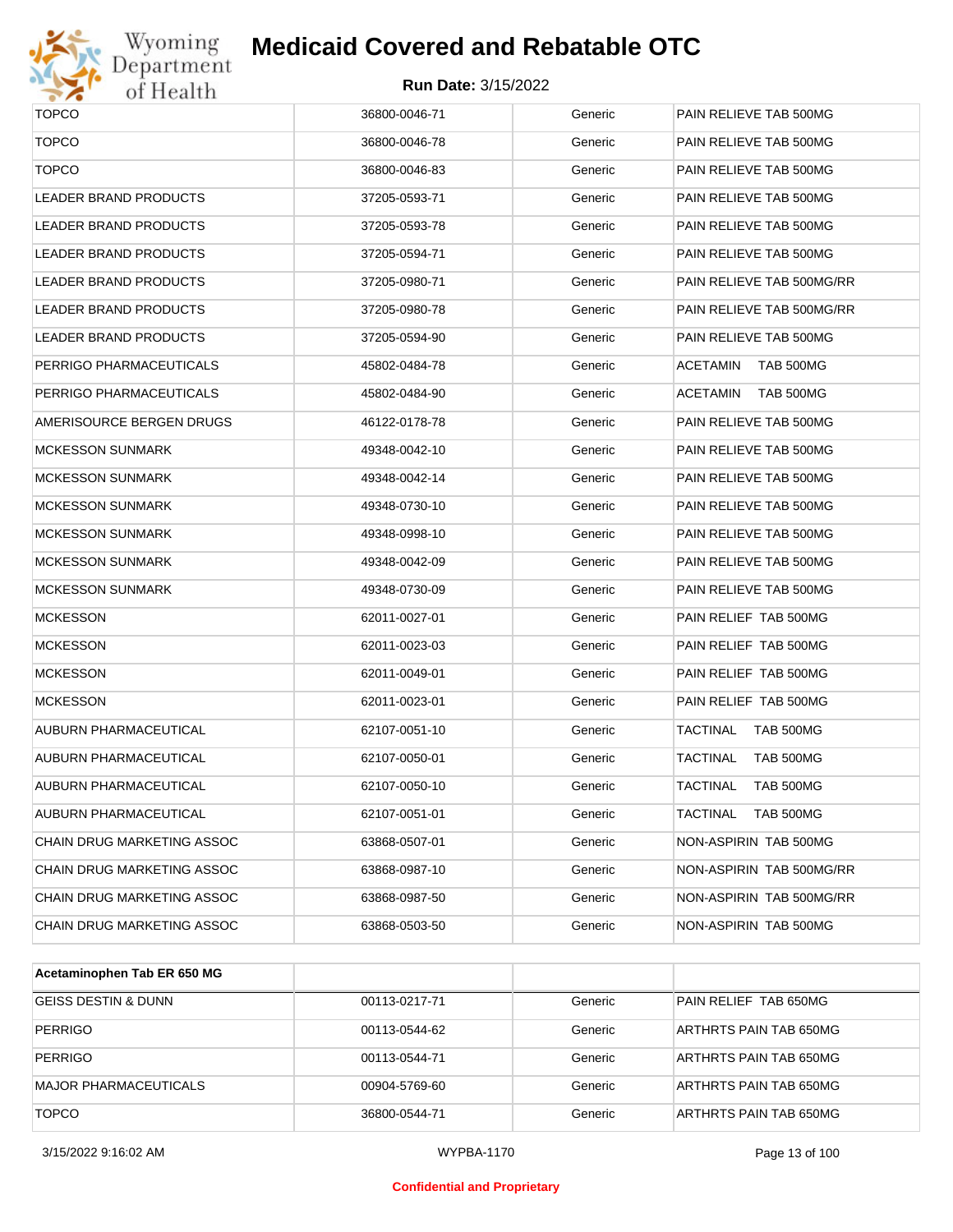| | | | |
|---|---|---|---|
| TOPCO | 36800-0046-71 | Generic | PAIN RELIEVE TAB 500MG |
| TOPCO | 36800-0046-78 | Generic | PAIN RELIEVE TAB 500MG |
| TOPCO | 36800-0046-83 | Generic | PAIN RELIEVE TAB 500MG |
| LEADER BRAND PRODUCTS | 37205-0593-71 | Generic | PAIN RELIEVE TAB 500MG |
| LEADER BRAND PRODUCTS | 37205-0593-78 | Generic | PAIN RELIEVE TAB 500MG |
| LEADER BRAND PRODUCTS | 37205-0594-71 | Generic | PAIN RELIEVE TAB 500MG |
| LEADER BRAND PRODUCTS | 37205-0980-71 | Generic | PAIN RELIEVE TAB 500MG/RR |
| LEADER BRAND PRODUCTS | 37205-0980-78 | Generic | PAIN RELIEVE TAB 500MG/RR |
| LEADER BRAND PRODUCTS | 37205-0594-90 | Generic | PAIN RELIEVE TAB 500MG |
| PERRIGO PHARMACEUTICALS | 45802-0484-78 | Generic | ACETAMIN TAB 500MG |
| PERRIGO PHARMACEUTICALS | 45802-0484-90 | Generic | ACETAMIN TAB 500MG |
| AMERISOURCE BERGEN DRUGS | 46122-0178-78 | Generic | PAIN RELIEVE TAB 500MG |
| MCKESSON SUNMARK | 49348-0042-10 | Generic | PAIN RELIEVE TAB 500MG |
| MCKESSON SUNMARK | 49348-0042-14 | Generic | PAIN RELIEVE TAB 500MG |
| MCKESSON SUNMARK | 49348-0730-10 | Generic | PAIN RELIEVE TAB 500MG |
| MCKESSON SUNMARK | 49348-0998-10 | Generic | PAIN RELIEVE TAB 500MG |
| MCKESSON SUNMARK | 49348-0042-09 | Generic | PAIN RELIEVE TAB 500MG |
| MCKESSON SUNMARK | 49348-0730-09 | Generic | PAIN RELIEVE TAB 500MG |
| MCKESSON | 62011-0027-01 | Generic | PAIN RELIEF TAB 500MG |
| MCKESSON | 62011-0023-03 | Generic | PAIN RELIEF TAB 500MG |
| MCKESSON | 62011-0049-01 | Generic | PAIN RELIEF TAB 500MG |
| MCKESSON | 62011-0023-01 | Generic | PAIN RELIEF TAB 500MG |
| AUBURN PHARMACEUTICAL | 62107-0051-10 | Generic | TACTINAL TAB 500MG |
| AUBURN PHARMACEUTICAL | 62107-0050-01 | Generic | TACTINAL TAB 500MG |
| AUBURN PHARMACEUTICAL | 62107-0050-10 | Generic | TACTINAL TAB 500MG |
| AUBURN PHARMACEUTICAL | 62107-0051-01 | Generic | TACTINAL TAB 500MG |
| CHAIN DRUG MARKETING ASSOC | 63868-0507-01 | Generic | NON-ASPIRIN TAB 500MG |
| CHAIN DRUG MARKETING ASSOC | 63868-0987-10 | Generic | NON-ASPIRIN TAB 500MG/RR |
| CHAIN DRUG MARKETING ASSOC | 63868-0987-50 | Generic | NON-ASPIRIN TAB 500MG/RR |
| CHAIN DRUG MARKETING ASSOC | 63868-0503-50 | Generic | NON-ASPIRIN TAB 500MG |

| **Acetaminophen Tab ER 650 MG** | | | |
|---|---|---|---|
| GEISS DESTIN & DUNN | 00113-0217-71 | Generic | PAIN RELIEF TAB 650MG |
| PERRIGO | 00113-0544-62 | Generic | ARTHRTS PAIN TAB 650MG |
| PERRIGO | 00113-0544-71 | Generic | ARTHRTS PAIN TAB 650MG |
| MAJOR PHARMACEUTICALS | 00904-5769-60 | Generic | ARTHRTS PAIN TAB 650MG |
| TOPCO | 36800-0544-71 | Generic | ARTHRTS PAIN TAB 650MG |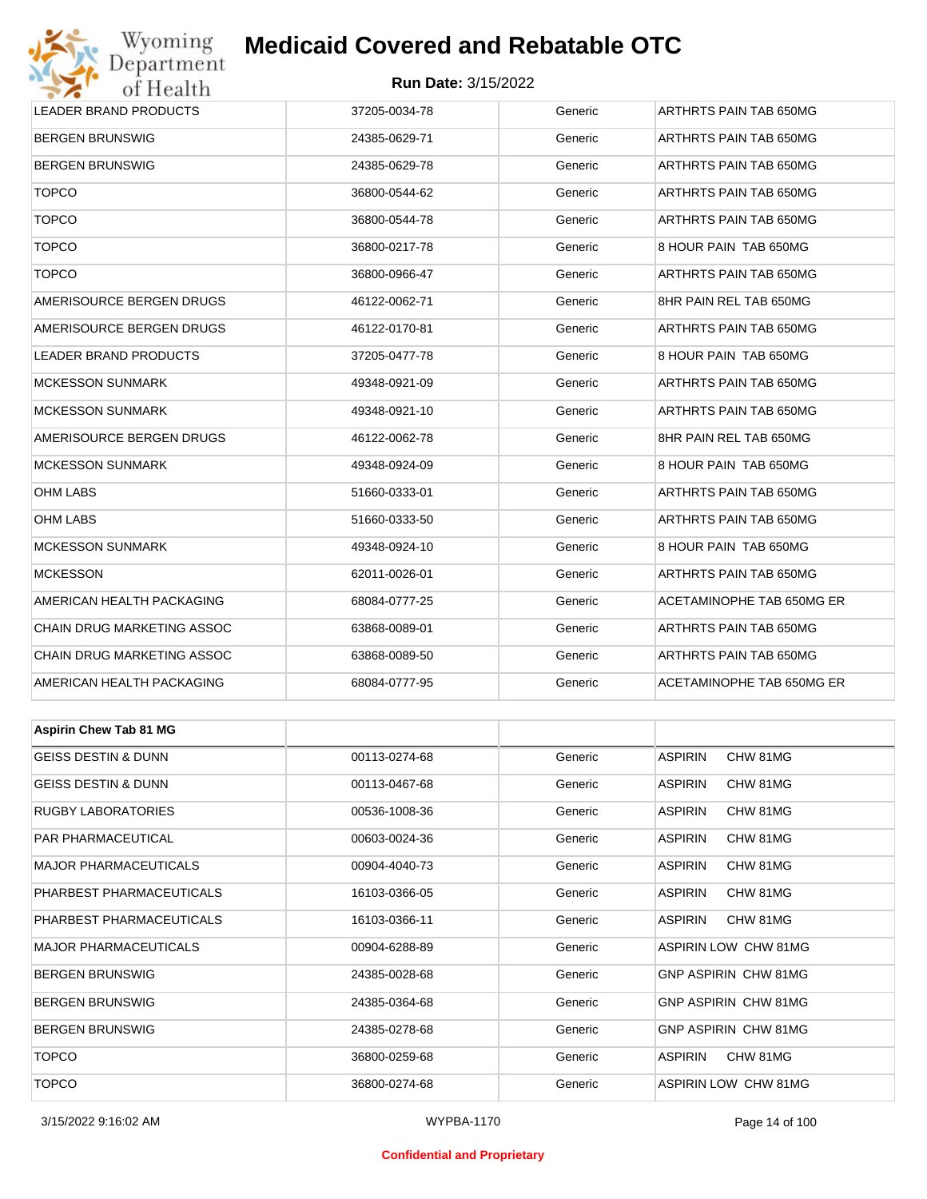| | | | |
|---|---|---|---|
| LEADER BRAND PRODUCTS | 37205-0034-78 | Generic | ARTHRTS PAIN TAB 650MG |
| BERGEN BRUNSWIG | 24385-0629-71 | Generic | ARTHRTS PAIN TAB 650MG |
| BERGEN BRUNSWIG | 24385-0629-78 | Generic | ARTHRTS PAIN TAB 650MG |
| TOPCO | 36800-0544-62 | Generic | ARTHRTS PAIN TAB 650MG |
| TOPCO | 36800-0544-78 | Generic | ARTHRTS PAIN TAB 650MG |
| TOPCO | 36800-0217-78 | Generic | 8 HOUR PAIN TAB 650MG |
| TOPCO | 36800-0966-47 | Generic | ARTHRTS PAIN TAB 650MG |
| AMERISOURCE BERGEN DRUGS | 46122-0062-71 | Generic | 8HR PAIN REL TAB 650MG |
| AMERISOURCE BERGEN DRUGS | 46122-0170-81 | Generic | ARTHRTS PAIN TAB 650MG |
| LEADER BRAND PRODUCTS | 37205-0477-78 | Generic | 8 HOUR PAIN TAB 650MG |
| MCKESSON SUNMARK | 49348-0921-09 | Generic | ARTHRTS PAIN TAB 650MG |
| MCKESSON SUNMARK | 49348-0921-10 | Generic | ARTHRTS PAIN TAB 650MG |
| AMERISOURCE BERGEN DRUGS | 46122-0062-78 | Generic | 8HR PAIN REL TAB 650MG |
| MCKESSON SUNMARK | 49348-0924-09 | Generic | 8 HOUR PAIN TAB 650MG |
| OHM LABS | 51660-0333-01 | Generic | ARTHRTS PAIN TAB 650MG |
| OHM LABS | 51660-0333-50 | Generic | ARTHRTS PAIN TAB 650MG |
| MCKESSON SUNMARK | 49348-0924-10 | Generic | 8 HOUR PAIN TAB 650MG |
| MCKESSON | 62011-0026-01 | Generic | ARTHRTS PAIN TAB 650MG |
| AMERICAN HEALTH PACKAGING | 68084-0777-25 | Generic | ACETAMINOPHE TAB 650MG ER |
| CHAIN DRUG MARKETING ASSOC | 63868-0089-01 | Generic | ARTHRTS PAIN TAB 650MG |
| CHAIN DRUG MARKETING ASSOC | 63868-0089-50 | Generic | ARTHRTS PAIN TAB 650MG |
| AMERICAN HEALTH PACKAGING | 68084-0777-95 | Generic | ACETAMINOPHE TAB 650MG ER |

| Aspirin Chew Tab 81 MG | | | |
|---|---|---|---|
| GEISS DESTIN & DUNN | 00113-0274-68 | Generic | ASPIRIN CHW 81MG |
| GEISS DESTIN & DUNN | 00113-0467-68 | Generic | ASPIRIN CHW 81MG |
| RUGBY LABORATORIES | 00536-1008-36 | Generic | ASPIRIN CHW 81MG |
| PAR PHARMACEUTICAL | 00603-0024-36 | Generic | ASPIRIN CHW 81MG |
| MAJOR PHARMACEUTICALS | 00904-4040-73 | Generic | ASPIRIN CHW 81MG |
| PHARBEST PHARMACEUTICALS | 16103-0366-05 | Generic | ASPIRIN CHW 81MG |
| PHARBEST PHARMACEUTICALS | 16103-0366-11 | Generic | ASPIRIN CHW 81MG |
| MAJOR PHARMACEUTICALS | 00904-6288-89 | Generic | ASPIRIN LOW CHW 81MG |
| BERGEN BRUNSWIG | 24385-0028-68 | Generic | GNP ASPIRIN CHW 81MG |
| BERGEN BRUNSWIG | 24385-0364-68 | Generic | GNP ASPIRIN CHW 81MG |
| BERGEN BRUNSWIG | 24385-0278-68 | Generic | GNP ASPIRIN CHW 81MG |
| TOPCO | 36800-0259-68 | Generic | ASPIRIN CHW 81MG |
| TOPCO | 36800-0274-68 | Generic | ASPIRIN LOW CHW 81MG |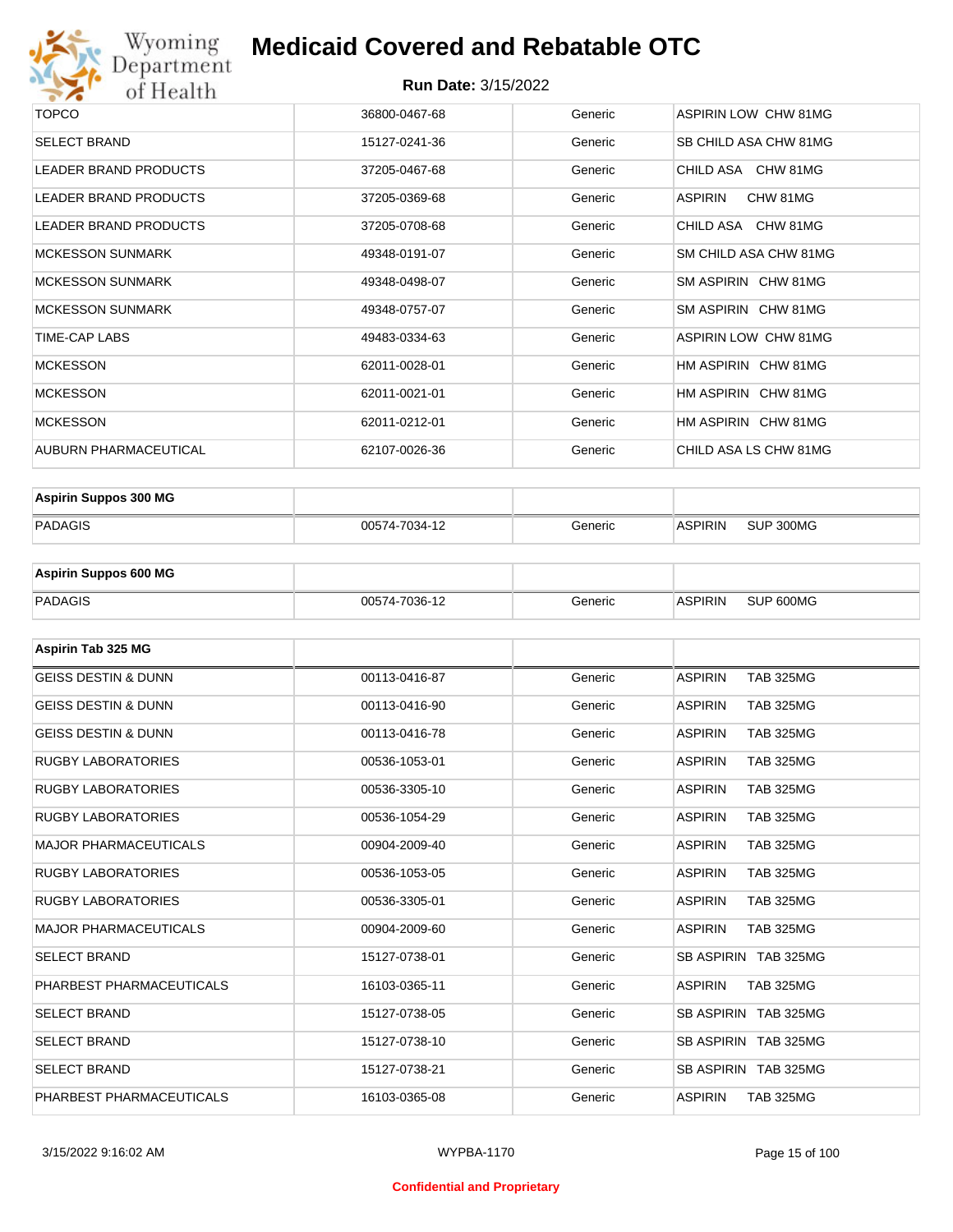| TOPCO | 36800-0467-68 | Generic | ASPIRIN LOW CHW 81MG |
|---|---|---|---|
| SELECT BRAND | 15127-0241-36 | Generic | SB CHILD ASA CHW 81MG |
| LEADER BRAND PRODUCTS | 37205-0467-68 | Generic | CHILD ASA CHW 81MG |
| LEADER BRAND PRODUCTS | 37205-0369-68 | Generic | ASPIRIN CHW 81MG |
| LEADER BRAND PRODUCTS | 37205-0708-68 | Generic | CHILD ASA CHW 81MG |
| MCKESSON SUNMARK | 49348-0191-07 | Generic | SM CHILD ASA CHW 81MG |
| MCKESSON SUNMARK | 49348-0498-07 | Generic | SM ASPIRIN CHW 81MG |
| MCKESSON SUNMARK | 49348-0757-07 | Generic | SM ASPIRIN CHW 81MG |
| TIME-CAP LABS | 49483-0334-63 | Generic | ASPIRIN LOW CHW 81MG |
| MCKESSON | 62011-0028-01 | Generic | HM ASPIRIN CHW 81MG |
| MCKESSON | 62011-0021-01 | Generic | HM ASPIRIN CHW 81MG |
| MCKESSON | 62011-0212-01 | Generic | HM ASPIRIN CHW 81MG |
| AUBURN PHARMACEUTICAL | 62107-0026-36 | Generic | CHILD ASA LS CHW 81MG |

| Aspirin Suppos 300 MG | | | |
|---|---|---|---|
| PADAGIS | 00574-7034-12 | Generic | ASPIRIN SUP 300MG |

| Aspirin Suppos 600 MG | | | |
|---|---|---|---|
| PADAGIS | 00574-7036-12 | Generic | ASPIRIN SUP 600MG |

| Aspirin Tab 325 MG | | | |
|---|---|---|---|
| GEISS DESTIN & DUNN | 00113-0416-87 | Generic | ASPIRIN TAB 325MG |
| GEISS DESTIN & DUNN | 00113-0416-90 | Generic | ASPIRIN TAB 325MG |
| GEISS DESTIN & DUNN | 00113-0416-78 | Generic | ASPIRIN TAB 325MG |
| RUGBY LABORATORIES | 00536-1053-01 | Generic | ASPIRIN TAB 325MG |
| RUGBY LABORATORIES | 00536-3305-10 | Generic | ASPIRIN TAB 325MG |
| RUGBY LABORATORIES | 00536-1054-29 | Generic | ASPIRIN TAB 325MG |
| MAJOR PHARMACEUTICALS | 00904-2009-40 | Generic | ASPIRIN TAB 325MG |
| RUGBY LABORATORIES | 00536-1053-05 | Generic | ASPIRIN TAB 325MG |
| RUGBY LABORATORIES | 00536-3305-01 | Generic | ASPIRIN TAB 325MG |
| MAJOR PHARMACEUTICALS | 00904-2009-60 | Generic | ASPIRIN TAB 325MG |
| SELECT BRAND | 15127-0738-01 | Generic | SB ASPIRIN TAB 325MG |
| PHARBEST PHARMACEUTICALS | 16103-0365-11 | Generic | ASPIRIN TAB 325MG |
| SELECT BRAND | 15127-0738-05 | Generic | SB ASPIRIN TAB 325MG |
| SELECT BRAND | 15127-0738-10 | Generic | SB ASPIRIN TAB 325MG |
| SELECT BRAND | 15127-0738-21 | Generic | SB ASPIRIN TAB 325MG |
| PHARBEST PHARMACEUTICALS | 16103-0365-08 | Generic | ASPIRIN TAB 325MG |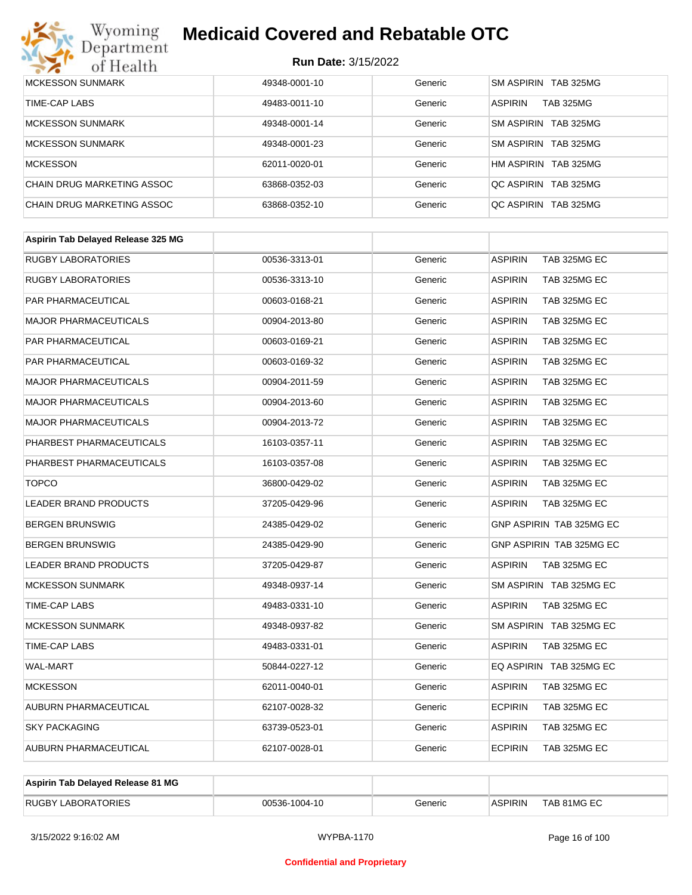| | | | |
|---|---|---|---|
| MCKESSON SUNMARK | 49348-0001-10 | Generic | SM ASPIRIN TAB 325MG |
| TIME-CAP LABS | 49483-0011-10 | Generic | ASPIRIN TAB 325MG |
| MCKESSON SUNMARK | 49348-0001-14 | Generic | SM ASPIRIN TAB 325MG |
| MCKESSON SUNMARK | 49348-0001-23 | Generic | SM ASPIRIN TAB 325MG |
| MCKESSON | 62011-0020-01 | Generic | HM ASPIRIN TAB 325MG |
| CHAIN DRUG MARKETING ASSOC | 63868-0352-03 | Generic | QC ASPIRIN TAB 325MG |
| CHAIN DRUG MARKETING ASSOC | 63868-0352-10 | Generic | QC ASPIRIN TAB 325MG |

| **Aspirin Tab Delayed Release 325 MG** | | | |
|---|---|---|---|
| RUGBY LABORATORIES | 00536-3313-01 | Generic | ASPIRIN TAB 325MG EC |
| RUGBY LABORATORIES | 00536-3313-10 | Generic | ASPIRIN TAB 325MG EC |
| PAR PHARMACEUTICAL | 00603-0168-21 | Generic | ASPIRIN TAB 325MG EC |
| MAJOR PHARMACEUTICALS | 00904-2013-80 | Generic | ASPIRIN TAB 325MG EC |
| PAR PHARMACEUTICAL | 00603-0169-21 | Generic | ASPIRIN TAB 325MG EC |
| PAR PHARMACEUTICAL | 00603-0169-32 | Generic | ASPIRIN TAB 325MG EC |
| MAJOR PHARMACEUTICALS | 00904-2011-59 | Generic | ASPIRIN TAB 325MG EC |
| MAJOR PHARMACEUTICALS | 00904-2013-60 | Generic | ASPIRIN TAB 325MG EC |
| MAJOR PHARMACEUTICALS | 00904-2013-72 | Generic | ASPIRIN TAB 325MG EC |
| PHARBEST PHARMACEUTICALS | 16103-0357-11 | Generic | ASPIRIN TAB 325MG EC |
| PHARBEST PHARMACEUTICALS | 16103-0357-08 | Generic | ASPIRIN TAB 325MG EC |
| TOPCO | 36800-0429-02 | Generic | ASPIRIN TAB 325MG EC |
| LEADER BRAND PRODUCTS | 37205-0429-96 | Generic | ASPIRIN TAB 325MG EC |
| BERGEN BRUNSWIG | 24385-0429-02 | Generic | GNP ASPIRIN TAB 325MG EC |
| BERGEN BRUNSWIG | 24385-0429-90 | Generic | GNP ASPIRIN TAB 325MG EC |
| LEADER BRAND PRODUCTS | 37205-0429-87 | Generic | ASPIRIN TAB 325MG EC |
| MCKESSON SUNMARK | 49348-0937-14 | Generic | SM ASPIRIN TAB 325MG EC |
| TIME-CAP LABS | 49483-0331-10 | Generic | ASPIRIN TAB 325MG EC |
| MCKESSON SUNMARK | 49348-0937-82 | Generic | SM ASPIRIN TAB 325MG EC |
| TIME-CAP LABS | 49483-0331-01 | Generic | ASPIRIN TAB 325MG EC |
| WAL-MART | 50844-0227-12 | Generic | EQ ASPIRIN TAB 325MG EC |
| MCKESSON | 62011-0040-01 | Generic | ASPIRIN TAB 325MG EC |
| AUBURN PHARMACEUTICAL | 62107-0028-32 | Generic | ECPIRIN TAB 325MG EC |
| SKY PACKAGING | 63739-0523-01 | Generic | ASPIRIN TAB 325MG EC |
| AUBURN PHARMACEUTICAL | 62107-0028-01 | Generic | ECPIRIN TAB 325MG EC |

| **Aspirin Tab Delayed Release 81 MG** | | | |
|---|---|---|---|
| RUGBY LABORATORIES | 00536-1004-10 | Generic | ASPIRIN TAB 81MG EC |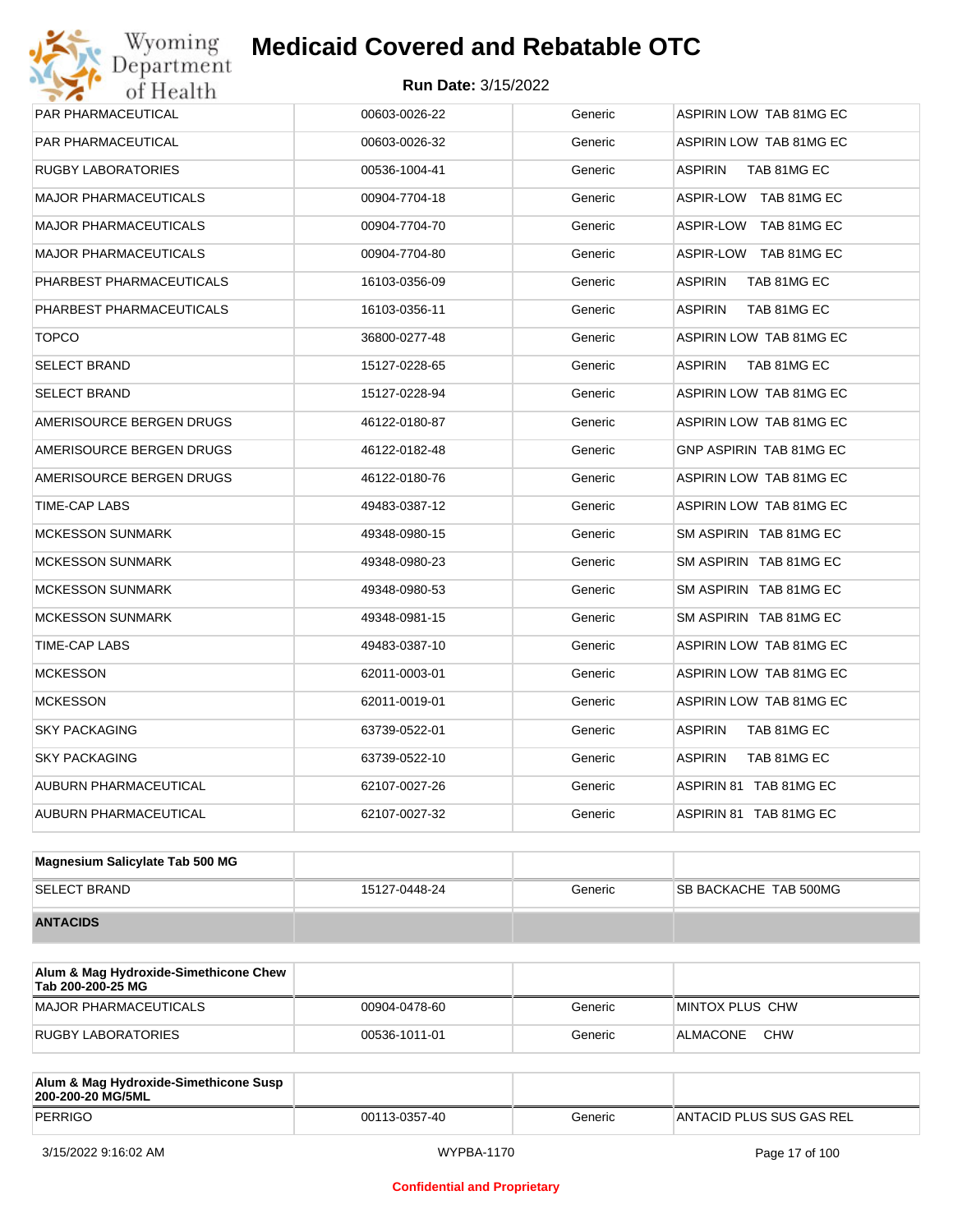| | | | |
|---|---|---|---|
| PAR PHARMACEUTICAL | 00603-0026-22 | Generic | ASPIRIN LOW TAB 81MG EC |
| PAR PHARMACEUTICAL | 00603-0026-32 | Generic | ASPIRIN LOW TAB 81MG EC |
| RUGBY LABORATORIES | 00536-1004-41 | Generic | ASPIRIN TAB 81MG EC |
| MAJOR PHARMACEUTICALS | 00904-7704-18 | Generic | ASPIR-LOW TAB 81MG EC |
| MAJOR PHARMACEUTICALS | 00904-7704-70 | Generic | ASPIR-LOW TAB 81MG EC |
| MAJOR PHARMACEUTICALS | 00904-7704-80 | Generic | ASPIR-LOW TAB 81MG EC |
| PHARBEST PHARMACEUTICALS | 16103-0356-09 | Generic | ASPIRIN TAB 81MG EC |
| PHARBEST PHARMACEUTICALS | 16103-0356-11 | Generic | ASPIRIN TAB 81MG EC |
| TOPCO | 36800-0277-48 | Generic | ASPIRIN LOW TAB 81MG EC |
| SELECT BRAND | 15127-0228-65 | Generic | ASPIRIN TAB 81MG EC |
| SELECT BRAND | 15127-0228-94 | Generic | ASPIRIN LOW TAB 81MG EC |
| AMERISOURCE BERGEN DRUGS | 46122-0180-87 | Generic | ASPIRIN LOW TAB 81MG EC |
| AMERISOURCE BERGEN DRUGS | 46122-0182-48 | Generic | GNP ASPIRIN TAB 81MG EC |
| AMERISOURCE BERGEN DRUGS | 46122-0180-76 | Generic | ASPIRIN LOW TAB 81MG EC |
| TIME-CAP LABS | 49483-0387-12 | Generic | ASPIRIN LOW TAB 81MG EC |
| MCKESSON SUNMARK | 49348-0980-15 | Generic | SM ASPIRIN TAB 81MG EC |
| MCKESSON SUNMARK | 49348-0980-23 | Generic | SM ASPIRIN TAB 81MG EC |
| MCKESSON SUNMARK | 49348-0980-53 | Generic | SM ASPIRIN TAB 81MG EC |
| MCKESSON SUNMARK | 49348-0981-15 | Generic | SM ASPIRIN TAB 81MG EC |
| TIME-CAP LABS | 49483-0387-10 | Generic | ASPIRIN LOW TAB 81MG EC |
| MCKESSON | 62011-0003-01 | Generic | ASPIRIN LOW TAB 81MG EC |
| MCKESSON | 62011-0019-01 | Generic | ASPIRIN LOW TAB 81MG EC |
| SKY PACKAGING | 63739-0522-01 | Generic | ASPIRIN TAB 81MG EC |
| SKY PACKAGING | 63739-0522-10 | Generic | ASPIRIN TAB 81MG EC |
| AUBURN PHARMACEUTICAL | 62107-0027-26 | Generic | ASPIRIN 81 TAB 81MG EC |
| AUBURN PHARMACEUTICAL | 62107-0027-32 | Generic | ASPIRIN 81 TAB 81MG EC |

| **Magnesium Salicylate Tab 500 MG** | | | |
|---|---|---|---|
| SELECT BRAND | 15127-0448-24 | Generic | SB BACKACHE TAB 500MG |
| **ANTACIDS** | | | |

| **Alum & Mag Hydroxide-Simethicone Chew Tab 200-200-25 MG** | | | |
|---|---|---|---|
| MAJOR PHARMACEUTICALS | 00904-0478-60 | Generic | MINTOX PLUS CHW |
| RUGBY LABORATORIES | 00536-1011-01 | Generic | ALMACONE CHW |

| **Alum & Mag Hydroxide-Simethicone Susp 200-200-20 MG/5ML** | | | |
|---|---|---|---|
| PERRIGO | 00113-0357-40 | Generic | ANTACID PLUS SUS GAS REL |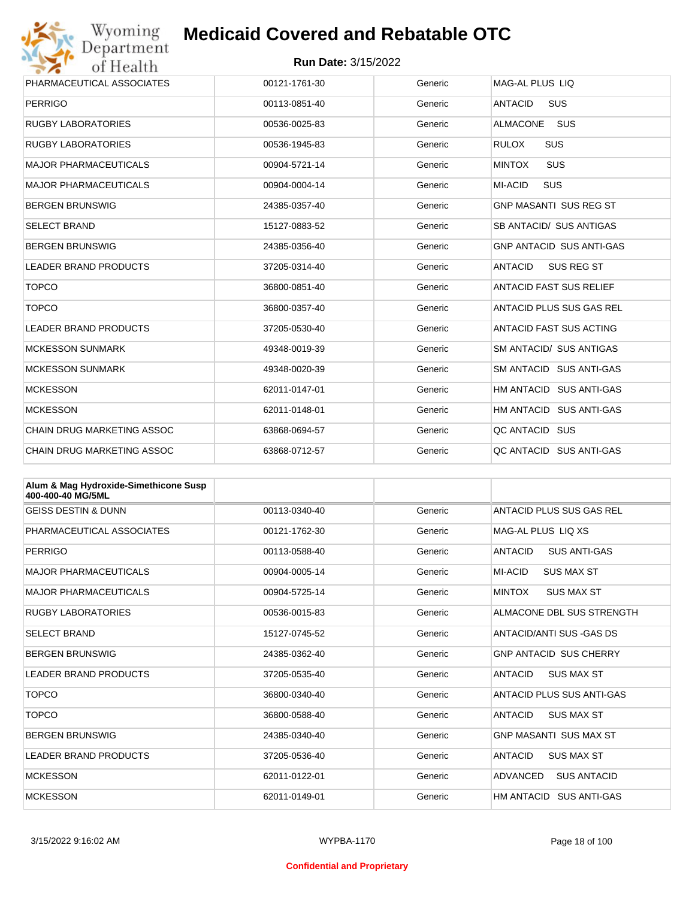| | | | |
|---|---|---|---|
| PHARMACEUTICAL ASSOCIATES | 00121-1761-30 | Generic | MAG-AL PLUS LIQ |
| PERRIGO | 00113-0851-40 | Generic | ANTACID SUS |
| RUGBY LABORATORIES | 00536-0025-83 | Generic | ALMACONE SUS |
| RUGBY LABORATORIES | 00536-1945-83 | Generic | RULOX SUS |
| MAJOR PHARMACEUTICALS | 00904-5721-14 | Generic | MINTOX SUS |
| MAJOR PHARMACEUTICALS | 00904-0004-14 | Generic | MI-ACID SUS |
| BERGEN BRUNSWIG | 24385-0357-40 | Generic | GNP MASANTI SUS REG ST |
| SELECT BRAND | 15127-0883-52 | Generic | SB ANTACID/ SUS ANTIGAS |
| BERGEN BRUNSWIG | 24385-0356-40 | Generic | GNP ANTACID SUS ANTI-GAS |
| LEADER BRAND PRODUCTS | 37205-0314-40 | Generic | ANTACID SUS REG ST |
| TOPCO | 36800-0851-40 | Generic | ANTACID FAST SUS RELIEF |
| TOPCO | 36800-0357-40 | Generic | ANTACID PLUS SUS GAS REL |
| LEADER BRAND PRODUCTS | 37205-0530-40 | Generic | ANTACID FAST SUS ACTING |
| MCKESSON SUNMARK | 49348-0019-39 | Generic | SM ANTACID/ SUS ANTIGAS |
| MCKESSON SUNMARK | 49348-0020-39 | Generic | SM ANTACID SUS ANTI-GAS |
| MCKESSON | 62011-0147-01 | Generic | HM ANTACID SUS ANTI-GAS |
| MCKESSON | 62011-0148-01 | Generic | HM ANTACID SUS ANTI-GAS |
| CHAIN DRUG MARKETING ASSOC | 63868-0694-57 | Generic | QC ANTACID SUS |
| CHAIN DRUG MARKETING ASSOC | 63868-0712-57 | Generic | QC ANTACID SUS ANTI-GAS |

| **Alum & Mag Hydroxide-Simethicone Susp 400-400-40 MG/5ML** | | | |
|---|---|---|---|
| GEISS DESTIN & DUNN | 00113-0340-40 | Generic | ANTACID PLUS SUS GAS REL |
| PHARMACEUTICAL ASSOCIATES | 00121-1762-30 | Generic | MAG-AL PLUS LIQ XS |
| PERRIGO | 00113-0588-40 | Generic | ANTACID SUS ANTI-GAS |
| MAJOR PHARMACEUTICALS | 00904-0005-14 | Generic | MI-ACID SUS MAX ST |
| MAJOR PHARMACEUTICALS | 00904-5725-14 | Generic | MINTOX SUS MAX ST |
| RUGBY LABORATORIES | 00536-0015-83 | Generic | ALMACONE DBL SUS STRENGTH |
| SELECT BRAND | 15127-0745-52 | Generic | ANTACID/ANTI SUS -GAS DS |
| BERGEN BRUNSWIG | 24385-0362-40 | Generic | GNP ANTACID SUS CHERRY |
| LEADER BRAND PRODUCTS | 37205-0535-40 | Generic | ANTACID SUS MAX ST |
| TOPCO | 36800-0340-40 | Generic | ANTACID PLUS SUS ANTI-GAS |
| TOPCO | 36800-0588-40 | Generic | ANTACID SUS MAX ST |
| BERGEN BRUNSWIG | 24385-0340-40 | Generic | GNP MASANTI SUS MAX ST |
| LEADER BRAND PRODUCTS | 37205-0536-40 | Generic | ANTACID SUS MAX ST |
| MCKESSON | 62011-0122-01 | Generic | ADVANCED SUS ANTACID |
| MCKESSON | 62011-0149-01 | Generic | HM ANTACID SUS ANTI-GAS |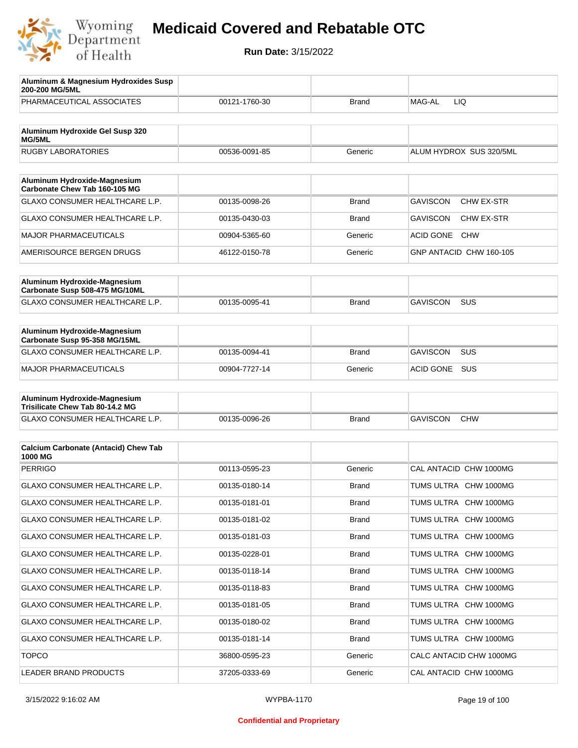# Medicaid Covered and Rebatable OTC

**Run Date:** 3/15/2022

| Aluminum & Magnesium Hydroxides Susp 200-200 MG/5ML | | | |
|---|---|---|---|
| PHARMACEUTICAL ASSOCIATES | 00121-1760-30 | Brand | MAG-AL LIQ |

| Aluminum Hydroxide Gel Susp 320 MG/5ML | | | |
|---|---|---|---|
| RUGBY LABORATORIES | 00536-0091-85 | Generic | ALUM HYDROX SUS 320/5ML |

| Aluminum Hydroxide-Magnesium Carbonate Chew Tab 160-105 MG | | | |
|---|---|---|---|
| GLAXO CONSUMER HEALTHCARE L.P. | 00135-0098-26 | Brand | GAVISCON CHW EX-STR |
| GLAXO CONSUMER HEALTHCARE L.P. | 00135-0430-03 | Brand | GAVISCON CHW EX-STR |
| MAJOR PHARMACEUTICALS | 00904-5365-60 | Generic | ACID GONE CHW |
| AMERISOURCE BERGEN DRUGS | 46122-0150-78 | Generic | GNP ANTACID CHW 160-105 |

| Aluminum Hydroxide-Magnesium Carbonate Susp 508-475 MG/10ML | | | |
|---|---|---|---|
| GLAXO CONSUMER HEALTHCARE L.P. | 00135-0095-41 | Brand | GAVISCON SUS |

| Aluminum Hydroxide-Magnesium Carbonate Susp 95-358 MG/15ML | | | |
|---|---|---|---|
| GLAXO CONSUMER HEALTHCARE L.P. | 00135-0094-41 | Brand | GAVISCON SUS |
| MAJOR PHARMACEUTICALS | 00904-7727-14 | Generic | ACID GONE SUS |

| Aluminum Hydroxide-Magnesium Trisilicate Chew Tab 80-14.2 MG | | | |
|---|---|---|---|
| GLAXO CONSUMER HEALTHCARE L.P. | 00135-0096-26 | Brand | GAVISCON CHW |

| Calcium Carbonate (Antacid) Chew Tab 1000 MG | | | |
|---|---|---|---|
| PERRIGO | 00113-0595-23 | Generic | CAL ANTACID CHW 1000MG |
| GLAXO CONSUMER HEALTHCARE L.P. | 00135-0180-14 | Brand | TUMS ULTRA CHW 1000MG |
| GLAXO CONSUMER HEALTHCARE L.P. | 00135-0181-01 | Brand | TUMS ULTRA CHW 1000MG |
| GLAXO CONSUMER HEALTHCARE L.P. | 00135-0181-02 | Brand | TUMS ULTRA CHW 1000MG |
| GLAXO CONSUMER HEALTHCARE L.P. | 00135-0181-03 | Brand | TUMS ULTRA CHW 1000MG |
| GLAXO CONSUMER HEALTHCARE L.P. | 00135-0228-01 | Brand | TUMS ULTRA CHW 1000MG |
| GLAXO CONSUMER HEALTHCARE L.P. | 00135-0118-14 | Brand | TUMS ULTRA CHW 1000MG |
| GLAXO CONSUMER HEALTHCARE L.P. | 00135-0118-83 | Brand | TUMS ULTRA CHW 1000MG |
| GLAXO CONSUMER HEALTHCARE L.P. | 00135-0181-05 | Brand | TUMS ULTRA CHW 1000MG |
| GLAXO CONSUMER HEALTHCARE L.P. | 00135-0180-02 | Brand | TUMS ULTRA CHW 1000MG |
| GLAXO CONSUMER HEALTHCARE L.P. | 00135-0181-14 | Brand | TUMS ULTRA CHW 1000MG |
| TOPCO | 36800-0595-23 | Generic | CALC ANTACID CHW 1000MG |
| LEADER BRAND PRODUCTS | 37205-0333-69 | Generic | CAL ANTACID CHW 1000MG |

3/15/2022 9:16:02 AM WYPBA-1170

Confidential and Proprietary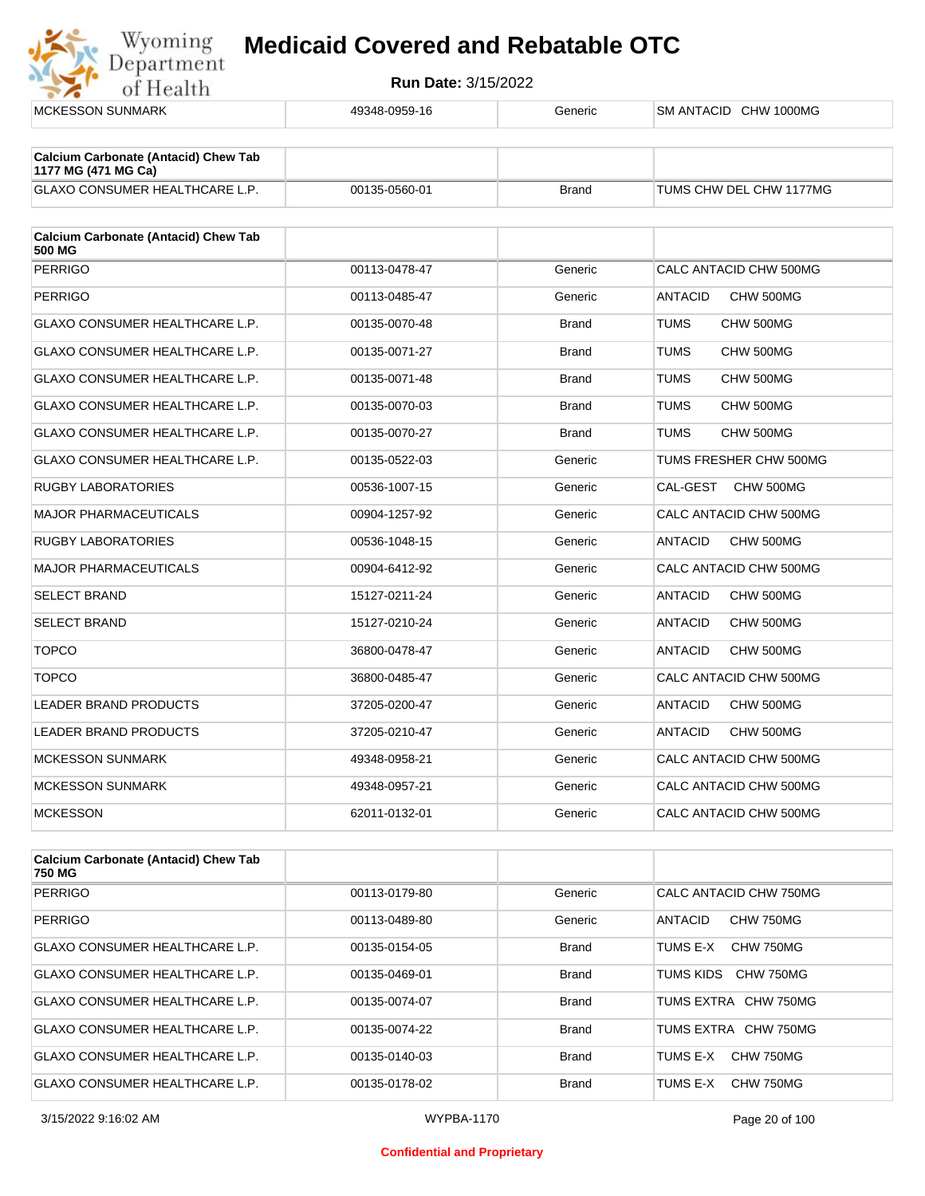| | | | |
|---|---|---|---|
| MCKESSON SUNMARK | 49348-0959-16 | Generic | SM ANTACID CHW 1000MG |

| Calcium Carbonate (Antacid) Chew Tab 1177 MG (471 MG Ca) | | | |
|---|---|---|---|
| GLAXO CONSUMER HEALTHCARE L.P. | 00135-0560-01 | Brand | TUMS CHW DEL CHW 1177MG |

| Calcium Carbonate (Antacid) Chew Tab 500 MG | | | |
|---|---|---|---|
| PERRIGO | 00113-0478-47 | Generic | CALC ANTACID CHW 500MG |
| PERRIGO | 00113-0485-47 | Generic | ANTACID CHW 500MG |
| GLAXO CONSUMER HEALTHCARE L.P. | 00135-0070-48 | Brand | TUMS CHW 500MG |
| GLAXO CONSUMER HEALTHCARE L.P. | 00135-0071-27 | Brand | TUMS CHW 500MG |
| GLAXO CONSUMER HEALTHCARE L.P. | 00135-0071-48 | Brand | TUMS CHW 500MG |
| GLAXO CONSUMER HEALTHCARE L.P. | 00135-0070-03 | Brand | TUMS CHW 500MG |
| GLAXO CONSUMER HEALTHCARE L.P. | 00135-0070-27 | Brand | TUMS CHW 500MG |
| GLAXO CONSUMER HEALTHCARE L.P. | 00135-0522-03 | Generic | TUMS FRESHER CHW 500MG |
| RUGBY LABORATORIES | 00536-1007-15 | Generic | CAL-GEST CHW 500MG |
| MAJOR PHARMACEUTICALS | 00904-1257-92 | Generic | CALC ANTACID CHW 500MG |
| RUGBY LABORATORIES | 00536-1048-15 | Generic | ANTACID CHW 500MG |
| MAJOR PHARMACEUTICALS | 00904-6412-92 | Generic | CALC ANTACID CHW 500MG |
| SELECT BRAND | 15127-0211-24 | Generic | ANTACID CHW 500MG |
| SELECT BRAND | 15127-0210-24 | Generic | ANTACID CHW 500MG |
| TOPCO | 36800-0478-47 | Generic | ANTACID CHW 500MG |
| TOPCO | 36800-0485-47 | Generic | CALC ANTACID CHW 500MG |
| LEADER BRAND PRODUCTS | 37205-0200-47 | Generic | ANTACID CHW 500MG |
| LEADER BRAND PRODUCTS | 37205-0210-47 | Generic | ANTACID CHW 500MG |
| MCKESSON SUNMARK | 49348-0958-21 | Generic | CALC ANTACID CHW 500MG |
| MCKESSON SUNMARK | 49348-0957-21 | Generic | CALC ANTACID CHW 500MG |
| MCKESSON | 62011-0132-01 | Generic | CALC ANTACID CHW 500MG |

| Calcium Carbonate (Antacid) Chew Tab 750 MG | | | |
|---|---|---|---|
| PERRIGO | 00113-0179-80 | Generic | CALC ANTACID CHW 750MG |
| PERRIGO | 00113-0489-80 | Generic | ANTACID CHW 750MG |
| GLAXO CONSUMER HEALTHCARE L.P. | 00135-0154-05 | Brand | TUMS E-X CHW 750MG |
| GLAXO CONSUMER HEALTHCARE L.P. | 00135-0469-01 | Brand | TUMS KIDS CHW 750MG |
| GLAXO CONSUMER HEALTHCARE L.P. | 00135-0074-07 | Brand | TUMS EXTRA CHW 750MG |
| GLAXO CONSUMER HEALTHCARE L.P. | 00135-0074-22 | Brand | TUMS EXTRA CHW 750MG |
| GLAXO CONSUMER HEALTHCARE L.P. | 00135-0140-03 | Brand | TUMS E-X CHW 750MG |
| GLAXO CONSUMER HEALTHCARE L.P. | 00135-0178-02 | Brand | TUMS E-X CHW 750MG |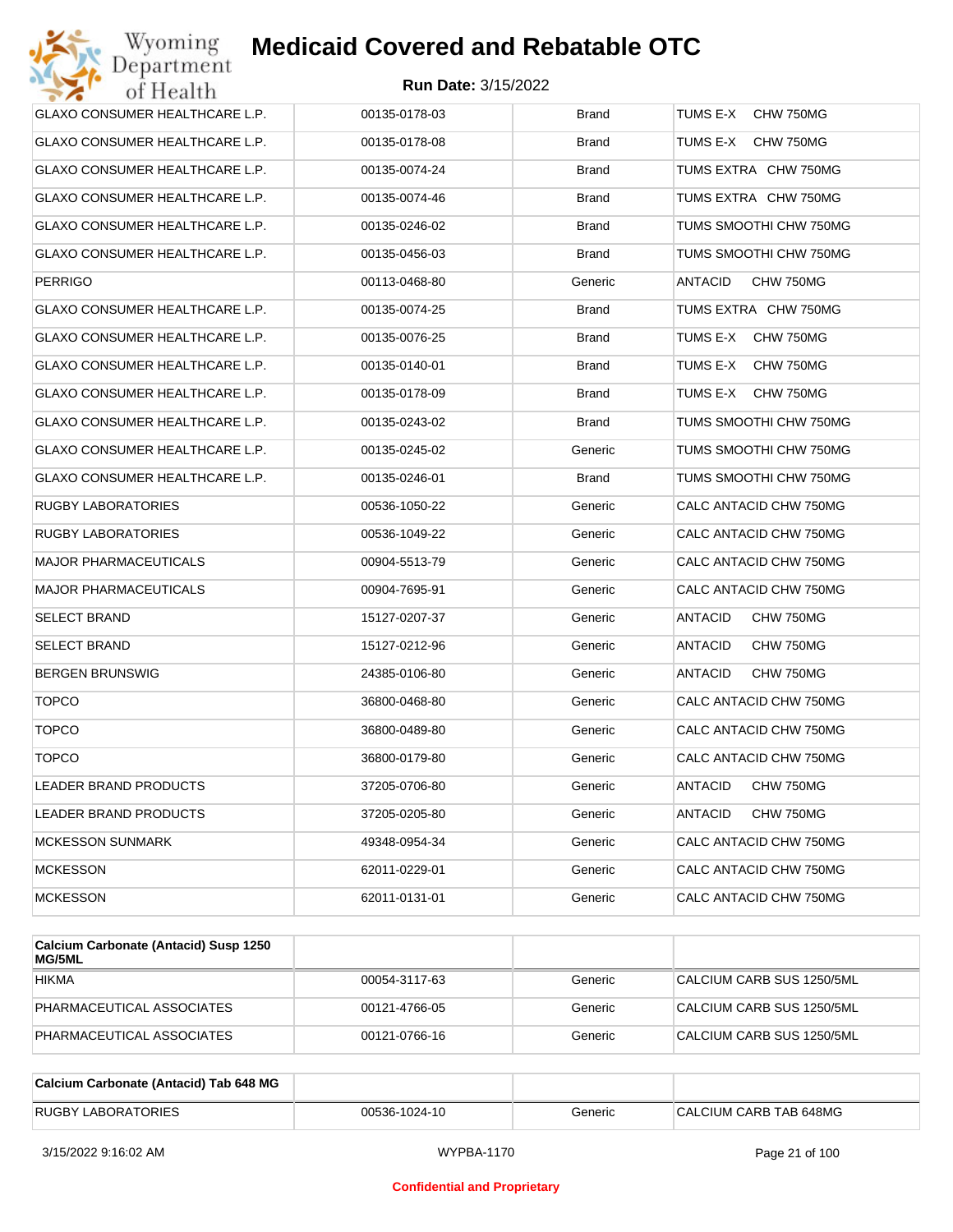| | | | |
|---|---|---|---|
| GLAXO CONSUMER HEALTHCARE L.P. | 00135-0178-03 | Brand | TUMS E-X CHW 750MG |
| GLAXO CONSUMER HEALTHCARE L.P. | 00135-0178-08 | Brand | TUMS E-X CHW 750MG |
| GLAXO CONSUMER HEALTHCARE L.P. | 00135-0074-24 | Brand | TUMS EXTRA CHW 750MG |
| GLAXO CONSUMER HEALTHCARE L.P. | 00135-0074-46 | Brand | TUMS EXTRA CHW 750MG |
| GLAXO CONSUMER HEALTHCARE L.P. | 00135-0246-02 | Brand | TUMS SMOOTHI CHW 750MG |
| GLAXO CONSUMER HEALTHCARE L.P. | 00135-0456-03 | Brand | TUMS SMOOTHI CHW 750MG |
| PERRIGO | 00113-0468-80 | Generic | ANTACID CHW 750MG |
| GLAXO CONSUMER HEALTHCARE L.P. | 00135-0074-25 | Brand | TUMS EXTRA CHW 750MG |
| GLAXO CONSUMER HEALTHCARE L.P. | 00135-0076-25 | Brand | TUMS E-X CHW 750MG |
| GLAXO CONSUMER HEALTHCARE L.P. | 00135-0140-01 | Brand | TUMS E-X CHW 750MG |
| GLAXO CONSUMER HEALTHCARE L.P. | 00135-0178-09 | Brand | TUMS E-X CHW 750MG |
| GLAXO CONSUMER HEALTHCARE L.P. | 00135-0243-02 | Brand | TUMS SMOOTHI CHW 750MG |
| GLAXO CONSUMER HEALTHCARE L.P. | 00135-0245-02 | Generic | TUMS SMOOTHI CHW 750MG |
| GLAXO CONSUMER HEALTHCARE L.P. | 00135-0246-01 | Brand | TUMS SMOOTHI CHW 750MG |
| RUGBY LABORATORIES | 00536-1050-22 | Generic | CALC ANTACID CHW 750MG |
| RUGBY LABORATORIES | 00536-1049-22 | Generic | CALC ANTACID CHW 750MG |
| MAJOR PHARMACEUTICALS | 00904-5513-79 | Generic | CALC ANTACID CHW 750MG |
| MAJOR PHARMACEUTICALS | 00904-7695-91 | Generic | CALC ANTACID CHW 750MG |
| SELECT BRAND | 15127-0207-37 | Generic | ANTACID CHW 750MG |
| SELECT BRAND | 15127-0212-96 | Generic | ANTACID CHW 750MG |
| BERGEN BRUNSWIG | 24385-0106-80 | Generic | ANTACID CHW 750MG |
| TOPCO | 36800-0468-80 | Generic | CALC ANTACID CHW 750MG |
| TOPCO | 36800-0489-80 | Generic | CALC ANTACID CHW 750MG |
| TOPCO | 36800-0179-80 | Generic | CALC ANTACID CHW 750MG |
| LEADER BRAND PRODUCTS | 37205-0706-80 | Generic | ANTACID CHW 750MG |
| LEADER BRAND PRODUCTS | 37205-0205-80 | Generic | ANTACID CHW 750MG |
| MCKESSON SUNMARK | 49348-0954-34 | Generic | CALC ANTACID CHW 750MG |
| MCKESSON | 62011-0229-01 | Generic | CALC ANTACID CHW 750MG |
| MCKESSON | 62011-0131-01 | Generic | CALC ANTACID CHW 750MG |

| **Calcium Carbonate (Antacid) Susp 1250 MG/5ML** | | | |
|---|---|---|---|
| HIKMA | 00054-3117-63 | Generic | CALCIUM CARB SUS 1250/5ML |
| PHARMACEUTICAL ASSOCIATES | 00121-4766-05 | Generic | CALCIUM CARB SUS 1250/5ML |
| PHARMACEUTICAL ASSOCIATES | 00121-0766-16 | Generic | CALCIUM CARB SUS 1250/5ML |

| **Calcium Carbonate (Antacid) Tab 648 MG** | | | |
|---|---|---|---|
| RUGBY LABORATORIES | 00536-1024-10 | Generic | CALCIUM CARB TAB 648MG |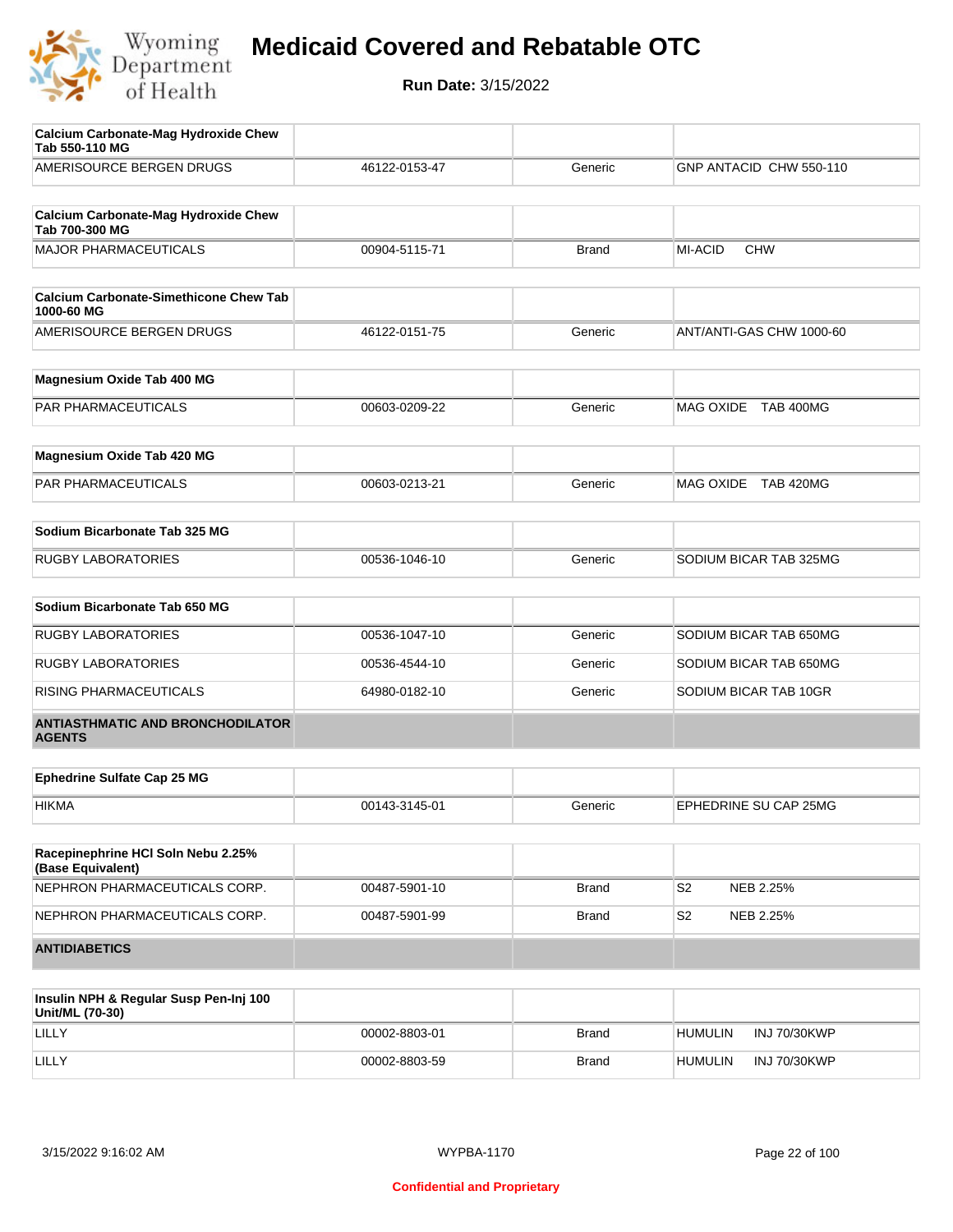# Medicaid Covered and Rebatable OTC

**Run Date:** 3/15/2022

| Calcium Carbonate-Mag Hydroxide Chew Tab 550-110 MG | | | |
|---|---|---|---|
| AMERISOURCE BERGEN DRUGS | 46122-0153-47 | Generic | GNP ANTACID CHW 550-110 |

| Calcium Carbonate-Mag Hydroxide Chew Tab 700-300 MG | | | |
|---|---|---|---|
| MAJOR PHARMACEUTICALS | 00904-5115-71 | Brand | MI-ACID CHW |

| Calcium Carbonate-Simethicone Chew Tab 1000-60 MG | | | |
|---|---|---|---|
| AMERISOURCE BERGEN DRUGS | 46122-0151-75 | Generic | ANT/ANTI-GAS CHW 1000-60 |

| Magnesium Oxide Tab 400 MG | | | |
|---|---|---|---|
| PAR PHARMACEUTICALS | 00603-0209-22 | Generic | MAG OXIDE TAB 400MG |

| Magnesium Oxide Tab 420 MG | | | |
|---|---|---|---|
| PAR PHARMACEUTICALS | 00603-0213-21 | Generic | MAG OXIDE TAB 420MG |

| Sodium Bicarbonate Tab 325 MG | | | |
|---|---|---|---|
| RUGBY LABORATORIES | 00536-1046-10 | Generic | SODIUM BICAR TAB 325MG |

| Sodium Bicarbonate Tab 650 MG | | | |
|---|---|---|---|
| RUGBY LABORATORIES | 00536-1047-10 | Generic | SODIUM BICAR TAB 650MG |
| RUGBY LABORATORIES | 00536-4544-10 | Generic | SODIUM BICAR TAB 650MG |
| RISING PHARMACEUTICALS | 64980-0182-10 | Generic | SODIUM BICAR TAB 10GR |

## ANTIASTHMATIC AND BRONCHODILATOR AGENTS

| Ephedrine Sulfate Cap 25 MG | | | |
|---|---|---|---|
| HIKMA | 00143-3145-01 | Generic | EPHEDRINE SU CAP 25MG |

| Racepinephrine HCl Soln Nebu 2.25% (Base Equivalent) | | | |
|---|---|---|---|
| NEPHRON PHARMACEUTICALS CORP. | 00487-5901-10 | Brand | S2 NEB 2.25% |
| NEPHRON PHARMACEUTICALS CORP. | 00487-5901-99 | Brand | S2 NEB 2.25% |

## ANTIDIABETICS

| Insulin NPH & Regular Susp Pen-Inj 100 Unit/ML (70-30) | | | |
|---|---|---|---|
| LILLY | 00002-8803-01 | Brand | HUMULIN INJ 70/30KWP |
| LILLY | 00002-8803-59 | Brand | HUMULIN INJ 70/30KWP |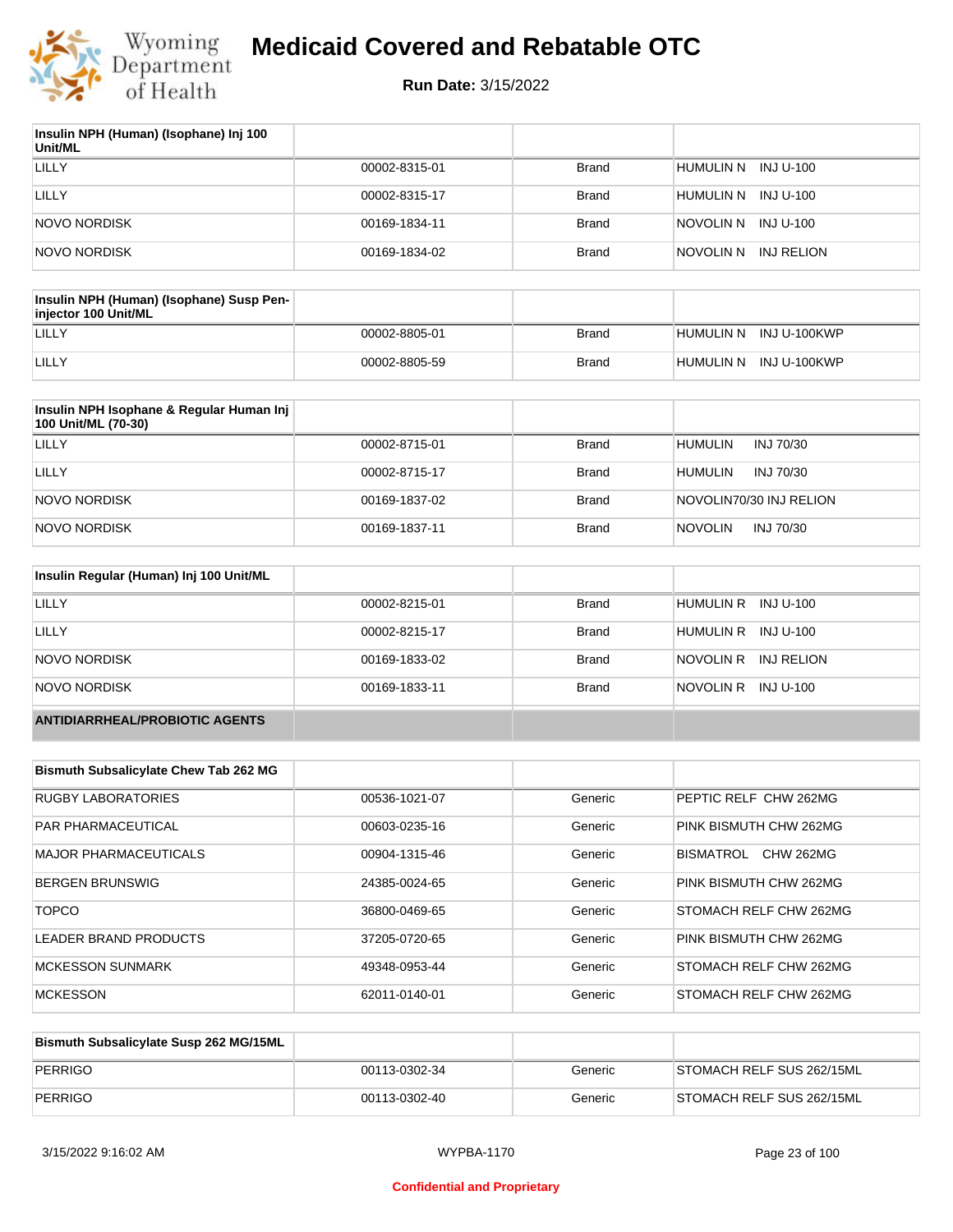# Medicaid Covered and Rebatable OTC

**Run Date:** 3/15/2022

| Insulin NPH (Human) (Isophane) Inj 100 Unit/ML | | | |
|---|---|---|---|
| LILLY | 00002-8315-01 | Brand | HUMULIN N INJ U-100 |
| LILLY | 00002-8315-17 | Brand | HUMULIN N INJ U-100 |
| NOVO NORDISK | 00169-1834-11 | Brand | NOVOLIN N INJ U-100 |
| NOVO NORDISK | 00169-1834-02 | Brand | NOVOLIN N INJ RELION |

| Insulin NPH (Human) (Isophane) Susp Pen-injector 100 Unit/ML | | | |
|---|---|---|---|
| LILLY | 00002-8805-01 | Brand | HUMULIN N INJ U-100KWP |
| LILLY | 00002-8805-59 | Brand | HUMULIN N INJ U-100KWP |

| Insulin NPH Isophane & Regular Human Inj 100 Unit/ML (70-30) | | | |
|---|---|---|---|
| LILLY | 00002-8715-01 | Brand | HUMULIN INJ 70/30 |
| LILLY | 00002-8715-17 | Brand | HUMULIN INJ 70/30 |
| NOVO NORDISK | 00169-1837-02 | Brand | NOVOLIN70/30 INJ RELION |
| NOVO NORDISK | 00169-1837-11 | Brand | NOVOLIN INJ 70/30 |

| Insulin Regular (Human) Inj 100 Unit/ML | | | |
|---|---|---|---|
| LILLY | 00002-8215-01 | Brand | HUMULIN R INJ U-100 |
| LILLY | 00002-8215-17 | Brand | HUMULIN R INJ U-100 |
| NOVO NORDISK | 00169-1833-02 | Brand | NOVOLIN R INJ RELION |
| NOVO NORDISK | 00169-1833-11 | Brand | NOVOLIN R INJ U-100 |

## ANTIDIARRHEAL/PROBIOTIC AGENTS

| Bismuth Subsalicylate Chew Tab 262 MG | | | |
|---|---|---|---|
| RUGBY LABORATORIES | 00536-1021-07 | Generic | PEPTIC RELF CHW 262MG |
| PAR PHARMACEUTICAL | 00603-0235-16 | Generic | PINK BISMUTH CHW 262MG |
| MAJOR PHARMACEUTICALS | 00904-1315-46 | Generic | BISMATROL CHW 262MG |
| BERGEN BRUNSWIG | 24385-0024-65 | Generic | PINK BISMUTH CHW 262MG |
| TOPCO | 36800-0469-65 | Generic | STOMACH RELF CHW 262MG |
| LEADER BRAND PRODUCTS | 37205-0720-65 | Generic | PINK BISMUTH CHW 262MG |
| MCKESSON SUNMARK | 49348-0953-44 | Generic | STOMACH RELF CHW 262MG |
| MCKESSON | 62011-0140-01 | Generic | STOMACH RELF CHW 262MG |

| Bismuth Subsalicylate Susp 262 MG/15ML | | | |
|---|---|---|---|
| PERRIGO | 00113-0302-34 | Generic | STOMACH RELF SUS 262/15ML |
| PERRIGO | 00113-0302-40 | Generic | STOMACH RELF SUS 262/15ML |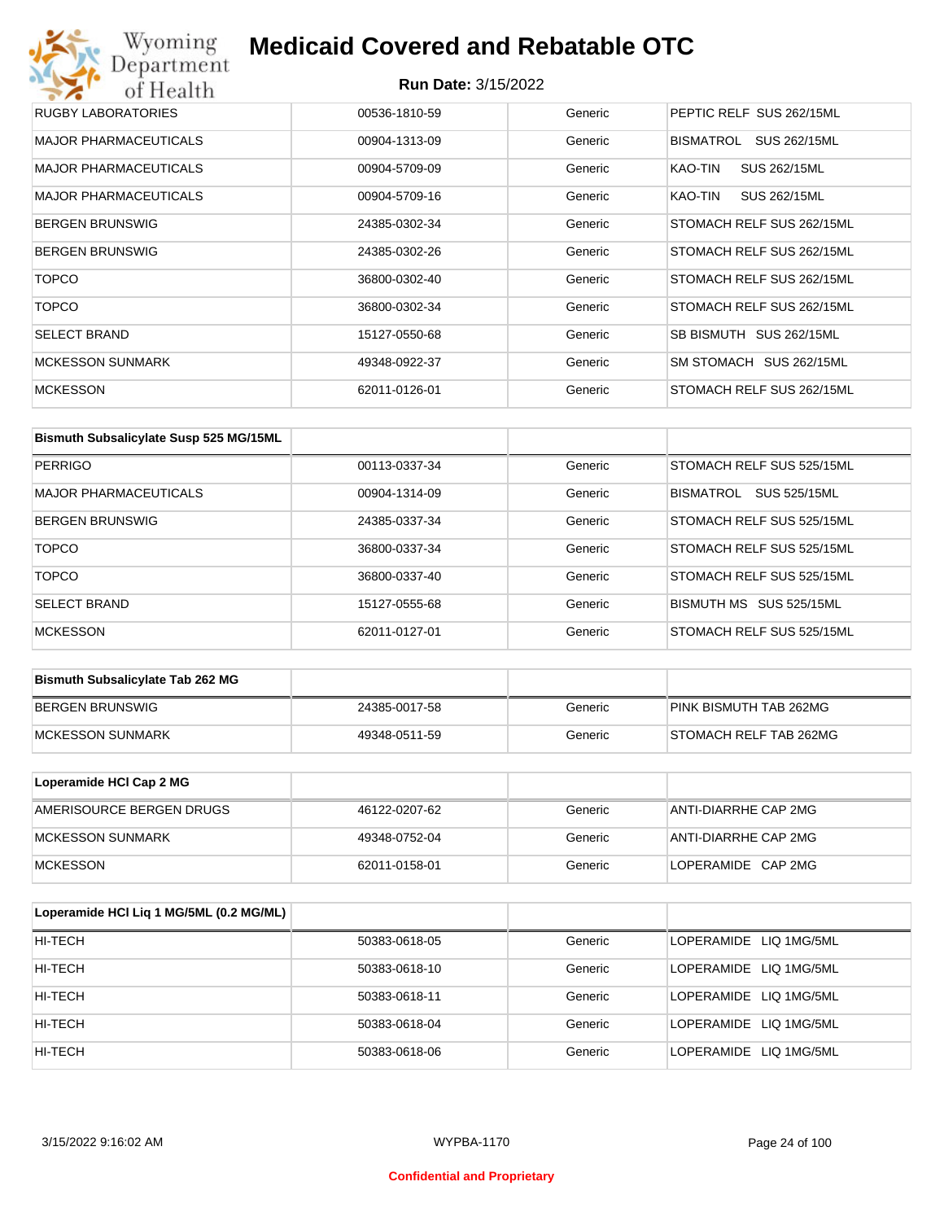| | | | |
|---|---|---|---|
| RUGBY LABORATORIES | 00536-1810-59 | Generic | PEPTIC RELF SUS 262/15ML |
| MAJOR PHARMACEUTICALS | 00904-1313-09 | Generic | BISMATROL SUS 262/15ML |
| MAJOR PHARMACEUTICALS | 00904-5709-09 | Generic | KAO-TIN SUS 262/15ML |
| MAJOR PHARMACEUTICALS | 00904-5709-16 | Generic | KAO-TIN SUS 262/15ML |
| BERGEN BRUNSWIG | 24385-0302-34 | Generic | STOMACH RELF SUS 262/15ML |
| BERGEN BRUNSWIG | 24385-0302-26 | Generic | STOMACH RELF SUS 262/15ML |
| TOPCO | 36800-0302-40 | Generic | STOMACH RELF SUS 262/15ML |
| TOPCO | 36800-0302-34 | Generic | STOMACH RELF SUS 262/15ML |
| SELECT BRAND | 15127-0550-68 | Generic | SB BISMUTH SUS 262/15ML |
| MCKESSON SUNMARK | 49348-0922-37 | Generic | SM STOMACH SUS 262/15ML |
| MCKESSON | 62011-0126-01 | Generic | STOMACH RELF SUS 262/15ML |

| Bismuth Subsalicylate Susp 525 MG/15ML | | | |
|---|---|---|---|
| PERRIGO | 00113-0337-34 | Generic | STOMACH RELF SUS 525/15ML |
| MAJOR PHARMACEUTICALS | 00904-1314-09 | Generic | BISMATROL SUS 525/15ML |
| BERGEN BRUNSWIG | 24385-0337-34 | Generic | STOMACH RELF SUS 525/15ML |
| TOPCO | 36800-0337-34 | Generic | STOMACH RELF SUS 525/15ML |
| TOPCO | 36800-0337-40 | Generic | STOMACH RELF SUS 525/15ML |
| SELECT BRAND | 15127-0555-68 | Generic | BISMUTH MS SUS 525/15ML |
| MCKESSON | 62011-0127-01 | Generic | STOMACH RELF SUS 525/15ML |

| Bismuth Subsalicylate Tab 262 MG | | | |
|---|---|---|---|
| BERGEN BRUNSWIG | 24385-0017-58 | Generic | PINK BISMUTH TAB 262MG |
| MCKESSON SUNMARK | 49348-0511-59 | Generic | STOMACH RELF TAB 262MG |

| Loperamide HCl Cap 2 MG | | | |
|---|---|---|---|
| AMERISOURCE BERGEN DRUGS | 46122-0207-62 | Generic | ANTI-DIARRHE CAP 2MG |
| MCKESSON SUNMARK | 49348-0752-04 | Generic | ANTI-DIARRHE CAP 2MG |
| MCKESSON | 62011-0158-01 | Generic | LOPERAMIDE CAP 2MG |

| Loperamide HCl Liq 1 MG/5ML (0.2 MG/ML) | | | |
|---|---|---|---|
| HI-TECH | 50383-0618-05 | Generic | LOPERAMIDE LIQ 1MG/5ML |
| HI-TECH | 50383-0618-10 | Generic | LOPERAMIDE LIQ 1MG/5ML |
| HI-TECH | 50383-0618-11 | Generic | LOPERAMIDE LIQ 1MG/5ML |
| HI-TECH | 50383-0618-04 | Generic | LOPERAMIDE LIQ 1MG/5ML |
| HI-TECH | 50383-0618-06 | Generic | LOPERAMIDE LIQ 1MG/5ML |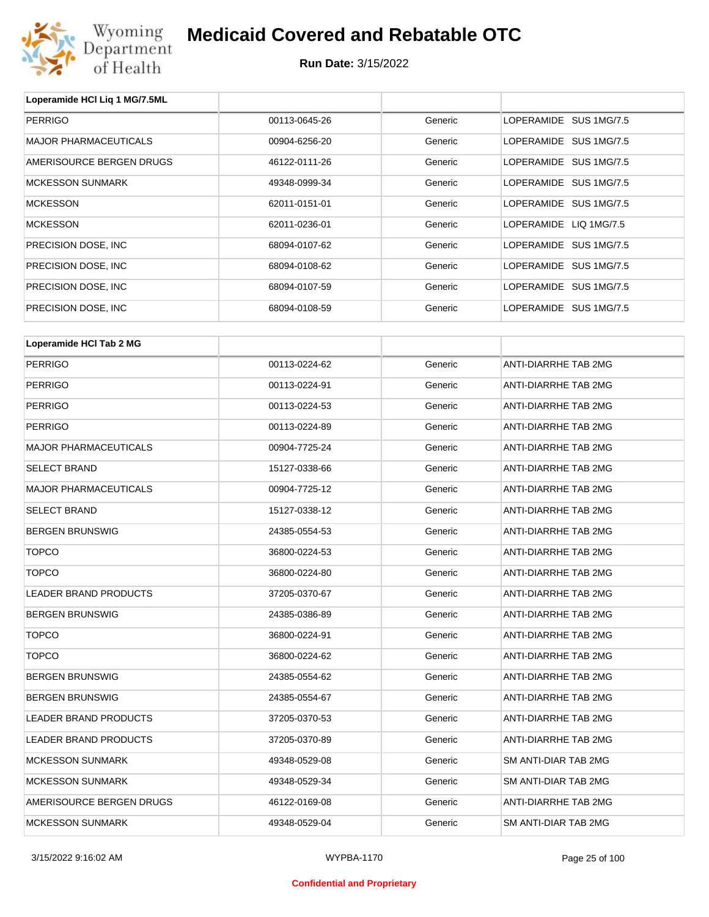# Medicaid Covered and Rebatable OTC

**Run Date:** 3/15/2022

| Loperamide HCl Liq 1 MG/7.5ML | | | |
|---|---|---|---|
| PERRIGO | 00113-0645-26 | Generic | LOPERAMIDE SUS 1MG/7.5 |
| MAJOR PHARMACEUTICALS | 00904-6256-20 | Generic | LOPERAMIDE SUS 1MG/7.5 |
| AMERISOURCE BERGEN DRUGS | 46122-0111-26 | Generic | LOPERAMIDE SUS 1MG/7.5 |
| MCKESSON SUNMARK | 49348-0999-34 | Generic | LOPERAMIDE SUS 1MG/7.5 |
| MCKESSON | 62011-0151-01 | Generic | LOPERAMIDE SUS 1MG/7.5 |
| MCKESSON | 62011-0236-01 | Generic | LOPERAMIDE LIQ 1MG/7.5 |
| PRECISION DOSE, INC | 68094-0107-62 | Generic | LOPERAMIDE SUS 1MG/7.5 |
| PRECISION DOSE, INC | 68094-0108-62 | Generic | LOPERAMIDE SUS 1MG/7.5 |
| PRECISION DOSE, INC | 68094-0107-59 | Generic | LOPERAMIDE SUS 1MG/7.5 |
| PRECISION DOSE, INC | 68094-0108-59 | Generic | LOPERAMIDE SUS 1MG/7.5 |

| Loperamide HCl Tab 2 MG | | | |
|---|---|---|---|
| PERRIGO | 00113-0224-62 | Generic | ANTI-DIARRHE TAB 2MG |
| PERRIGO | 00113-0224-91 | Generic | ANTI-DIARRHE TAB 2MG |
| PERRIGO | 00113-0224-53 | Generic | ANTI-DIARRHE TAB 2MG |
| PERRIGO | 00113-0224-89 | Generic | ANTI-DIARRHE TAB 2MG |
| MAJOR PHARMACEUTICALS | 00904-7725-24 | Generic | ANTI-DIARRHE TAB 2MG |
| SELECT BRAND | 15127-0338-66 | Generic | ANTI-DIARRHE TAB 2MG |
| MAJOR PHARMACEUTICALS | 00904-7725-12 | Generic | ANTI-DIARRHE TAB 2MG |
| SELECT BRAND | 15127-0338-12 | Generic | ANTI-DIARRHE TAB 2MG |
| BERGEN BRUNSWIG | 24385-0554-53 | Generic | ANTI-DIARRHE TAB 2MG |
| TOPCO | 36800-0224-53 | Generic | ANTI-DIARRHE TAB 2MG |
| TOPCO | 36800-0224-80 | Generic | ANTI-DIARRHE TAB 2MG |
| LEADER BRAND PRODUCTS | 37205-0370-67 | Generic | ANTI-DIARRHE TAB 2MG |
| BERGEN BRUNSWIG | 24385-0386-89 | Generic | ANTI-DIARRHE TAB 2MG |
| TOPCO | 36800-0224-91 | Generic | ANTI-DIARRHE TAB 2MG |
| TOPCO | 36800-0224-62 | Generic | ANTI-DIARRHE TAB 2MG |
| BERGEN BRUNSWIG | 24385-0554-62 | Generic | ANTI-DIARRHE TAB 2MG |
| BERGEN BRUNSWIG | 24385-0554-67 | Generic | ANTI-DIARRHE TAB 2MG |
| LEADER BRAND PRODUCTS | 37205-0370-53 | Generic | ANTI-DIARRHE TAB 2MG |
| LEADER BRAND PRODUCTS | 37205-0370-89 | Generic | ANTI-DIARRHE TAB 2MG |
| MCKESSON SUNMARK | 49348-0529-08 | Generic | SM ANTI-DIAR TAB 2MG |
| MCKESSON SUNMARK | 49348-0529-34 | Generic | SM ANTI-DIAR TAB 2MG |
| AMERISOURCE BERGEN DRUGS | 46122-0169-08 | Generic | ANTI-DIARRHE TAB 2MG |
| MCKESSON SUNMARK | 49348-0529-04 | Generic | SM ANTI-DIAR TAB 2MG |

3/15/2022 9:16:02 AM WYPBA-1170

Confidential and Proprietary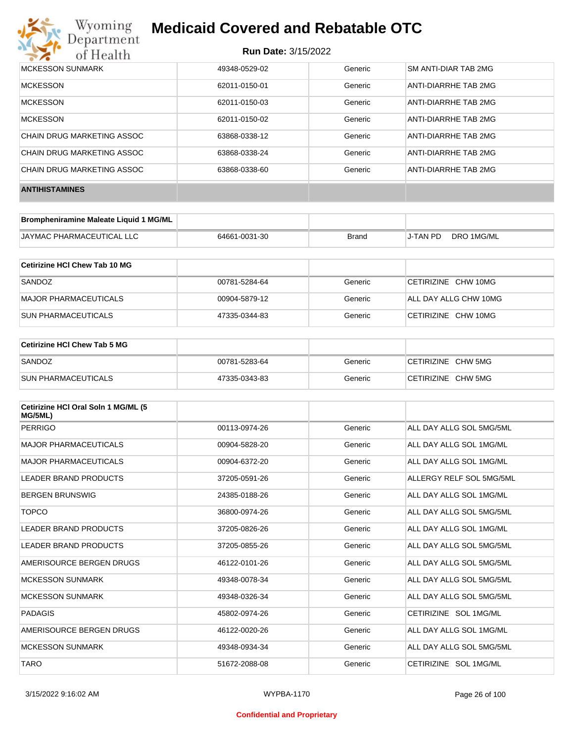| | | | |
|---|---|---|---|
| MCKESSON SUNMARK | 49348-0529-02 | Generic | SM ANTI-DIAR TAB 2MG |
| MCKESSON | 62011-0150-01 | Generic | ANTI-DIARRHE TAB 2MG |
| MCKESSON | 62011-0150-03 | Generic | ANTI-DIARRHE TAB 2MG |
| MCKESSON | 62011-0150-02 | Generic | ANTI-DIARRHE TAB 2MG |
| CHAIN DRUG MARKETING ASSOC | 63868-0338-12 | Generic | ANTI-DIARRHE TAB 2MG |
| CHAIN DRUG MARKETING ASSOC | 63868-0338-24 | Generic | ANTI-DIARRHE TAB 2MG |
| CHAIN DRUG MARKETING ASSOC | 63868-0338-60 | Generic | ANTI-DIARRHE TAB 2MG |

## ANTIHISTAMINES

| Brompheniramine Maleate Liquid 1 MG/ML | | | |
|---|---|---|---|
| JAYMAC PHARMACEUTICAL LLC | 64661-0031-30 | Brand | J-TAN PD DRO 1MG/ML |

| Cetirizine HCl Chew Tab 10 MG | | | |
|---|---|---|---|
| SANDOZ | 00781-5284-64 | Generic | CETIRIZINE CHW 10MG |
| MAJOR PHARMACEUTICALS | 00904-5879-12 | Generic | ALL DAY ALLG CHW 10MG |
| SUN PHARMACEUTICALS | 47335-0344-83 | Generic | CETIRIZINE CHW 10MG |

| Cetirizine HCl Chew Tab 5 MG | | | |
|---|---|---|---|
| SANDOZ | 00781-5283-64 | Generic | CETIRIZINE CHW 5MG |
| SUN PHARMACEUTICALS | 47335-0343-83 | Generic | CETIRIZINE CHW 5MG |

| Cetirizine HCl Oral Soln 1 MG/ML (5 MG/5ML) | | | |
|---|---|---|---|
| PERRIGO | 00113-0974-26 | Generic | ALL DAY ALLG SOL 5MG/5ML |
| MAJOR PHARMACEUTICALS | 00904-5828-20 | Generic | ALL DAY ALLG SOL 1MG/ML |
| MAJOR PHARMACEUTICALS | 00904-6372-20 | Generic | ALL DAY ALLG SOL 1MG/ML |
| LEADER BRAND PRODUCTS | 37205-0591-26 | Generic | ALLERGY RELF SOL 5MG/5ML |
| BERGEN BRUNSWIG | 24385-0188-26 | Generic | ALL DAY ALLG SOL 1MG/ML |
| TOPCO | 36800-0974-26 | Generic | ALL DAY ALLG SOL 5MG/5ML |
| LEADER BRAND PRODUCTS | 37205-0826-26 | Generic | ALL DAY ALLG SOL 1MG/ML |
| LEADER BRAND PRODUCTS | 37205-0855-26 | Generic | ALL DAY ALLG SOL 5MG/5ML |
| AMERISOURCE BERGEN DRUGS | 46122-0101-26 | Generic | ALL DAY ALLG SOL 5MG/5ML |
| MCKESSON SUNMARK | 49348-0078-34 | Generic | ALL DAY ALLG SOL 5MG/5ML |
| MCKESSON SUNMARK | 49348-0326-34 | Generic | ALL DAY ALLG SOL 5MG/5ML |
| PADAGIS | 45802-0974-26 | Generic | CETIRIZINE SOL 1MG/ML |
| AMERISOURCE BERGEN DRUGS | 46122-0020-26 | Generic | ALL DAY ALLG SOL 1MG/ML |
| MCKESSON SUNMARK | 49348-0934-34 | Generic | ALL DAY ALLG SOL 5MG/5ML |
| TARO | 51672-2088-08 | Generic | CETIRIZINE SOL 1MG/ML |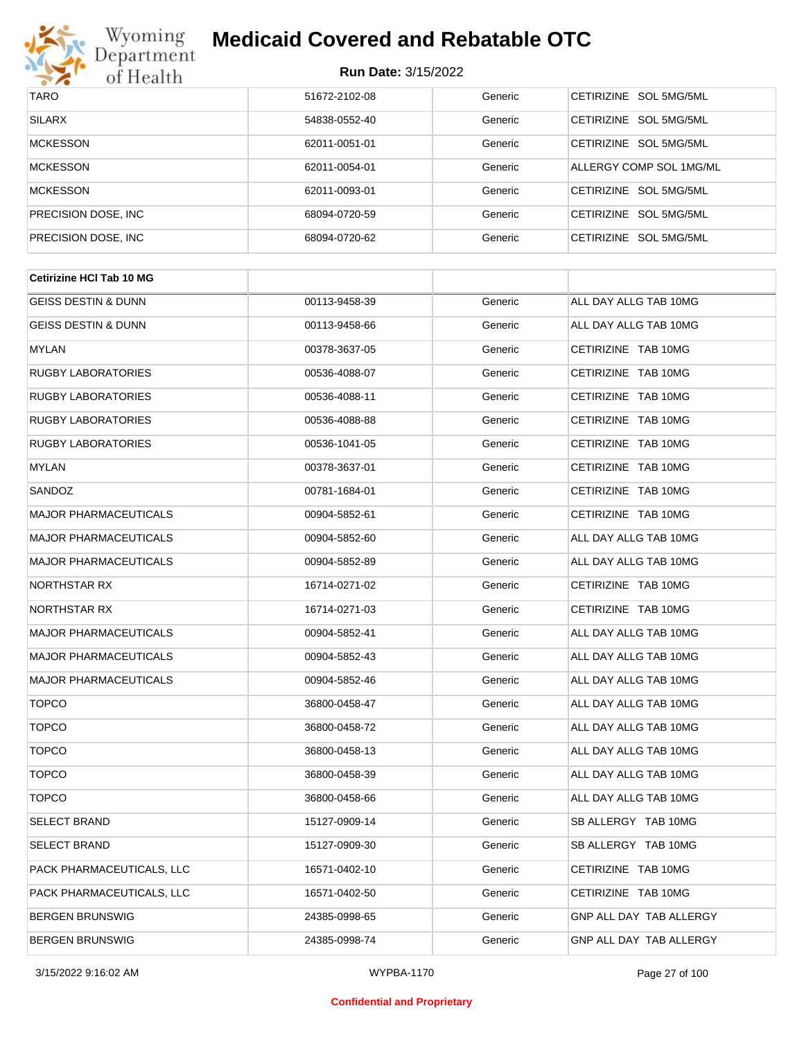| TARO | 51672-2102-08 | Generic | CETIRIZINE SOL 5MG/5ML |
|---|---|---|---|
| SILARX | 54838-0552-40 | Generic | CETIRIZINE SOL 5MG/5ML |
| MCKESSON | 62011-0051-01 | Generic | CETIRIZINE SOL 5MG/5ML |
| MCKESSON | 62011-0054-01 | Generic | ALLERGY COMP SOL 1MG/ML |
| MCKESSON | 62011-0093-01 | Generic | CETIRIZINE SOL 5MG/5ML |
| PRECISION DOSE, INC | 68094-0720-59 | Generic | CETIRIZINE SOL 5MG/5ML |
| PRECISION DOSE, INC | 68094-0720-62 | Generic | CETIRIZINE SOL 5MG/5ML |

| Cetirizine HCl Tab 10 MG | | | |
|---|---|---|---|
| GEISS DESTIN & DUNN | 00113-9458-39 | Generic | ALL DAY ALLG TAB 10MG |
| GEISS DESTIN & DUNN | 00113-9458-66 | Generic | ALL DAY ALLG TAB 10MG |
| MYLAN | 00378-3637-05 | Generic | CETIRIZINE TAB 10MG |
| RUGBY LABORATORIES | 00536-4088-07 | Generic | CETIRIZINE TAB 10MG |
| RUGBY LABORATORIES | 00536-4088-11 | Generic | CETIRIZINE TAB 10MG |
| RUGBY LABORATORIES | 00536-4088-88 | Generic | CETIRIZINE TAB 10MG |
| RUGBY LABORATORIES | 00536-1041-05 | Generic | CETIRIZINE TAB 10MG |
| MYLAN | 00378-3637-01 | Generic | CETIRIZINE TAB 10MG |
| SANDOZ | 00781-1684-01 | Generic | CETIRIZINE TAB 10MG |
| MAJOR PHARMACEUTICALS | 00904-5852-61 | Generic | CETIRIZINE TAB 10MG |
| MAJOR PHARMACEUTICALS | 00904-5852-60 | Generic | ALL DAY ALLG TAB 10MG |
| MAJOR PHARMACEUTICALS | 00904-5852-89 | Generic | ALL DAY ALLG TAB 10MG |
| NORTHSTAR RX | 16714-0271-02 | Generic | CETIRIZINE TAB 10MG |
| NORTHSTAR RX | 16714-0271-03 | Generic | CETIRIZINE TAB 10MG |
| MAJOR PHARMACEUTICALS | 00904-5852-41 | Generic | ALL DAY ALLG TAB 10MG |
| MAJOR PHARMACEUTICALS | 00904-5852-43 | Generic | ALL DAY ALLG TAB 10MG |
| MAJOR PHARMACEUTICALS | 00904-5852-46 | Generic | ALL DAY ALLG TAB 10MG |
| TOPCO | 36800-0458-47 | Generic | ALL DAY ALLG TAB 10MG |
| TOPCO | 36800-0458-72 | Generic | ALL DAY ALLG TAB 10MG |
| TOPCO | 36800-0458-13 | Generic | ALL DAY ALLG TAB 10MG |
| TOPCO | 36800-0458-39 | Generic | ALL DAY ALLG TAB 10MG |
| TOPCO | 36800-0458-66 | Generic | ALL DAY ALLG TAB 10MG |
| SELECT BRAND | 15127-0909-14 | Generic | SB ALLERGY TAB 10MG |
| SELECT BRAND | 15127-0909-30 | Generic | SB ALLERGY TAB 10MG |
| PACK PHARMACEUTICALS, LLC | 16571-0402-10 | Generic | CETIRIZINE TAB 10MG |
| PACK PHARMACEUTICALS, LLC | 16571-0402-50 | Generic | CETIRIZINE TAB 10MG |
| BERGEN BRUNSWIG | 24385-0998-65 | Generic | GNP ALL DAY TAB ALLERGY |
| BERGEN BRUNSWIG | 24385-0998-74 | Generic | GNP ALL DAY TAB ALLERGY |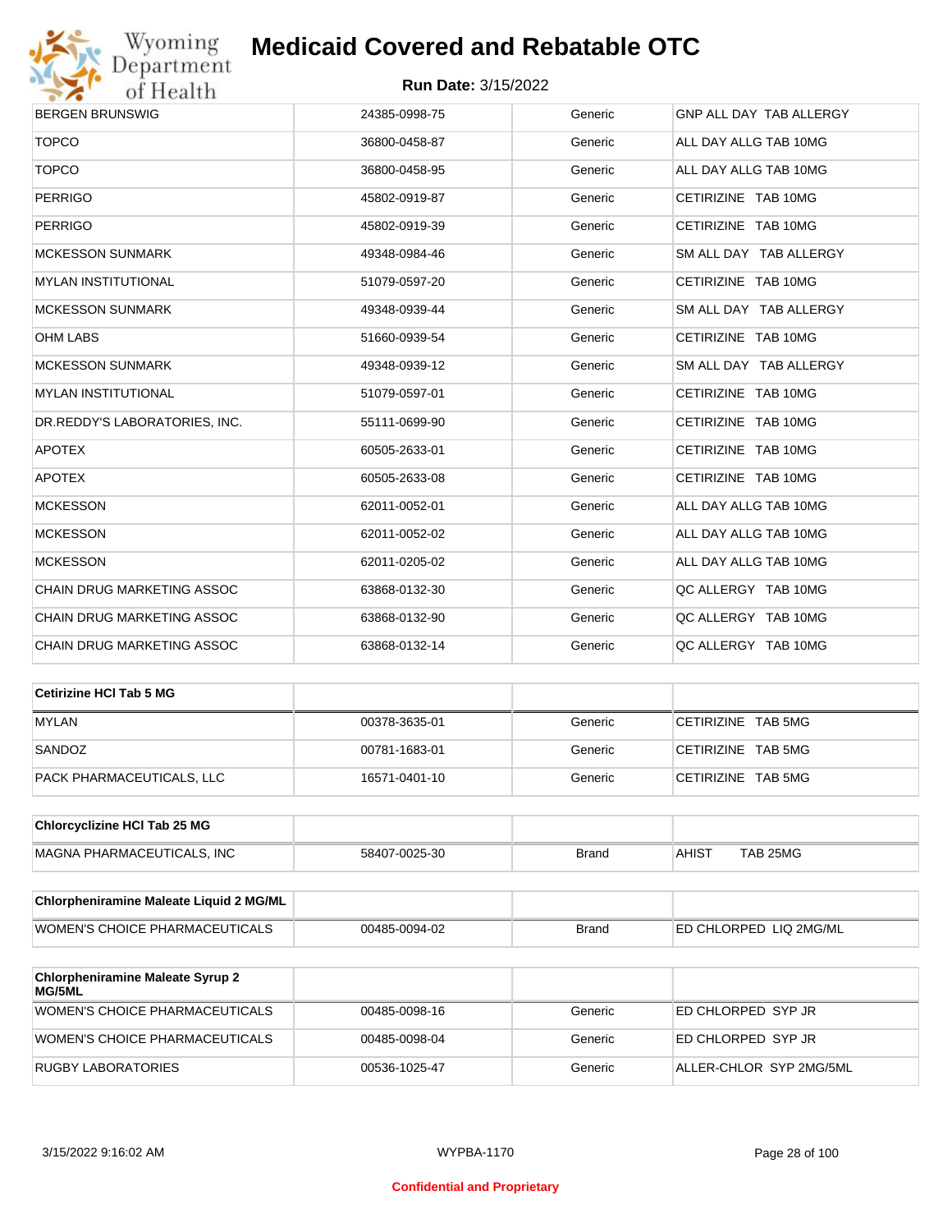| | | | |
|---|---|---|---|
| BERGEN BRUNSWIG | 24385-0998-75 | Generic | GNP ALL DAY TAB ALLERGY |
| TOPCO | 36800-0458-87 | Generic | ALL DAY ALLG TAB 10MG |
| TOPCO | 36800-0458-95 | Generic | ALL DAY ALLG TAB 10MG |
| PERRIGO | 45802-0919-87 | Generic | CETIRIZINE TAB 10MG |
| PERRIGO | 45802-0919-39 | Generic | CETIRIZINE TAB 10MG |
| MCKESSON SUNMARK | 49348-0984-46 | Generic | SM ALL DAY TAB ALLERGY |
| MYLAN INSTITUTIONAL | 51079-0597-20 | Generic | CETIRIZINE TAB 10MG |
| MCKESSON SUNMARK | 49348-0939-44 | Generic | SM ALL DAY TAB ALLERGY |
| OHM LABS | 51660-0939-54 | Generic | CETIRIZINE TAB 10MG |
| MCKESSON SUNMARK | 49348-0939-12 | Generic | SM ALL DAY TAB ALLERGY |
| MYLAN INSTITUTIONAL | 51079-0597-01 | Generic | CETIRIZINE TAB 10MG |
| DR.REDDY'S LABORATORIES, INC. | 55111-0699-90 | Generic | CETIRIZINE TAB 10MG |
| APOTEX | 60505-2633-01 | Generic | CETIRIZINE TAB 10MG |
| APOTEX | 60505-2633-08 | Generic | CETIRIZINE TAB 10MG |
| MCKESSON | 62011-0052-01 | Generic | ALL DAY ALLG TAB 10MG |
| MCKESSON | 62011-0052-02 | Generic | ALL DAY ALLG TAB 10MG |
| MCKESSON | 62011-0205-02 | Generic | ALL DAY ALLG TAB 10MG |
| CHAIN DRUG MARKETING ASSOC | 63868-0132-30 | Generic | QC ALLERGY TAB 10MG |
| CHAIN DRUG MARKETING ASSOC | 63868-0132-90 | Generic | QC ALLERGY TAB 10MG |
| CHAIN DRUG MARKETING ASSOC | 63868-0132-14 | Generic | QC ALLERGY TAB 10MG |

| **Cetirizine HCl Tab 5 MG** | | | |
|---|---|---|---|
| MYLAN | 00378-3635-01 | Generic | CETIRIZINE TAB 5MG |
| SANDOZ | 00781-1683-01 | Generic | CETIRIZINE TAB 5MG |
| PACK PHARMACEUTICALS, LLC | 16571-0401-10 | Generic | CETIRIZINE TAB 5MG |

| **Chlorcyclizine HCl Tab 25 MG** | | | |
|---|---|---|---|
| MAGNA PHARMACEUTICALS, INC | 58407-0025-30 | Brand | AHIST TAB 25MG |

| **Chlorpheniramine Maleate Liquid 2 MG/ML** | | | |
|---|---|---|---|
| WOMEN'S CHOICE PHARMACEUTICALS | 00485-0094-02 | Brand | ED CHLORPED LIQ 2MG/ML |

| **Chlorpheniramine Maleate Syrup 2 MG/5ML** | | | |
|---|---|---|---|
| WOMEN'S CHOICE PHARMACEUTICALS | 00485-0098-16 | Generic | ED CHLORPED SYP JR |
| WOMEN'S CHOICE PHARMACEUTICALS | 00485-0098-04 | Generic | ED CHLORPED SYP JR |
| RUGBY LABORATORIES | 00536-1025-47 | Generic | ALLER-CHLOR SYP 2MG/5ML |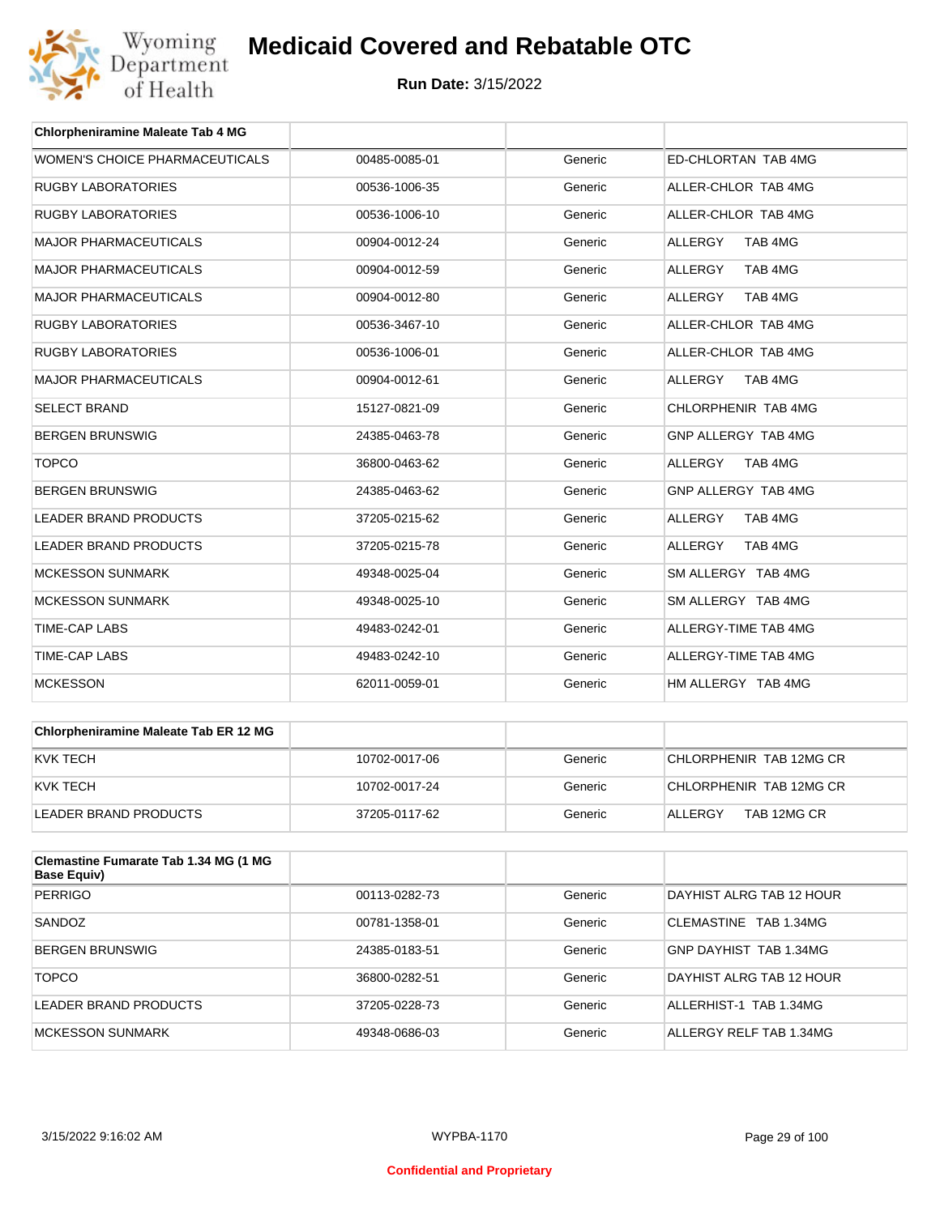# Medicaid Covered and Rebatable OTC

**Run Date:** 3/15/2022

| Chlorpheniramine Maleate Tab 4 MG | | | |
|---|---|---|---|
| WOMEN'S CHOICE PHARMACEUTICALS | 00485-0085-01 | Generic | ED-CHLORTAN TAB 4MG |
| RUGBY LABORATORIES | 00536-1006-35 | Generic | ALLER-CHLOR TAB 4MG |
| RUGBY LABORATORIES | 00536-1006-10 | Generic | ALLER-CHLOR TAB 4MG |
| MAJOR PHARMACEUTICALS | 00904-0012-24 | Generic | ALLERGY TAB 4MG |
| MAJOR PHARMACEUTICALS | 00904-0012-59 | Generic | ALLERGY TAB 4MG |
| MAJOR PHARMACEUTICALS | 00904-0012-80 | Generic | ALLERGY TAB 4MG |
| RUGBY LABORATORIES | 00536-3467-10 | Generic | ALLER-CHLOR TAB 4MG |
| RUGBY LABORATORIES | 00536-1006-01 | Generic | ALLER-CHLOR TAB 4MG |
| MAJOR PHARMACEUTICALS | 00904-0012-61 | Generic | ALLERGY TAB 4MG |
| SELECT BRAND | 15127-0821-09 | Generic | CHLORPHENIR TAB 4MG |
| BERGEN BRUNSWIG | 24385-0463-78 | Generic | GNP ALLERGY TAB 4MG |
| TOPCO | 36800-0463-62 | Generic | ALLERGY TAB 4MG |
| BERGEN BRUNSWIG | 24385-0463-62 | Generic | GNP ALLERGY TAB 4MG |
| LEADER BRAND PRODUCTS | 37205-0215-62 | Generic | ALLERGY TAB 4MG |
| LEADER BRAND PRODUCTS | 37205-0215-78 | Generic | ALLERGY TAB 4MG |
| MCKESSON SUNMARK | 49348-0025-04 | Generic | SM ALLERGY TAB 4MG |
| MCKESSON SUNMARK | 49348-0025-10 | Generic | SM ALLERGY TAB 4MG |
| TIME-CAP LABS | 49483-0242-01 | Generic | ALLERGY-TIME TAB 4MG |
| TIME-CAP LABS | 49483-0242-10 | Generic | ALLERGY-TIME TAB 4MG |
| MCKESSON | 62011-0059-01 | Generic | HM ALLERGY TAB 4MG |

| Chlorpheniramine Maleate Tab ER 12 MG | | | |
|---|---|---|---|
| KVK TECH | 10702-0017-06 | Generic | CHLORPHENIR TAB 12MG CR |
| KVK TECH | 10702-0017-24 | Generic | CHLORPHENIR TAB 12MG CR |
| LEADER BRAND PRODUCTS | 37205-0117-62 | Generic | ALLERGY TAB 12MG CR |

| Clemastine Fumarate Tab 1.34 MG (1 MG Base Equiv) | | | |
|---|---|---|---|
| PERRIGO | 00113-0282-73 | Generic | DAYHIST ALRG TAB 12 HOUR |
| SANDOZ | 00781-1358-01 | Generic | CLEMASTINE TAB 1.34MG |
| BERGEN BRUNSWIG | 24385-0183-51 | Generic | GNP DAYHIST TAB 1.34MG |
| TOPCO | 36800-0282-51 | Generic | DAYHIST ALRG TAB 12 HOUR |
| LEADER BRAND PRODUCTS | 37205-0228-73 | Generic | ALLERHIST-1 TAB 1.34MG |
| MCKESSON SUNMARK | 49348-0686-03 | Generic | ALLERGY RELF TAB 1.34MG |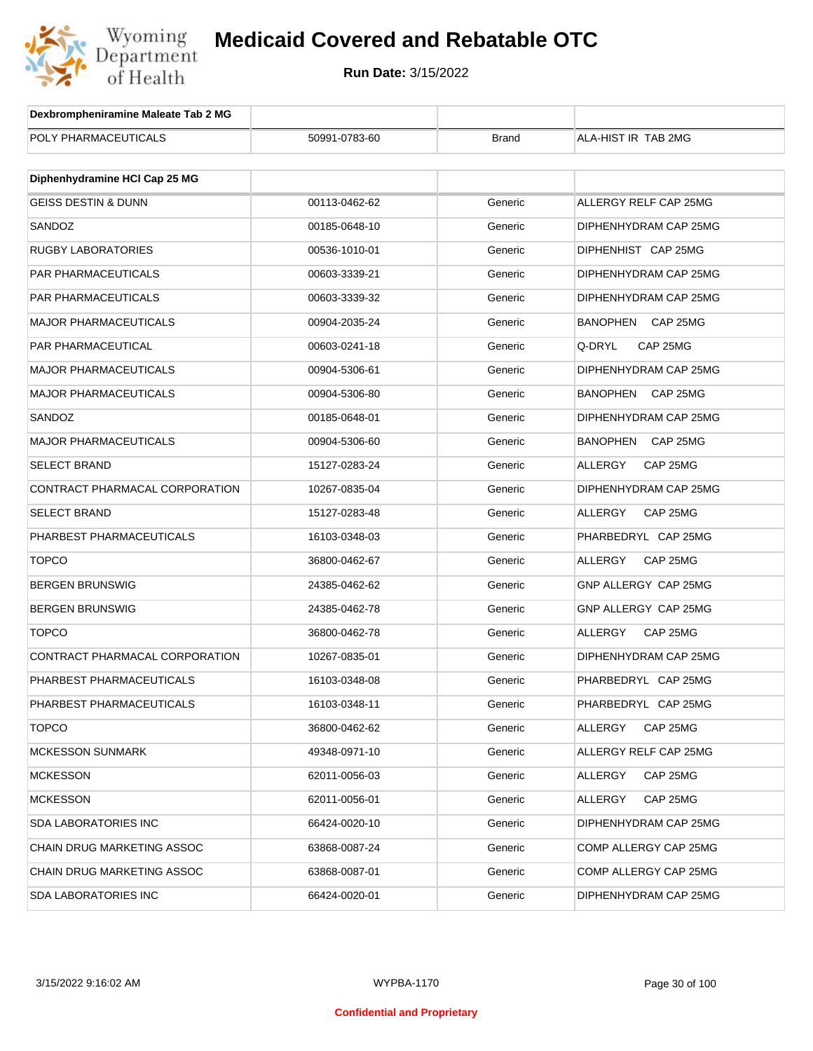# Medicaid Covered and Rebatable OTC

**Run Date:** 3/15/2022

| Dexbrompheniramine Maleate Tab 2 MG | | | |
|---|---|---|---|
| POLY PHARMACEUTICALS | 50991-0783-60 | Brand | ALA-HIST IR TAB 2MG |

| Diphenhydramine HCl Cap 25 MG | | | |
|---|---|---|---|
| GEISS DESTIN & DUNN | 00113-0462-62 | Generic | ALLERGY RELF CAP 25MG |
| SANDOZ | 00185-0648-10 | Generic | DIPHENHYDRAM CAP 25MG |
| RUGBY LABORATORIES | 00536-1010-01 | Generic | DIPHENHIST CAP 25MG |
| PAR PHARMACEUTICALS | 00603-3339-21 | Generic | DIPHENHYDRAM CAP 25MG |
| PAR PHARMACEUTICALS | 00603-3339-32 | Generic | DIPHENHYDRAM CAP 25MG |
| MAJOR PHARMACEUTICALS | 00904-2035-24 | Generic | BANOPHEN CAP 25MG |
| PAR PHARMACEUTICAL | 00603-0241-18 | Generic | Q-DRYL CAP 25MG |
| MAJOR PHARMACEUTICALS | 00904-5306-61 | Generic | DIPHENHYDRAM CAP 25MG |
| MAJOR PHARMACEUTICALS | 00904-5306-80 | Generic | BANOPHEN CAP 25MG |
| SANDOZ | 00185-0648-01 | Generic | DIPHENHYDRAM CAP 25MG |
| MAJOR PHARMACEUTICALS | 00904-5306-60 | Generic | BANOPHEN CAP 25MG |
| SELECT BRAND | 15127-0283-24 | Generic | ALLERGY CAP 25MG |
| CONTRACT PHARMACAL CORPORATION | 10267-0835-04 | Generic | DIPHENHYDRAM CAP 25MG |
| SELECT BRAND | 15127-0283-48 | Generic | ALLERGY CAP 25MG |
| PHARBEST PHARMACEUTICALS | 16103-0348-03 | Generic | PHARBEDRYL CAP 25MG |
| TOPCO | 36800-0462-67 | Generic | ALLERGY CAP 25MG |
| BERGEN BRUNSWIG | 24385-0462-62 | Generic | GNP ALLERGY CAP 25MG |
| BERGEN BRUNSWIG | 24385-0462-78 | Generic | GNP ALLERGY CAP 25MG |
| TOPCO | 36800-0462-78 | Generic | ALLERGY CAP 25MG |
| CONTRACT PHARMACAL CORPORATION | 10267-0835-01 | Generic | DIPHENHYDRAM CAP 25MG |
| PHARBEST PHARMACEUTICALS | 16103-0348-08 | Generic | PHARBEDRYL CAP 25MG |
| PHARBEST PHARMACEUTICALS | 16103-0348-11 | Generic | PHARBEDRYL CAP 25MG |
| TOPCO | 36800-0462-62 | Generic | ALLERGY CAP 25MG |
| MCKESSON SUNMARK | 49348-0971-10 | Generic | ALLERGY RELF CAP 25MG |
| MCKESSON | 62011-0056-03 | Generic | ALLERGY CAP 25MG |
| MCKESSON | 62011-0056-01 | Generic | ALLERGY CAP 25MG |
| SDA LABORATORIES INC | 66424-0020-10 | Generic | DIPHENHYDRAM CAP 25MG |
| CHAIN DRUG MARKETING ASSOC | 63868-0087-24 | Generic | COMP ALLERGY CAP 25MG |
| CHAIN DRUG MARKETING ASSOC | 63868-0087-01 | Generic | COMP ALLERGY CAP 25MG |
| SDA LABORATORIES INC | 66424-0020-01 | Generic | DIPHENHYDRAM CAP 25MG |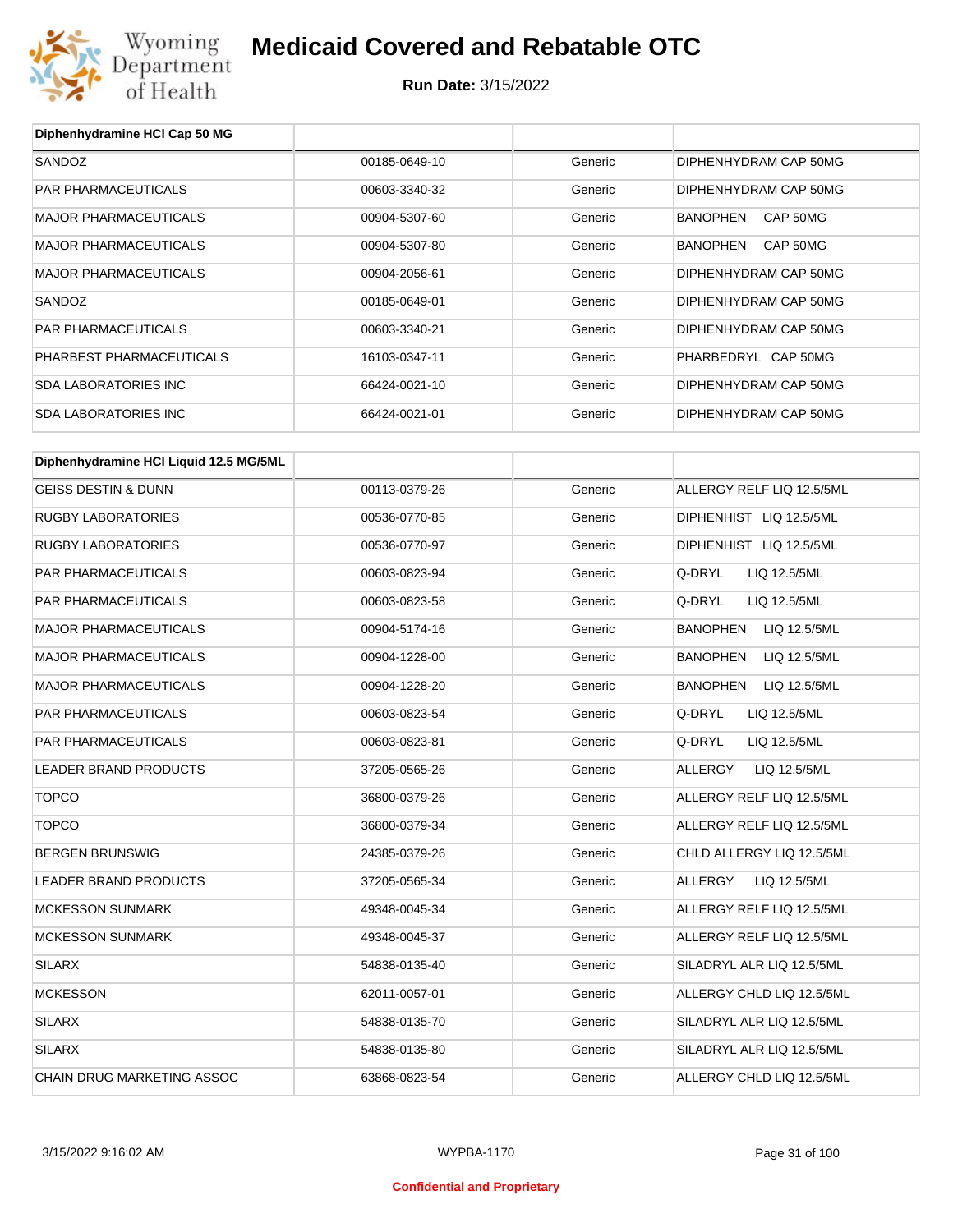| Diphenhydramine HCl Cap 50 MG | | | |
|---|---|---|---|
| SANDOZ | 00185-0649-10 | Generic | DIPHENHYDRAM CAP 50MG |
| PAR PHARMACEUTICALS | 00603-3340-32 | Generic | DIPHENHYDRAM CAP 50MG |
| MAJOR PHARMACEUTICALS | 00904-5307-60 | Generic | BANOPHEN CAP 50MG |
| MAJOR PHARMACEUTICALS | 00904-5307-80 | Generic | BANOPHEN CAP 50MG |
| MAJOR PHARMACEUTICALS | 00904-2056-61 | Generic | DIPHENHYDRAM CAP 50MG |
| SANDOZ | 00185-0649-01 | Generic | DIPHENHYDRAM CAP 50MG |
| PAR PHARMACEUTICALS | 00603-3340-21 | Generic | DIPHENHYDRAM CAP 50MG |
| PHARBEST PHARMACEUTICALS | 16103-0347-11 | Generic | PHARBEDRYL CAP 50MG |
| SDA LABORATORIES INC | 66424-0021-10 | Generic | DIPHENHYDRAM CAP 50MG |
| SDA LABORATORIES INC | 66424-0021-01 | Generic | DIPHENHYDRAM CAP 50MG |

| Diphenhydramine HCl Liquid 12.5 MG/5ML | | | |
|---|---|---|---|
| GEISS DESTIN & DUNN | 00113-0379-26 | Generic | ALLERGY RELF LIQ 12.5/5ML |
| RUGBY LABORATORIES | 00536-0770-85 | Generic | DIPHENHIST LIQ 12.5/5ML |
| RUGBY LABORATORIES | 00536-0770-97 | Generic | DIPHENHIST LIQ 12.5/5ML |
| PAR PHARMACEUTICALS | 00603-0823-94 | Generic | Q-DRYL LIQ 12.5/5ML |
| PAR PHARMACEUTICALS | 00603-0823-58 | Generic | Q-DRYL LIQ 12.5/5ML |
| MAJOR PHARMACEUTICALS | 00904-5174-16 | Generic | BANOPHEN LIQ 12.5/5ML |
| MAJOR PHARMACEUTICALS | 00904-1228-00 | Generic | BANOPHEN LIQ 12.5/5ML |
| MAJOR PHARMACEUTICALS | 00904-1228-20 | Generic | BANOPHEN LIQ 12.5/5ML |
| PAR PHARMACEUTICALS | 00603-0823-54 | Generic | Q-DRYL LIQ 12.5/5ML |
| PAR PHARMACEUTICALS | 00603-0823-81 | Generic | Q-DRYL LIQ 12.5/5ML |
| LEADER BRAND PRODUCTS | 37205-0565-26 | Generic | ALLERGY LIQ 12.5/5ML |
| TOPCO | 36800-0379-26 | Generic | ALLERGY RELF LIQ 12.5/5ML |
| TOPCO | 36800-0379-34 | Generic | ALLERGY RELF LIQ 12.5/5ML |
| BERGEN BRUNSWIG | 24385-0379-26 | Generic | CHLD ALLERGY LIQ 12.5/5ML |
| LEADER BRAND PRODUCTS | 37205-0565-34 | Generic | ALLERGY LIQ 12.5/5ML |
| MCKESSON SUNMARK | 49348-0045-34 | Generic | ALLERGY RELF LIQ 12.5/5ML |
| MCKESSON SUNMARK | 49348-0045-37 | Generic | ALLERGY RELF LIQ 12.5/5ML |
| SILARX | 54838-0135-40 | Generic | SILADRYL ALR LIQ 12.5/5ML |
| MCKESSON | 62011-0057-01 | Generic | ALLERGY CHLD LIQ 12.5/5ML |
| SILARX | 54838-0135-70 | Generic | SILADRYL ALR LIQ 12.5/5ML |
| SILARX | 54838-0135-80 | Generic | SILADRYL ALR LIQ 12.5/5ML |
| CHAIN DRUG MARKETING ASSOC | 63868-0823-54 | Generic | ALLERGY CHLD LIQ 12.5/5ML |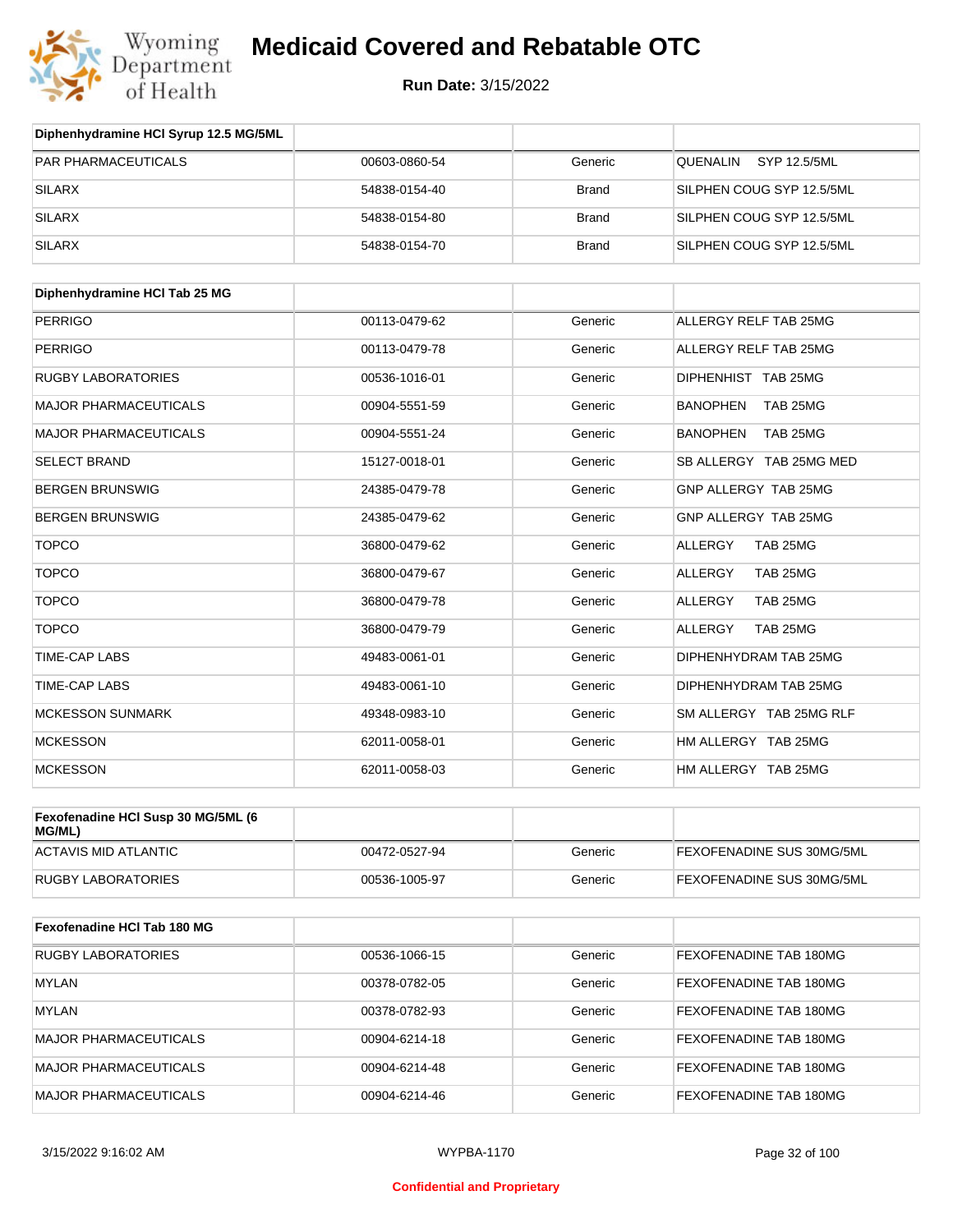| Diphenhydramine HCl Syrup 12.5 MG/5ML | | | |
|---|---|---|---|
| PAR PHARMACEUTICALS | 00603-0860-54 | Generic | QUENALIN SYP 12.5/5ML |
| SILARX | 54838-0154-40 | Brand | SILPHEN COUG SYP 12.5/5ML |
| SILARX | 54838-0154-80 | Brand | SILPHEN COUG SYP 12.5/5ML |
| SILARX | 54838-0154-70 | Brand | SILPHEN COUG SYP 12.5/5ML |

| Diphenhydramine HCl Tab 25 MG | | | |
|---|---|---|---|
| PERRIGO | 00113-0479-62 | Generic | ALLERGY RELF TAB 25MG |
| PERRIGO | 00113-0479-78 | Generic | ALLERGY RELF TAB 25MG |
| RUGBY LABORATORIES | 00536-1016-01 | Generic | DIPHENHIST TAB 25MG |
| MAJOR PHARMACEUTICALS | 00904-5551-59 | Generic | BANOPHEN TAB 25MG |
| MAJOR PHARMACEUTICALS | 00904-5551-24 | Generic | BANOPHEN TAB 25MG |
| SELECT BRAND | 15127-0018-01 | Generic | SB ALLERGY TAB 25MG MED |
| BERGEN BRUNSWIG | 24385-0479-78 | Generic | GNP ALLERGY TAB 25MG |
| BERGEN BRUNSWIG | 24385-0479-62 | Generic | GNP ALLERGY TAB 25MG |
| TOPCO | 36800-0479-62 | Generic | ALLERGY TAB 25MG |
| TOPCO | 36800-0479-67 | Generic | ALLERGY TAB 25MG |
| TOPCO | 36800-0479-78 | Generic | ALLERGY TAB 25MG |
| TOPCO | 36800-0479-79 | Generic | ALLERGY TAB 25MG |
| TIME-CAP LABS | 49483-0061-01 | Generic | DIPHENHYDRAM TAB 25MG |
| TIME-CAP LABS | 49483-0061-10 | Generic | DIPHENHYDRAM TAB 25MG |
| MCKESSON SUNMARK | 49348-0983-10 | Generic | SM ALLERGY TAB 25MG RLF |
| MCKESSON | 62011-0058-01 | Generic | HM ALLERGY TAB 25MG |
| MCKESSON | 62011-0058-03 | Generic | HM ALLERGY TAB 25MG |

| Fexofenadine HCl Susp 30 MG/5ML (6 MG/ML) | | | |
|---|---|---|---|
| ACTAVIS MID ATLANTIC | 00472-0527-94 | Generic | FEXOFENADINE SUS 30MG/5ML |
| RUGBY LABORATORIES | 00536-1005-97 | Generic | FEXOFENADINE SUS 30MG/5ML |

| Fexofenadine HCl Tab 180 MG | | | |
|---|---|---|---|
| RUGBY LABORATORIES | 00536-1066-15 | Generic | FEXOFENADINE TAB 180MG |
| MYLAN | 00378-0782-05 | Generic | FEXOFENADINE TAB 180MG |
| MYLAN | 00378-0782-93 | Generic | FEXOFENADINE TAB 180MG |
| MAJOR PHARMACEUTICALS | 00904-6214-18 | Generic | FEXOFENADINE TAB 180MG |
| MAJOR PHARMACEUTICALS | 00904-6214-48 | Generic | FEXOFENADINE TAB 180MG |
| MAJOR PHARMACEUTICALS | 00904-6214-46 | Generic | FEXOFENADINE TAB 180MG |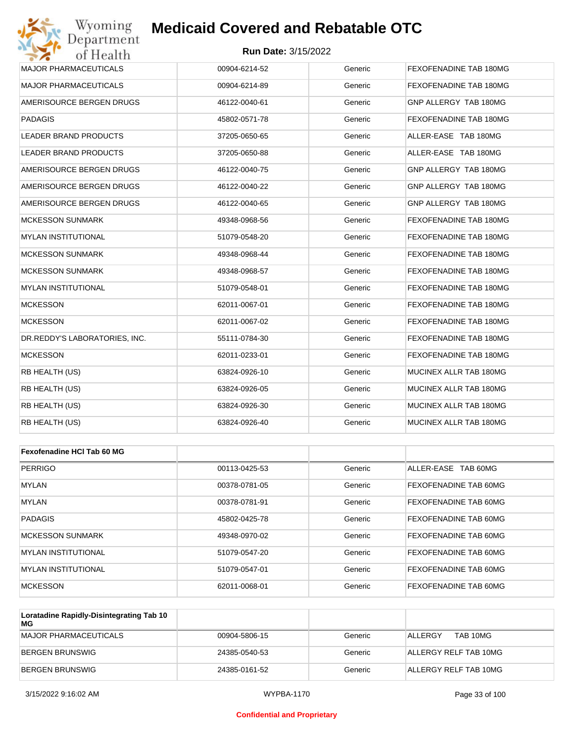| MAJOR PHARMACEUTICALS | 00904-6214-52 | Generic | FEXOFENADINE TAB 180MG |
|---|---|---|---|
| MAJOR PHARMACEUTICALS | 00904-6214-89 | Generic | FEXOFENADINE TAB 180MG |
| AMERISOURCE BERGEN DRUGS | 46122-0040-61 | Generic | GNP ALLERGY TAB 180MG |
| PADAGIS | 45802-0571-78 | Generic | FEXOFENADINE TAB 180MG |
| LEADER BRAND PRODUCTS | 37205-0650-65 | Generic | ALLER-EASE TAB 180MG |
| LEADER BRAND PRODUCTS | 37205-0650-88 | Generic | ALLER-EASE TAB 180MG |
| AMERISOURCE BERGEN DRUGS | 46122-0040-75 | Generic | GNP ALLERGY TAB 180MG |
| AMERISOURCE BERGEN DRUGS | 46122-0040-22 | Generic | GNP ALLERGY TAB 180MG |
| AMERISOURCE BERGEN DRUGS | 46122-0040-65 | Generic | GNP ALLERGY TAB 180MG |
| MCKESSON SUNMARK | 49348-0968-56 | Generic | FEXOFENADINE TAB 180MG |
| MYLAN INSTITUTIONAL | 51079-0548-20 | Generic | FEXOFENADINE TAB 180MG |
| MCKESSON SUNMARK | 49348-0968-44 | Generic | FEXOFENADINE TAB 180MG |
| MCKESSON SUNMARK | 49348-0968-57 | Generic | FEXOFENADINE TAB 180MG |
| MYLAN INSTITUTIONAL | 51079-0548-01 | Generic | FEXOFENADINE TAB 180MG |
| MCKESSON | 62011-0067-01 | Generic | FEXOFENADINE TAB 180MG |
| MCKESSON | 62011-0067-02 | Generic | FEXOFENADINE TAB 180MG |
| DR.REDDY'S LABORATORIES, INC. | 55111-0784-30 | Generic | FEXOFENADINE TAB 180MG |
| MCKESSON | 62011-0233-01 | Generic | FEXOFENADINE TAB 180MG |
| RB HEALTH (US) | 63824-0926-10 | Generic | MUCINEX ALLR TAB 180MG |
| RB HEALTH (US) | 63824-0926-05 | Generic | MUCINEX ALLR TAB 180MG |
| RB HEALTH (US) | 63824-0926-30 | Generic | MUCINEX ALLR TAB 180MG |
| RB HEALTH (US) | 63824-0926-40 | Generic | MUCINEX ALLR TAB 180MG |

| **Fexofenadine HCl Tab 60 MG** | | | |
|---|---|---|---|
| PERRIGO | 00113-0425-53 | Generic | ALLER-EASE TAB 60MG |
| MYLAN | 00378-0781-05 | Generic | FEXOFENADINE TAB 60MG |
| MYLAN | 00378-0781-91 | Generic | FEXOFENADINE TAB 60MG |
| PADAGIS | 45802-0425-78 | Generic | FEXOFENADINE TAB 60MG |
| MCKESSON SUNMARK | 49348-0970-02 | Generic | FEXOFENADINE TAB 60MG |
| MYLAN INSTITUTIONAL | 51079-0547-20 | Generic | FEXOFENADINE TAB 60MG |
| MYLAN INSTITUTIONAL | 51079-0547-01 | Generic | FEXOFENADINE TAB 60MG |
| MCKESSON | 62011-0068-01 | Generic | FEXOFENADINE TAB 60MG |

| **Loratadine Rapidly-Disintegrating Tab 10 MG** | | | |
|---|---|---|---|
| MAJOR PHARMACEUTICALS | 00904-5806-15 | Generic | ALLERGY TAB 10MG |
| BERGEN BRUNSWIG | 24385-0540-53 | Generic | ALLERGY RELF TAB 10MG |
| BERGEN BRUNSWIG | 24385-0161-52 | Generic | ALLERGY RELF TAB 10MG |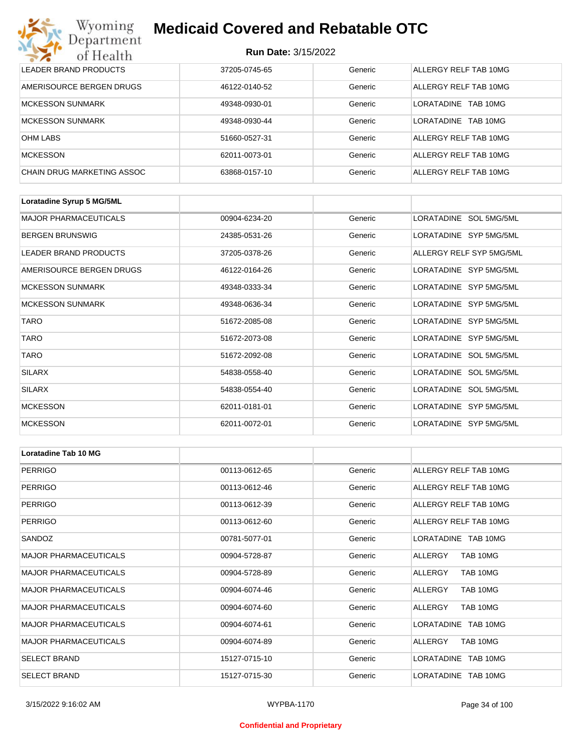| | | | |
|---|---|---|---|
| LEADER BRAND PRODUCTS | 37205-0745-65 | Generic | ALLERGY RELF TAB 10MG |
| AMERISOURCE BERGEN DRUGS | 46122-0140-52 | Generic | ALLERGY RELF TAB 10MG |
| MCKESSON SUNMARK | 49348-0930-01 | Generic | LORATADINE TAB 10MG |
| MCKESSON SUNMARK | 49348-0930-44 | Generic | LORATADINE TAB 10MG |
| OHM LABS | 51660-0527-31 | Generic | ALLERGY RELF TAB 10MG |
| MCKESSON | 62011-0073-01 | Generic | ALLERGY RELF TAB 10MG |
| CHAIN DRUG MARKETING ASSOC | 63868-0157-10 | Generic | ALLERGY RELF TAB 10MG |

| **Loratadine Syrup 5 MG/5ML** | | | |
|---|---|---|---|
| MAJOR PHARMACEUTICALS | 00904-6234-20 | Generic | LORATADINE SOL 5MG/5ML |
| BERGEN BRUNSWIG | 24385-0531-26 | Generic | LORATADINE SYP 5MG/5ML |
| LEADER BRAND PRODUCTS | 37205-0378-26 | Generic | ALLERGY RELF SYP 5MG/5ML |
| AMERISOURCE BERGEN DRUGS | 46122-0164-26 | Generic | LORATADINE SYP 5MG/5ML |
| MCKESSON SUNMARK | 49348-0333-34 | Generic | LORATADINE SYP 5MG/5ML |
| MCKESSON SUNMARK | 49348-0636-34 | Generic | LORATADINE SYP 5MG/5ML |
| TARO | 51672-2085-08 | Generic | LORATADINE SYP 5MG/5ML |
| TARO | 51672-2073-08 | Generic | LORATADINE SYP 5MG/5ML |
| TARO | 51672-2092-08 | Generic | LORATADINE SOL 5MG/5ML |
| SILARX | 54838-0558-40 | Generic | LORATADINE SOL 5MG/5ML |
| SILARX | 54838-0554-40 | Generic | LORATADINE SOL 5MG/5ML |
| MCKESSON | 62011-0181-01 | Generic | LORATADINE SYP 5MG/5ML |
| MCKESSON | 62011-0072-01 | Generic | LORATADINE SYP 5MG/5ML |

| **Loratadine Tab 10 MG** | | | |
|---|---|---|---|
| PERRIGO | 00113-0612-65 | Generic | ALLERGY RELF TAB 10MG |
| PERRIGO | 00113-0612-46 | Generic | ALLERGY RELF TAB 10MG |
| PERRIGO | 00113-0612-39 | Generic | ALLERGY RELF TAB 10MG |
| PERRIGO | 00113-0612-60 | Generic | ALLERGY RELF TAB 10MG |
| SANDOZ | 00781-5077-01 | Generic | LORATADINE TAB 10MG |
| MAJOR PHARMACEUTICALS | 00904-5728-87 | Generic | ALLERGY TAB 10MG |
| MAJOR PHARMACEUTICALS | 00904-5728-89 | Generic | ALLERGY TAB 10MG |
| MAJOR PHARMACEUTICALS | 00904-6074-46 | Generic | ALLERGY TAB 10MG |
| MAJOR PHARMACEUTICALS | 00904-6074-60 | Generic | ALLERGY TAB 10MG |
| MAJOR PHARMACEUTICALS | 00904-6074-61 | Generic | LORATADINE TAB 10MG |
| MAJOR PHARMACEUTICALS | 00904-6074-89 | Generic | ALLERGY TAB 10MG |
| SELECT BRAND | 15127-0715-10 | Generic | LORATADINE TAB 10MG |
| SELECT BRAND | 15127-0715-30 | Generic | LORATADINE TAB 10MG |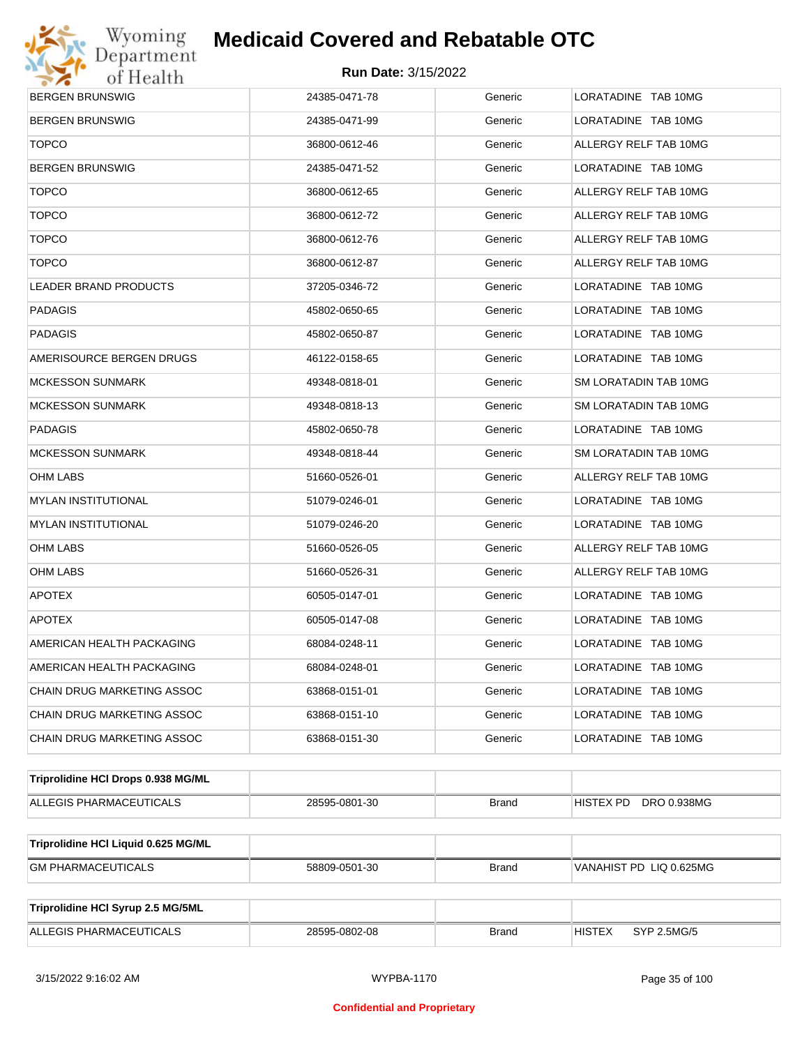| | | | |
|---|---|---|---|
| BERGEN BRUNSWIG | 24385-0471-78 | Generic | LORATADINE TAB 10MG |
| BERGEN BRUNSWIG | 24385-0471-99 | Generic | LORATADINE TAB 10MG |
| TOPCO | 36800-0612-46 | Generic | ALLERGY RELF TAB 10MG |
| BERGEN BRUNSWIG | 24385-0471-52 | Generic | LORATADINE TAB 10MG |
| TOPCO | 36800-0612-65 | Generic | ALLERGY RELF TAB 10MG |
| TOPCO | 36800-0612-72 | Generic | ALLERGY RELF TAB 10MG |
| TOPCO | 36800-0612-76 | Generic | ALLERGY RELF TAB 10MG |
| TOPCO | 36800-0612-87 | Generic | ALLERGY RELF TAB 10MG |
| LEADER BRAND PRODUCTS | 37205-0346-72 | Generic | LORATADINE TAB 10MG |
| PADAGIS | 45802-0650-65 | Generic | LORATADINE TAB 10MG |
| PADAGIS | 45802-0650-87 | Generic | LORATADINE TAB 10MG |
| AMERISOURCE BERGEN DRUGS | 46122-0158-65 | Generic | LORATADINE TAB 10MG |
| MCKESSON SUNMARK | 49348-0818-01 | Generic | SM LORATADIN TAB 10MG |
| MCKESSON SUNMARK | 49348-0818-13 | Generic | SM LORATADIN TAB 10MG |
| PADAGIS | 45802-0650-78 | Generic | LORATADINE TAB 10MG |
| MCKESSON SUNMARK | 49348-0818-44 | Generic | SM LORATADIN TAB 10MG |
| OHM LABS | 51660-0526-01 | Generic | ALLERGY RELF TAB 10MG |
| MYLAN INSTITUTIONAL | 51079-0246-01 | Generic | LORATADINE TAB 10MG |
| MYLAN INSTITUTIONAL | 51079-0246-20 | Generic | LORATADINE TAB 10MG |
| OHM LABS | 51660-0526-05 | Generic | ALLERGY RELF TAB 10MG |
| OHM LABS | 51660-0526-31 | Generic | ALLERGY RELF TAB 10MG |
| APOTEX | 60505-0147-01 | Generic | LORATADINE TAB 10MG |
| APOTEX | 60505-0147-08 | Generic | LORATADINE TAB 10MG |
| AMERICAN HEALTH PACKAGING | 68084-0248-11 | Generic | LORATADINE TAB 10MG |
| AMERICAN HEALTH PACKAGING | 68084-0248-01 | Generic | LORATADINE TAB 10MG |
| CHAIN DRUG MARKETING ASSOC | 63868-0151-01 | Generic | LORATADINE TAB 10MG |
| CHAIN DRUG MARKETING ASSOC | 63868-0151-10 | Generic | LORATADINE TAB 10MG |
| CHAIN DRUG MARKETING ASSOC | 63868-0151-30 | Generic | LORATADINE TAB 10MG |

| **Triprolidine HCl Drops 0.938 MG/ML** | | | |
|---|---|---|---|
| ALLEGIS PHARMACEUTICALS | 28595-0801-30 | Brand | HISTEX PD DRO 0.938MG |

| **Triprolidine HCl Liquid 0.625 MG/ML** | | | |
|---|---|---|---|
| GM PHARMACEUTICALS | 58809-0501-30 | Brand | VANAHIST PD LIQ 0.625MG |

| **Triprolidine HCl Syrup 2.5 MG/5ML** | | | |
|---|---|---|---|
| ALLEGIS PHARMACEUTICALS | 28595-0802-08 | Brand | HISTEX SYP 2.5MG/5 |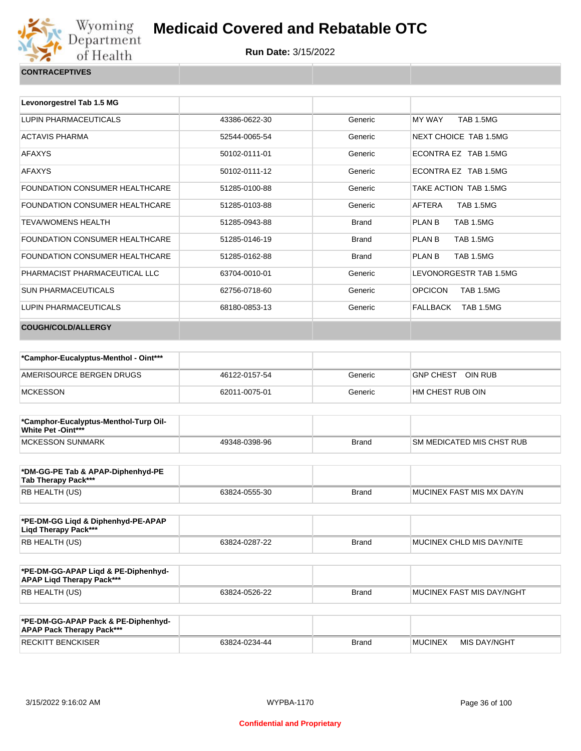## CONTRACEPTIVES

| Levonorgestrel Tab 1.5 MG | | | |
|---|---|---|---|
| LUPIN PHARMACEUTICALS | 43386-0622-30 | Generic | MY WAY TAB 1.5MG |
| ACTAVIS PHARMA | 52544-0065-54 | Generic | NEXT CHOICE TAB 1.5MG |
| AFAXYS | 50102-0111-01 | Generic | ECONTRA EZ TAB 1.5MG |
| AFAXYS | 50102-0111-12 | Generic | ECONTRA EZ TAB 1.5MG |
| FOUNDATION CONSUMER HEALTHCARE | 51285-0100-88 | Generic | TAKE ACTION TAB 1.5MG |
| FOUNDATION CONSUMER HEALTHCARE | 51285-0103-88 | Generic | AFTERA TAB 1.5MG |
| TEVA/WOMENS HEALTH | 51285-0943-88 | Brand | PLAN B TAB 1.5MG |
| FOUNDATION CONSUMER HEALTHCARE | 51285-0146-19 | Brand | PLAN B TAB 1.5MG |
| FOUNDATION CONSUMER HEALTHCARE | 51285-0162-88 | Brand | PLAN B TAB 1.5MG |
| PHARMACIST PHARMACEUTICAL LLC | 63704-0010-01 | Generic | LEVONORGESTR TAB 1.5MG |
| SUN PHARMACEUTICALS | 62756-0718-60 | Generic | OPCICON TAB 1.5MG |
| LUPIN PHARMACEUTICALS | 68180-0853-13 | Generic | FALLBACK TAB 1.5MG |

## COUGH/COLD/ALLERGY

| *Camphor-Eucalyptus-Menthol - Oint*** | | | |
|---|---|---|---|
| AMERISOURCE BERGEN DRUGS | 46122-0157-54 | Generic | GNP CHEST OIN RUB |
| MCKESSON | 62011-0075-01 | Generic | HM CHEST RUB OIN |

| *Camphor-Eucalyptus-Menthol-Turp Oil-White Pet -Oint*** | | | |
|---|---|---|---|
| MCKESSON SUNMARK | 49348-0398-96 | Brand | SM MEDICATED MIS CHST RUB |

| *DM-GG-PE Tab & APAP-Diphenhyd-PE Tab Therapy Pack*** | | | |
|---|---|---|---|
| RB HEALTH (US) | 63824-0555-30 | Brand | MUCINEX FAST MIS MX DAY/N |

| *PE-DM-GG Liqd & Diphenhyd-PE-APAP Liqd Therapy Pack*** | | | |
|---|---|---|---|
| RB HEALTH (US) | 63824-0287-22 | Brand | MUCINEX CHLD MIS DAY/NITE |

| *PE-DM-GG-APAP Liqd & PE-Diphenhyd-APAP Liqd Therapy Pack*** | | | |
|---|---|---|---|
| RB HEALTH (US) | 63824-0526-22 | Brand | MUCINEX FAST MIS DAY/NGHT |

| *PE-DM-GG-APAP Pack & PE-Diphenhyd-APAP Pack Therapy Pack*** | | | |
|---|---|---|---|
| RECKITT BENCKISER | 63824-0234-44 | Brand | MUCINEX MIS DAY/NGHT |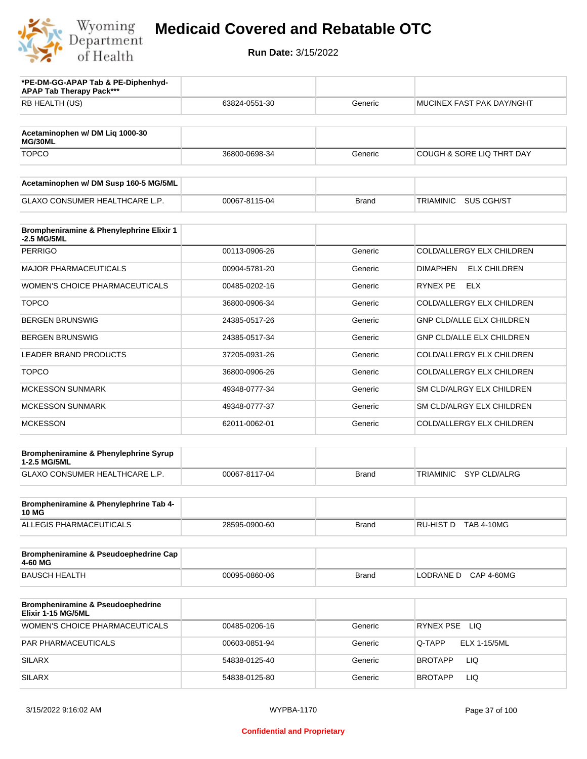# Medicaid Covered and Rebatable OTC

**Run Date:** 3/15/2022

| *PE-DM-GG-APAP Tab & PE-Diphenhyd-APAP Tab Therapy Pack*** | | | |
|---|---|---|---|
| RB HEALTH (US) | 63824-0551-30 | Generic | MUCINEX FAST PAK DAY/NGHT |

| Acetaminophen w/ DM Liq 1000-30 MG/30ML | | | |
|---|---|---|---|
| TOPCO | 36800-0698-34 | Generic | COUGH & SORE LIQ THRT DAY |

| Acetaminophen w/ DM Susp 160-5 MG/5ML | | | |
|---|---|---|---|
| GLAXO CONSUMER HEALTHCARE L.P. | 00067-8115-04 | Brand | TRIAMINIC SUS CGH/ST |

| Brompheniramine & Phenylephrine Elixir 1-2.5 MG/5ML | | | |
|---|---|---|---|
| PERRIGO | 00113-0906-26 | Generic | COLD/ALLERGY ELX CHILDREN |
| MAJOR PHARMACEUTICALS | 00904-5781-20 | Generic | DIMAPHEN ELX CHILDREN |
| WOMEN'S CHOICE PHARMACEUTICALS | 00485-0202-16 | Generic | RYNEX PE ELX |
| TOPCO | 36800-0906-34 | Generic | COLD/ALLERGY ELX CHILDREN |
| BERGEN BRUNSWIG | 24385-0517-26 | Generic | GNP CLD/ALLE ELX CHILDREN |
| BERGEN BRUNSWIG | 24385-0517-34 | Generic | GNP CLD/ALLE ELX CHILDREN |
| LEADER BRAND PRODUCTS | 37205-0931-26 | Generic | COLD/ALLERGY ELX CHILDREN |
| TOPCO | 36800-0906-26 | Generic | COLD/ALLERGY ELX CHILDREN |
| MCKESSON SUNMARK | 49348-0777-34 | Generic | SM CLD/ALRGY ELX CHILDREN |
| MCKESSON SUNMARK | 49348-0777-37 | Generic | SM CLD/ALRGY ELX CHILDREN |
| MCKESSON | 62011-0062-01 | Generic | COLD/ALLERGY ELX CHILDREN |

| Brompheniramine & Phenylephrine Syrup 1-2.5 MG/5ML | | | |
|---|---|---|---|
| GLAXO CONSUMER HEALTHCARE L.P. | 00067-8117-04 | Brand | TRIAMINIC SYP CLD/ALRG |

| Brompheniramine & Phenylephrine Tab 4-10 MG | | | |
|---|---|---|---|
| ALLEGIS PHARMACEUTICALS | 28595-0900-60 | Brand | RU-HIST D TAB 4-10MG |

| Brompheniramine & Pseudoephedrine Cap 4-60 MG | | | |
|---|---|---|---|
| BAUSCH HEALTH | 00095-0860-06 | Brand | LODRANE D CAP 4-60MG |

| Brompheniramine & Pseudoephedrine Elixir 1-15 MG/5ML | | | |
|---|---|---|---|
| WOMEN'S CHOICE PHARMACEUTICALS | 00485-0206-16 | Generic | RYNEX PSE LIQ |
| PAR PHARMACEUTICALS | 00603-0851-94 | Generic | Q-TAPP ELX 1-15/5ML |
| SILARX | 54838-0125-40 | Generic | BROTAPP LIQ |
| SILARX | 54838-0125-80 | Generic | BROTAPP LIQ |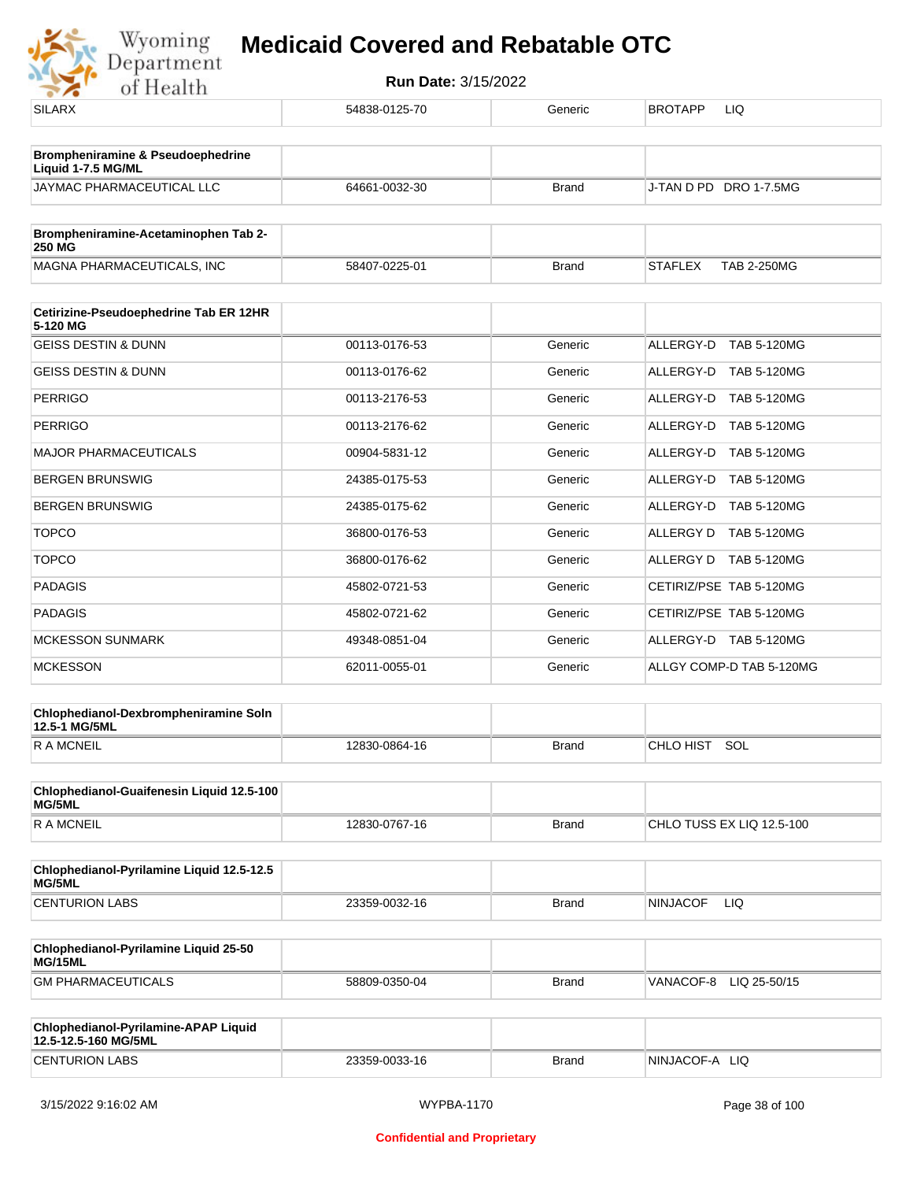| SILARX | 54838-0125-70 | Generic | BROTAPP LIQ |
|---|---|---|---|

| Brompheniramine & Pseudoephedrine Liquid 1-7.5 MG/ML | | | |
|---|---|---|---|
| JAYMAC PHARMACEUTICAL LLC | 64661-0032-30 | Brand | J-TAN D PD DRO 1-7.5MG |

| Brompheniramine-Acetaminophen Tab 2-250 MG | | | |
|---|---|---|---|
| MAGNA PHARMACEUTICALS, INC | 58407-0225-01 | Brand | STAFLEX TAB 2-250MG |

| Cetirizine-Pseudoephedrine Tab ER 12HR 5-120 MG | | | |
|---|---|---|---|
| GEISS DESTIN & DUNN | 00113-0176-53 | Generic | ALLERGY-D TAB 5-120MG |
| GEISS DESTIN & DUNN | 00113-0176-62 | Generic | ALLERGY-D TAB 5-120MG |
| PERRIGO | 00113-2176-53 | Generic | ALLERGY-D TAB 5-120MG |
| PERRIGO | 00113-2176-62 | Generic | ALLERGY-D TAB 5-120MG |
| MAJOR PHARMACEUTICALS | 00904-5831-12 | Generic | ALLERGY-D TAB 5-120MG |
| BERGEN BRUNSWIG | 24385-0175-53 | Generic | ALLERGY-D TAB 5-120MG |
| BERGEN BRUNSWIG | 24385-0175-62 | Generic | ALLERGY-D TAB 5-120MG |
| TOPCO | 36800-0176-53 | Generic | ALLERGY D TAB 5-120MG |
| TOPCO | 36800-0176-62 | Generic | ALLERGY D TAB 5-120MG |
| PADAGIS | 45802-0721-53 | Generic | CETIRIZ/PSE TAB 5-120MG |
| PADAGIS | 45802-0721-62 | Generic | CETIRIZ/PSE TAB 5-120MG |
| MCKESSON SUNMARK | 49348-0851-04 | Generic | ALLERGY-D TAB 5-120MG |
| MCKESSON | 62011-0055-01 | Generic | ALLGY COMP-D TAB 5-120MG |

| Chlophedianol-Dexbrompheniramine Soln 12.5-1 MG/5ML | | | |
|---|---|---|---|
| R A MCNEIL | 12830-0864-16 | Brand | CHLO HIST SOL |

| Chlophedianol-Guaifenesin Liquid 12.5-100 MG/5ML | | | |
|---|---|---|---|
| R A MCNEIL | 12830-0767-16 | Brand | CHLO TUSS EX LIQ 12.5-100 |

| Chlophedianol-Pyrilamine Liquid 12.5-12.5 MG/5ML | | | |
|---|---|---|---|
| CENTURION LABS | 23359-0032-16 | Brand | NINJACOF LIQ |

| Chlophedianol-Pyrilamine Liquid 25-50 MG/15ML | | | |
|---|---|---|---|
| GM PHARMACEUTICALS | 58809-0350-04 | Brand | VANACOF-8 LIQ 25-50/15 |

| Chlophedianol-Pyrilamine-APAP Liquid 12.5-12.5-160 MG/5ML | | | |
|---|---|---|---|
| CENTURION LABS | 23359-0033-16 | Brand | NINJACOF-A LIQ |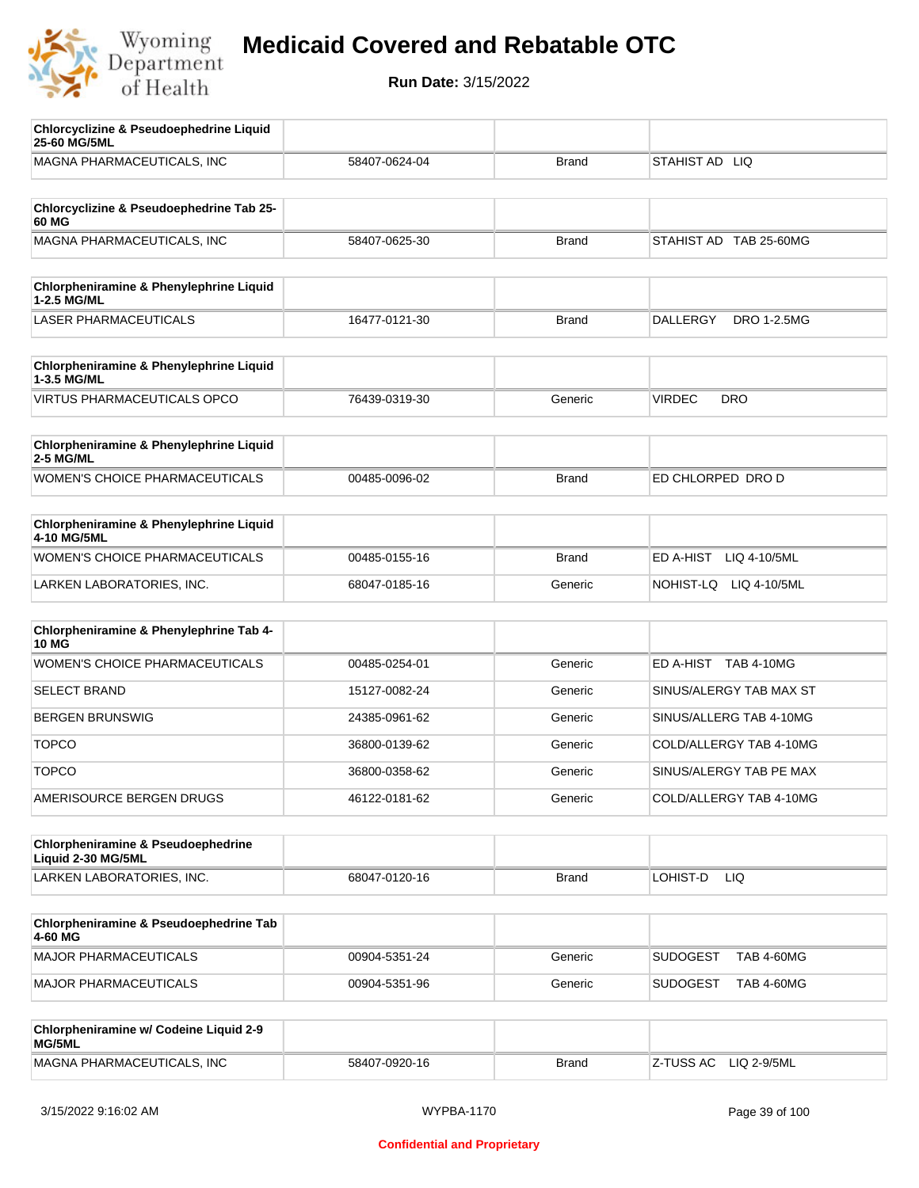| Chlorcyclizine & Pseudoephedrine Liquid 25-60 MG/5ML | | | |
|---|---|---|---|
| MAGNA PHARMACEUTICALS, INC | 58407-0624-04 | Brand | STAHIST AD LIQ |

| Chlorcyclizine & Pseudoephedrine Tab 25-60 MG | | | |
|---|---|---|---|
| MAGNA PHARMACEUTICALS, INC | 58407-0625-30 | Brand | STAHIST AD TAB 25-60MG |

| Chlorpheniramine & Phenylephrine Liquid 1-2.5 MG/ML | | | |
|---|---|---|---|
| LASER PHARMACEUTICALS | 16477-0121-30 | Brand | DALLERGY DRO 1-2.5MG |

| Chlorpheniramine & Phenylephrine Liquid 1-3.5 MG/ML | | | |
|---|---|---|---|
| VIRTUS PHARMACEUTICALS OPCO | 76439-0319-30 | Generic | VIRDEC DRO |

| Chlorpheniramine & Phenylephrine Liquid 2-5 MG/ML | | | |
|---|---|---|---|
| WOMEN'S CHOICE PHARMACEUTICALS | 00485-0096-02 | Brand | ED CHLORPED DRO D |

| Chlorpheniramine & Phenylephrine Liquid 4-10 MG/5ML | | | |
|---|---|---|---|
| WOMEN'S CHOICE PHARMACEUTICALS | 00485-0155-16 | Brand | ED A-HIST LIQ 4-10/5ML |
| LARKEN LABORATORIES, INC. | 68047-0185-16 | Generic | NOHIST-LQ LIQ 4-10/5ML |

| Chlorpheniramine & Phenylephrine Tab 4-10 MG | | | |
|---|---|---|---|
| WOMEN'S CHOICE PHARMACEUTICALS | 00485-0254-01 | Generic | ED A-HIST TAB 4-10MG |
| SELECT BRAND | 15127-0082-24 | Generic | SINUS/ALERGY TAB MAX ST |
| BERGEN BRUNSWIG | 24385-0961-62 | Generic | SINUS/ALLERG TAB 4-10MG |
| TOPCO | 36800-0139-62 | Generic | COLD/ALLERGY TAB 4-10MG |
| TOPCO | 36800-0358-62 | Generic | SINUS/ALERGY TAB PE MAX |
| AMERISOURCE BERGEN DRUGS | 46122-0181-62 | Generic | COLD/ALLERGY TAB 4-10MG |

| Chlorpheniramine & Pseudoephedrine Liquid 2-30 MG/5ML | | | |
|---|---|---|---|
| LARKEN LABORATORIES, INC. | 68047-0120-16 | Brand | LOHIST-D LIQ |

| Chlorpheniramine & Pseudoephedrine Tab 4-60 MG | | | |
|---|---|---|---|
| MAJOR PHARMACEUTICALS | 00904-5351-24 | Generic | SUDOGEST TAB 4-60MG |
| MAJOR PHARMACEUTICALS | 00904-5351-96 | Generic | SUDOGEST TAB 4-60MG |

| Chlorpheniramine w/ Codeine Liquid 2-9 MG/5ML | | | |
|---|---|---|---|
| MAGNA PHARMACEUTICALS, INC | 58407-0920-16 | Brand | Z-TUSS AC LIQ 2-9/5ML |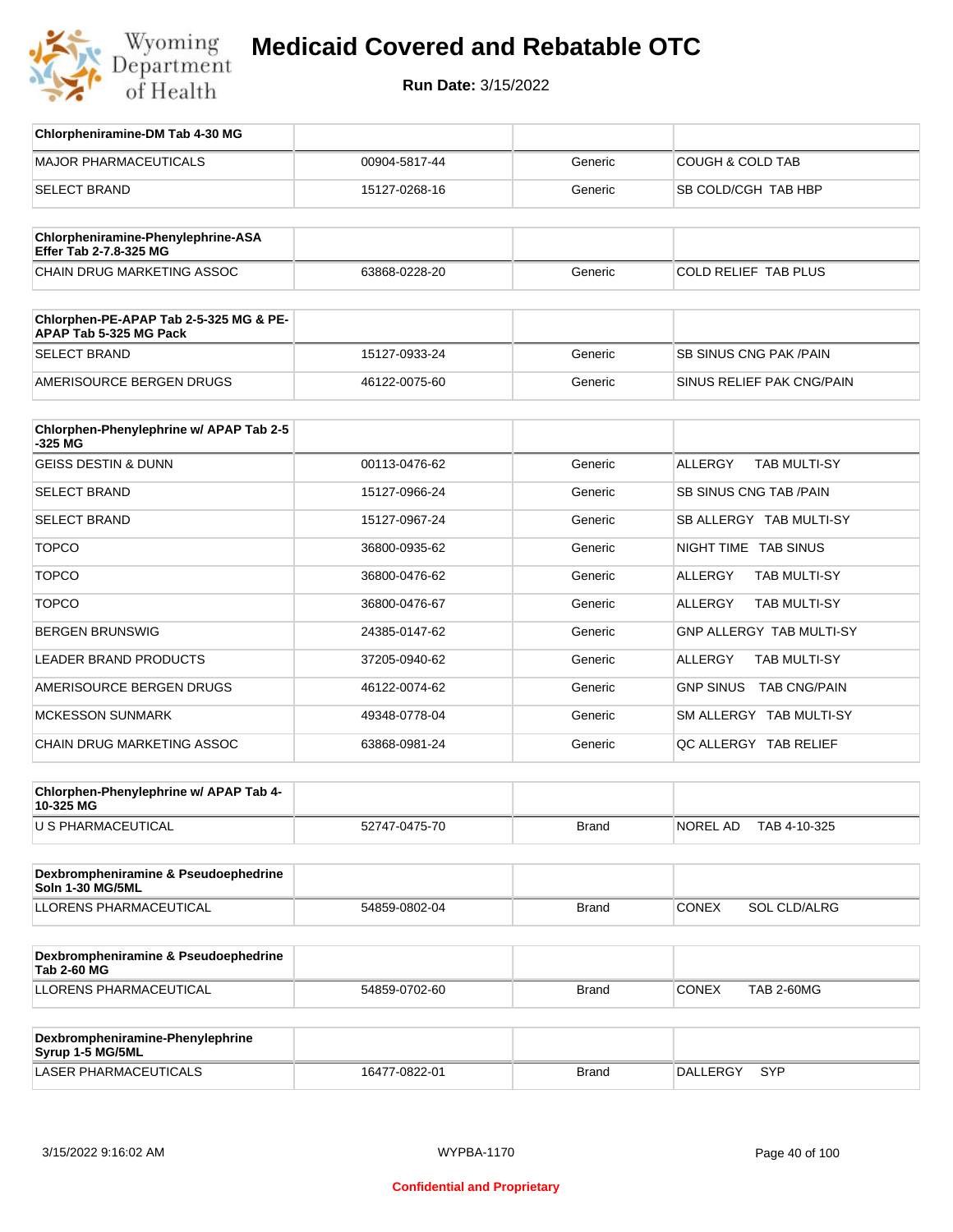# Medicaid Covered and Rebatable OTC

**Run Date:** 3/15/2022

| Chlorpheniramine-DM Tab 4-30 MG | | | |
|---|---|---|---|
| MAJOR PHARMACEUTICALS | 00904-5817-44 | Generic | COUGH & COLD TAB |
| SELECT BRAND | 15127-0268-16 | Generic | SB COLD/CGH TAB HBP |

| Chlorpheniramine-Phenylephrine-ASA Effer Tab 2-7.8-325 MG | | | |
|---|---|---|---|
| CHAIN DRUG MARKETING ASSOC | 63868-0228-20 | Generic | COLD RELIEF TAB PLUS |

| Chlorphen-PE-APAP Tab 2-5-325 MG & PE-APAP Tab 5-325 MG Pack | | | |
|---|---|---|---|
| SELECT BRAND | 15127-0933-24 | Generic | SB SINUS CNG PAK /PAIN |
| AMERISOURCE BERGEN DRUGS | 46122-0075-60 | Generic | SINUS RELIEF PAK CNG/PAIN |

| Chlorphen-Phenylephrine w/ APAP Tab 2-5-325 MG | | | |
|---|---|---|---|
| GEISS DESTIN & DUNN | 00113-0476-62 | Generic | ALLERGY TAB MULTI-SY |
| SELECT BRAND | 15127-0966-24 | Generic | SB SINUS CNG TAB /PAIN |
| SELECT BRAND | 15127-0967-24 | Generic | SB ALLERGY TAB MULTI-SY |
| TOPCO | 36800-0935-62 | Generic | NIGHT TIME TAB SINUS |
| TOPCO | 36800-0476-62 | Generic | ALLERGY TAB MULTI-SY |
| TOPCO | 36800-0476-67 | Generic | ALLERGY TAB MULTI-SY |
| BERGEN BRUNSWIG | 24385-0147-62 | Generic | GNP ALLERGY TAB MULTI-SY |
| LEADER BRAND PRODUCTS | 37205-0940-62 | Generic | ALLERGY TAB MULTI-SY |
| AMERISOURCE BERGEN DRUGS | 46122-0074-62 | Generic | GNP SINUS TAB CNG/PAIN |
| MCKESSON SUNMARK | 49348-0778-04 | Generic | SM ALLERGY TAB MULTI-SY |
| CHAIN DRUG MARKETING ASSOC | 63868-0981-24 | Generic | QC ALLERGY TAB RELIEF |

| Chlorphen-Phenylephrine w/ APAP Tab 4-10-325 MG | | | |
|---|---|---|---|
| U S PHARMACEUTICAL | 52747-0475-70 | Brand | NOREL AD TAB 4-10-325 |

| Dexbrompheniramine & Pseudoephedrine Soln 1-30 MG/5ML | | | |
|---|---|---|---|
| LLORENS PHARMACEUTICAL | 54859-0802-04 | Brand | CONEX SOL CLD/ALRG |

| Dexbrompheniramine & Pseudoephedrine Tab 2-60 MG | | | |
|---|---|---|---|
| LLORENS PHARMACEUTICAL | 54859-0702-60 | Brand | CONEX TAB 2-60MG |

| Dexbrompheniramine-Phenylephrine Syrup 1-5 MG/5ML | | | |
|---|---|---|---|
| LASER PHARMACEUTICALS | 16477-0822-01 | Brand | DALLERGY SYP |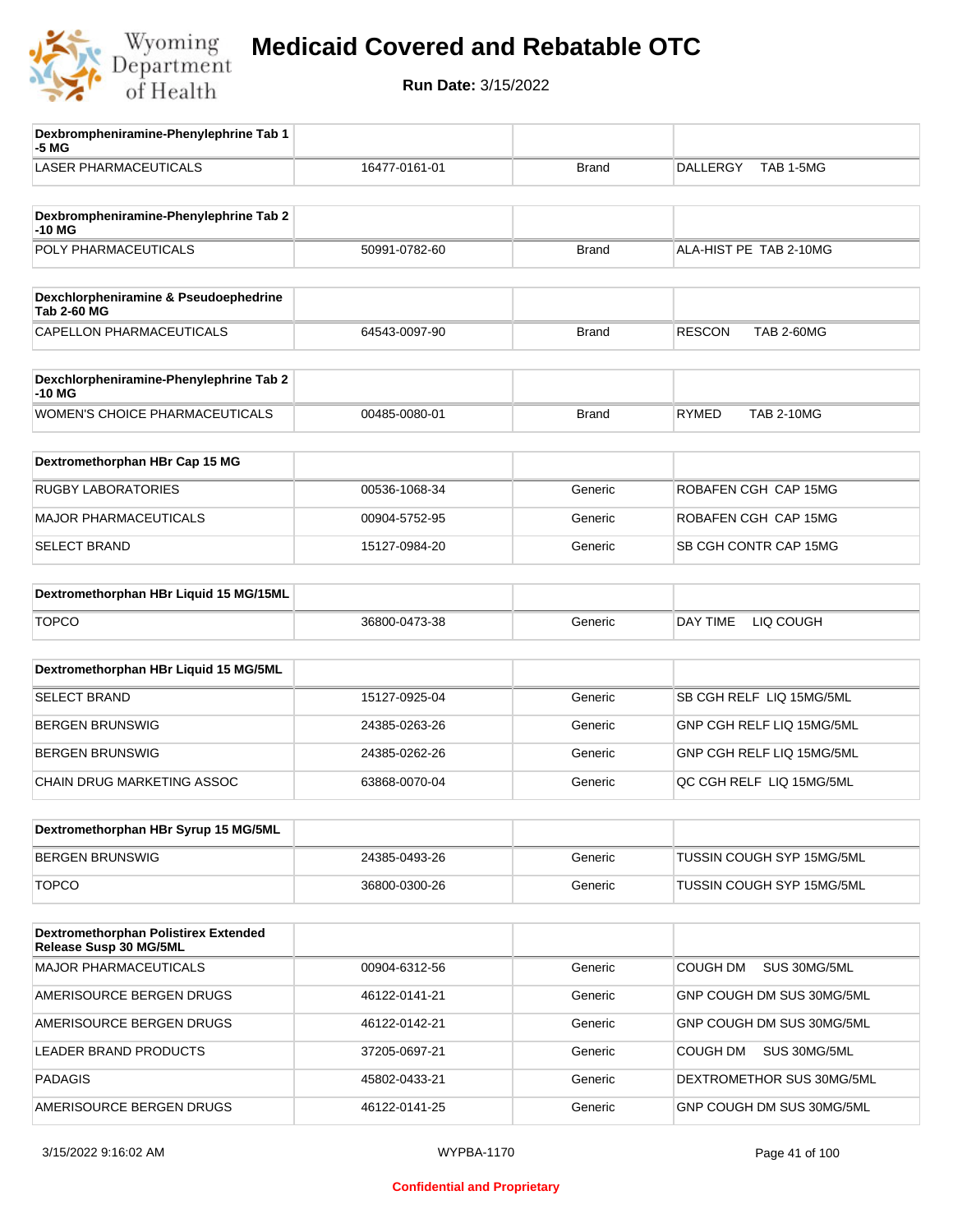# Medicaid Covered and Rebatable OTC

**Run Date:** 3/15/2022

| Dexbrompheniramine-Phenylephrine Tab 1-5 MG | | | |
|---|---|---|---|
| LASER PHARMACEUTICALS | 16477-0161-01 | Brand | DALLERGY TAB 1-5MG |

| Dexbrompheniramine-Phenylephrine Tab 2-10 MG | | | |
|---|---|---|---|
| POLY PHARMACEUTICALS | 50991-0782-60 | Brand | ALA-HIST PE TAB 2-10MG |

| Dexchlorpheniramine & Pseudoephedrine Tab 2-60 MG | | | |
|---|---|---|---|
| CAPELLON PHARMACEUTICALS | 64543-0097-90 | Brand | RESCON TAB 2-60MG |

| Dexchlorpheniramine-Phenylephrine Tab 2-10 MG | | | |
|---|---|---|---|
| WOMEN'S CHOICE PHARMACEUTICALS | 00485-0080-01 | Brand | RYMED TAB 2-10MG |

| Dextromethorphan HBr Cap 15 MG | | | |
|---|---|---|---|
| RUGBY LABORATORIES | 00536-1068-34 | Generic | ROBAFEN CGH CAP 15MG |
| MAJOR PHARMACEUTICALS | 00904-5752-95 | Generic | ROBAFEN CGH CAP 15MG |
| SELECT BRAND | 15127-0984-20 | Generic | SB CGH CONTR CAP 15MG |

| Dextromethorphan HBr Liquid 15 MG/15ML | | | |
|---|---|---|---|
| TOPCO | 36800-0473-38 | Generic | DAY TIME LIQ COUGH |

| Dextromethorphan HBr Liquid 15 MG/5ML | | | |
|---|---|---|---|
| SELECT BRAND | 15127-0925-04 | Generic | SB CGH RELF LIQ 15MG/5ML |
| BERGEN BRUNSWIG | 24385-0263-26 | Generic | GNP CGH RELF LIQ 15MG/5ML |
| BERGEN BRUNSWIG | 24385-0262-26 | Generic | GNP CGH RELF LIQ 15MG/5ML |
| CHAIN DRUG MARKETING ASSOC | 63868-0070-04 | Generic | QC CGH RELF LIQ 15MG/5ML |

| Dextromethorphan HBr Syrup 15 MG/5ML | | | |
|---|---|---|---|
| BERGEN BRUNSWIG | 24385-0493-26 | Generic | TUSSIN COUGH SYP 15MG/5ML |
| TOPCO | 36800-0300-26 | Generic | TUSSIN COUGH SYP 15MG/5ML |

| Dextromethorphan Polistirex Extended Release Susp 30 MG/5ML | | | |
|---|---|---|---|
| MAJOR PHARMACEUTICALS | 00904-6312-56 | Generic | COUGH DM SUS 30MG/5ML |
| AMERISOURCE BERGEN DRUGS | 46122-0141-21 | Generic | GNP COUGH DM SUS 30MG/5ML |
| AMERISOURCE BERGEN DRUGS | 46122-0142-21 | Generic | GNP COUGH DM SUS 30MG/5ML |
| LEADER BRAND PRODUCTS | 37205-0697-21 | Generic | COUGH DM SUS 30MG/5ML |
| PADAGIS | 45802-0433-21 | Generic | DEXTROMETHOR SUS 30MG/5ML |
| AMERISOURCE BERGEN DRUGS | 46122-0141-25 | Generic | GNP COUGH DM SUS 30MG/5ML |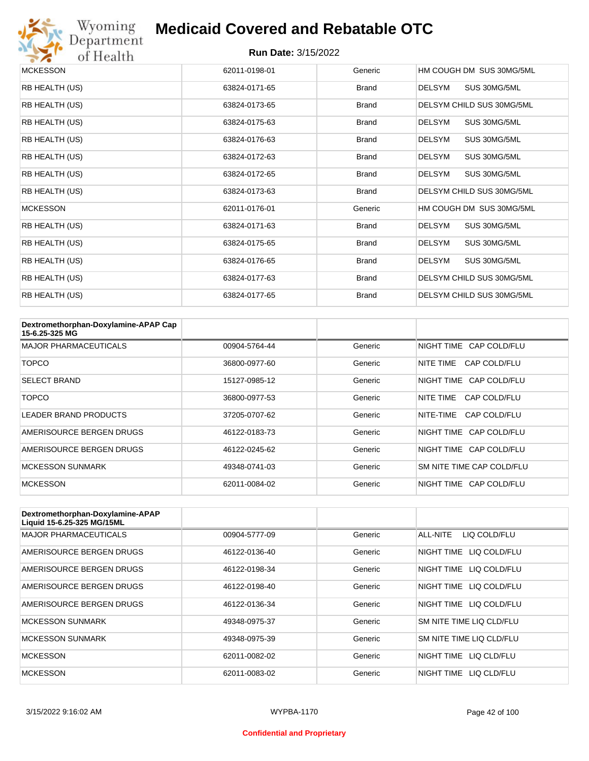# Medicaid Covered and Rebatable OTC

**Run Date:** 3/15/2022

| | | | |
|---|---|---|---|
| MCKESSON | 62011-0198-01 | Generic | HM COUGH DM SUS 30MG/5ML |
| RB HEALTH (US) | 63824-0171-65 | Brand | DELSYM SUS 30MG/5ML |
| RB HEALTH (US) | 63824-0173-65 | Brand | DELSYM CHILD SUS 30MG/5ML |
| RB HEALTH (US) | 63824-0175-63 | Brand | DELSYM SUS 30MG/5ML |
| RB HEALTH (US) | 63824-0176-63 | Brand | DELSYM SUS 30MG/5ML |
| RB HEALTH (US) | 63824-0172-63 | Brand | DELSYM SUS 30MG/5ML |
| RB HEALTH (US) | 63824-0172-65 | Brand | DELSYM SUS 30MG/5ML |
| RB HEALTH (US) | 63824-0173-63 | Brand | DELSYM CHILD SUS 30MG/5ML |
| MCKESSON | 62011-0176-01 | Generic | HM COUGH DM SUS 30MG/5ML |
| RB HEALTH (US) | 63824-0171-63 | Brand | DELSYM SUS 30MG/5ML |
| RB HEALTH (US) | 63824-0175-65 | Brand | DELSYM SUS 30MG/5ML |
| RB HEALTH (US) | 63824-0176-65 | Brand | DELSYM SUS 30MG/5ML |
| RB HEALTH (US) | 63824-0177-63 | Brand | DELSYM CHILD SUS 30MG/5ML |
| RB HEALTH (US) | 63824-0177-65 | Brand | DELSYM CHILD SUS 30MG/5ML |

| **Dextromethorphan-Doxylamine-APAP Cap 15-6.25-325 MG** | | | |
|---|---|---|---|
| MAJOR PHARMACEUTICALS | 00904-5764-44 | Generic | NIGHT TIME CAP COLD/FLU |
| TOPCO | 36800-0977-60 | Generic | NITE TIME CAP COLD/FLU |
| SELECT BRAND | 15127-0985-12 | Generic | NIGHT TIME CAP COLD/FLU |
| TOPCO | 36800-0977-53 | Generic | NITE TIME CAP COLD/FLU |
| LEADER BRAND PRODUCTS | 37205-0707-62 | Generic | NITE-TIME CAP COLD/FLU |
| AMERISOURCE BERGEN DRUGS | 46122-0183-73 | Generic | NIGHT TIME CAP COLD/FLU |
| AMERISOURCE BERGEN DRUGS | 46122-0245-62 | Generic | NIGHT TIME CAP COLD/FLU |
| MCKESSON SUNMARK | 49348-0741-03 | Generic | SM NITE TIME CAP COLD/FLU |
| MCKESSON | 62011-0084-02 | Generic | NIGHT TIME CAP COLD/FLU |

| **Dextromethorphan-Doxylamine-APAP Liquid 15-6.25-325 MG/15ML** | | | |
|---|---|---|---|
| MAJOR PHARMACEUTICALS | 00904-5777-09 | Generic | ALL-NITE LIQ COLD/FLU |
| AMERISOURCE BERGEN DRUGS | 46122-0136-40 | Generic | NIGHT TIME LIQ COLD/FLU |
| AMERISOURCE BERGEN DRUGS | 46122-0198-34 | Generic | NIGHT TIME LIQ COLD/FLU |
| AMERISOURCE BERGEN DRUGS | 46122-0198-40 | Generic | NIGHT TIME LIQ COLD/FLU |
| AMERISOURCE BERGEN DRUGS | 46122-0136-34 | Generic | NIGHT TIME LIQ COLD/FLU |
| MCKESSON SUNMARK | 49348-0975-37 | Generic | SM NITE TIME LIQ CLD/FLU |
| MCKESSON SUNMARK | 49348-0975-39 | Generic | SM NITE TIME LIQ CLD/FLU |
| MCKESSON | 62011-0082-02 | Generic | NIGHT TIME LIQ CLD/FLU |
| MCKESSON | 62011-0083-02 | Generic | NIGHT TIME LIQ CLD/FLU |

Confidential and Proprietary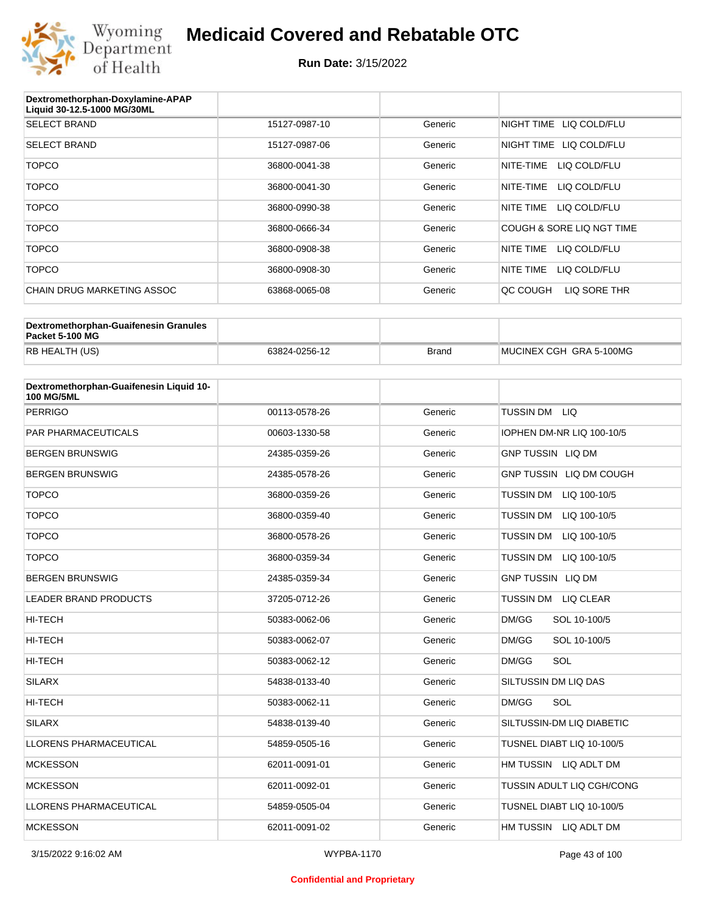# Medicaid Covered and Rebatable OTC

**Run Date:** 3/15/2022

| Dextromethorphan-Doxylamine-APAP Liquid 30-12.5-1000 MG/30ML | | | |
|---|---|---|---|
| SELECT BRAND | 15127-0987-10 | Generic | NIGHT TIME LIQ COLD/FLU |
| SELECT BRAND | 15127-0987-06 | Generic | NIGHT TIME LIQ COLD/FLU |
| TOPCO | 36800-0041-38 | Generic | NITE-TIME LIQ COLD/FLU |
| TOPCO | 36800-0041-30 | Generic | NITE-TIME LIQ COLD/FLU |
| TOPCO | 36800-0990-38 | Generic | NITE TIME LIQ COLD/FLU |
| TOPCO | 36800-0666-34 | Generic | COUGH & SORE LIQ NGT TIME |
| TOPCO | 36800-0908-38 | Generic | NITE TIME LIQ COLD/FLU |
| TOPCO | 36800-0908-30 | Generic | NITE TIME LIQ COLD/FLU |
| CHAIN DRUG MARKETING ASSOC | 63868-0065-08 | Generic | QC COUGH LIQ SORE THR |

| Dextromethorphan-Guaifenesin Granules Packet 5-100 MG | | | |
|---|---|---|---|
| RB HEALTH (US) | 63824-0256-12 | Brand | MUCINEX CGH GRA 5-100MG |

| Dextromethorphan-Guaifenesin Liquid 10-100 MG/5ML | | | |
|---|---|---|---|
| PERRIGO | 00113-0578-26 | Generic | TUSSIN DM LIQ |
| PAR PHARMACEUTICALS | 00603-1330-58 | Generic | IOPHEN DM-NR LIQ 100-10/5 |
| BERGEN BRUNSWIG | 24385-0359-26 | Generic | GNP TUSSIN LIQ DM |
| BERGEN BRUNSWIG | 24385-0578-26 | Generic | GNP TUSSIN LIQ DM COUGH |
| TOPCO | 36800-0359-26 | Generic | TUSSIN DM LIQ 100-10/5 |
| TOPCO | 36800-0359-40 | Generic | TUSSIN DM LIQ 100-10/5 |
| TOPCO | 36800-0578-26 | Generic | TUSSIN DM LIQ 100-10/5 |
| TOPCO | 36800-0359-34 | Generic | TUSSIN DM LIQ 100-10/5 |
| BERGEN BRUNSWIG | 24385-0359-34 | Generic | GNP TUSSIN LIQ DM |
| LEADER BRAND PRODUCTS | 37205-0712-26 | Generic | TUSSIN DM LIQ CLEAR |
| HI-TECH | 50383-0062-06 | Generic | DM/GG SOL 10-100/5 |
| HI-TECH | 50383-0062-07 | Generic | DM/GG SOL 10-100/5 |
| HI-TECH | 50383-0062-12 | Generic | DM/GG SOL |
| SILARX | 54838-0133-40 | Generic | SILTUSSIN DM LIQ DAS |
| HI-TECH | 50383-0062-11 | Generic | DM/GG SOL |
| SILARX | 54838-0139-40 | Generic | SILTUSSIN-DM LIQ DIABETIC |
| LLORENS PHARMACEUTICAL | 54859-0505-16 | Generic | TUSNEL DIABT LIQ 10-100/5 |
| MCKESSON | 62011-0091-01 | Generic | HM TUSSIN LIQ ADLT DM |
| MCKESSON | 62011-0092-01 | Generic | TUSSIN ADULT LIQ CGH/CONG |
| LLORENS PHARMACEUTICAL | 54859-0505-04 | Generic | TUSNEL DIABT LIQ 10-100/5 |
| MCKESSON | 62011-0091-02 | Generic | HM TUSSIN LIQ ADLT DM |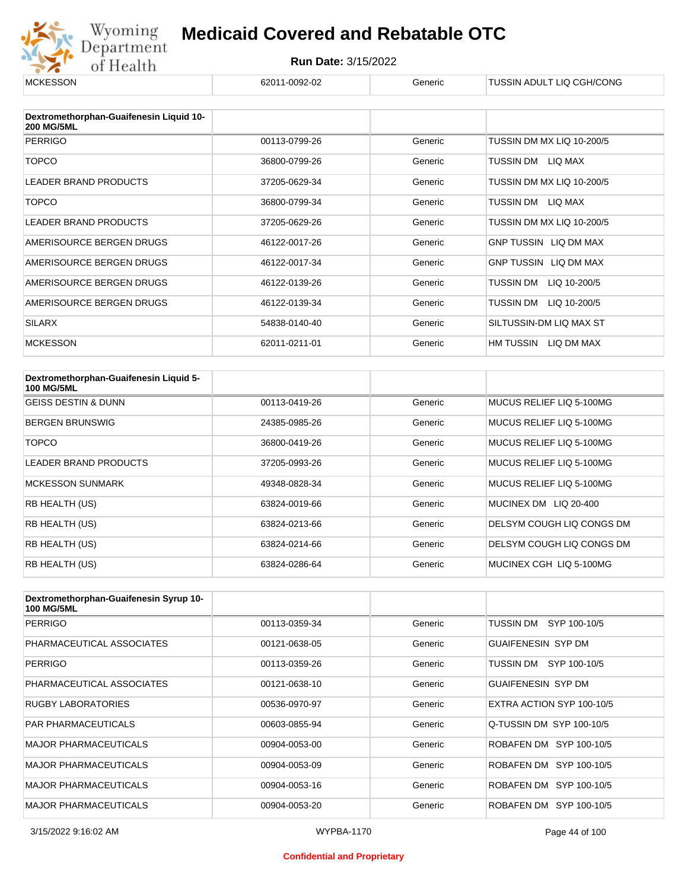| MCKESSON | 62011-0092-02 | Generic | TUSSIN ADULT LIQ CGH/CONG |
|---|---|---|---|

| Dextromethorphan-Guaifenesin Liquid 10-200 MG/5ML | | | |
|---|---|---|---|
| PERRIGO | 00113-0799-26 | Generic | TUSSIN DM MX LIQ 10-200/5 |
| TOPCO | 36800-0799-26 | Generic | TUSSIN DM LIQ MAX |
| LEADER BRAND PRODUCTS | 37205-0629-34 | Generic | TUSSIN DM MX LIQ 10-200/5 |
| TOPCO | 36800-0799-34 | Generic | TUSSIN DM LIQ MAX |
| LEADER BRAND PRODUCTS | 37205-0629-26 | Generic | TUSSIN DM MX LIQ 10-200/5 |
| AMERISOURCE BERGEN DRUGS | 46122-0017-26 | Generic | GNP TUSSIN LIQ DM MAX |
| AMERISOURCE BERGEN DRUGS | 46122-0017-34 | Generic | GNP TUSSIN LIQ DM MAX |
| AMERISOURCE BERGEN DRUGS | 46122-0139-26 | Generic | TUSSIN DM LIQ 10-200/5 |
| AMERISOURCE BERGEN DRUGS | 46122-0139-34 | Generic | TUSSIN DM LIQ 10-200/5 |
| SILARX | 54838-0140-40 | Generic | SILTUSSIN-DM LIQ MAX ST |
| MCKESSON | 62011-0211-01 | Generic | HM TUSSIN LIQ DM MAX |

| Dextromethorphan-Guaifenesin Liquid 5-100 MG/5ML | | | |
|---|---|---|---|
| GEISS DESTIN & DUNN | 00113-0419-26 | Generic | MUCUS RELIEF LIQ 5-100MG |
| BERGEN BRUNSWIG | 24385-0985-26 | Generic | MUCUS RELIEF LIQ 5-100MG |
| TOPCO | 36800-0419-26 | Generic | MUCUS RELIEF LIQ 5-100MG |
| LEADER BRAND PRODUCTS | 37205-0993-26 | Generic | MUCUS RELIEF LIQ 5-100MG |
| MCKESSON SUNMARK | 49348-0828-34 | Generic | MUCUS RELIEF LIQ 5-100MG |
| RB HEALTH (US) | 63824-0019-66 | Generic | MUCINEX DM LIQ 20-400 |
| RB HEALTH (US) | 63824-0213-66 | Generic | DELSYM COUGH LIQ CONGS DM |
| RB HEALTH (US) | 63824-0214-66 | Generic | DELSYM COUGH LIQ CONGS DM |
| RB HEALTH (US) | 63824-0286-64 | Generic | MUCINEX CGH LIQ 5-100MG |

| Dextromethorphan-Guaifenesin Syrup 10-100 MG/5ML | | | |
|---|---|---|---|
| PERRIGO | 00113-0359-34 | Generic | TUSSIN DM SYP 100-10/5 |
| PHARMACEUTICAL ASSOCIATES | 00121-0638-05 | Generic | GUAIFENESIN SYP DM |
| PERRIGO | 00113-0359-26 | Generic | TUSSIN DM SYP 100-10/5 |
| PHARMACEUTICAL ASSOCIATES | 00121-0638-10 | Generic | GUAIFENESIN SYP DM |
| RUGBY LABORATORIES | 00536-0970-97 | Generic | EXTRA ACTION SYP 100-10/5 |
| PAR PHARMACEUTICALS | 00603-0855-94 | Generic | Q-TUSSIN DM SYP 100-10/5 |
| MAJOR PHARMACEUTICALS | 00904-0053-00 | Generic | ROBAFEN DM SYP 100-10/5 |
| MAJOR PHARMACEUTICALS | 00904-0053-09 | Generic | ROBAFEN DM SYP 100-10/5 |
| MAJOR PHARMACEUTICALS | 00904-0053-16 | Generic | ROBAFEN DM SYP 100-10/5 |
| MAJOR PHARMACEUTICALS | 00904-0053-20 | Generic | ROBAFEN DM SYP 100-10/5 |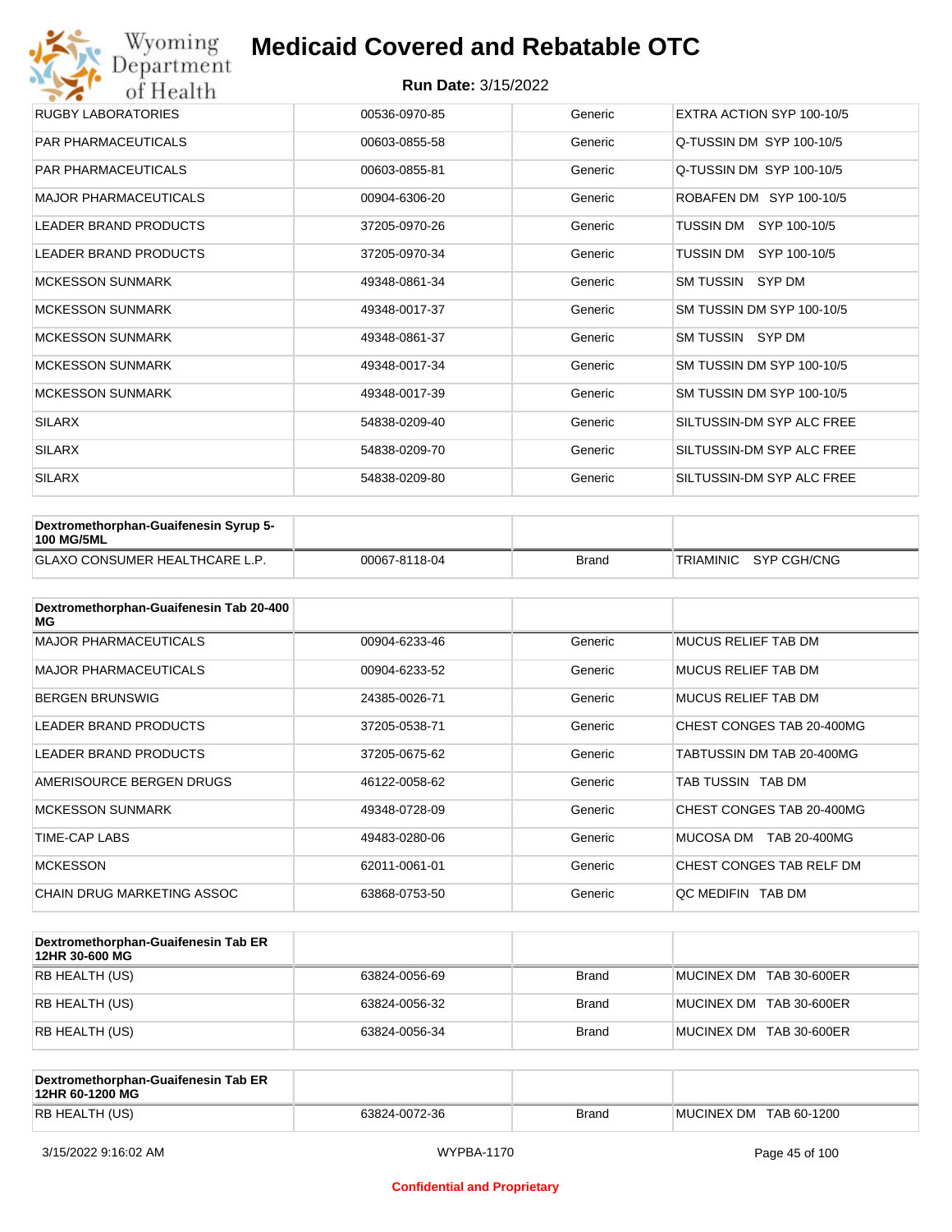| | | | |
|---|---|---|---|
| RUGBY LABORATORIES | 00536-0970-85 | Generic | EXTRA ACTION SYP 100-10/5 |
| PAR PHARMACEUTICALS | 00603-0855-58 | Generic | Q-TUSSIN DM SYP 100-10/5 |
| PAR PHARMACEUTICALS | 00603-0855-81 | Generic | Q-TUSSIN DM SYP 100-10/5 |
| MAJOR PHARMACEUTICALS | 00904-6306-20 | Generic | ROBAFEN DM SYP 100-10/5 |
| LEADER BRAND PRODUCTS | 37205-0970-26 | Generic | TUSSIN DM SYP 100-10/5 |
| LEADER BRAND PRODUCTS | 37205-0970-34 | Generic | TUSSIN DM SYP 100-10/5 |
| MCKESSON SUNMARK | 49348-0861-34 | Generic | SM TUSSIN SYP DM |
| MCKESSON SUNMARK | 49348-0017-37 | Generic | SM TUSSIN DM SYP 100-10/5 |
| MCKESSON SUNMARK | 49348-0861-37 | Generic | SM TUSSIN SYP DM |
| MCKESSON SUNMARK | 49348-0017-34 | Generic | SM TUSSIN DM SYP 100-10/5 |
| MCKESSON SUNMARK | 49348-0017-39 | Generic | SM TUSSIN DM SYP 100-10/5 |
| SILARX | 54838-0209-40 | Generic | SILTUSSIN-DM SYP ALC FREE |
| SILARX | 54838-0209-70 | Generic | SILTUSSIN-DM SYP ALC FREE |
| SILARX | 54838-0209-80 | Generic | SILTUSSIN-DM SYP ALC FREE |

| Dextromethorphan-Guaifenesin Syrup 5-100 MG/5ML | | | |
|---|---|---|---|
| GLAXO CONSUMER HEALTHCARE L.P. | 00067-8118-04 | Brand | TRIAMINIC SYP CGH/CNG |

| Dextromethorphan-Guaifenesin Tab 20-400 MG | | | |
|---|---|---|---|
| MAJOR PHARMACEUTICALS | 00904-6233-46 | Generic | MUCUS RELIEF TAB DM |
| MAJOR PHARMACEUTICALS | 00904-6233-52 | Generic | MUCUS RELIEF TAB DM |
| BERGEN BRUNSWIG | 24385-0026-71 | Generic | MUCUS RELIEF TAB DM |
| LEADER BRAND PRODUCTS | 37205-0538-71 | Generic | CHEST CONGES TAB 20-400MG |
| LEADER BRAND PRODUCTS | 37205-0675-62 | Generic | TABTUSSIN DM TAB 20-400MG |
| AMERISOURCE BERGEN DRUGS | 46122-0058-62 | Generic | TAB TUSSIN TAB DM |
| MCKESSON SUNMARK | 49348-0728-09 | Generic | CHEST CONGES TAB 20-400MG |
| TIME-CAP LABS | 49483-0280-06 | Generic | MUCOSA DM TAB 20-400MG |
| MCKESSON | 62011-0061-01 | Generic | CHEST CONGES TAB RELF DM |
| CHAIN DRUG MARKETING ASSOC | 63868-0753-50 | Generic | QC MEDIFIN TAB DM |

| Dextromethorphan-Guaifenesin Tab ER 12HR 30-600 MG | | | |
|---|---|---|---|
| RB HEALTH (US) | 63824-0056-69 | Brand | MUCINEX DM TAB 30-600ER |
| RB HEALTH (US) | 63824-0056-32 | Brand | MUCINEX DM TAB 30-600ER |
| RB HEALTH (US) | 63824-0056-34 | Brand | MUCINEX DM TAB 30-600ER |

| Dextromethorphan-Guaifenesin Tab ER 12HR 60-1200 MG | | | |
|---|---|---|---|
| RB HEALTH (US) | 63824-0072-36 | Brand | MUCINEX DM TAB 60-1200 |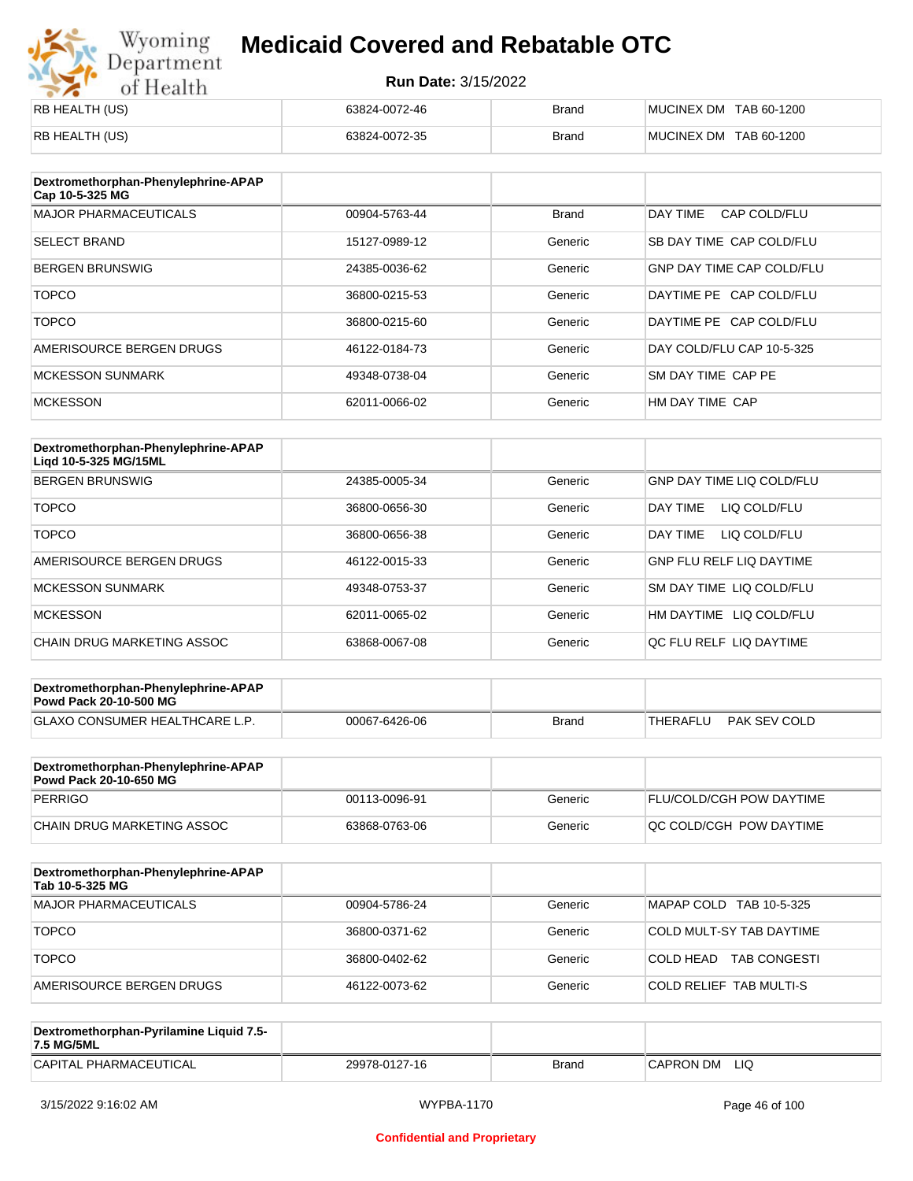| RB HEALTH (US) | 63824-0072-46 | Brand | MUCINEX DM TAB 60-1200 |
|---|---|---|---|
| RB HEALTH (US) | 63824-0072-35 | Brand | MUCINEX DM TAB 60-1200 |

| Dextromethorphan-Phenylephrine-APAP Cap 10-5-325 MG | | | |
|---|---|---|---|
| MAJOR PHARMACEUTICALS | 00904-5763-44 | Brand | DAY TIME CAP COLD/FLU |
| SELECT BRAND | 15127-0989-12 | Generic | SB DAY TIME CAP COLD/FLU |
| BERGEN BRUNSWIG | 24385-0036-62 | Generic | GNP DAY TIME CAP COLD/FLU |
| TOPCO | 36800-0215-53 | Generic | DAYTIME PE CAP COLD/FLU |
| TOPCO | 36800-0215-60 | Generic | DAYTIME PE CAP COLD/FLU |
| AMERISOURCE BERGEN DRUGS | 46122-0184-73 | Generic | DAY COLD/FLU CAP 10-5-325 |
| MCKESSON SUNMARK | 49348-0738-04 | Generic | SM DAY TIME CAP PE |
| MCKESSON | 62011-0066-02 | Generic | HM DAY TIME CAP |

| Dextromethorphan-Phenylephrine-APAP Liqd 10-5-325 MG/15ML | | | |
|---|---|---|---|
| BERGEN BRUNSWIG | 24385-0005-34 | Generic | GNP DAY TIME LIQ COLD/FLU |
| TOPCO | 36800-0656-30 | Generic | DAY TIME LIQ COLD/FLU |
| TOPCO | 36800-0656-38 | Generic | DAY TIME LIQ COLD/FLU |
| AMERISOURCE BERGEN DRUGS | 46122-0015-33 | Generic | GNP FLU RELF LIQ DAYTIME |
| MCKESSON SUNMARK | 49348-0753-37 | Generic | SM DAY TIME LIQ COLD/FLU |
| MCKESSON | 62011-0065-02 | Generic | HM DAYTIME LIQ COLD/FLU |
| CHAIN DRUG MARKETING ASSOC | 63868-0067-08 | Generic | QC FLU RELF LIQ DAYTIME |

| Dextromethorphan-Phenylephrine-APAP Powd Pack 20-10-500 MG | | | |
|---|---|---|---|
| GLAXO CONSUMER HEALTHCARE L.P. | 00067-6426-06 | Brand | THERAFLU PAK SEV COLD |

| Dextromethorphan-Phenylephrine-APAP Powd Pack 20-10-650 MG | | | |
|---|---|---|---|
| PERRIGO | 00113-0096-91 | Generic | FLU/COLD/CGH POW DAYTIME |
| CHAIN DRUG MARKETING ASSOC | 63868-0763-06 | Generic | QC COLD/CGH POW DAYTIME |

| Dextromethorphan-Phenylephrine-APAP Tab 10-5-325 MG | | | |
|---|---|---|---|
| MAJOR PHARMACEUTICALS | 00904-5786-24 | Generic | MAPAP COLD TAB 10-5-325 |
| TOPCO | 36800-0371-62 | Generic | COLD MULT-SY TAB DAYTIME |
| TOPCO | 36800-0402-62 | Generic | COLD HEAD TAB CONGESTI |
| AMERISOURCE BERGEN DRUGS | 46122-0073-62 | Generic | COLD RELIEF TAB MULTI-S |

| Dextromethorphan-Pyrilamine Liquid 7.5-7.5 MG/5ML | | | |
|---|---|---|---|
| CAPITAL PHARMACEUTICAL | 29978-0127-16 | Brand | CAPRON DM LIQ |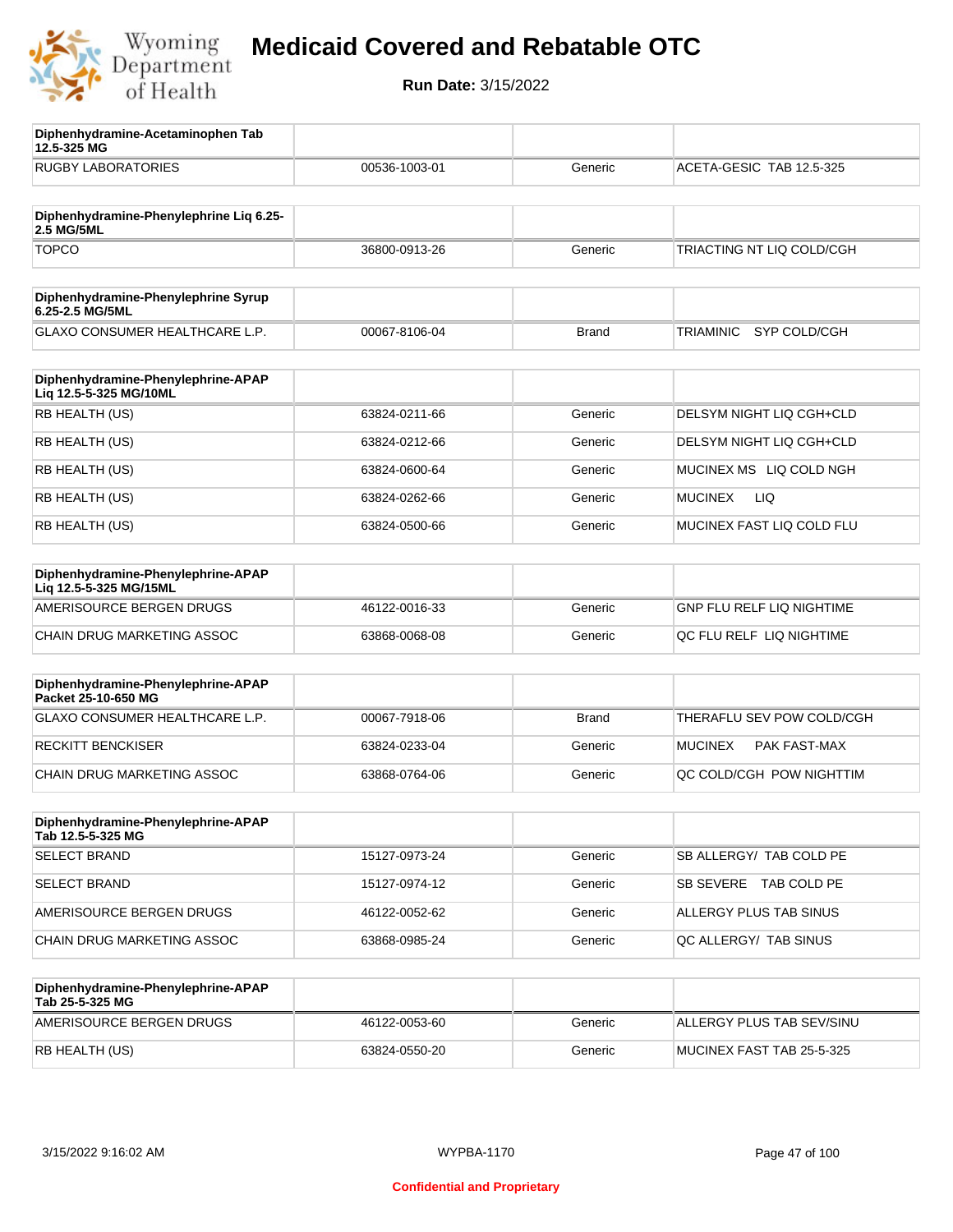# Medicaid Covered and Rebatable OTC

**Run Date:** 3/15/2022

| Diphenhydramine-Acetaminophen Tab 12.5-325 MG | | | |
|---|---|---|---|
| RUGBY LABORATORIES | 00536-1003-01 | Generic | ACETA-GESIC TAB 12.5-325 |

| Diphenhydramine-Phenylephrine Liq 6.25-2.5 MG/5ML | | | |
|---|---|---|---|
| TOPCO | 36800-0913-26 | Generic | TRIACTING NT LIQ COLD/CGH |

| Diphenhydramine-Phenylephrine Syrup 6.25-2.5 MG/5ML | | | |
|---|---|---|---|
| GLAXO CONSUMER HEALTHCARE L.P. | 00067-8106-04 | Brand | TRIAMINIC SYP COLD/CGH |

| Diphenhydramine-Phenylephrine-APAP Liq 12.5-5-325 MG/10ML | | | |
|---|---|---|---|
| RB HEALTH (US) | 63824-0211-66 | Generic | DELSYM NIGHT LIQ CGH+CLD |
| RB HEALTH (US) | 63824-0212-66 | Generic | DELSYM NIGHT LIQ CGH+CLD |
| RB HEALTH (US) | 63824-0600-64 | Generic | MUCINEX MS LIQ COLD NGH |
| RB HEALTH (US) | 63824-0262-66 | Generic | MUCINEX LIQ |
| RB HEALTH (US) | 63824-0500-66 | Generic | MUCINEX FAST LIQ COLD FLU |

| Diphenhydramine-Phenylephrine-APAP Liq 12.5-5-325 MG/15ML | | | |
|---|---|---|---|
| AMERISOURCE BERGEN DRUGS | 46122-0016-33 | Generic | GNP FLU RELF LIQ NIGHTIME |
| CHAIN DRUG MARKETING ASSOC | 63868-0068-08 | Generic | QC FLU RELF LIQ NIGHTIME |

| Diphenhydramine-Phenylephrine-APAP Packet 25-10-650 MG | | | |
|---|---|---|---|
| GLAXO CONSUMER HEALTHCARE L.P. | 00067-7918-06 | Brand | THERAFLU SEV POW COLD/CGH |
| RECKITT BENCKISER | 63824-0233-04 | Generic | MUCINEX PAK FAST-MAX |
| CHAIN DRUG MARKETING ASSOC | 63868-0764-06 | Generic | QC COLD/CGH POW NIGHTTIM |

| Diphenhydramine-Phenylephrine-APAP Tab 12.5-5-325 MG | | | |
|---|---|---|---|
| SELECT BRAND | 15127-0973-24 | Generic | SB ALLERGY/ TAB COLD PE |
| SELECT BRAND | 15127-0974-12 | Generic | SB SEVERE TAB COLD PE |
| AMERISOURCE BERGEN DRUGS | 46122-0052-62 | Generic | ALLERGY PLUS TAB SINUS |
| CHAIN DRUG MARKETING ASSOC | 63868-0985-24 | Generic | QC ALLERGY/ TAB SINUS |

| Diphenhydramine-Phenylephrine-APAP Tab 25-5-325 MG | | | |
|---|---|---|---|
| AMERISOURCE BERGEN DRUGS | 46122-0053-60 | Generic | ALLERGY PLUS TAB SEV/SINU |
| RB HEALTH (US) | 63824-0550-20 | Generic | MUCINEX FAST TAB 25-5-325 |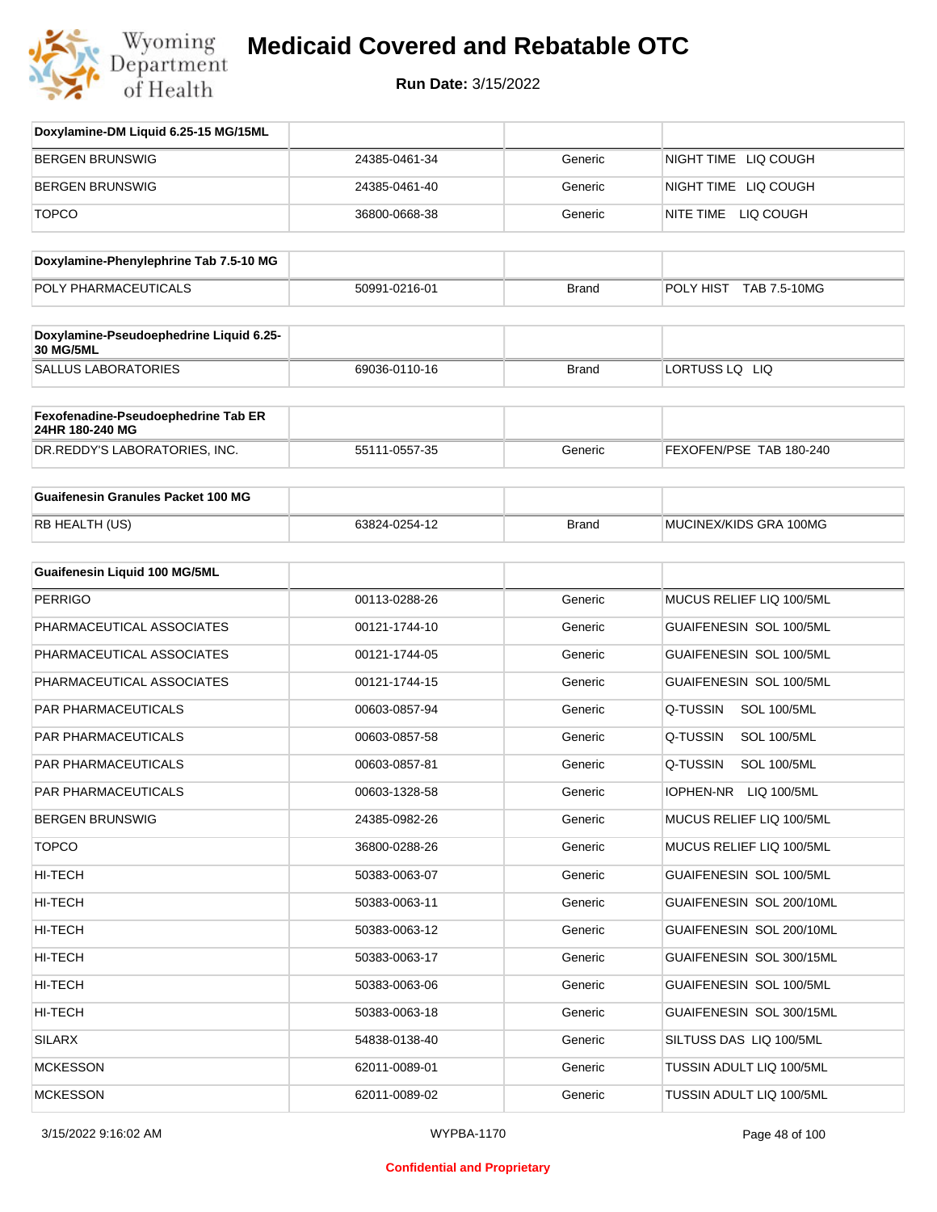| Doxylamine-DM Liquid 6.25-15 MG/15ML | | | |
|---|---|---|---|
| BERGEN BRUNSWIG | 24385-0461-34 | Generic | NIGHT TIME LIQ COUGH |
| BERGEN BRUNSWIG | 24385-0461-40 | Generic | NIGHT TIME LIQ COUGH |
| TOPCO | 36800-0668-38 | Generic | NITE TIME LIQ COUGH |

| Doxylamine-Phenylephrine Tab 7.5-10 MG | | | |
|---|---|---|---|
| POLY PHARMACEUTICALS | 50991-0216-01 | Brand | POLY HIST TAB 7.5-10MG |

| Doxylamine-Pseudoephedrine Liquid 6.25-30 MG/5ML | | | |
|---|---|---|---|
| SALLUS LABORATORIES | 69036-0110-16 | Brand | LORTUSS LQ LIQ |

| Fexofenadine-Pseudoephedrine Tab ER 24HR 180-240 MG | | | |
|---|---|---|---|
| DR.REDDY'S LABORATORIES, INC. | 55111-0557-35 | Generic | FEXOFEN/PSE TAB 180-240 |

| Guaifenesin Granules Packet 100 MG | | | |
|---|---|---|---|
| RB HEALTH (US) | 63824-0254-12 | Brand | MUCINEX/KIDS GRA 100MG |

| Guaifenesin Liquid 100 MG/5ML | | | |
|---|---|---|---|
| PERRIGO | 00113-0288-26 | Generic | MUCUS RELIEF LIQ 100/5ML |
| PHARMACEUTICAL ASSOCIATES | 00121-1744-10 | Generic | GUAIFENESIN SOL 100/5ML |
| PHARMACEUTICAL ASSOCIATES | 00121-1744-05 | Generic | GUAIFENESIN SOL 100/5ML |
| PHARMACEUTICAL ASSOCIATES | 00121-1744-15 | Generic | GUAIFENESIN SOL 100/5ML |
| PAR PHARMACEUTICALS | 00603-0857-94 | Generic | Q-TUSSIN SOL 100/5ML |
| PAR PHARMACEUTICALS | 00603-0857-58 | Generic | Q-TUSSIN SOL 100/5ML |
| PAR PHARMACEUTICALS | 00603-0857-81 | Generic | Q-TUSSIN SOL 100/5ML |
| PAR PHARMACEUTICALS | 00603-1328-58 | Generic | IOPHEN-NR LIQ 100/5ML |
| BERGEN BRUNSWIG | 24385-0982-26 | Generic | MUCUS RELIEF LIQ 100/5ML |
| TOPCO | 36800-0288-26 | Generic | MUCUS RELIEF LIQ 100/5ML |
| HI-TECH | 50383-0063-07 | Generic | GUAIFENESIN SOL 100/5ML |
| HI-TECH | 50383-0063-11 | Generic | GUAIFENESIN SOL 200/10ML |
| HI-TECH | 50383-0063-12 | Generic | GUAIFENESIN SOL 200/10ML |
| HI-TECH | 50383-0063-17 | Generic | GUAIFENESIN SOL 300/15ML |
| HI-TECH | 50383-0063-06 | Generic | GUAIFENESIN SOL 100/5ML |
| HI-TECH | 50383-0063-18 | Generic | GUAIFENESIN SOL 300/15ML |
| SILARX | 54838-0138-40 | Generic | SILTUSS DAS LIQ 100/5ML |
| MCKESSON | 62011-0089-01 | Generic | TUSSIN ADULT LIQ 100/5ML |
| MCKESSON | 62011-0089-02 | Generic | TUSSIN ADULT LIQ 100/5ML |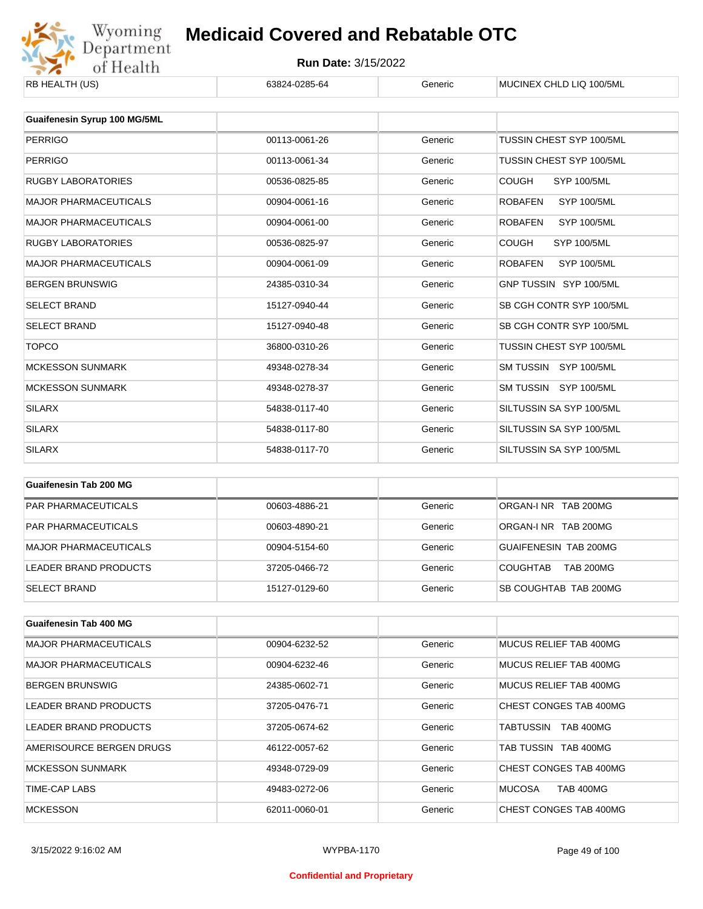| RB HEALTH (US) | 63824-0285-64 | Generic | MUCINEX CHLD LIQ 100/5ML |
|---|---|---|---|

| Guaifenesin Syrup 100 MG/5ML | | | |
|---|---|---|---|
| PERRIGO | 00113-0061-26 | Generic | TUSSIN CHEST SYP 100/5ML |
| PERRIGO | 00113-0061-34 | Generic | TUSSIN CHEST SYP 100/5ML |
| RUGBY LABORATORIES | 00536-0825-85 | Generic | COUGH SYP 100/5ML |
| MAJOR PHARMACEUTICALS | 00904-0061-16 | Generic | ROBAFEN SYP 100/5ML |
| MAJOR PHARMACEUTICALS | 00904-0061-00 | Generic | ROBAFEN SYP 100/5ML |
| RUGBY LABORATORIES | 00536-0825-97 | Generic | COUGH SYP 100/5ML |
| MAJOR PHARMACEUTICALS | 00904-0061-09 | Generic | ROBAFEN SYP 100/5ML |
| BERGEN BRUNSWIG | 24385-0310-34 | Generic | GNP TUSSIN SYP 100/5ML |
| SELECT BRAND | 15127-0940-44 | Generic | SB CGH CONTR SYP 100/5ML |
| SELECT BRAND | 15127-0940-48 | Generic | SB CGH CONTR SYP 100/5ML |
| TOPCO | 36800-0310-26 | Generic | TUSSIN CHEST SYP 100/5ML |
| MCKESSON SUNMARK | 49348-0278-34 | Generic | SM TUSSIN SYP 100/5ML |
| MCKESSON SUNMARK | 49348-0278-37 | Generic | SM TUSSIN SYP 100/5ML |
| SILARX | 54838-0117-40 | Generic | SILTUSSIN SA SYP 100/5ML |
| SILARX | 54838-0117-80 | Generic | SILTUSSIN SA SYP 100/5ML |
| SILARX | 54838-0117-70 | Generic | SILTUSSIN SA SYP 100/5ML |

| Guaifenesin Tab 200 MG | | | |
|---|---|---|---|
| PAR PHARMACEUTICALS | 00603-4886-21 | Generic | ORGAN-I NR TAB 200MG |
| PAR PHARMACEUTICALS | 00603-4890-21 | Generic | ORGAN-I NR TAB 200MG |
| MAJOR PHARMACEUTICALS | 00904-5154-60 | Generic | GUAIFENESIN TAB 200MG |
| LEADER BRAND PRODUCTS | 37205-0466-72 | Generic | COUGHTAB TAB 200MG |
| SELECT BRAND | 15127-0129-60 | Generic | SB COUGHTAB TAB 200MG |

| Guaifenesin Tab 400 MG | | | |
|---|---|---|---|
| MAJOR PHARMACEUTICALS | 00904-6232-52 | Generic | MUCUS RELIEF TAB 400MG |
| MAJOR PHARMACEUTICALS | 00904-6232-46 | Generic | MUCUS RELIEF TAB 400MG |
| BERGEN BRUNSWIG | 24385-0602-71 | Generic | MUCUS RELIEF TAB 400MG |
| LEADER BRAND PRODUCTS | 37205-0476-71 | Generic | CHEST CONGES TAB 400MG |
| LEADER BRAND PRODUCTS | 37205-0674-62 | Generic | TABTUSSIN TAB 400MG |
| AMERISOURCE BERGEN DRUGS | 46122-0057-62 | Generic | TAB TUSSIN TAB 400MG |
| MCKESSON SUNMARK | 49348-0729-09 | Generic | CHEST CONGES TAB 400MG |
| TIME-CAP LABS | 49483-0272-06 | Generic | MUCOSA TAB 400MG |
| MCKESSON | 62011-0060-01 | Generic | CHEST CONGES TAB 400MG |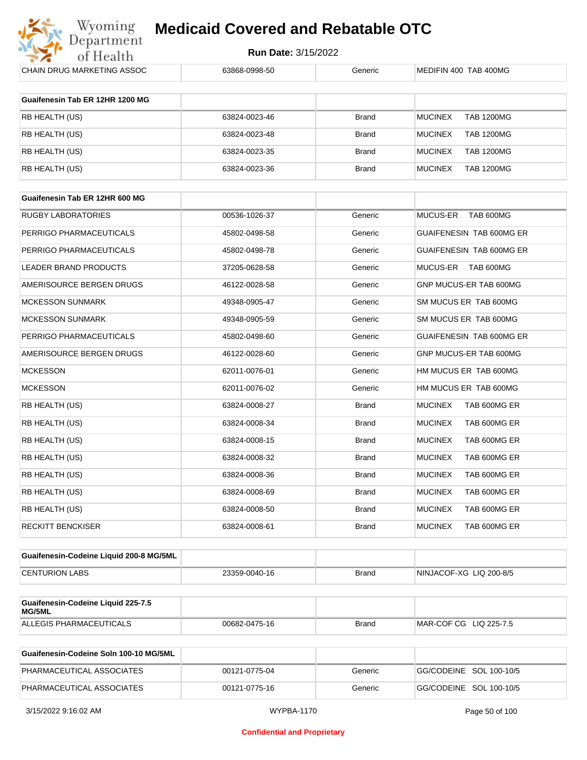| CHAIN DRUG MARKETING ASSOC | 63868-0998-50 | Generic | MEDIFIN 400 TAB 400MG |
|---|---|---|---|

| Guaifenesin Tab ER 12HR 1200 MG | | | |
|---|---|---|---|
| RB HEALTH (US) | 63824-0023-46 | Brand | MUCINEX TAB 1200MG |
| RB HEALTH (US) | 63824-0023-48 | Brand | MUCINEX TAB 1200MG |
| RB HEALTH (US) | 63824-0023-35 | Brand | MUCINEX TAB 1200MG |
| RB HEALTH (US) | 63824-0023-36 | Brand | MUCINEX TAB 1200MG |

| Guaifenesin Tab ER 12HR 600 MG | | | |
|---|---|---|---|
| RUGBY LABORATORIES | 00536-1026-37 | Generic | MUCUS-ER TAB 600MG |
| PERRIGO PHARMACEUTICALS | 45802-0498-58 | Generic | GUAIFENESIN TAB 600MG ER |
| PERRIGO PHARMACEUTICALS | 45802-0498-78 | Generic | GUAIFENESIN TAB 600MG ER |
| LEADER BRAND PRODUCTS | 37205-0628-58 | Generic | MUCUS-ER TAB 600MG |
| AMERISOURCE BERGEN DRUGS | 46122-0028-58 | Generic | GNP MUCUS-ER TAB 600MG |
| MCKESSON SUNMARK | 49348-0905-47 | Generic | SM MUCUS ER TAB 600MG |
| MCKESSON SUNMARK | 49348-0905-59 | Generic | SM MUCUS ER TAB 600MG |
| PERRIGO PHARMACEUTICALS | 45802-0498-60 | Generic | GUAIFENESIN TAB 600MG ER |
| AMERISOURCE BERGEN DRUGS | 46122-0028-60 | Generic | GNP MUCUS-ER TAB 600MG |
| MCKESSON | 62011-0076-01 | Generic | HM MUCUS ER TAB 600MG |
| MCKESSON | 62011-0076-02 | Generic | HM MUCUS ER TAB 600MG |
| RB HEALTH (US) | 63824-0008-27 | Brand | MUCINEX TAB 600MG ER |
| RB HEALTH (US) | 63824-0008-34 | Brand | MUCINEX TAB 600MG ER |
| RB HEALTH (US) | 63824-0008-15 | Brand | MUCINEX TAB 600MG ER |
| RB HEALTH (US) | 63824-0008-32 | Brand | MUCINEX TAB 600MG ER |
| RB HEALTH (US) | 63824-0008-36 | Brand | MUCINEX TAB 600MG ER |
| RB HEALTH (US) | 63824-0008-69 | Brand | MUCINEX TAB 600MG ER |
| RB HEALTH (US) | 63824-0008-50 | Brand | MUCINEX TAB 600MG ER |
| RECKITT BENCKISER | 63824-0008-61 | Brand | MUCINEX TAB 600MG ER |

| Guaifenesin-Codeine Liquid 200-8 MG/5ML | | | |
|---|---|---|---|
| CENTURION LABS | 23359-0040-16 | Brand | NINJACOF-XG LIQ 200-8/5 |

| Guaifenesin-Codeine Liquid 225-7.5 MG/5ML | | | |
|---|---|---|---|
| ALLEGIS PHARMACEUTICALS | 00682-0475-16 | Brand | MAR-COF CG LIQ 225-7.5 |

| Guaifenesin-Codeine Soln 100-10 MG/5ML | | | |
|---|---|---|---|
| PHARMACEUTICAL ASSOCIATES | 00121-0775-04 | Generic | GG/CODEINE SOL 100-10/5 |
| PHARMACEUTICAL ASSOCIATES | 00121-0775-16 | Generic | GG/CODEINE SOL 100-10/5 |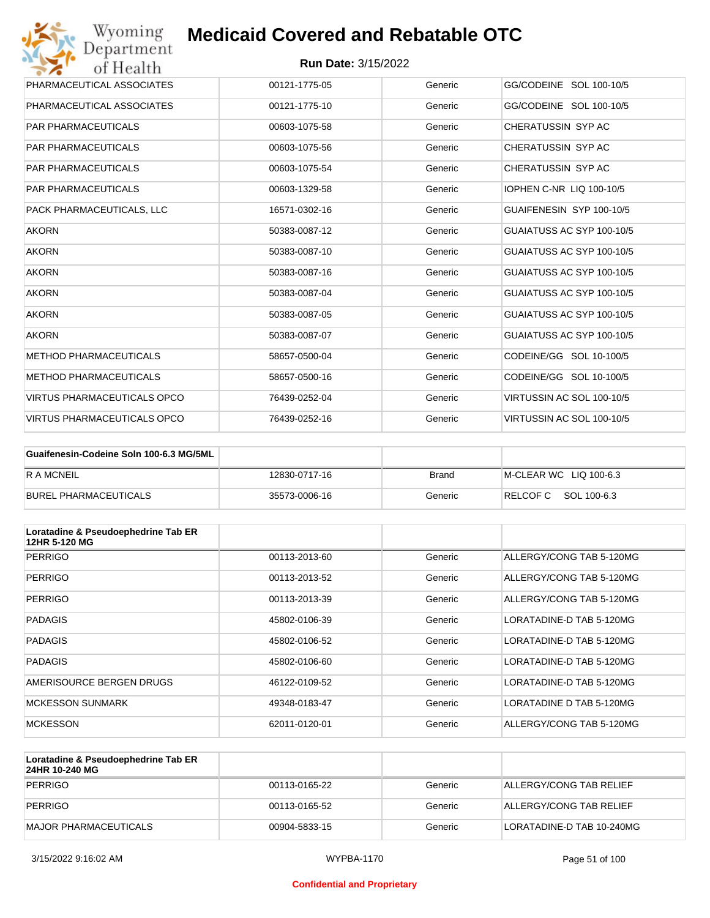| | | | |
|---|---|---|---|
| PHARMACEUTICAL ASSOCIATES | 00121-1775-05 | Generic | GG/CODEINE SOL 100-10/5 |
| PHARMACEUTICAL ASSOCIATES | 00121-1775-10 | Generic | GG/CODEINE SOL 100-10/5 |
| PAR PHARMACEUTICALS | 00603-1075-58 | Generic | CHERATUSSIN SYP AC |
| PAR PHARMACEUTICALS | 00603-1075-56 | Generic | CHERATUSSIN SYP AC |
| PAR PHARMACEUTICALS | 00603-1075-54 | Generic | CHERATUSSIN SYP AC |
| PAR PHARMACEUTICALS | 00603-1329-58 | Generic | IOPHEN C-NR LIQ 100-10/5 |
| PACK PHARMACEUTICALS, LLC | 16571-0302-16 | Generic | GUAIFENESIN SYP 100-10/5 |
| AKORN | 50383-0087-12 | Generic | GUAIATUSS AC SYP 100-10/5 |
| AKORN | 50383-0087-10 | Generic | GUAIATUSS AC SYP 100-10/5 |
| AKORN | 50383-0087-16 | Generic | GUAIATUSS AC SYP 100-10/5 |
| AKORN | 50383-0087-04 | Generic | GUAIATUSS AC SYP 100-10/5 |
| AKORN | 50383-0087-05 | Generic | GUAIATUSS AC SYP 100-10/5 |
| AKORN | 50383-0087-07 | Generic | GUAIATUSS AC SYP 100-10/5 |
| METHOD PHARMACEUTICALS | 58657-0500-04 | Generic | CODEINE/GG SOL 10-100/5 |
| METHOD PHARMACEUTICALS | 58657-0500-16 | Generic | CODEINE/GG SOL 10-100/5 |
| VIRTUS PHARMACEUTICALS OPCO | 76439-0252-04 | Generic | VIRTUSSIN AC SOL 100-10/5 |
| VIRTUS PHARMACEUTICALS OPCO | 76439-0252-16 | Generic | VIRTUSSIN AC SOL 100-10/5 |

| **Guaifenesin-Codeine Soln 100-6.3 MG/5ML** | | | |
|---|---|---|---|
| R A MCNEIL | 12830-0717-16 | Brand | M-CLEAR WC LIQ 100-6.3 |
| BUREL PHARMACEUTICALS | 35573-0006-16 | Generic | RELCOF C SOL 100-6.3 |

| **Loratadine & Pseudoephedrine Tab ER 12HR 5-120 MG** | | | |
|---|---|---|---|
| PERRIGO | 00113-2013-60 | Generic | ALLERGY/CONG TAB 5-120MG |
| PERRIGO | 00113-2013-52 | Generic | ALLERGY/CONG TAB 5-120MG |
| PERRIGO | 00113-2013-39 | Generic | ALLERGY/CONG TAB 5-120MG |
| PADAGIS | 45802-0106-39 | Generic | LORATADINE-D TAB 5-120MG |
| PADAGIS | 45802-0106-52 | Generic | LORATADINE-D TAB 5-120MG |
| PADAGIS | 45802-0106-60 | Generic | LORATADINE-D TAB 5-120MG |
| AMERISOURCE BERGEN DRUGS | 46122-0109-52 | Generic | LORATADINE-D TAB 5-120MG |
| MCKESSON SUNMARK | 49348-0183-47 | Generic | LORATADINE D TAB 5-120MG |
| MCKESSON | 62011-0120-01 | Generic | ALLERGY/CONG TAB 5-120MG |

| **Loratadine & Pseudoephedrine Tab ER 24HR 10-240 MG** | | | |
|---|---|---|---|
| PERRIGO | 00113-0165-22 | Generic | ALLERGY/CONG TAB RELIEF |
| PERRIGO | 00113-0165-52 | Generic | ALLERGY/CONG TAB RELIEF |
| MAJOR PHARMACEUTICALS | 00904-5833-15 | Generic | LORATADINE-D TAB 10-240MG |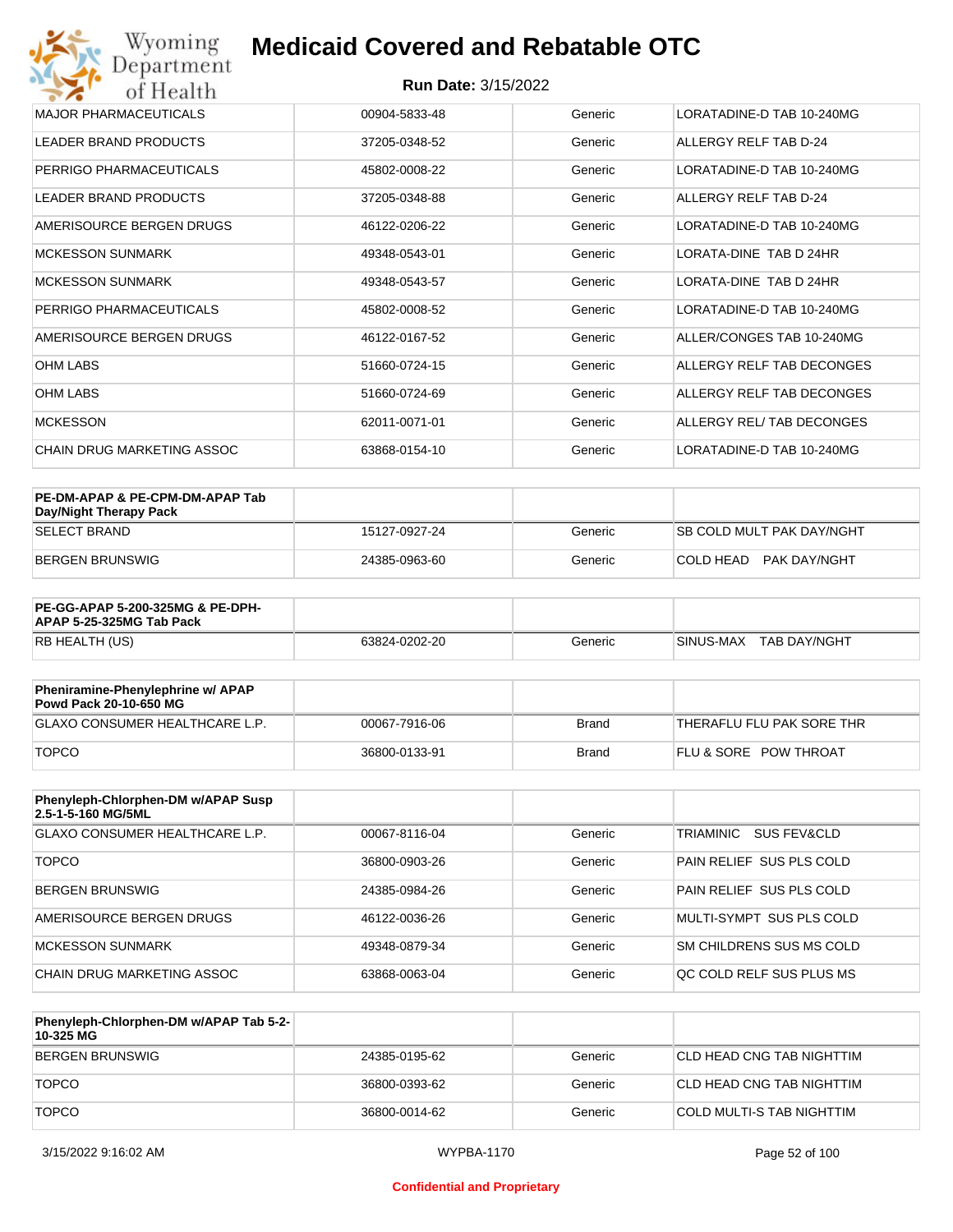| | | | |
|---|---|---|---|
| MAJOR PHARMACEUTICALS | 00904-5833-48 | Generic | LORATADINE-D TAB 10-240MG |
| LEADER BRAND PRODUCTS | 37205-0348-52 | Generic | ALLERGY RELF TAB D-24 |
| PERRIGO PHARMACEUTICALS | 45802-0008-22 | Generic | LORATADINE-D TAB 10-240MG |
| LEADER BRAND PRODUCTS | 37205-0348-88 | Generic | ALLERGY RELF TAB D-24 |
| AMERISOURCE BERGEN DRUGS | 46122-0206-22 | Generic | LORATADINE-D TAB 10-240MG |
| MCKESSON SUNMARK | 49348-0543-01 | Generic | LORATA-DINE TAB D 24HR |
| MCKESSON SUNMARK | 49348-0543-57 | Generic | LORATA-DINE TAB D 24HR |
| PERRIGO PHARMACEUTICALS | 45802-0008-52 | Generic | LORATADINE-D TAB 10-240MG |
| AMERISOURCE BERGEN DRUGS | 46122-0167-52 | Generic | ALLER/CONGES TAB 10-240MG |
| OHM LABS | 51660-0724-15 | Generic | ALLERGY RELF TAB DECONGES |
| OHM LABS | 51660-0724-69 | Generic | ALLERGY RELF TAB DECONGES |
| MCKESSON | 62011-0071-01 | Generic | ALLERGY REL/ TAB DECONGES |
| CHAIN DRUG MARKETING ASSOC | 63868-0154-10 | Generic | LORATADINE-D TAB 10-240MG |

| **PE-DM-APAP & PE-CPM-DM-APAP Tab Day/Night Therapy Pack** | | | |
|---|---|---|---|
| SELECT BRAND | 15127-0927-24 | Generic | SB COLD MULT PAK DAY/NGHT |
| BERGEN BRUNSWIG | 24385-0963-60 | Generic | COLD HEAD PAK DAY/NGHT |

| **PE-GG-APAP 5-200-325MG & PE-DPH-APAP 5-25-325MG Tab Pack** | | | |
|---|---|---|---|
| RB HEALTH (US) | 63824-0202-20 | Generic | SINUS-MAX TAB DAY/NGHT |

| **Pheniramine-Phenylephrine w/ APAP Powd Pack 20-10-650 MG** | | | |
|---|---|---|---|
| GLAXO CONSUMER HEALTHCARE L.P. | 00067-7916-06 | Brand | THERAFLU FLU PAK SORE THR |
| TOPCO | 36800-0133-91 | Brand | FLU & SORE POW THROAT |

| **Phenyleph-Chlorphen-DM w/APAP Susp 2.5-1-5-160 MG/5ML** | | | |
|---|---|---|---|
| GLAXO CONSUMER HEALTHCARE L.P. | 00067-8116-04 | Generic | TRIAMINIC SUS FEV&CLD |
| TOPCO | 36800-0903-26 | Generic | PAIN RELIEF SUS PLS COLD |
| BERGEN BRUNSWIG | 24385-0984-26 | Generic | PAIN RELIEF SUS PLS COLD |
| AMERISOURCE BERGEN DRUGS | 46122-0036-26 | Generic | MULTI-SYMPT SUS PLS COLD |
| MCKESSON SUNMARK | 49348-0879-34 | Generic | SM CHILDRENS SUS MS COLD |
| CHAIN DRUG MARKETING ASSOC | 63868-0063-04 | Generic | QC COLD RELF SUS PLUS MS |

| **Phenyleph-Chlorphen-DM w/APAP Tab 5-2-10-325 MG** | | | |
|---|---|---|---|
| BERGEN BRUNSWIG | 24385-0195-62 | Generic | CLD HEAD CNG TAB NIGHTTIM |
| TOPCO | 36800-0393-62 | Generic | CLD HEAD CNG TAB NIGHTTIM |
| TOPCO | 36800-0014-62 | Generic | COLD MULTI-S TAB NIGHTTIM |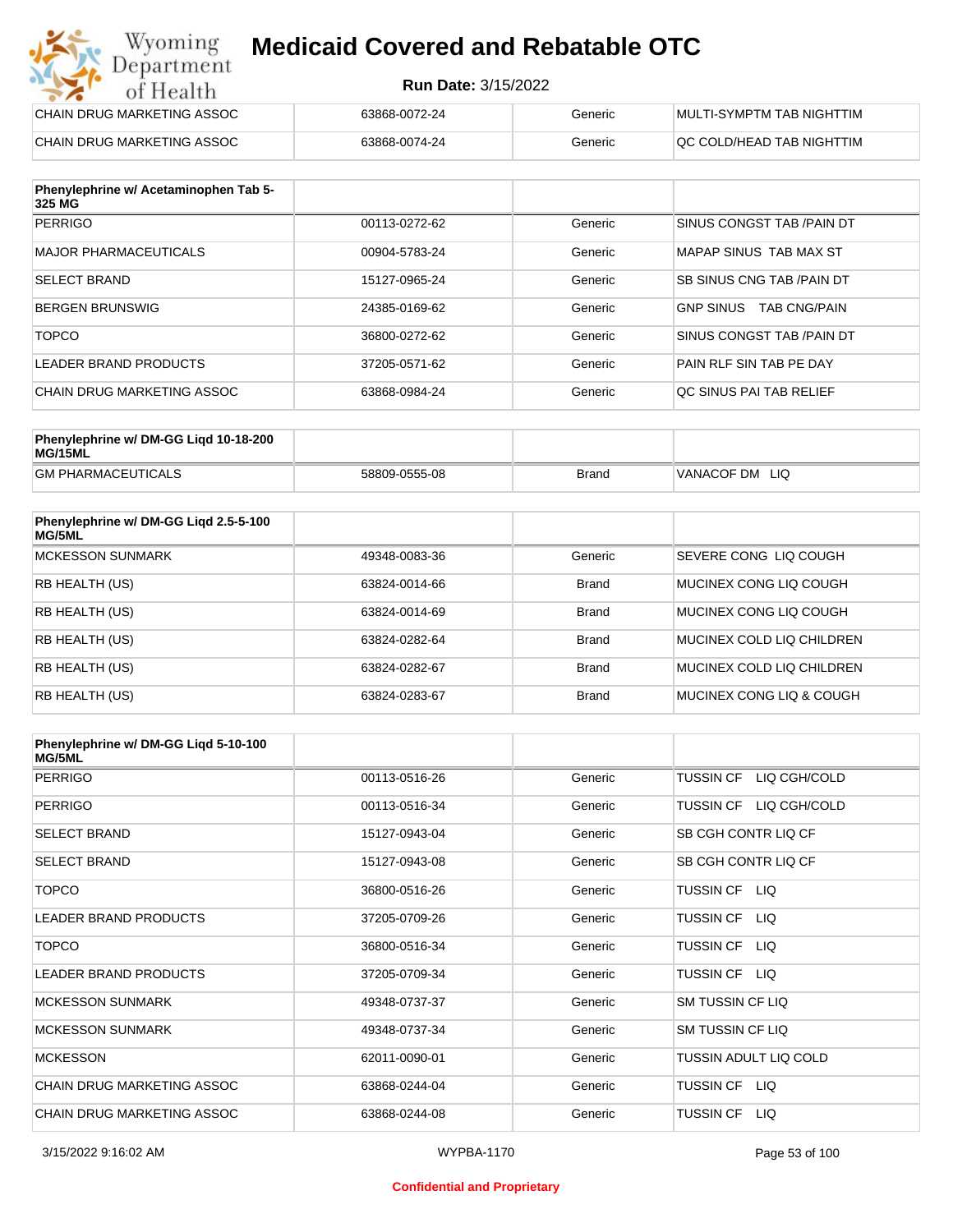| | | | |
|---|---|---|---|
| CHAIN DRUG MARKETING ASSOC | 63868-0072-24 | Generic | MULTI-SYMPTM TAB NIGHTTIM |
| CHAIN DRUG MARKETING ASSOC | 63868-0074-24 | Generic | QC COLD/HEAD TAB NIGHTTIM |

| Phenylephrine w/ Acetaminophen Tab 5-325 MG | | | |
|---|---|---|---|
| PERRIGO | 00113-0272-62 | Generic | SINUS CONGST TAB /PAIN DT |
| MAJOR PHARMACEUTICALS | 00904-5783-24 | Generic | MAPAP SINUS TAB MAX ST |
| SELECT BRAND | 15127-0965-24 | Generic | SB SINUS CNG TAB /PAIN DT |
| BERGEN BRUNSWIG | 24385-0169-62 | Generic | GNP SINUS TAB CNG/PAIN |
| TOPCO | 36800-0272-62 | Generic | SINUS CONGST TAB /PAIN DT |
| LEADER BRAND PRODUCTS | 37205-0571-62 | Generic | PAIN RLF SIN TAB PE DAY |
| CHAIN DRUG MARKETING ASSOC | 63868-0984-24 | Generic | QC SINUS PAI TAB RELIEF |

| Phenylephrine w/ DM-GG Liqd 10-18-200 MG/15ML | | | |
|---|---|---|---|
| GM PHARMACEUTICALS | 58809-0555-08 | Brand | VANACOF DM LIQ |

| Phenylephrine w/ DM-GG Liqd 2.5-5-100 MG/5ML | | | |
|---|---|---|---|
| MCKESSON SUNMARK | 49348-0083-36 | Generic | SEVERE CONG LIQ COUGH |
| RB HEALTH (US) | 63824-0014-66 | Brand | MUCINEX CONG LIQ COUGH |
| RB HEALTH (US) | 63824-0014-69 | Brand | MUCINEX CONG LIQ COUGH |
| RB HEALTH (US) | 63824-0282-64 | Brand | MUCINEX COLD LIQ CHILDREN |
| RB HEALTH (US) | 63824-0282-67 | Brand | MUCINEX COLD LIQ CHILDREN |
| RB HEALTH (US) | 63824-0283-67 | Brand | MUCINEX CONG LIQ & COUGH |

| Phenylephrine w/ DM-GG Liqd 5-10-100 MG/5ML | | | |
|---|---|---|---|
| PERRIGO | 00113-0516-26 | Generic | TUSSIN CF LIQ CGH/COLD |
| PERRIGO | 00113-0516-34 | Generic | TUSSIN CF LIQ CGH/COLD |
| SELECT BRAND | 15127-0943-04 | Generic | SB CGH CONTR LIQ CF |
| SELECT BRAND | 15127-0943-08 | Generic | SB CGH CONTR LIQ CF |
| TOPCO | 36800-0516-26 | Generic | TUSSIN CF LIQ |
| LEADER BRAND PRODUCTS | 37205-0709-26 | Generic | TUSSIN CF LIQ |
| TOPCO | 36800-0516-34 | Generic | TUSSIN CF LIQ |
| LEADER BRAND PRODUCTS | 37205-0709-34 | Generic | TUSSIN CF LIQ |
| MCKESSON SUNMARK | 49348-0737-37 | Generic | SM TUSSIN CF LIQ |
| MCKESSON SUNMARK | 49348-0737-34 | Generic | SM TUSSIN CF LIQ |
| MCKESSON | 62011-0090-01 | Generic | TUSSIN ADULT LIQ COLD |
| CHAIN DRUG MARKETING ASSOC | 63868-0244-04 | Generic | TUSSIN CF LIQ |
| CHAIN DRUG MARKETING ASSOC | 63868-0244-08 | Generic | TUSSIN CF LIQ |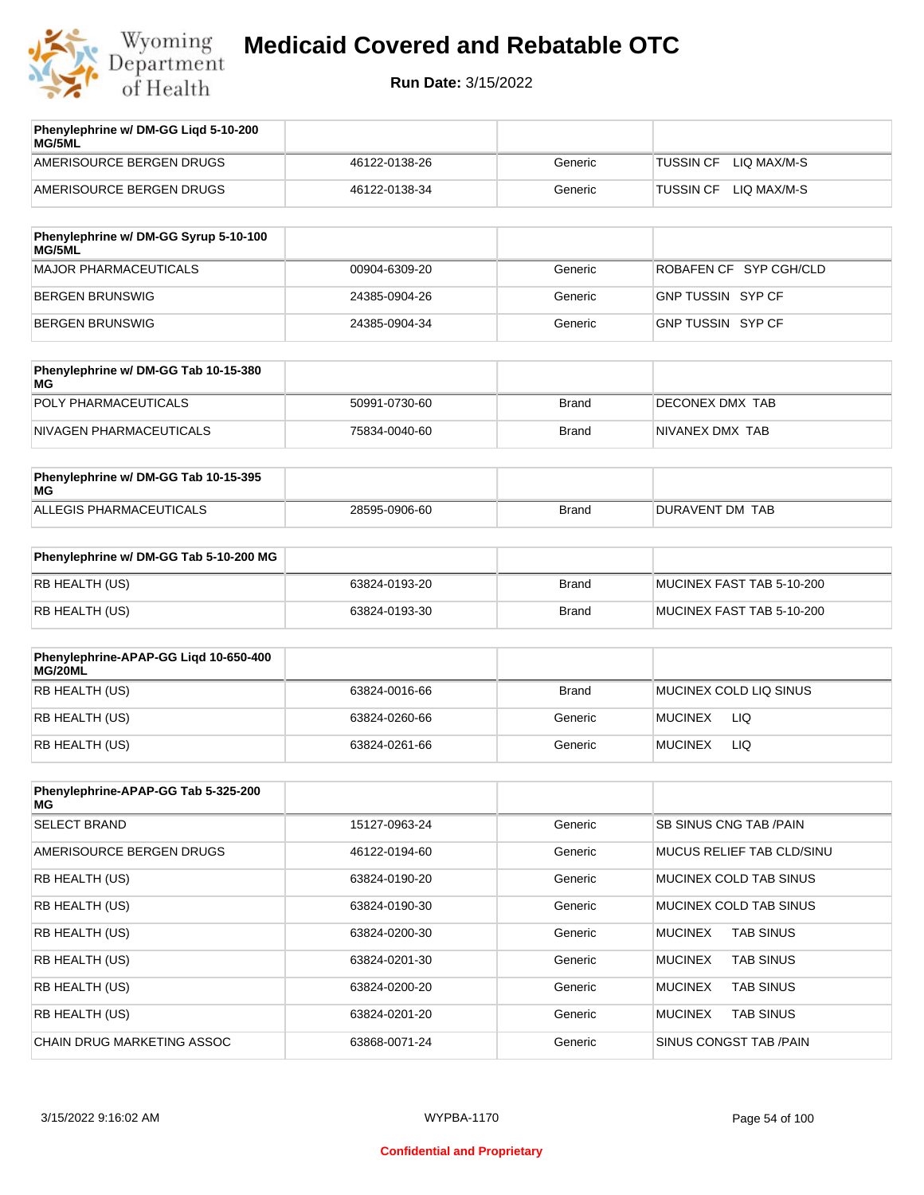# Medicaid Covered and Rebatable OTC

**Run Date:** 3/15/2022

| Phenylephrine w/ DM-GG Liqd 5-10-200 MG/5ML | | | |
|---|---|---|---|
| AMERISOURCE BERGEN DRUGS | 46122-0138-26 | Generic | TUSSIN CF LIQ MAX/M-S |
| AMERISOURCE BERGEN DRUGS | 46122-0138-34 | Generic | TUSSIN CF LIQ MAX/M-S |

| Phenylephrine w/ DM-GG Syrup 5-10-100 MG/5ML | | | |
|---|---|---|---|
| MAJOR PHARMACEUTICALS | 00904-6309-20 | Generic | ROBAFEN CF SYP CGH/CLD |
| BERGEN BRUNSWIG | 24385-0904-26 | Generic | GNP TUSSIN SYP CF |
| BERGEN BRUNSWIG | 24385-0904-34 | Generic | GNP TUSSIN SYP CF |

| Phenylephrine w/ DM-GG Tab 10-15-380 MG | | | |
|---|---|---|---|
| POLY PHARMACEUTICALS | 50991-0730-60 | Brand | DECONEX DMX TAB |
| NIVAGEN PHARMACEUTICALS | 75834-0040-60 | Brand | NIVANEX DMX TAB |

| Phenylephrine w/ DM-GG Tab 10-15-395 MG | | | |
|---|---|---|---|
| ALLEGIS PHARMACEUTICALS | 28595-0906-60 | Brand | DURAVENT DM TAB |

| Phenylephrine w/ DM-GG Tab 5-10-200 MG | | | |
|---|---|---|---|
| RB HEALTH (US) | 63824-0193-20 | Brand | MUCINEX FAST TAB 5-10-200 |
| RB HEALTH (US) | 63824-0193-30 | Brand | MUCINEX FAST TAB 5-10-200 |

| Phenylephrine-APAP-GG Liqd 10-650-400 MG/20ML | | | |
|---|---|---|---|
| RB HEALTH (US) | 63824-0016-66 | Brand | MUCINEX COLD LIQ SINUS |
| RB HEALTH (US) | 63824-0260-66 | Generic | MUCINEX LIQ |
| RB HEALTH (US) | 63824-0261-66 | Generic | MUCINEX LIQ |

| Phenylephrine-APAP-GG Tab 5-325-200 MG | | | |
|---|---|---|---|
| SELECT BRAND | 15127-0963-24 | Generic | SB SINUS CNG TAB /PAIN |
| AMERISOURCE BERGEN DRUGS | 46122-0194-60 | Generic | MUCUS RELIEF TAB CLD/SINU |
| RB HEALTH (US) | 63824-0190-20 | Generic | MUCINEX COLD TAB SINUS |
| RB HEALTH (US) | 63824-0190-30 | Generic | MUCINEX COLD TAB SINUS |
| RB HEALTH (US) | 63824-0200-30 | Generic | MUCINEX TAB SINUS |
| RB HEALTH (US) | 63824-0201-30 | Generic | MUCINEX TAB SINUS |
| RB HEALTH (US) | 63824-0200-20 | Generic | MUCINEX TAB SINUS |
| RB HEALTH (US) | 63824-0201-20 | Generic | MUCINEX TAB SINUS |
| CHAIN DRUG MARKETING ASSOC | 63868-0071-24 | Generic | SINUS CONGST TAB /PAIN |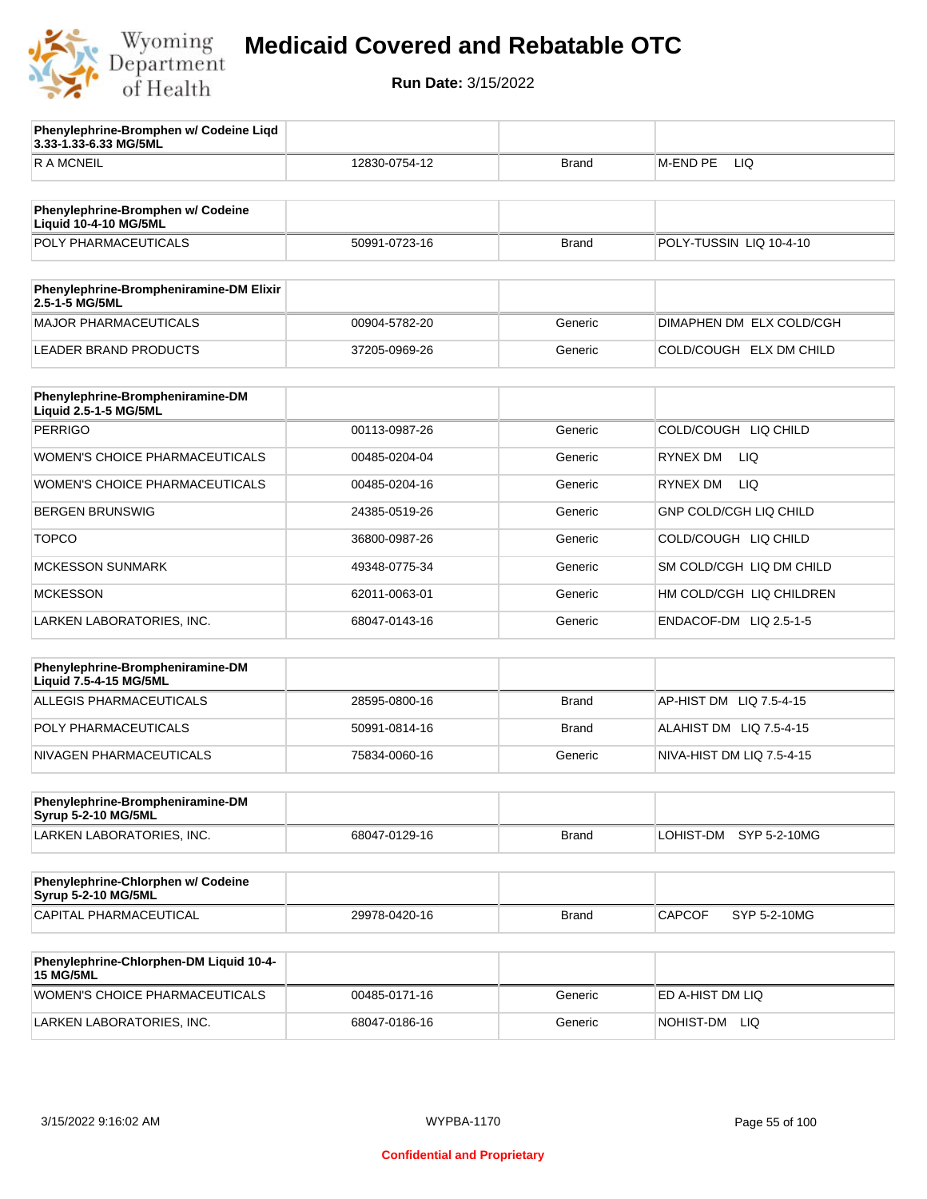# Medicaid Covered and Rebatable OTC

**Run Date:** 3/15/2022

| Phenylephrine-Bromphen w/ Codeine Liqd 3.33-1.33-6.33 MG/5ML | | | |
|---|---|---|---|
| R A MCNEIL | 12830-0754-12 | Brand | M-END PE LIQ |

| Phenylephrine-Bromphen w/ Codeine Liquid 10-4-10 MG/5ML | | | |
|---|---|---|---|
| POLY PHARMACEUTICALS | 50991-0723-16 | Brand | POLY-TUSSIN LIQ 10-4-10 |

| Phenylephrine-Brompheniramine-DM Elixir 2.5-1-5 MG/5ML | | | |
|---|---|---|---|
| MAJOR PHARMACEUTICALS | 00904-5782-20 | Generic | DIMAPHEN DM ELX COLD/CGH |
| LEADER BRAND PRODUCTS | 37205-0969-26 | Generic | COLD/COUGH ELX DM CHILD |

| Phenylephrine-Brompheniramine-DM Liquid 2.5-1-5 MG/5ML | | | |
|---|---|---|---|
| PERRIGO | 00113-0987-26 | Generic | COLD/COUGH LIQ CHILD |
| WOMEN'S CHOICE PHARMACEUTICALS | 00485-0204-04 | Generic | RYNEX DM LIQ |
| WOMEN'S CHOICE PHARMACEUTICALS | 00485-0204-16 | Generic | RYNEX DM LIQ |
| BERGEN BRUNSWIG | 24385-0519-26 | Generic | GNP COLD/CGH LIQ CHILD |
| TOPCO | 36800-0987-26 | Generic | COLD/COUGH LIQ CHILD |
| MCKESSON SUNMARK | 49348-0775-34 | Generic | SM COLD/CGH LIQ DM CHILD |
| MCKESSON | 62011-0063-01 | Generic | HM COLD/CGH LIQ CHILDREN |
| LARKEN LABORATORIES, INC. | 68047-0143-16 | Generic | ENDACOF-DM LIQ 2.5-1-5 |

| Phenylephrine-Brompheniramine-DM Liquid 7.5-4-15 MG/5ML | | | |
|---|---|---|---|
| ALLEGIS PHARMACEUTICALS | 28595-0800-16 | Brand | AP-HIST DM LIQ 7.5-4-15 |
| POLY PHARMACEUTICALS | 50991-0814-16 | Brand | ALAHIST DM LIQ 7.5-4-15 |
| NIVAGEN PHARMACEUTICALS | 75834-0060-16 | Generic | NIVA-HIST DM LIQ 7.5-4-15 |

| Phenylephrine-Brompheniramine-DM Syrup 5-2-10 MG/5ML | | | |
|---|---|---|---|
| LARKEN LABORATORIES, INC. | 68047-0129-16 | Brand | LOHIST-DM SYP 5-2-10MG |

| Phenylephrine-Chlorphen w/ Codeine Syrup 5-2-10 MG/5ML | | | |
|---|---|---|---|
| CAPITAL PHARMACEUTICAL | 29978-0420-16 | Brand | CAPCOF SYP 5-2-10MG |

| Phenylephrine-Chlorphen-DM Liquid 10-4-15 MG/5ML | | | |
|---|---|---|---|
| WOMEN'S CHOICE PHARMACEUTICALS | 00485-0171-16 | Generic | ED A-HIST DM LIQ |
| LARKEN LABORATORIES, INC. | 68047-0186-16 | Generic | NOHIST-DM LIQ |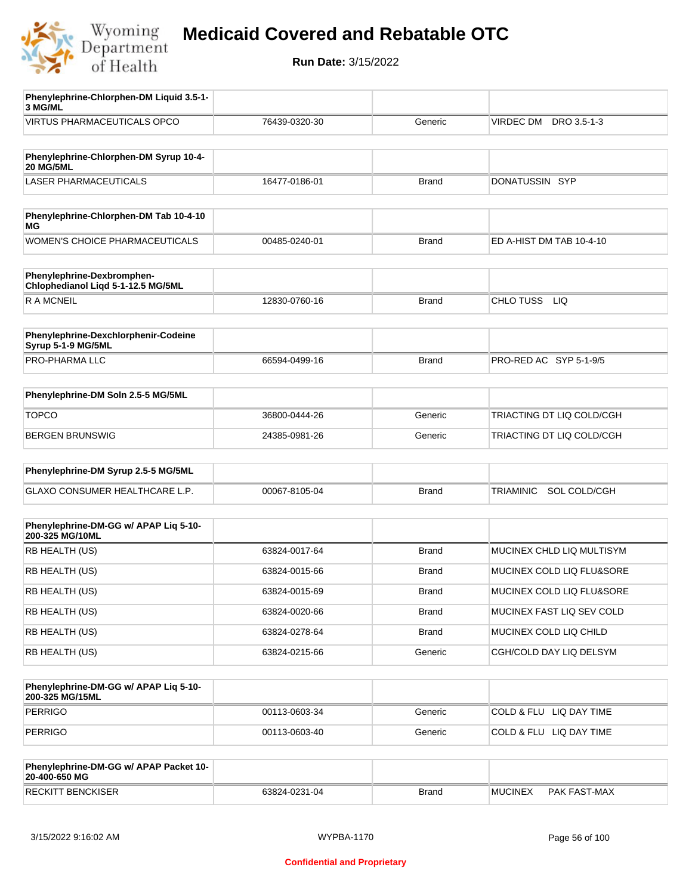# Medicaid Covered and Rebatable OTC

**Run Date:** 3/15/2022

| Phenylephrine-Chlorphen-DM Liquid 3.5-1-3 MG/ML | | | |
|---|---|---|---|
| VIRTUS PHARMACEUTICALS OPCO | 76439-0320-30 | Generic | VIRDEC DM DRO 3.5-1-3 |

| Phenylephrine-Chlorphen-DM Syrup 10-4-20 MG/5ML | | | |
|---|---|---|---|
| LASER PHARMACEUTICALS | 16477-0186-01 | Brand | DONATUSSIN SYP |

| Phenylephrine-Chlorphen-DM Tab 10-4-10 MG | | | |
|---|---|---|---|
| WOMEN'S CHOICE PHARMACEUTICALS | 00485-0240-01 | Brand | ED A-HIST DM TAB 10-4-10 |

| Phenylephrine-Dexbromphen-Chlophedianol Liqd 5-1-12.5 MG/5ML | | | |
|---|---|---|---|
| R A MCNEIL | 12830-0760-16 | Brand | CHLO TUSS LIQ |

| Phenylephrine-Dexchlorphenir-Codeine Syrup 5-1-9 MG/5ML | | | |
|---|---|---|---|
| PRO-PHARMA LLC | 66594-0499-16 | Brand | PRO-RED AC SYP 5-1-9/5 |

| Phenylephrine-DM Soln 2.5-5 MG/5ML | | | |
|---|---|---|---|
| TOPCO | 36800-0444-26 | Generic | TRIACTING DT LIQ COLD/CGH |
| BERGEN BRUNSWIG | 24385-0981-26 | Generic | TRIACTING DT LIQ COLD/CGH |

| Phenylephrine-DM Syrup 2.5-5 MG/5ML | | | |
|---|---|---|---|
| GLAXO CONSUMER HEALTHCARE L.P. | 00067-8105-04 | Brand | TRIAMINIC SOL COLD/CGH |

| Phenylephrine-DM-GG w/ APAP Liq 5-10-200-325 MG/10ML | | | |
|---|---|---|---|
| RB HEALTH (US) | 63824-0017-64 | Brand | MUCINEX CHLD LIQ MULTISYM |
| RB HEALTH (US) | 63824-0015-66 | Brand | MUCINEX COLD LIQ FLU&SORE |
| RB HEALTH (US) | 63824-0015-69 | Brand | MUCINEX COLD LIQ FLU&SORE |
| RB HEALTH (US) | 63824-0020-66 | Brand | MUCINEX FAST LIQ SEV COLD |
| RB HEALTH (US) | 63824-0278-64 | Brand | MUCINEX COLD LIQ CHILD |
| RB HEALTH (US) | 63824-0215-66 | Generic | CGH/COLD DAY LIQ DELSYM |

| Phenylephrine-DM-GG w/ APAP Liq 5-10-200-325 MG/15ML | | | |
|---|---|---|---|
| PERRIGO | 00113-0603-34 | Generic | COLD & FLU LIQ DAY TIME |
| PERRIGO | 00113-0603-40 | Generic | COLD & FLU LIQ DAY TIME |

| Phenylephrine-DM-GG w/ APAP Packet 10-20-400-650 MG | | | |
|---|---|---|---|
| RECKITT BENCKISER | 63824-0231-04 | Brand | MUCINEX PAK FAST-MAX |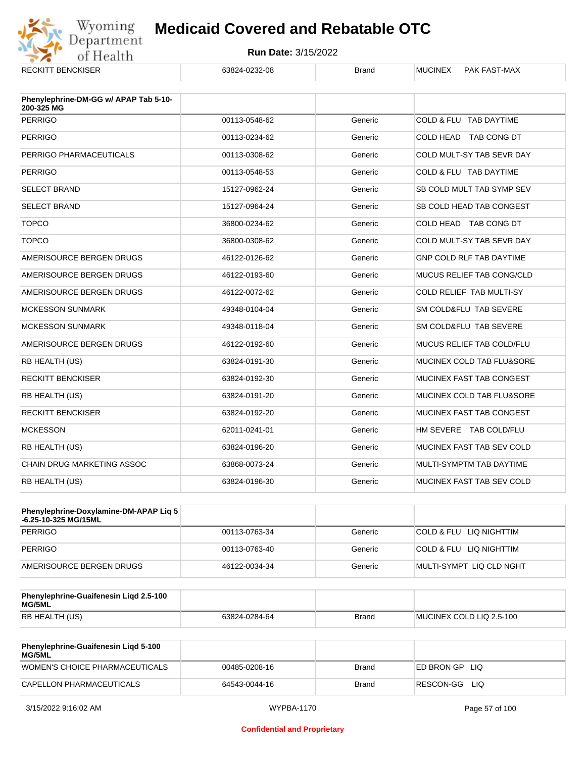| | | | |
|---|---|---|---|
| RECKITT BENCKISER | 63824-0232-08 | Brand | MUCINEX PAK FAST-MAX |

| Phenylephrine-DM-GG w/ APAP Tab 5-10-200-325 MG | | | |
|---|---|---|---|
| PERRIGO | 00113-0548-62 | Generic | COLD & FLU TAB DAYTIME |
| PERRIGO | 00113-0234-62 | Generic | COLD HEAD TAB CONG DT |
| PERRIGO PHARMACEUTICALS | 00113-0308-62 | Generic | COLD MULT-SY TAB SEVR DAY |
| PERRIGO | 00113-0548-53 | Generic | COLD & FLU TAB DAYTIME |
| SELECT BRAND | 15127-0962-24 | Generic | SB COLD MULT TAB SYMP SEV |
| SELECT BRAND | 15127-0964-24 | Generic | SB COLD HEAD TAB CONGEST |
| TOPCO | 36800-0234-62 | Generic | COLD HEAD TAB CONG DT |
| TOPCO | 36800-0308-62 | Generic | COLD MULT-SY TAB SEVR DAY |
| AMERISOURCE BERGEN DRUGS | 46122-0126-62 | Generic | GNP COLD RLF TAB DAYTIME |
| AMERISOURCE BERGEN DRUGS | 46122-0193-60 | Generic | MUCUS RELIEF TAB CONG/CLD |
| AMERISOURCE BERGEN DRUGS | 46122-0072-62 | Generic | COLD RELIEF TAB MULTI-SY |
| MCKESSON SUNMARK | 49348-0104-04 | Generic | SM COLD&FLU TAB SEVERE |
| MCKESSON SUNMARK | 49348-0118-04 | Generic | SM COLD&FLU TAB SEVERE |
| AMERISOURCE BERGEN DRUGS | 46122-0192-60 | Generic | MUCUS RELIEF TAB COLD/FLU |
| RB HEALTH (US) | 63824-0191-30 | Generic | MUCINEX COLD TAB FLU&SORE |
| RECKITT BENCKISER | 63824-0192-30 | Generic | MUCINEX FAST TAB CONGEST |
| RB HEALTH (US) | 63824-0191-20 | Generic | MUCINEX COLD TAB FLU&SORE |
| RECKITT BENCKISER | 63824-0192-20 | Generic | MUCINEX FAST TAB CONGEST |
| MCKESSON | 62011-0241-01 | Generic | HM SEVERE TAB COLD/FLU |
| RB HEALTH (US) | 63824-0196-20 | Generic | MUCINEX FAST TAB SEV COLD |
| CHAIN DRUG MARKETING ASSOC | 63868-0073-24 | Generic | MULTI-SYMPTM TAB DAYTIME |
| RB HEALTH (US) | 63824-0196-30 | Generic | MUCINEX FAST TAB SEV COLD |

| Phenylephrine-Doxylamine-DM-APAP Liq 5-6.25-10-325 MG/15ML | | | |
|---|---|---|---|
| PERRIGO | 00113-0763-34 | Generic | COLD & FLU LIQ NIGHTTIM |
| PERRIGO | 00113-0763-40 | Generic | COLD & FLU LIQ NIGHTTIM |
| AMERISOURCE BERGEN DRUGS | 46122-0034-34 | Generic | MULTI-SYMPT LIQ CLD NGHT |

| Phenylephrine-Guaifenesin Liqd 2.5-100 MG/5ML | | | |
|---|---|---|---|
| RB HEALTH (US) | 63824-0284-64 | Brand | MUCINEX COLD LIQ 2.5-100 |

| Phenylephrine-Guaifenesin Liqd 5-100 MG/5ML | | | |
|---|---|---|---|
| WOMEN'S CHOICE PHARMACEUTICALS | 00485-0208-16 | Brand | ED BRON GP LIQ |
| CAPELLON PHARMACEUTICALS | 64543-0044-16 | Brand | RESCON-GG LIQ |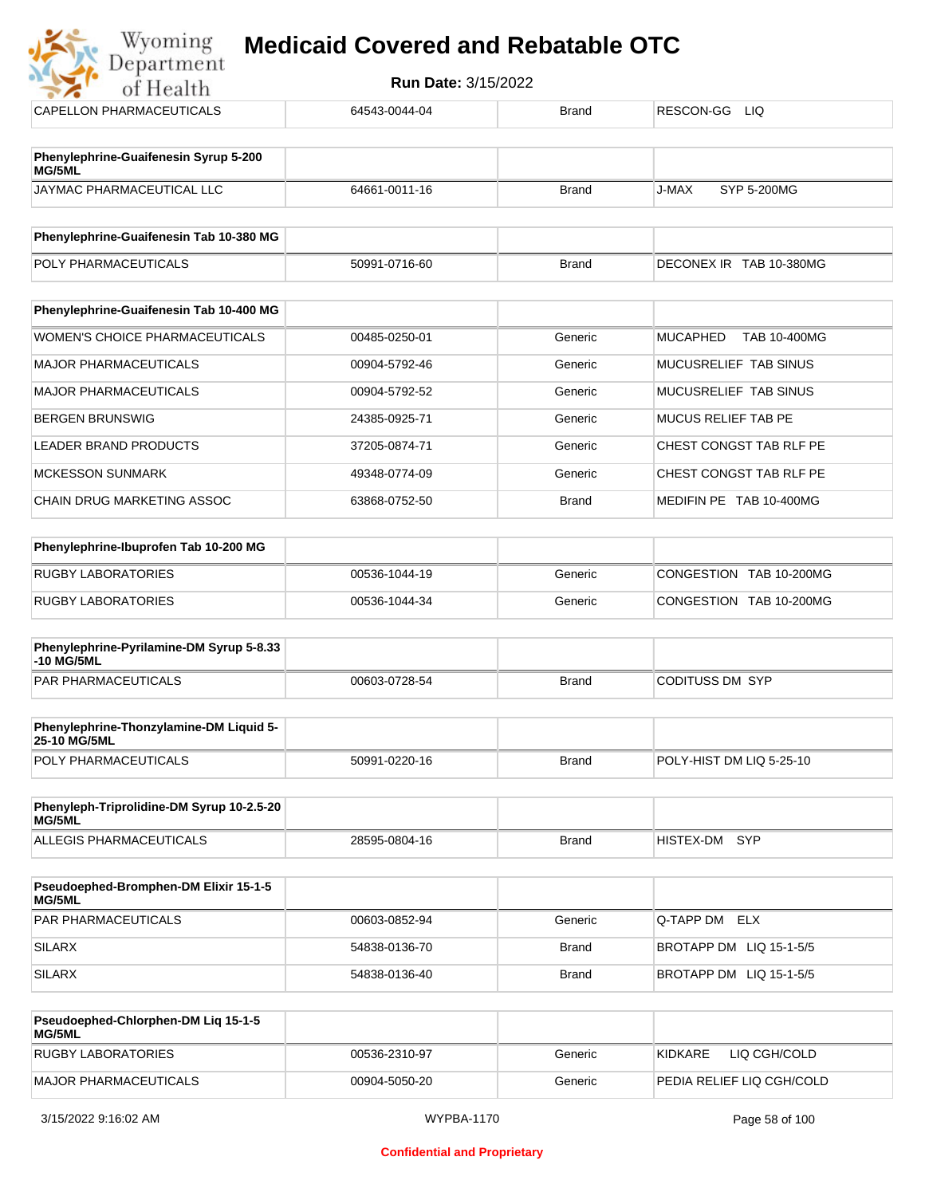| CAPELLON PHARMACEUTICALS | 64543-0044-04 | Brand | RESCON-GG LIQ |
|---|---|---|---|

| Phenylephrine-Guaifenesin Syrup 5-200 MG/5ML | | | |
|---|---|---|---|
| JAYMAC PHARMACEUTICAL LLC | 64661-0011-16 | Brand | J-MAX SYP 5-200MG |

| Phenylephrine-Guaifenesin Tab 10-380 MG | | | |
|---|---|---|---|
| POLY PHARMACEUTICALS | 50991-0716-60 | Brand | DECONEX IR TAB 10-380MG |

| Phenylephrine-Guaifenesin Tab 10-400 MG | | | |
|---|---|---|---|
| WOMEN'S CHOICE PHARMACEUTICALS | 00485-0250-01 | Generic | MUCAPHED TAB 10-400MG |
| MAJOR PHARMACEUTICALS | 00904-5792-46 | Generic | MUCUSRELIEF TAB SINUS |
| MAJOR PHARMACEUTICALS | 00904-5792-52 | Generic | MUCUSRELIEF TAB SINUS |
| BERGEN BRUNSWIG | 24385-0925-71 | Generic | MUCUS RELIEF TAB PE |
| LEADER BRAND PRODUCTS | 37205-0874-71 | Generic | CHEST CONGST TAB RLF PE |
| MCKESSON SUNMARK | 49348-0774-09 | Generic | CHEST CONGST TAB RLF PE |
| CHAIN DRUG MARKETING ASSOC | 63868-0752-50 | Brand | MEDIFIN PE TAB 10-400MG |

| Phenylephrine-Ibuprofen Tab 10-200 MG | | | |
|---|---|---|---|
| RUGBY LABORATORIES | 00536-1044-19 | Generic | CONGESTION TAB 10-200MG |
| RUGBY LABORATORIES | 00536-1044-34 | Generic | CONGESTION TAB 10-200MG |

| Phenylephrine-Pyrilamine-DM Syrup 5-8.33-10 MG/5ML | | | |
|---|---|---|---|
| PAR PHARMACEUTICALS | 00603-0728-54 | Brand | CODITUSS DM SYP |

| Phenylephrine-Thonzylamine-DM Liquid 5-25-10 MG/5ML | | | |
|---|---|---|---|
| POLY PHARMACEUTICALS | 50991-0220-16 | Brand | POLY-HIST DM LIQ 5-25-10 |

| Phenyleph-Triprolidine-DM Syrup 10-2.5-20 MG/5ML | | | |
|---|---|---|---|
| ALLEGIS PHARMACEUTICALS | 28595-0804-16 | Brand | HISTEX-DM SYP |

| Pseudoephed-Bromphen-DM Elixir 15-1-5 MG/5ML | | | |
|---|---|---|---|
| PAR PHARMACEUTICALS | 00603-0852-94 | Generic | Q-TAPP DM ELX |
| SILARX | 54838-0136-70 | Brand | BROTAPP DM LIQ 15-1-5/5 |
| SILARX | 54838-0136-40 | Brand | BROTAPP DM LIQ 15-1-5/5 |

| Pseudoephed-Chlorphen-DM Liq 15-1-5 MG/5ML | | | |
|---|---|---|---|
| RUGBY LABORATORIES | 00536-2310-97 | Generic | KIDKARE LIQ CGH/COLD |
| MAJOR PHARMACEUTICALS | 00904-5050-20 | Generic | PEDIA RELIEF LIQ CGH/COLD |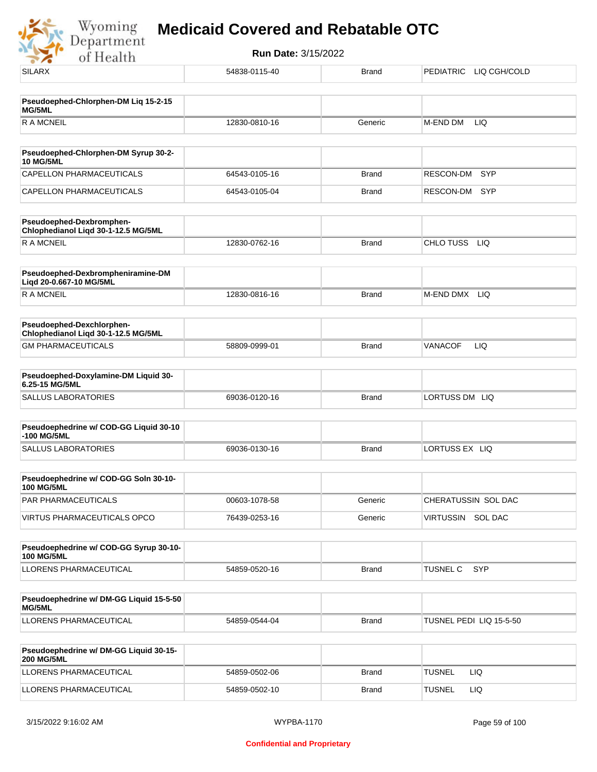# Medicaid Covered and Rebatable OTC

**Run Date:** 3/15/2022

| | | | |
|---|---|---|---|
| SILARX | 54838-0115-40 | Brand | PEDIATRIC LIQ CGH/COLD |

| **Pseudoephed-Chlorphen-DM Liq 15-2-15 MG/5ML** | | | |
|---|---|---|---|
| R A MCNEIL | 12830-0810-16 | Generic | M-END DM LIQ |

| **Pseudoephed-Chlorphen-DM Syrup 30-2-10 MG/5ML** | | | |
|---|---|---|---|
| CAPELLON PHARMACEUTICALS | 64543-0105-16 | Brand | RESCON-DM SYP |
| CAPELLON PHARMACEUTICALS | 64543-0105-04 | Brand | RESCON-DM SYP |

| **Pseudoephed-Dexbromphen-Chlophedianol Liqd 30-1-12.5 MG/5ML** | | | |
|---|---|---|---|
| R A MCNEIL | 12830-0762-16 | Brand | CHLO TUSS LIQ |

| **Pseudoephed-Dexbrompheniramine-DM Liqd 20-0.667-10 MG/5ML** | | | |
|---|---|---|---|
| R A MCNEIL | 12830-0816-16 | Brand | M-END DMX LIQ |

| **Pseudoephed-Dexchlorphen-Chlophedianol Liqd 30-1-12.5 MG/5ML** | | | |
|---|---|---|---|
| GM PHARMACEUTICALS | 58809-0999-01 | Brand | VANACOF LIQ |

| **Pseudoephed-Doxylamine-DM Liquid 30-6.25-15 MG/5ML** | | | |
|---|---|---|---|
| SALLUS LABORATORIES | 69036-0120-16 | Brand | LORTUSS DM LIQ |

| **Pseudoephedrine w/ COD-GG Liquid 30-10-100 MG/5ML** | | | |
|---|---|---|---|
| SALLUS LABORATORIES | 69036-0130-16 | Brand | LORTUSS EX LIQ |

| **Pseudoephedrine w/ COD-GG Soln 30-10-100 MG/5ML** | | | |
|---|---|---|---|
| PAR PHARMACEUTICALS | 00603-1078-58 | Generic | CHERATUSSIN SOL DAC |
| VIRTUS PHARMACEUTICALS OPCO | 76439-0253-16 | Generic | VIRTUSSIN SOL DAC |

| **Pseudoephedrine w/ COD-GG Syrup 30-10-100 MG/5ML** | | | |
|---|---|---|---|
| LLORENS PHARMACEUTICAL | 54859-0520-16 | Brand | TUSNEL C SYP |

| **Pseudoephedrine w/ DM-GG Liquid 15-5-50 MG/5ML** | | | |
|---|---|---|---|
| LLORENS PHARMACEUTICAL | 54859-0544-04 | Brand | TUSNEL PEDI LIQ 15-5-50 |

| **Pseudoephedrine w/ DM-GG Liquid 30-15-200 MG/5ML** | | | |
|---|---|---|---|
| LLORENS PHARMACEUTICAL | 54859-0502-06 | Brand | TUSNEL LIQ |
| LLORENS PHARMACEUTICAL | 54859-0502-10 | Brand | TUSNEL LIQ |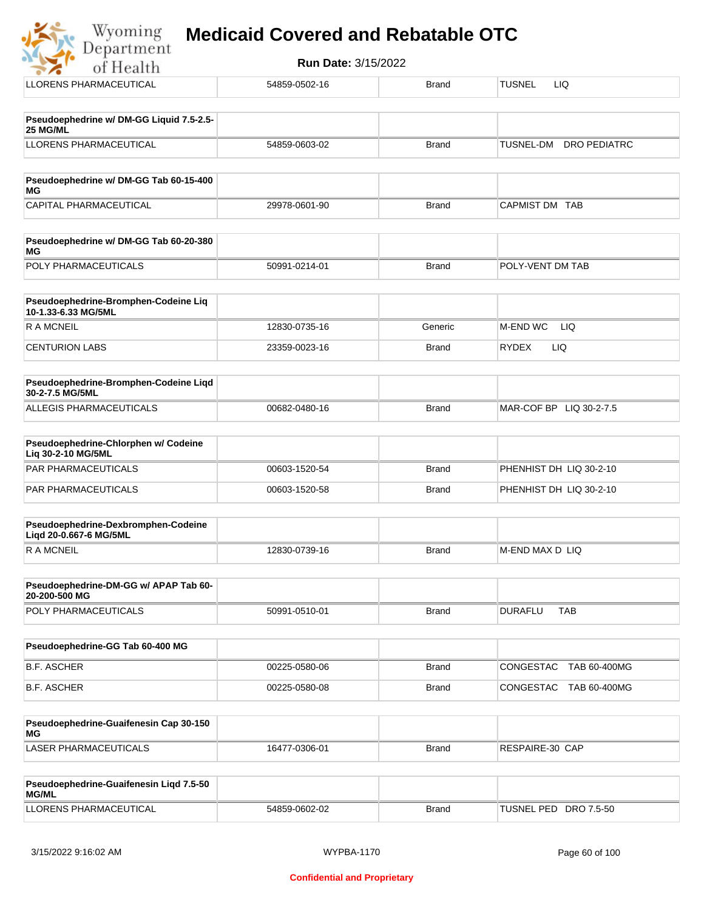| LLORENS PHARMACEUTICAL | 54859-0502-16 | Brand | TUSNEL LIQ |
|---|---|---|---|

| Pseudoephedrine w/ DM-GG Liquid 7.5-2.5-25 MG/ML | | | |
|---|---|---|---|
| LLORENS PHARMACEUTICAL | 54859-0603-02 | Brand | TUSNEL-DM DRO PEDIATRC |

| Pseudoephedrine w/ DM-GG Tab 60-15-400 MG | | | |
|---|---|---|---|
| CAPITAL PHARMACEUTICAL | 29978-0601-90 | Brand | CAPMIST DM TAB |

| Pseudoephedrine w/ DM-GG Tab 60-20-380 MG | | | |
|---|---|---|---|
| POLY PHARMACEUTICALS | 50991-0214-01 | Brand | POLY-VENT DM TAB |

| Pseudoephedrine-Bromphen-Codeine Liq 10-1.33-6.33 MG/5ML | | | |
|---|---|---|---|
| R A MCNEIL | 12830-0735-16 | Generic | M-END WC LIQ |
| CENTURION LABS | 23359-0023-16 | Brand | RYDEX LIQ |

| Pseudoephedrine-Bromphen-Codeine Liqd 30-2-7.5 MG/5ML | | | |
|---|---|---|---|
| ALLEGIS PHARMACEUTICALS | 00682-0480-16 | Brand | MAR-COF BP LIQ 30-2-7.5 |

| Pseudoephedrine-Chlorphen w/ Codeine Liq 30-2-10 MG/5ML | | | |
|---|---|---|---|
| PAR PHARMACEUTICALS | 00603-1520-54 | Brand | PHENHIST DH LIQ 30-2-10 |
| PAR PHARMACEUTICALS | 00603-1520-58 | Brand | PHENHIST DH LIQ 30-2-10 |

| Pseudoephedrine-Dexbromphen-Codeine Liqd 20-0.667-6 MG/5ML | | | |
|---|---|---|---|
| R A MCNEIL | 12830-0739-16 | Brand | M-END MAX D LIQ |

| Pseudoephedrine-DM-GG w/ APAP Tab 60-20-200-500 MG | | | |
|---|---|---|---|
| POLY PHARMACEUTICALS | 50991-0510-01 | Brand | DURAFLU TAB |

| Pseudoephedrine-GG Tab 60-400 MG | | | |
|---|---|---|---|
| B.F. ASCHER | 00225-0580-06 | Brand | CONGESTAC TAB 60-400MG |
| B.F. ASCHER | 00225-0580-08 | Brand | CONGESTAC TAB 60-400MG |

| Pseudoephedrine-Guaifenesin Cap 30-150 MG | | | |
|---|---|---|---|
| LASER PHARMACEUTICALS | 16477-0306-01 | Brand | RESPAIRE-30 CAP |

| Pseudoephedrine-Guaifenesin Liqd 7.5-50 MG/ML | | | |
|---|---|---|---|
| LLORENS PHARMACEUTICAL | 54859-0602-02 | Brand | TUSNEL PED DRO 7.5-50 |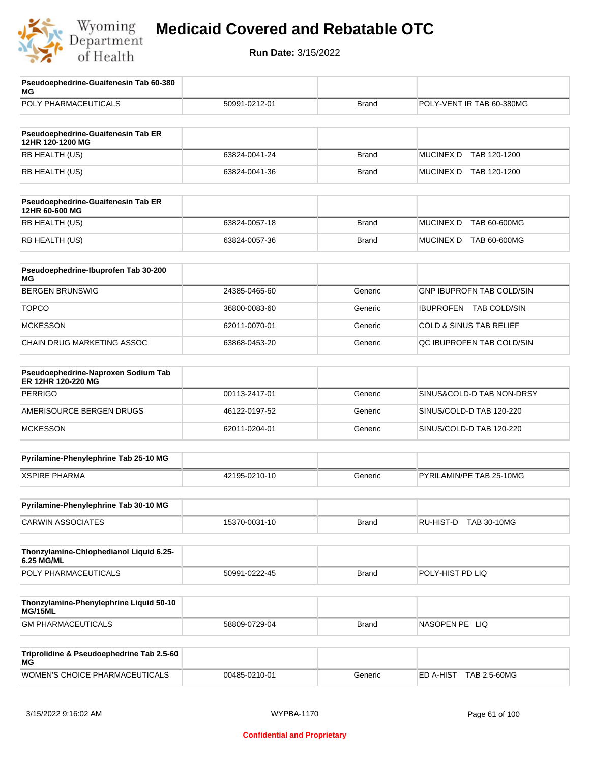| Pseudoephedrine-Guaifenesin Tab 60-380 MG | | | |
|---|---|---|---|
| POLY PHARMACEUTICALS | 50991-0212-01 | Brand | POLY-VENT IR TAB 60-380MG |

| Pseudoephedrine-Guaifenesin Tab ER 12HR 120-1200 MG | | | |
|---|---|---|---|
| RB HEALTH (US) | 63824-0041-24 | Brand | MUCINEX D TAB 120-1200 |
| RB HEALTH (US) | 63824-0041-36 | Brand | MUCINEX D TAB 120-1200 |

| Pseudoephedrine-Guaifenesin Tab ER 12HR 60-600 MG | | | |
|---|---|---|---|
| RB HEALTH (US) | 63824-0057-18 | Brand | MUCINEX D TAB 60-600MG |
| RB HEALTH (US) | 63824-0057-36 | Brand | MUCINEX D TAB 60-600MG |

| Pseudoephedrine-Ibuprofen Tab 30-200 MG | | | |
|---|---|---|---|
| BERGEN BRUNSWIG | 24385-0465-60 | Generic | GNP IBUPROFN TAB COLD/SIN |
| TOPCO | 36800-0083-60 | Generic | IBUPROFEN TAB COLD/SIN |
| MCKESSON | 62011-0070-01 | Generic | COLD & SINUS TAB RELIEF |
| CHAIN DRUG MARKETING ASSOC | 63868-0453-20 | Generic | QC IBUPROFEN TAB COLD/SIN |

| Pseudoephedrine-Naproxen Sodium Tab ER 12HR 120-220 MG | | | |
|---|---|---|---|
| PERRIGO | 00113-2417-01 | Generic | SINUS&COLD-D TAB NON-DRSY |
| AMERISOURCE BERGEN DRUGS | 46122-0197-52 | Generic | SINUS/COLD-D TAB 120-220 |
| MCKESSON | 62011-0204-01 | Generic | SINUS/COLD-D TAB 120-220 |

| Pyrilamine-Phenylephrine Tab 25-10 MG | | | |
|---|---|---|---|
| XSPIRE PHARMA | 42195-0210-10 | Generic | PYRILAMIN/PE TAB 25-10MG |

| Pyrilamine-Phenylephrine Tab 30-10 MG | | | |
|---|---|---|---|
| CARWIN ASSOCIATES | 15370-0031-10 | Brand | RU-HIST-D TAB 30-10MG |

| Thonzylamine-Chlophedianol Liquid 6.25-6.25 MG/ML | | | |
|---|---|---|---|
| POLY PHARMACEUTICALS | 50991-0222-45 | Brand | POLY-HIST PD LIQ |

| Thonzylamine-Phenylephrine Liquid 50-10 MG/15ML | | | |
|---|---|---|---|
| GM PHARMACEUTICALS | 58809-0729-04 | Brand | NASOPEN PE LIQ |

| Triprolidine & Pseudoephedrine Tab 2.5-60 MG | | | |
|---|---|---|---|
| WOMEN'S CHOICE PHARMACEUTICALS | 00485-0210-01 | Generic | ED A-HIST TAB 2.5-60MG |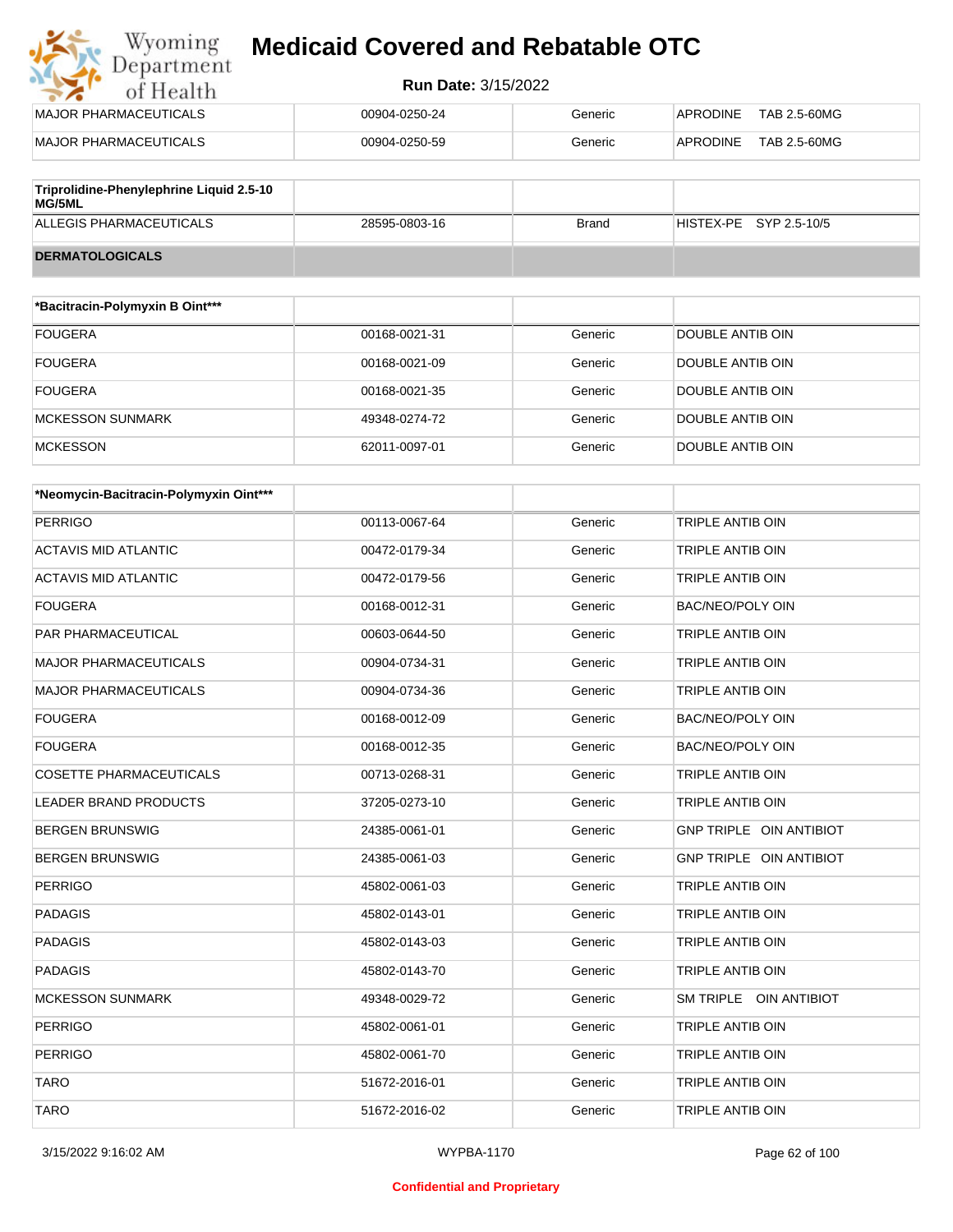| | | | |
|---|---|---|---|
| MAJOR PHARMACEUTICALS | 00904-0250-24 | Generic | APRODINE TAB 2.5-60MG |
| MAJOR PHARMACEUTICALS | 00904-0250-59 | Generic | APRODINE TAB 2.5-60MG |

| Triprolidine-Phenylephrine Liquid 2.5-10 MG/5ML | | | |
|---|---|---|---|
| ALLEGIS PHARMACEUTICALS | 28595-0803-16 | Brand | HISTEX-PE SYP 2.5-10/5 |

**DERMATOLOGICALS**

| *Bacitracin-Polymyxin B Oint*** | | | |
|---|---|---|---|
| FOUGERA | 00168-0021-31 | Generic | DOUBLE ANTIB OIN |
| FOUGERA | 00168-0021-09 | Generic | DOUBLE ANTIB OIN |
| FOUGERA | 00168-0021-35 | Generic | DOUBLE ANTIB OIN |
| MCKESSON SUNMARK | 49348-0274-72 | Generic | DOUBLE ANTIB OIN |
| MCKESSON | 62011-0097-01 | Generic | DOUBLE ANTIB OIN |

| *Neomycin-Bacitracin-Polymyxin Oint*** | | | |
|---|---|---|---|
| PERRIGO | 00113-0067-64 | Generic | TRIPLE ANTIB OIN |
| ACTAVIS MID ATLANTIC | 00472-0179-34 | Generic | TRIPLE ANTIB OIN |
| ACTAVIS MID ATLANTIC | 00472-0179-56 | Generic | TRIPLE ANTIB OIN |
| FOUGERA | 00168-0012-31 | Generic | BAC/NEO/POLY OIN |
| PAR PHARMACEUTICAL | 00603-0644-50 | Generic | TRIPLE ANTIB OIN |
| MAJOR PHARMACEUTICALS | 00904-0734-31 | Generic | TRIPLE ANTIB OIN |
| MAJOR PHARMACEUTICALS | 00904-0734-36 | Generic | TRIPLE ANTIB OIN |
| FOUGERA | 00168-0012-09 | Generic | BAC/NEO/POLY OIN |
| FOUGERA | 00168-0012-35 | Generic | BAC/NEO/POLY OIN |
| COSETTE PHARMACEUTICALS | 00713-0268-31 | Generic | TRIPLE ANTIB OIN |
| LEADER BRAND PRODUCTS | 37205-0273-10 | Generic | TRIPLE ANTIB OIN |
| BERGEN BRUNSWIG | 24385-0061-01 | Generic | GNP TRIPLE OIN ANTIBIOT |
| BERGEN BRUNSWIG | 24385-0061-03 | Generic | GNP TRIPLE OIN ANTIBIOT |
| PERRIGO | 45802-0061-03 | Generic | TRIPLE ANTIB OIN |
| PADAGIS | 45802-0143-01 | Generic | TRIPLE ANTIB OIN |
| PADAGIS | 45802-0143-03 | Generic | TRIPLE ANTIB OIN |
| PADAGIS | 45802-0143-70 | Generic | TRIPLE ANTIB OIN |
| MCKESSON SUNMARK | 49348-0029-72 | Generic | SM TRIPLE OIN ANTIBIOT |
| PERRIGO | 45802-0061-01 | Generic | TRIPLE ANTIB OIN |
| PERRIGO | 45802-0061-70 | Generic | TRIPLE ANTIB OIN |
| TARO | 51672-2016-01 | Generic | TRIPLE ANTIB OIN |
| TARO | 51672-2016-02 | Generic | TRIPLE ANTIB OIN |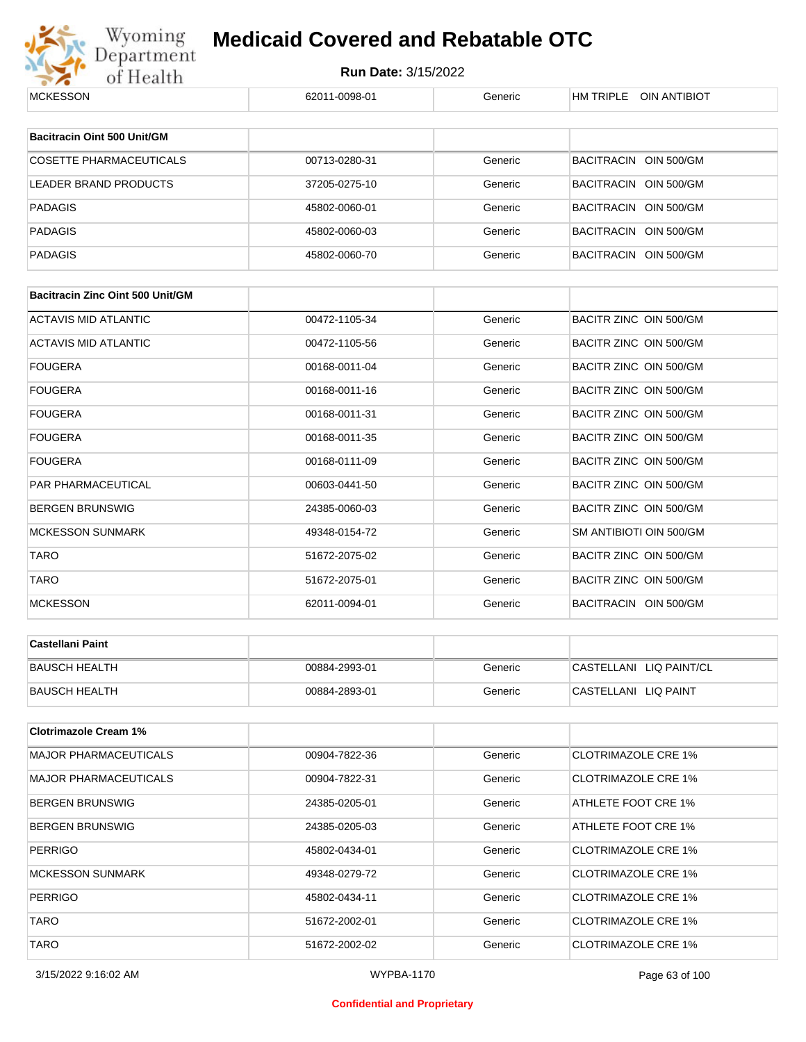| MCKESSON | 62011-0098-01 | Generic | HM TRIPLE OIN ANTIBIOT |
|---|---|---|---|

| Bacitracin Oint 500 Unit/GM | | | |
|---|---|---|---|
| COSETTE PHARMACEUTICALS | 00713-0280-31 | Generic | BACITRACIN OIN 500/GM |
| LEADER BRAND PRODUCTS | 37205-0275-10 | Generic | BACITRACIN OIN 500/GM |
| PADAGIS | 45802-0060-01 | Generic | BACITRACIN OIN 500/GM |
| PADAGIS | 45802-0060-03 | Generic | BACITRACIN OIN 500/GM |
| PADAGIS | 45802-0060-70 | Generic | BACITRACIN OIN 500/GM |

| Bacitracin Zinc Oint 500 Unit/GM | | | |
|---|---|---|---|
| ACTAVIS MID ATLANTIC | 00472-1105-34 | Generic | BACITR ZINC OIN 500/GM |
| ACTAVIS MID ATLANTIC | 00472-1105-56 | Generic | BACITR ZINC OIN 500/GM |
| FOUGERA | 00168-0011-04 | Generic | BACITR ZINC OIN 500/GM |
| FOUGERA | 00168-0011-16 | Generic | BACITR ZINC OIN 500/GM |
| FOUGERA | 00168-0011-31 | Generic | BACITR ZINC OIN 500/GM |
| FOUGERA | 00168-0011-35 | Generic | BACITR ZINC OIN 500/GM |
| FOUGERA | 00168-0111-09 | Generic | BACITR ZINC OIN 500/GM |
| PAR PHARMACEUTICAL | 00603-0441-50 | Generic | BACITR ZINC OIN 500/GM |
| BERGEN BRUNSWIG | 24385-0060-03 | Generic | BACITR ZINC OIN 500/GM |
| MCKESSON SUNMARK | 49348-0154-72 | Generic | SM ANTIBIOTI OIN 500/GM |
| TARO | 51672-2075-02 | Generic | BACITR ZINC OIN 500/GM |
| TARO | 51672-2075-01 | Generic | BACITR ZINC OIN 500/GM |
| MCKESSON | 62011-0094-01 | Generic | BACITRACIN OIN 500/GM |

| Castellani Paint | | | |
|---|---|---|---|
| BAUSCH HEALTH | 00884-2993-01 | Generic | CASTELLANI LIQ PAINT/CL |
| BAUSCH HEALTH | 00884-2893-01 | Generic | CASTELLANI LIQ PAINT |

| Clotrimazole Cream 1% | | | |
|---|---|---|---|
| MAJOR PHARMACEUTICALS | 00904-7822-36 | Generic | CLOTRIMAZOLE CRE 1% |
| MAJOR PHARMACEUTICALS | 00904-7822-31 | Generic | CLOTRIMAZOLE CRE 1% |
| BERGEN BRUNSWIG | 24385-0205-01 | Generic | ATHLETE FOOT CRE 1% |
| BERGEN BRUNSWIG | 24385-0205-03 | Generic | ATHLETE FOOT CRE 1% |
| PERRIGO | 45802-0434-01 | Generic | CLOTRIMAZOLE CRE 1% |
| MCKESSON SUNMARK | 49348-0279-72 | Generic | CLOTRIMAZOLE CRE 1% |
| PERRIGO | 45802-0434-11 | Generic | CLOTRIMAZOLE CRE 1% |
| TARO | 51672-2002-01 | Generic | CLOTRIMAZOLE CRE 1% |
| TARO | 51672-2002-02 | Generic | CLOTRIMAZOLE CRE 1% |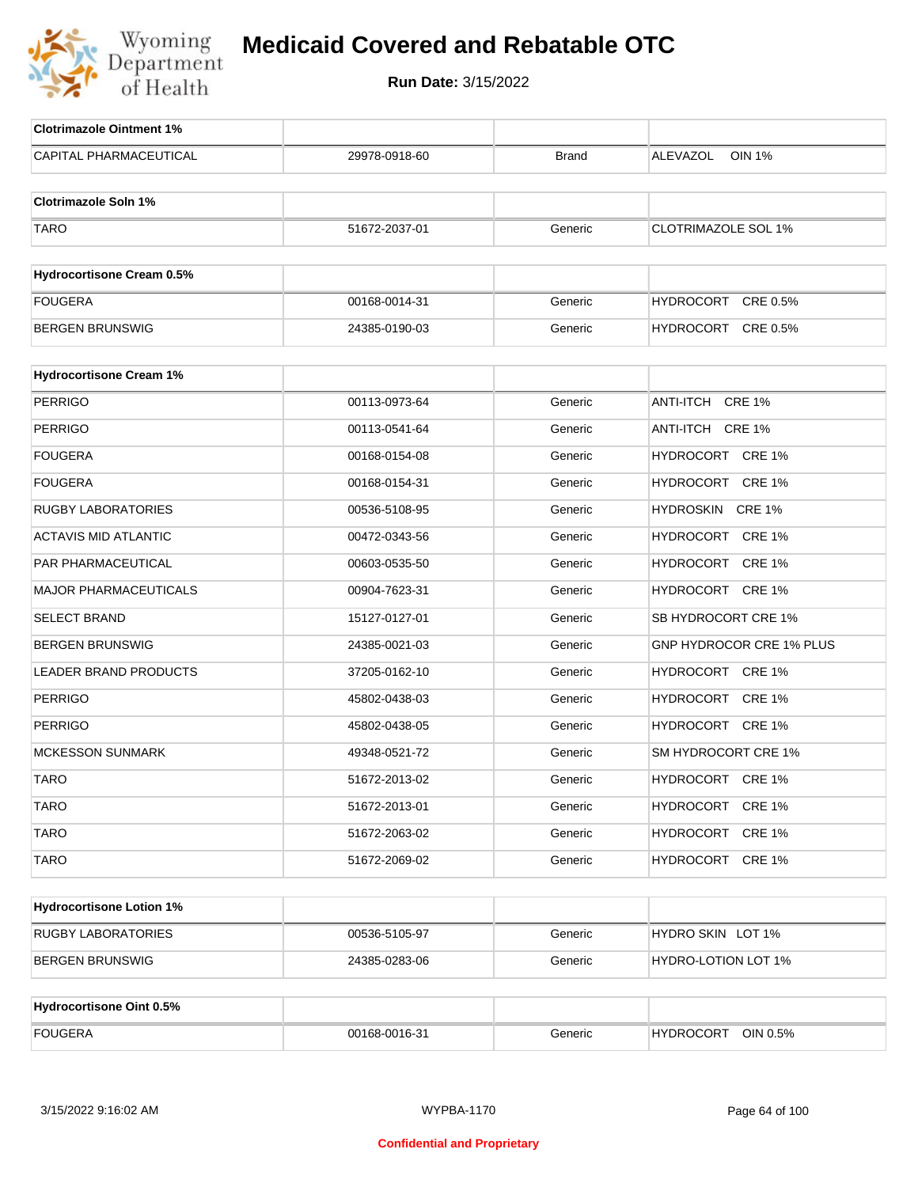# Medicaid Covered and Rebatable OTC

**Run Date:** 3/15/2022

| Clotrimazole Ointment 1% | | | |
|---|---|---|---|
| CAPITAL PHARMACEUTICAL | 29978-0918-60 | Brand | ALEVAZOL OIN 1% |

| Clotrimazole Soln 1% | | | |
|---|---|---|---|
| TARO | 51672-2037-01 | Generic | CLOTRIMAZOLE SOL 1% |

| Hydrocortisone Cream 0.5% | | | |
|---|---|---|---|
| FOUGERA | 00168-0014-31 | Generic | HYDROCORT CRE 0.5% |
| BERGEN BRUNSWIG | 24385-0190-03 | Generic | HYDROCORT CRE 0.5% |

| Hydrocortisone Cream 1% | | | |
|---|---|---|---|
| PERRIGO | 00113-0973-64 | Generic | ANTI-ITCH CRE 1% |
| PERRIGO | 00113-0541-64 | Generic | ANTI-ITCH CRE 1% |
| FOUGERA | 00168-0154-08 | Generic | HYDROCORT CRE 1% |
| FOUGERA | 00168-0154-31 | Generic | HYDROCORT CRE 1% |
| RUGBY LABORATORIES | 00536-5108-95 | Generic | HYDROSKIN CRE 1% |
| ACTAVIS MID ATLANTIC | 00472-0343-56 | Generic | HYDROCORT CRE 1% |
| PAR PHARMACEUTICAL | 00603-0535-50 | Generic | HYDROCORT CRE 1% |
| MAJOR PHARMACEUTICALS | 00904-7623-31 | Generic | HYDROCORT CRE 1% |
| SELECT BRAND | 15127-0127-01 | Generic | SB HYDROCORT CRE 1% |
| BERGEN BRUNSWIG | 24385-0021-03 | Generic | GNP HYDROCOR CRE 1% PLUS |
| LEADER BRAND PRODUCTS | 37205-0162-10 | Generic | HYDROCORT CRE 1% |
| PERRIGO | 45802-0438-03 | Generic | HYDROCORT CRE 1% |
| PERRIGO | 45802-0438-05 | Generic | HYDROCORT CRE 1% |
| MCKESSON SUNMARK | 49348-0521-72 | Generic | SM HYDROCORT CRE 1% |
| TARO | 51672-2013-02 | Generic | HYDROCORT CRE 1% |
| TARO | 51672-2013-01 | Generic | HYDROCORT CRE 1% |
| TARO | 51672-2063-02 | Generic | HYDROCORT CRE 1% |
| TARO | 51672-2069-02 | Generic | HYDROCORT CRE 1% |

| Hydrocortisone Lotion 1% | | | |
|---|---|---|---|
| RUGBY LABORATORIES | 00536-5105-97 | Generic | HYDRO SKIN LOT 1% |
| BERGEN BRUNSWIG | 24385-0283-06 | Generic | HYDRO-LOTION LOT 1% |

| Hydrocortisone Oint 0.5% | | | |
|---|---|---|---|
| FOUGERA | 00168-0016-31 | Generic | HYDROCORT OIN 0.5% |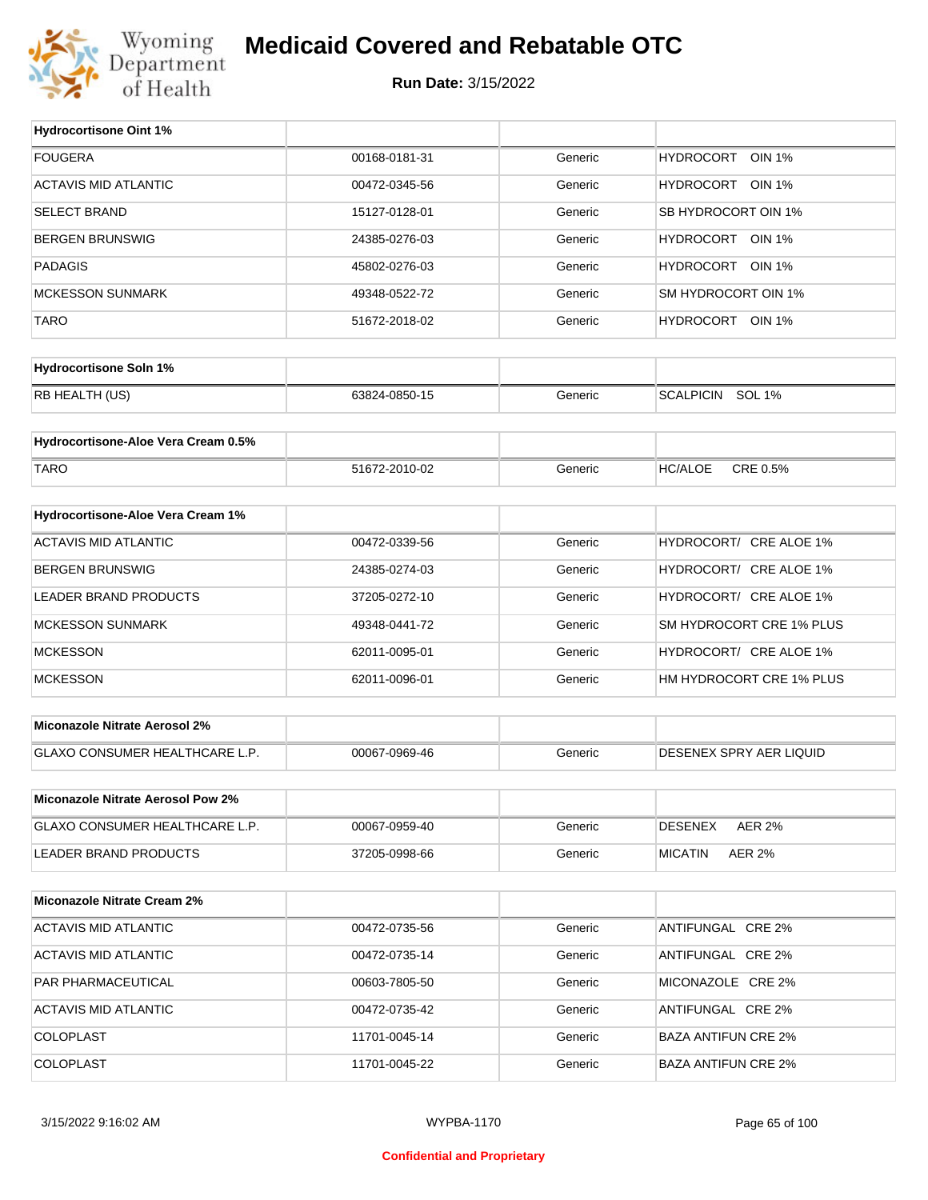# Medicaid Covered and Rebatable OTC

**Run Date:** 3/15/2022

| Hydrocortisone Oint 1% | | | |
|---|---|---|---|
| FOUGERA | 00168-0181-31 | Generic | HYDROCORT OIN 1% |
| ACTAVIS MID ATLANTIC | 00472-0345-56 | Generic | HYDROCORT OIN 1% |
| SELECT BRAND | 15127-0128-01 | Generic | SB HYDROCORT OIN 1% |
| BERGEN BRUNSWIG | 24385-0276-03 | Generic | HYDROCORT OIN 1% |
| PADAGIS | 45802-0276-03 | Generic | HYDROCORT OIN 1% |
| MCKESSON SUNMARK | 49348-0522-72 | Generic | SM HYDROCORT OIN 1% |
| TARO | 51672-2018-02 | Generic | HYDROCORT OIN 1% |

| Hydrocortisone Soln 1% | | | |
|---|---|---|---|
| RB HEALTH (US) | 63824-0850-15 | Generic | SCALPICIN SOL 1% |

| Hydrocortisone-Aloe Vera Cream 0.5% | | | |
|---|---|---|---|
| TARO | 51672-2010-02 | Generic | HC/ALOE CRE 0.5% |

| Hydrocortisone-Aloe Vera Cream 1% | | | |
|---|---|---|---|
| ACTAVIS MID ATLANTIC | 00472-0339-56 | Generic | HYDROCORT/ CRE ALOE 1% |
| BERGEN BRUNSWIG | 24385-0274-03 | Generic | HYDROCORT/ CRE ALOE 1% |
| LEADER BRAND PRODUCTS | 37205-0272-10 | Generic | HYDROCORT/ CRE ALOE 1% |
| MCKESSON SUNMARK | 49348-0441-72 | Generic | SM HYDROCORT CRE 1% PLUS |
| MCKESSON | 62011-0095-01 | Generic | HYDROCORT/ CRE ALOE 1% |
| MCKESSON | 62011-0096-01 | Generic | HM HYDROCORT CRE 1% PLUS |

| Miconazole Nitrate Aerosol 2% | | | |
|---|---|---|---|
| GLAXO CONSUMER HEALTHCARE L.P. | 00067-0969-46 | Generic | DESENEX SPRY AER LIQUID |

| Miconazole Nitrate Aerosol Pow 2% | | | |
|---|---|---|---|
| GLAXO CONSUMER HEALTHCARE L.P. | 00067-0959-40 | Generic | DESENEX AER 2% |
| LEADER BRAND PRODUCTS | 37205-0998-66 | Generic | MICATIN AER 2% |

| Miconazole Nitrate Cream 2% | | | |
|---|---|---|---|
| ACTAVIS MID ATLANTIC | 00472-0735-56 | Generic | ANTIFUNGAL CRE 2% |
| ACTAVIS MID ATLANTIC | 00472-0735-14 | Generic | ANTIFUNGAL CRE 2% |
| PAR PHARMACEUTICAL | 00603-7805-50 | Generic | MICONAZOLE CRE 2% |
| ACTAVIS MID ATLANTIC | 00472-0735-42 | Generic | ANTIFUNGAL CRE 2% |
| COLOPLAST | 11701-0045-14 | Generic | BAZA ANTIFUN CRE 2% |
| COLOPLAST | 11701-0045-22 | Generic | BAZA ANTIFUN CRE 2% |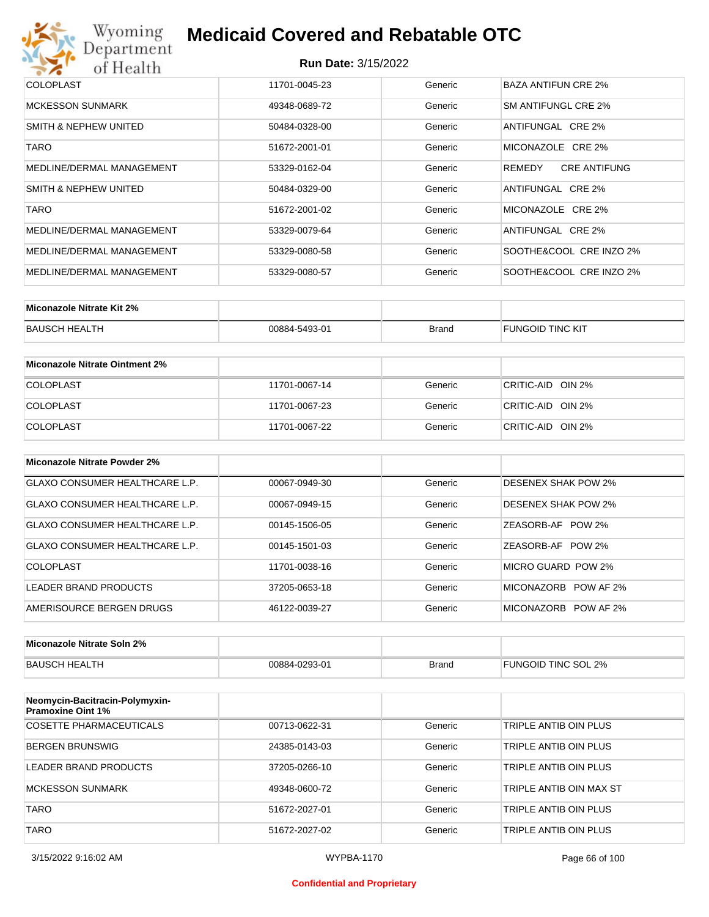| | | | |
|---|---|---|---|
| COLOPLAST | 11701-0045-23 | Generic | BAZA ANTIFUN CRE 2% |
| MCKESSON SUNMARK | 49348-0689-72 | Generic | SM ANTIFUNGL CRE 2% |
| SMITH & NEPHEW UNITED | 50484-0328-00 | Generic | ANTIFUNGAL CRE 2% |
| TARO | 51672-2001-01 | Generic | MICONAZOLE CRE 2% |
| MEDLINE/DERMAL MANAGEMENT | 53329-0162-04 | Generic | REMEDY CRE ANTIFUNG |
| SMITH & NEPHEW UNITED | 50484-0329-00 | Generic | ANTIFUNGAL CRE 2% |
| TARO | 51672-2001-02 | Generic | MICONAZOLE CRE 2% |
| MEDLINE/DERMAL MANAGEMENT | 53329-0079-64 | Generic | ANTIFUNGAL CRE 2% |
| MEDLINE/DERMAL MANAGEMENT | 53329-0080-58 | Generic | SOOTHE&COOL CRE INZO 2% |
| MEDLINE/DERMAL MANAGEMENT | 53329-0080-57 | Generic | SOOTHE&COOL CRE INZO 2% |

| **Miconazole Nitrate Kit 2%** | | | |
|---|---|---|---|
| BAUSCH HEALTH | 00884-5493-01 | Brand | FUNGOID TINC KIT |

| **Miconazole Nitrate Ointment 2%** | | | |
|---|---|---|---|
| COLOPLAST | 11701-0067-14 | Generic | CRITIC-AID OIN 2% |
| COLOPLAST | 11701-0067-23 | Generic | CRITIC-AID OIN 2% |
| COLOPLAST | 11701-0067-22 | Generic | CRITIC-AID OIN 2% |

| **Miconazole Nitrate Powder 2%** | | | |
|---|---|---|---|
| GLAXO CONSUMER HEALTHCARE L.P. | 00067-0949-30 | Generic | DESENEX SHAK POW 2% |
| GLAXO CONSUMER HEALTHCARE L.P. | 00067-0949-15 | Generic | DESENEX SHAK POW 2% |
| GLAXO CONSUMER HEALTHCARE L.P. | 00145-1506-05 | Generic | ZEASORB-AF POW 2% |
| GLAXO CONSUMER HEALTHCARE L.P. | 00145-1501-03 | Generic | ZEASORB-AF POW 2% |
| COLOPLAST | 11701-0038-16 | Generic | MICRO GUARD POW 2% |
| LEADER BRAND PRODUCTS | 37205-0653-18 | Generic | MICONAZORB POW AF 2% |
| AMERISOURCE BERGEN DRUGS | 46122-0039-27 | Generic | MICONAZORB POW AF 2% |

| **Miconazole Nitrate Soln 2%** | | | |
|---|---|---|---|
| BAUSCH HEALTH | 00884-0293-01 | Brand | FUNGOID TINC SOL 2% |

| **Neomycin-Bacitracin-Polymyxin-Pramoxine Oint 1%** | | | |
|---|---|---|---|
| COSETTE PHARMACEUTICALS | 00713-0622-31 | Generic | TRIPLE ANTIB OIN PLUS |
| BERGEN BRUNSWIG | 24385-0143-03 | Generic | TRIPLE ANTIB OIN PLUS |
| LEADER BRAND PRODUCTS | 37205-0266-10 | Generic | TRIPLE ANTIB OIN PLUS |
| MCKESSON SUNMARK | 49348-0600-72 | Generic | TRIPLE ANTIB OIN MAX ST |
| TARO | 51672-2027-01 | Generic | TRIPLE ANTIB OIN PLUS |
| TARO | 51672-2027-02 | Generic | TRIPLE ANTIB OIN PLUS |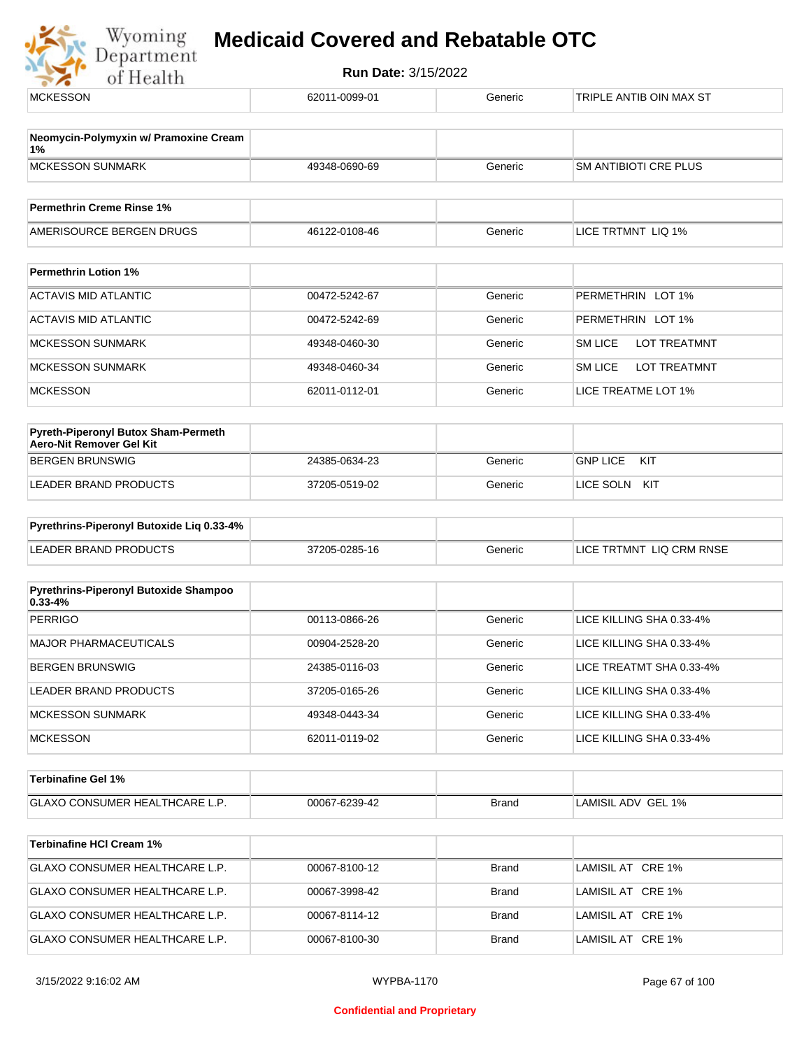| MCKESSON | 62011-0099-01 | Generic | TRIPLE ANTIB OIN MAX ST |
|---|---|---|---|

| **Neomycin-Polymyxin w/ Pramoxine Cream 1%** | | | |
|---|---|---|---|
| MCKESSON SUNMARK | 49348-0690-69 | Generic | SM ANTIBIOTI CRE PLUS |

| **Permethrin Creme Rinse 1%** | | | |
|---|---|---|---|
| AMERISOURCE BERGEN DRUGS | 46122-0108-46 | Generic | LICE TRTMNT LIQ 1% |

| **Permethrin Lotion 1%** | | | |
|---|---|---|---|
| ACTAVIS MID ATLANTIC | 00472-5242-67 | Generic | PERMETHRIN LOT 1% |
| ACTAVIS MID ATLANTIC | 00472-5242-69 | Generic | PERMETHRIN LOT 1% |
| MCKESSON SUNMARK | 49348-0460-30 | Generic | SM LICE LOT TREATMNT |
| MCKESSON SUNMARK | 49348-0460-34 | Generic | SM LICE LOT TREATMNT |
| MCKESSON | 62011-0112-01 | Generic | LICE TREATME LOT 1% |

| **Pyreth-Piperonyl Butox Sham-Permeth Aero-Nit Remover Gel Kit** | | | |
|---|---|---|---|
| BERGEN BRUNSWIG | 24385-0634-23 | Generic | GNP LICE KIT |
| LEADER BRAND PRODUCTS | 37205-0519-02 | Generic | LICE SOLN KIT |

| **Pyrethrins-Piperonyl Butoxide Liq 0.33-4%** | | | |
|---|---|---|---|
| LEADER BRAND PRODUCTS | 37205-0285-16 | Generic | LICE TRTMNT LIQ CRM RNSE |

| **Pyrethrins-Piperonyl Butoxide Shampoo 0.33-4%** | | | |
|---|---|---|---|
| PERRIGO | 00113-0866-26 | Generic | LICE KILLING SHA 0.33-4% |
| MAJOR PHARMACEUTICALS | 00904-2528-20 | Generic | LICE KILLING SHA 0.33-4% |
| BERGEN BRUNSWIG | 24385-0116-03 | Generic | LICE TREATMT SHA 0.33-4% |
| LEADER BRAND PRODUCTS | 37205-0165-26 | Generic | LICE KILLING SHA 0.33-4% |
| MCKESSON SUNMARK | 49348-0443-34 | Generic | LICE KILLING SHA 0.33-4% |
| MCKESSON | 62011-0119-02 | Generic | LICE KILLING SHA 0.33-4% |

| **Terbinafine Gel 1%** | | | |
|---|---|---|---|
| GLAXO CONSUMER HEALTHCARE L.P. | 00067-6239-42 | Brand | LAMISIL ADV GEL 1% |

| **Terbinafine HCl Cream 1%** | | | |
|---|---|---|---|
| GLAXO CONSUMER HEALTHCARE L.P. | 00067-8100-12 | Brand | LAMISIL AT CRE 1% |
| GLAXO CONSUMER HEALTHCARE L.P. | 00067-3998-42 | Brand | LAMISIL AT CRE 1% |
| GLAXO CONSUMER HEALTHCARE L.P. | 00067-8114-12 | Brand | LAMISIL AT CRE 1% |
| GLAXO CONSUMER HEALTHCARE L.P. | 00067-8100-30 | Brand | LAMISIL AT CRE 1% |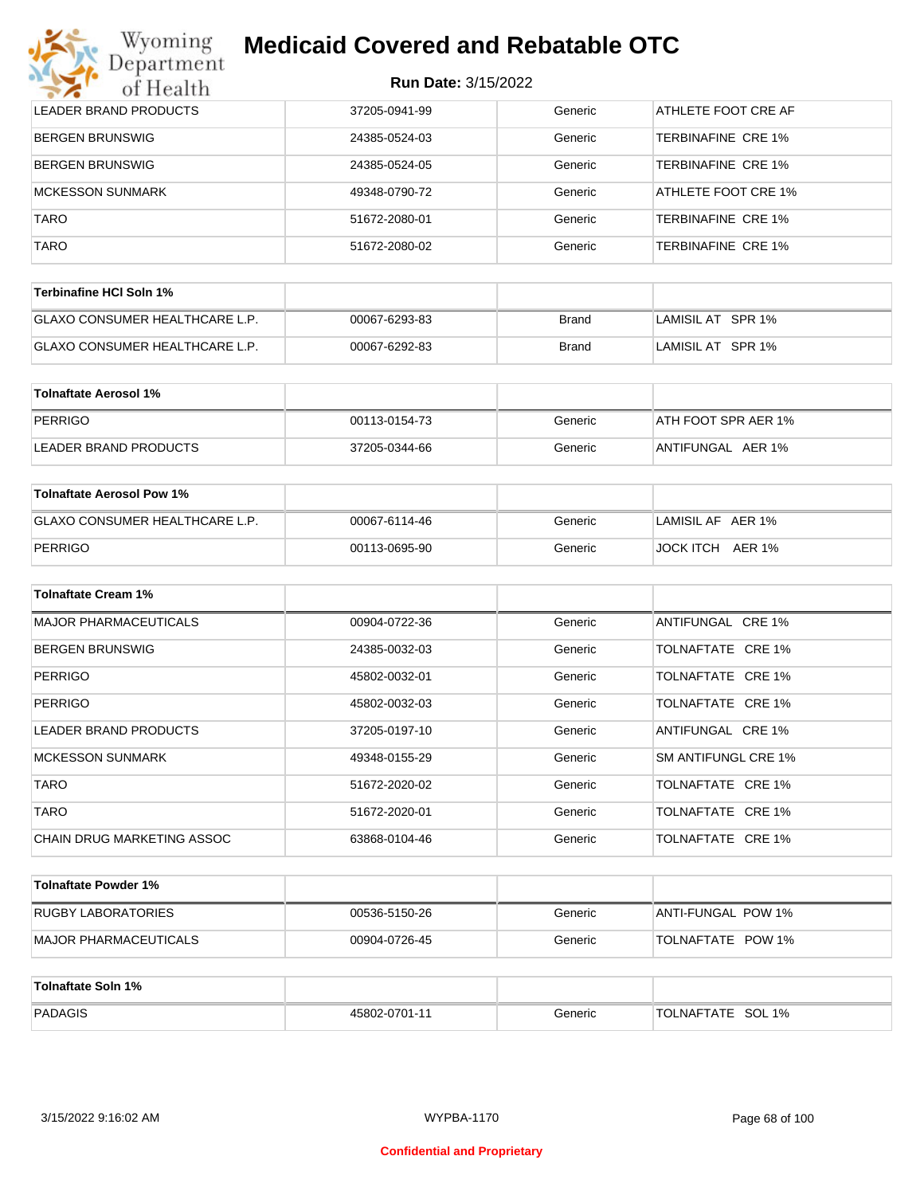| | | | |
|---|---|---|---|
| LEADER BRAND PRODUCTS | 37205-0941-99 | Generic | ATHLETE FOOT CRE AF |
| BERGEN BRUNSWIG | 24385-0524-03 | Generic | TERBINAFINE CRE 1% |
| BERGEN BRUNSWIG | 24385-0524-05 | Generic | TERBINAFINE CRE 1% |
| MCKESSON SUNMARK | 49348-0790-72 | Generic | ATHLETE FOOT CRE 1% |
| TARO | 51672-2080-01 | Generic | TERBINAFINE CRE 1% |
| TARO | 51672-2080-02 | Generic | TERBINAFINE CRE 1% |

| **Terbinafine HCl Soln 1%** | | | |
|---|---|---|---|
| GLAXO CONSUMER HEALTHCARE L.P. | 00067-6293-83 | Brand | LAMISIL AT SPR 1% |
| GLAXO CONSUMER HEALTHCARE L.P. | 00067-6292-83 | Brand | LAMISIL AT SPR 1% |

| **Tolnaftate Aerosol 1%** | | | |
|---|---|---|---|
| PERRIGO | 00113-0154-73 | Generic | ATH FOOT SPR AER 1% |
| LEADER BRAND PRODUCTS | 37205-0344-66 | Generic | ANTIFUNGAL AER 1% |

| **Tolnaftate Aerosol Pow 1%** | | | |
|---|---|---|---|
| GLAXO CONSUMER HEALTHCARE L.P. | 00067-6114-46 | Generic | LAMISIL AF AER 1% |
| PERRIGO | 00113-0695-90 | Generic | JOCK ITCH AER 1% |

| **Tolnaftate Cream 1%** | | | |
|---|---|---|---|
| MAJOR PHARMACEUTICALS | 00904-0722-36 | Generic | ANTIFUNGAL CRE 1% |
| BERGEN BRUNSWIG | 24385-0032-03 | Generic | TOLNAFTATE CRE 1% |
| PERRIGO | 45802-0032-01 | Generic | TOLNAFTATE CRE 1% |
| PERRIGO | 45802-0032-03 | Generic | TOLNAFTATE CRE 1% |
| LEADER BRAND PRODUCTS | 37205-0197-10 | Generic | ANTIFUNGAL CRE 1% |
| MCKESSON SUNMARK | 49348-0155-29 | Generic | SM ANTIFUNGL CRE 1% |
| TARO | 51672-2020-02 | Generic | TOLNAFTATE CRE 1% |
| TARO | 51672-2020-01 | Generic | TOLNAFTATE CRE 1% |
| CHAIN DRUG MARKETING ASSOC | 63868-0104-46 | Generic | TOLNAFTATE CRE 1% |

| **Tolnaftate Powder 1%** | | | |
|---|---|---|---|
| RUGBY LABORATORIES | 00536-5150-26 | Generic | ANTI-FUNGAL POW 1% |
| MAJOR PHARMACEUTICALS | 00904-0726-45 | Generic | TOLNAFTATE POW 1% |

| **Tolnaftate Soln 1%** | | | |
|---|---|---|---|
| PADAGIS | 45802-0701-11 | Generic | TOLNAFTATE SOL 1% |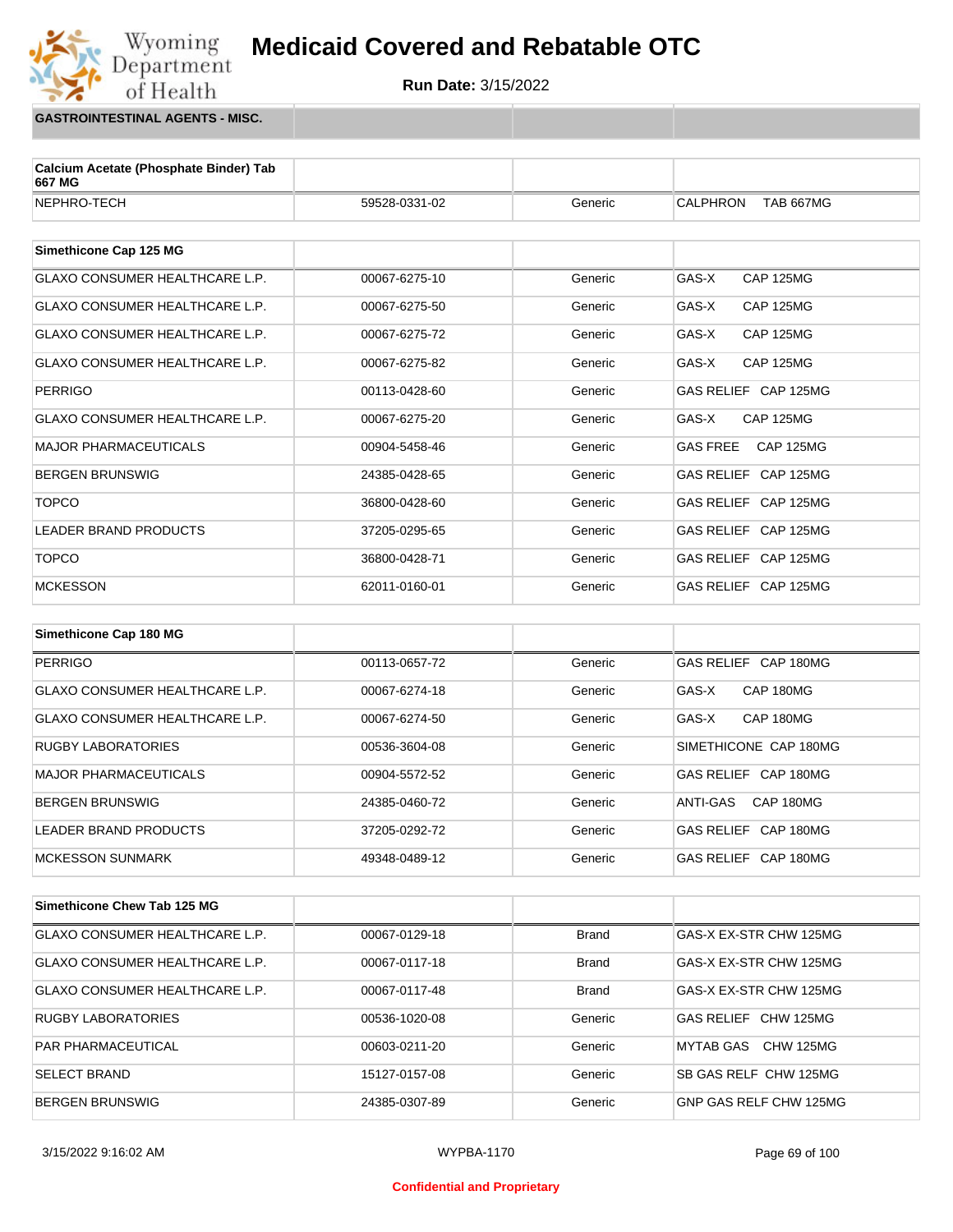# Medicaid Covered and Rebatable OTC

**Run Date:** 3/15/2022

## GASTROINTESTINAL AGENTS - MISC.

| Calcium Acetate (Phosphate Binder) Tab 667 MG | | | |
|---|---|---|---|
| NEPHRO-TECH | 59528-0331-02 | Generic | CALPHRON TAB 667MG |

| Simethicone Cap 125 MG | | | |
|---|---|---|---|
| GLAXO CONSUMER HEALTHCARE L.P. | 00067-6275-10 | Generic | GAS-X CAP 125MG |
| GLAXO CONSUMER HEALTHCARE L.P. | 00067-6275-50 | Generic | GAS-X CAP 125MG |
| GLAXO CONSUMER HEALTHCARE L.P. | 00067-6275-72 | Generic | GAS-X CAP 125MG |
| GLAXO CONSUMER HEALTHCARE L.P. | 00067-6275-82 | Generic | GAS-X CAP 125MG |
| PERRIGO | 00113-0428-60 | Generic | GAS RELIEF CAP 125MG |
| GLAXO CONSUMER HEALTHCARE L.P. | 00067-6275-20 | Generic | GAS-X CAP 125MG |
| MAJOR PHARMACEUTICALS | 00904-5458-46 | Generic | GAS FREE CAP 125MG |
| BERGEN BRUNSWIG | 24385-0428-65 | Generic | GAS RELIEF CAP 125MG |
| TOPCO | 36800-0428-60 | Generic | GAS RELIEF CAP 125MG |
| LEADER BRAND PRODUCTS | 37205-0295-65 | Generic | GAS RELIEF CAP 125MG |
| TOPCO | 36800-0428-71 | Generic | GAS RELIEF CAP 125MG |
| MCKESSON | 62011-0160-01 | Generic | GAS RELIEF CAP 125MG |

| Simethicone Cap 180 MG | | | |
|---|---|---|---|
| PERRIGO | 00113-0657-72 | Generic | GAS RELIEF CAP 180MG |
| GLAXO CONSUMER HEALTHCARE L.P. | 00067-6274-18 | Generic | GAS-X CAP 180MG |
| GLAXO CONSUMER HEALTHCARE L.P. | 00067-6274-50 | Generic | GAS-X CAP 180MG |
| RUGBY LABORATORIES | 00536-3604-08 | Generic | SIMETHICONE CAP 180MG |
| MAJOR PHARMACEUTICALS | 00904-5572-52 | Generic | GAS RELIEF CAP 180MG |
| BERGEN BRUNSWIG | 24385-0460-72 | Generic | ANTI-GAS CAP 180MG |
| LEADER BRAND PRODUCTS | 37205-0292-72 | Generic | GAS RELIEF CAP 180MG |
| MCKESSON SUNMARK | 49348-0489-12 | Generic | GAS RELIEF CAP 180MG |

| Simethicone Chew Tab 125 MG | | | |
|---|---|---|---|
| GLAXO CONSUMER HEALTHCARE L.P. | 00067-0129-18 | Brand | GAS-X EX-STR CHW 125MG |
| GLAXO CONSUMER HEALTHCARE L.P. | 00067-0117-18 | Brand | GAS-X EX-STR CHW 125MG |
| GLAXO CONSUMER HEALTHCARE L.P. | 00067-0117-48 | Brand | GAS-X EX-STR CHW 125MG |
| RUGBY LABORATORIES | 00536-1020-08 | Generic | GAS RELIEF CHW 125MG |
| PAR PHARMACEUTICAL | 00603-0211-20 | Generic | MYTAB GAS CHW 125MG |
| SELECT BRAND | 15127-0157-08 | Generic | SB GAS RELF CHW 125MG |
| BERGEN BRUNSWIG | 24385-0307-89 | Generic | GNP GAS RELF CHW 125MG |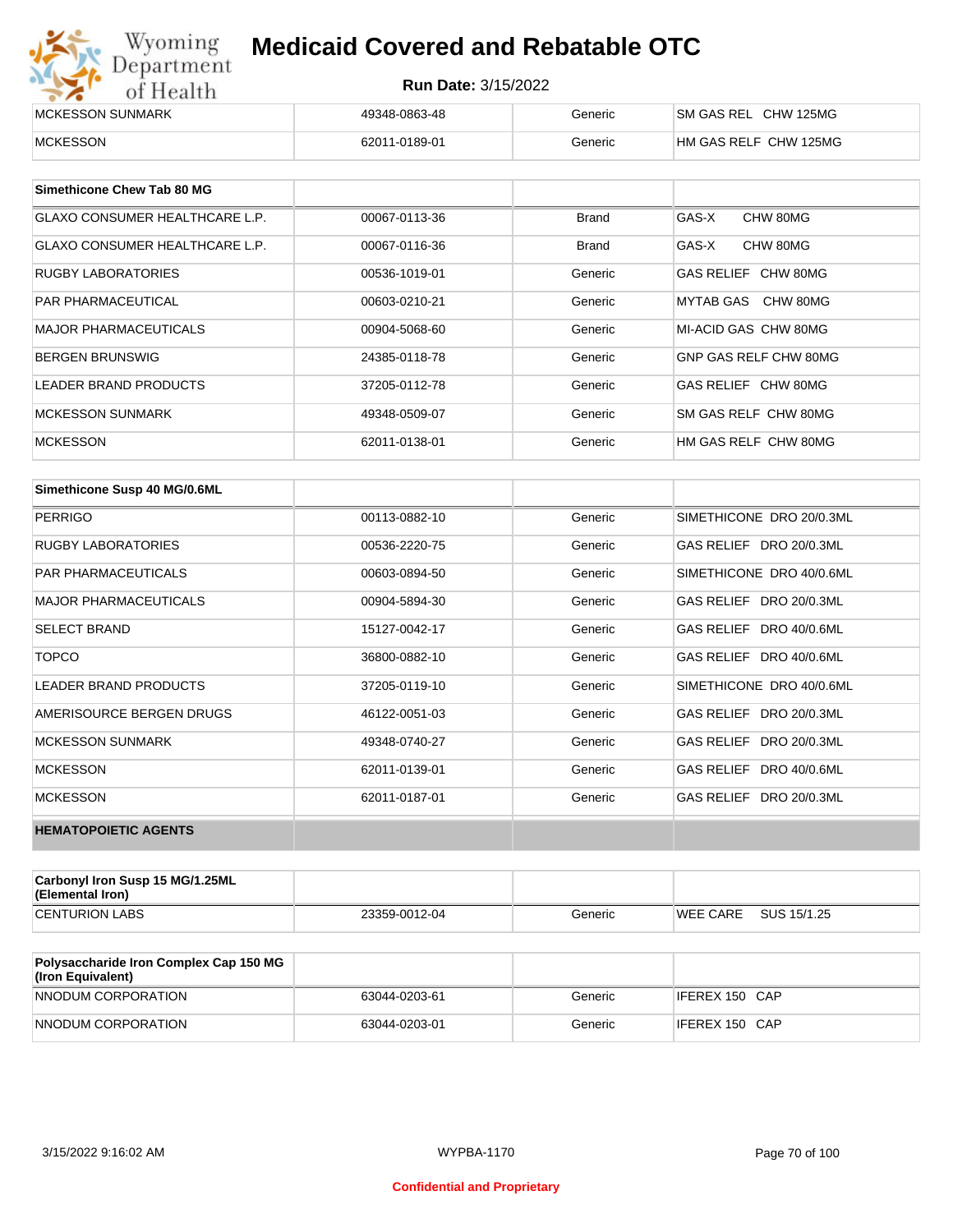| | | | |
|---|---|---|---|
| MCKESSON SUNMARK | 49348-0863-48 | Generic | SM GAS REL CHW 125MG |
| MCKESSON | 62011-0189-01 | Generic | HM GAS RELF CHW 125MG |

| Simethicone Chew Tab 80 MG | | | |
|---|---|---|---|
| GLAXO CONSUMER HEALTHCARE L.P. | 00067-0113-36 | Brand | GAS-X CHW 80MG |
| GLAXO CONSUMER HEALTHCARE L.P. | 00067-0116-36 | Brand | GAS-X CHW 80MG |
| RUGBY LABORATORIES | 00536-1019-01 | Generic | GAS RELIEF CHW 80MG |
| PAR PHARMACEUTICAL | 00603-0210-21 | Generic | MYTAB GAS CHW 80MG |
| MAJOR PHARMACEUTICALS | 00904-5068-60 | Generic | MI-ACID GAS CHW 80MG |
| BERGEN BRUNSWIG | 24385-0118-78 | Generic | GNP GAS RELF CHW 80MG |
| LEADER BRAND PRODUCTS | 37205-0112-78 | Generic | GAS RELIEF CHW 80MG |
| MCKESSON SUNMARK | 49348-0509-07 | Generic | SM GAS RELF CHW 80MG |
| MCKESSON | 62011-0138-01 | Generic | HM GAS RELF CHW 80MG |

| Simethicone Susp 40 MG/0.6ML | | | |
|---|---|---|---|
| PERRIGO | 00113-0882-10 | Generic | SIMETHICONE DRO 20/0.3ML |
| RUGBY LABORATORIES | 00536-2220-75 | Generic | GAS RELIEF DRO 20/0.3ML |
| PAR PHARMACEUTICALS | 00603-0894-50 | Generic | SIMETHICONE DRO 40/0.6ML |
| MAJOR PHARMACEUTICALS | 00904-5894-30 | Generic | GAS RELIEF DRO 20/0.3ML |
| SELECT BRAND | 15127-0042-17 | Generic | GAS RELIEF DRO 40/0.6ML |
| TOPCO | 36800-0882-10 | Generic | GAS RELIEF DRO 40/0.6ML |
| LEADER BRAND PRODUCTS | 37205-0119-10 | Generic | SIMETHICONE DRO 40/0.6ML |
| AMERISOURCE BERGEN DRUGS | 46122-0051-03 | Generic | GAS RELIEF DRO 20/0.3ML |
| MCKESSON SUNMARK | 49348-0740-27 | Generic | GAS RELIEF DRO 20/0.3ML |
| MCKESSON | 62011-0139-01 | Generic | GAS RELIEF DRO 40/0.6ML |
| MCKESSON | 62011-0187-01 | Generic | GAS RELIEF DRO 20/0.3ML |

**HEMATOPOIETIC AGENTS**

| Carbonyl Iron Susp 15 MG/1.25ML (Elemental Iron) | | | |
|---|---|---|---|
| CENTURION LABS | 23359-0012-04 | Generic | WEE CARE SUS 15/1.25 |

| Polysaccharide Iron Complex Cap 150 MG (Iron Equivalent) | | | |
|---|---|---|---|
| NNODUM CORPORATION | 63044-0203-61 | Generic | IFEREX 150 CAP |
| NNODUM CORPORATION | 63044-0203-01 | Generic | IFEREX 150 CAP |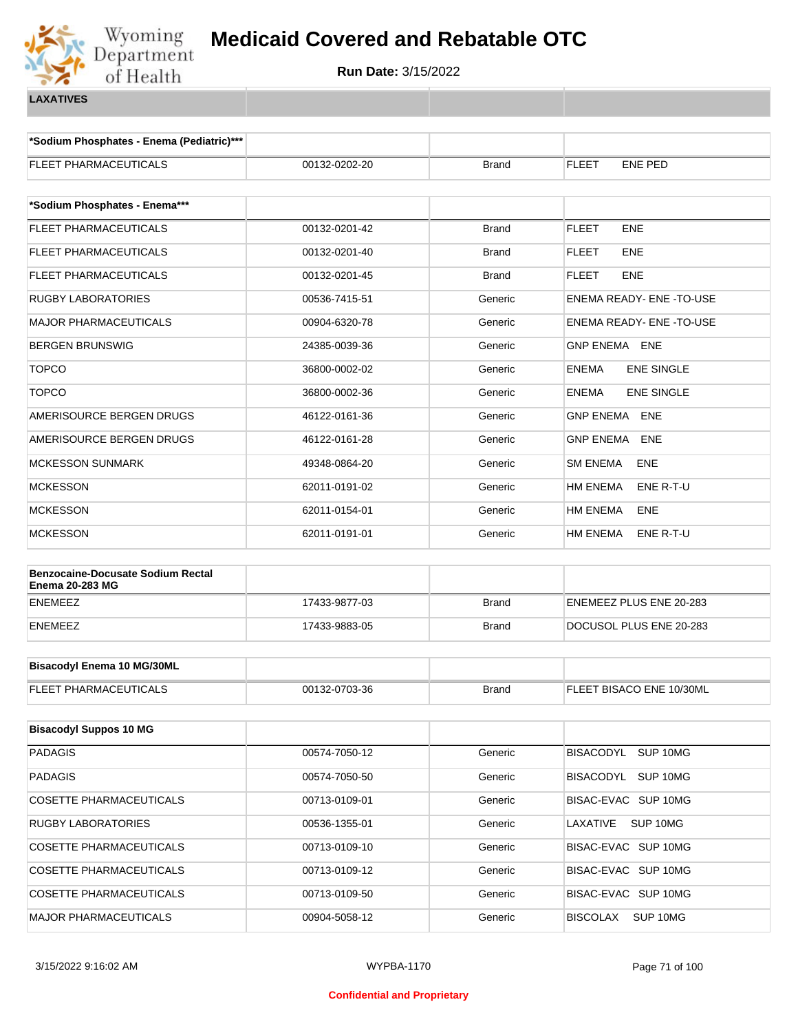# Medicaid Covered and Rebatable OTC

**Run Date:** 3/15/2022

**LAXATIVES**

| *Sodium Phosphates - Enema (Pediatric)*** | | | |
|---|---|---|---|
| FLEET PHARMACEUTICALS | 00132-0202-20 | Brand | FLEET ENE PED |

| *Sodium Phosphates - Enema*** | | | |
|---|---|---|---|
| FLEET PHARMACEUTICALS | 00132-0201-42 | Brand | FLEET ENE |
| FLEET PHARMACEUTICALS | 00132-0201-40 | Brand | FLEET ENE |
| FLEET PHARMACEUTICALS | 00132-0201-45 | Brand | FLEET ENE |
| RUGBY LABORATORIES | 00536-7415-51 | Generic | ENEMA READY- ENE -TO-USE |
| MAJOR PHARMACEUTICALS | 00904-6320-78 | Generic | ENEMA READY- ENE -TO-USE |
| BERGEN BRUNSWIG | 24385-0039-36 | Generic | GNP ENEMA ENE |
| TOPCO | 36800-0002-02 | Generic | ENEMA ENE SINGLE |
| TOPCO | 36800-0002-36 | Generic | ENEMA ENE SINGLE |
| AMERISOURCE BERGEN DRUGS | 46122-0161-36 | Generic | GNP ENEMA ENE |
| AMERISOURCE BERGEN DRUGS | 46122-0161-28 | Generic | GNP ENEMA ENE |
| MCKESSON SUNMARK | 49348-0864-20 | Generic | SM ENEMA ENE |
| MCKESSON | 62011-0191-02 | Generic | HM ENEMA ENE R-T-U |
| MCKESSON | 62011-0154-01 | Generic | HM ENEMA ENE |
| MCKESSON | 62011-0191-01 | Generic | HM ENEMA ENE R-T-U |

| Benzocaine-Docusate Sodium Rectal Enema 20-283 MG | | | |
|---|---|---|---|
| ENEMEEZ | 17433-9877-03 | Brand | ENEMEEZ PLUS ENE 20-283 |
| ENEMEEZ | 17433-9883-05 | Brand | DOCUSOL PLUS ENE 20-283 |

| Bisacodyl Enema 10 MG/30ML | | | |
|---|---|---|---|
| FLEET PHARMACEUTICALS | 00132-0703-36 | Brand | FLEET BISACO ENE 10/30ML |

| Bisacodyl Suppos 10 MG | | | |
|---|---|---|---|
| PADAGIS | 00574-7050-12 | Generic | BISACODYL SUP 10MG |
| PADAGIS | 00574-7050-50 | Generic | BISACODYL SUP 10MG |
| COSETTE PHARMACEUTICALS | 00713-0109-01 | Generic | BISAC-EVAC SUP 10MG |
| RUGBY LABORATORIES | 00536-1355-01 | Generic | LAXATIVE SUP 10MG |
| COSETTE PHARMACEUTICALS | 00713-0109-10 | Generic | BISAC-EVAC SUP 10MG |
| COSETTE PHARMACEUTICALS | 00713-0109-12 | Generic | BISAC-EVAC SUP 10MG |
| COSETTE PHARMACEUTICALS | 00713-0109-50 | Generic | BISAC-EVAC SUP 10MG |
| MAJOR PHARMACEUTICALS | 00904-5058-12 | Generic | BISCOLAX SUP 10MG |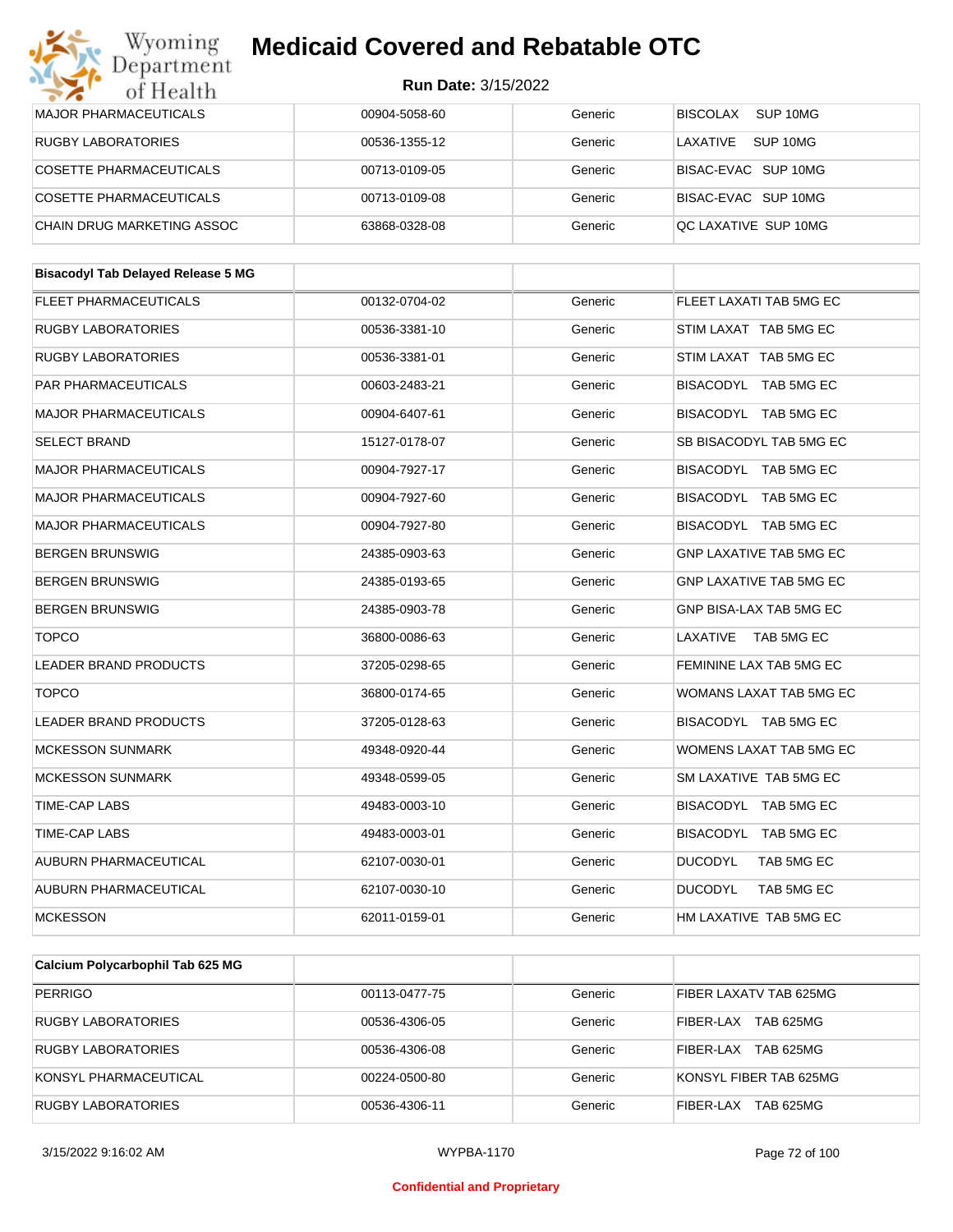| MAJOR PHARMACEUTICALS | 00904-5058-60 | Generic | BISCOLAX SUP 10MG |
|---|---|---|---|
| RUGBY LABORATORIES | 00536-1355-12 | Generic | LAXATIVE SUP 10MG |
| COSETTE PHARMACEUTICALS | 00713-0109-05 | Generic | BISAC-EVAC SUP 10MG |
| COSETTE PHARMACEUTICALS | 00713-0109-08 | Generic | BISAC-EVAC SUP 10MG |
| CHAIN DRUG MARKETING ASSOC | 63868-0328-08 | Generic | QC LAXATIVE SUP 10MG |

| **Bisacodyl Tab Delayed Release 5 MG** | | | |
|---|---|---|---|
| FLEET PHARMACEUTICALS | 00132-0704-02 | Generic | FLEET LAXATI TAB 5MG EC |
| RUGBY LABORATORIES | 00536-3381-10 | Generic | STIM LAXAT TAB 5MG EC |
| RUGBY LABORATORIES | 00536-3381-01 | Generic | STIM LAXAT TAB 5MG EC |
| PAR PHARMACEUTICALS | 00603-2483-21 | Generic | BISACODYL TAB 5MG EC |
| MAJOR PHARMACEUTICALS | 00904-6407-61 | Generic | BISACODYL TAB 5MG EC |
| SELECT BRAND | 15127-0178-07 | Generic | SB BISACODYL TAB 5MG EC |
| MAJOR PHARMACEUTICALS | 00904-7927-17 | Generic | BISACODYL TAB 5MG EC |
| MAJOR PHARMACEUTICALS | 00904-7927-60 | Generic | BISACODYL TAB 5MG EC |
| MAJOR PHARMACEUTICALS | 00904-7927-80 | Generic | BISACODYL TAB 5MG EC |
| BERGEN BRUNSWIG | 24385-0903-63 | Generic | GNP LAXATIVE TAB 5MG EC |
| BERGEN BRUNSWIG | 24385-0193-65 | Generic | GNP LAXATIVE TAB 5MG EC |
| BERGEN BRUNSWIG | 24385-0903-78 | Generic | GNP BISA-LAX TAB 5MG EC |
| TOPCO | 36800-0086-63 | Generic | LAXATIVE TAB 5MG EC |
| LEADER BRAND PRODUCTS | 37205-0298-65 | Generic | FEMININE LAX TAB 5MG EC |
| TOPCO | 36800-0174-65 | Generic | WOMANS LAXAT TAB 5MG EC |
| LEADER BRAND PRODUCTS | 37205-0128-63 | Generic | BISACODYL TAB 5MG EC |
| MCKESSON SUNMARK | 49348-0920-44 | Generic | WOMENS LAXAT TAB 5MG EC |
| MCKESSON SUNMARK | 49348-0599-05 | Generic | SM LAXATIVE TAB 5MG EC |
| TIME-CAP LABS | 49483-0003-10 | Generic | BISACODYL TAB 5MG EC |
| TIME-CAP LABS | 49483-0003-01 | Generic | BISACODYL TAB 5MG EC |
| AUBURN PHARMACEUTICAL | 62107-0030-01 | Generic | DUCODYL TAB 5MG EC |
| AUBURN PHARMACEUTICAL | 62107-0030-10 | Generic | DUCODYL TAB 5MG EC |
| MCKESSON | 62011-0159-01 | Generic | HM LAXATIVE TAB 5MG EC |

| **Calcium Polycarbophil Tab 625 MG** | | | |
|---|---|---|---|
| PERRIGO | 00113-0477-75 | Generic | FIBER LAXATV TAB 625MG |
| RUGBY LABORATORIES | 00536-4306-05 | Generic | FIBER-LAX TAB 625MG |
| RUGBY LABORATORIES | 00536-4306-08 | Generic | FIBER-LAX TAB 625MG |
| KONSYL PHARMACEUTICAL | 00224-0500-80 | Generic | KONSYL FIBER TAB 625MG |
| RUGBY LABORATORIES | 00536-4306-11 | Generic | FIBER-LAX TAB 625MG |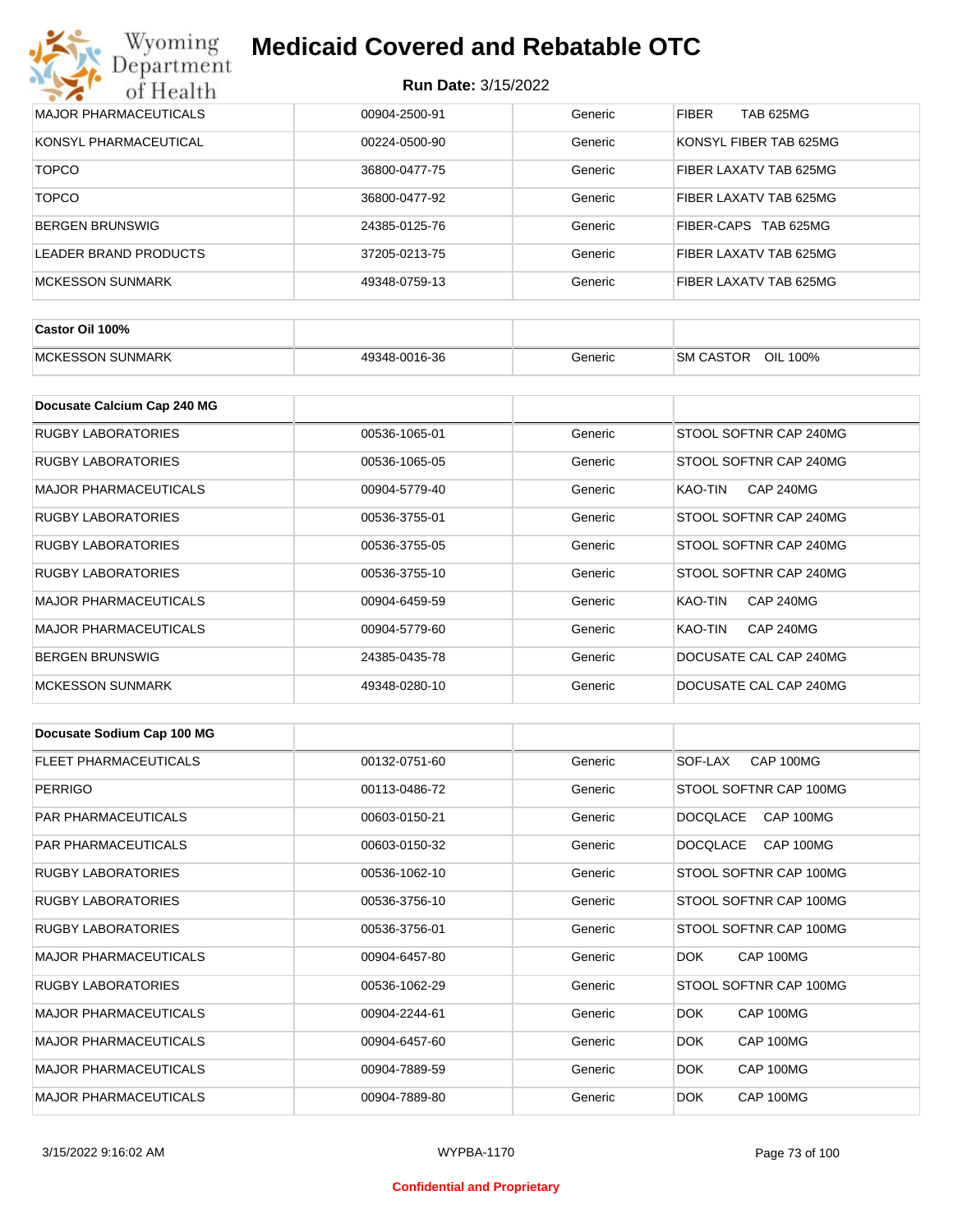# Medicaid Covered and Rebatable OTC

**Run Date:** 3/15/2022

| | | | |
|---|---|---|---|
| MAJOR PHARMACEUTICALS | 00904-2500-91 | Generic | FIBER TAB 625MG |
| KONSYL PHARMACEUTICAL | 00224-0500-90 | Generic | KONSYL FIBER TAB 625MG |
| TOPCO | 36800-0477-75 | Generic | FIBER LAXATV TAB 625MG |
| TOPCO | 36800-0477-92 | Generic | FIBER LAXATV TAB 625MG |
| BERGEN BRUNSWIG | 24385-0125-76 | Generic | FIBER-CAPS TAB 625MG |
| LEADER BRAND PRODUCTS | 37205-0213-75 | Generic | FIBER LAXATV TAB 625MG |
| MCKESSON SUNMARK | 49348-0759-13 | Generic | FIBER LAXATV TAB 625MG |

| **Castor Oil 100%** | | | |
|---|---|---|---|
| MCKESSON SUNMARK | 49348-0016-36 | Generic | SM CASTOR OIL 100% |

| **Docusate Calcium Cap 240 MG** | | | |
|---|---|---|---|
| RUGBY LABORATORIES | 00536-1065-01 | Generic | STOOL SOFTNR CAP 240MG |
| RUGBY LABORATORIES | 00536-1065-05 | Generic | STOOL SOFTNR CAP 240MG |
| MAJOR PHARMACEUTICALS | 00904-5779-40 | Generic | KAO-TIN CAP 240MG |
| RUGBY LABORATORIES | 00536-3755-01 | Generic | STOOL SOFTNR CAP 240MG |
| RUGBY LABORATORIES | 00536-3755-05 | Generic | STOOL SOFTNR CAP 240MG |
| RUGBY LABORATORIES | 00536-3755-10 | Generic | STOOL SOFTNR CAP 240MG |
| MAJOR PHARMACEUTICALS | 00904-6459-59 | Generic | KAO-TIN CAP 240MG |
| MAJOR PHARMACEUTICALS | 00904-5779-60 | Generic | KAO-TIN CAP 240MG |
| BERGEN BRUNSWIG | 24385-0435-78 | Generic | DOCUSATE CAL CAP 240MG |
| MCKESSON SUNMARK | 49348-0280-10 | Generic | DOCUSATE CAL CAP 240MG |

| **Docusate Sodium Cap 100 MG** | | | |
|---|---|---|---|
| FLEET PHARMACEUTICALS | 00132-0751-60 | Generic | SOF-LAX CAP 100MG |
| PERRIGO | 00113-0486-72 | Generic | STOOL SOFTNR CAP 100MG |
| PAR PHARMACEUTICALS | 00603-0150-21 | Generic | DOCQLACE CAP 100MG |
| PAR PHARMACEUTICALS | 00603-0150-32 | Generic | DOCQLACE CAP 100MG |
| RUGBY LABORATORIES | 00536-1062-10 | Generic | STOOL SOFTNR CAP 100MG |
| RUGBY LABORATORIES | 00536-3756-10 | Generic | STOOL SOFTNR CAP 100MG |
| RUGBY LABORATORIES | 00536-3756-01 | Generic | STOOL SOFTNR CAP 100MG |
| MAJOR PHARMACEUTICALS | 00904-6457-80 | Generic | DOK CAP 100MG |
| RUGBY LABORATORIES | 00536-1062-29 | Generic | STOOL SOFTNR CAP 100MG |
| MAJOR PHARMACEUTICALS | 00904-2244-61 | Generic | DOK CAP 100MG |
| MAJOR PHARMACEUTICALS | 00904-6457-60 | Generic | DOK CAP 100MG |
| MAJOR PHARMACEUTICALS | 00904-7889-59 | Generic | DOK CAP 100MG |
| MAJOR PHARMACEUTICALS | 00904-7889-80 | Generic | DOK CAP 100MG |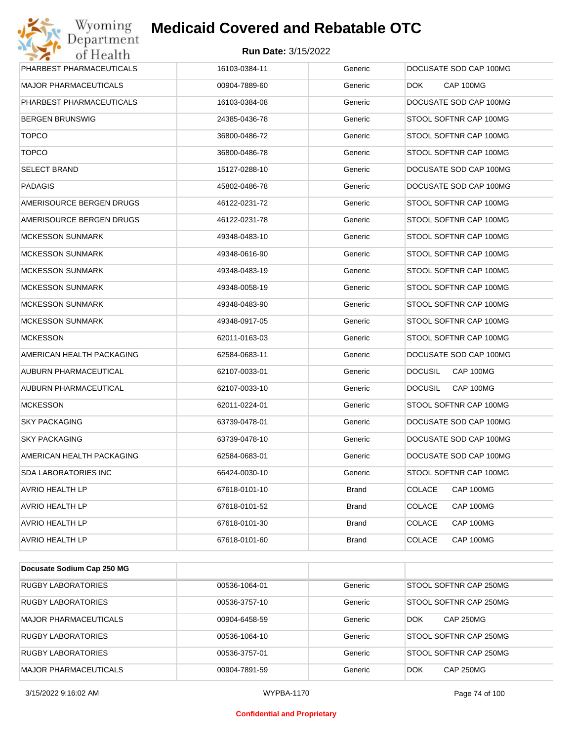| PHARBEST PHARMACEUTICALS | 16103-0384-11 | Generic | DOCUSATE SOD CAP 100MG |
|---|---|---|---|
| MAJOR PHARMACEUTICALS | 00904-7889-60 | Generic | DOK CAP 100MG |
| PHARBEST PHARMACEUTICALS | 16103-0384-08 | Generic | DOCUSATE SOD CAP 100MG |
| BERGEN BRUNSWIG | 24385-0436-78 | Generic | STOOL SOFTNR CAP 100MG |
| TOPCO | 36800-0486-72 | Generic | STOOL SOFTNR CAP 100MG |
| TOPCO | 36800-0486-78 | Generic | STOOL SOFTNR CAP 100MG |
| SELECT BRAND | 15127-0288-10 | Generic | DOCUSATE SOD CAP 100MG |
| PADAGIS | 45802-0486-78 | Generic | DOCUSATE SOD CAP 100MG |
| AMERISOURCE BERGEN DRUGS | 46122-0231-72 | Generic | STOOL SOFTNR CAP 100MG |
| AMERISOURCE BERGEN DRUGS | 46122-0231-78 | Generic | STOOL SOFTNR CAP 100MG |
| MCKESSON SUNMARK | 49348-0483-10 | Generic | STOOL SOFTNR CAP 100MG |
| MCKESSON SUNMARK | 49348-0616-90 | Generic | STOOL SOFTNR CAP 100MG |
| MCKESSON SUNMARK | 49348-0483-19 | Generic | STOOL SOFTNR CAP 100MG |
| MCKESSON SUNMARK | 49348-0058-19 | Generic | STOOL SOFTNR CAP 100MG |
| MCKESSON SUNMARK | 49348-0483-90 | Generic | STOOL SOFTNR CAP 100MG |
| MCKESSON SUNMARK | 49348-0917-05 | Generic | STOOL SOFTNR CAP 100MG |
| MCKESSON | 62011-0163-03 | Generic | STOOL SOFTNR CAP 100MG |
| AMERICAN HEALTH PACKAGING | 62584-0683-11 | Generic | DOCUSATE SOD CAP 100MG |
| AUBURN PHARMACEUTICAL | 62107-0033-01 | Generic | DOCUSIL CAP 100MG |
| AUBURN PHARMACEUTICAL | 62107-0033-10 | Generic | DOCUSIL CAP 100MG |
| MCKESSON | 62011-0224-01 | Generic | STOOL SOFTNR CAP 100MG |
| SKY PACKAGING | 63739-0478-01 | Generic | DOCUSATE SOD CAP 100MG |
| SKY PACKAGING | 63739-0478-10 | Generic | DOCUSATE SOD CAP 100MG |
| AMERICAN HEALTH PACKAGING | 62584-0683-01 | Generic | DOCUSATE SOD CAP 100MG |
| SDA LABORATORIES INC | 66424-0030-10 | Generic | STOOL SOFTNR CAP 100MG |
| AVRIO HEALTH LP | 67618-0101-10 | Brand | COLACE CAP 100MG |
| AVRIO HEALTH LP | 67618-0101-52 | Brand | COLACE CAP 100MG |
| AVRIO HEALTH LP | 67618-0101-30 | Brand | COLACE CAP 100MG |
| AVRIO HEALTH LP | 67618-0101-60 | Brand | COLACE CAP 100MG |

| **Docusate Sodium Cap 250 MG** | | | |
|---|---|---|---|
| RUGBY LABORATORIES | 00536-1064-01 | Generic | STOOL SOFTNR CAP 250MG |
| RUGBY LABORATORIES | 00536-3757-10 | Generic | STOOL SOFTNR CAP 250MG |
| MAJOR PHARMACEUTICALS | 00904-6458-59 | Generic | DOK CAP 250MG |
| RUGBY LABORATORIES | 00536-1064-10 | Generic | STOOL SOFTNR CAP 250MG |
| RUGBY LABORATORIES | 00536-3757-01 | Generic | STOOL SOFTNR CAP 250MG |
| MAJOR PHARMACEUTICALS | 00904-7891-59 | Generic | DOK CAP 250MG |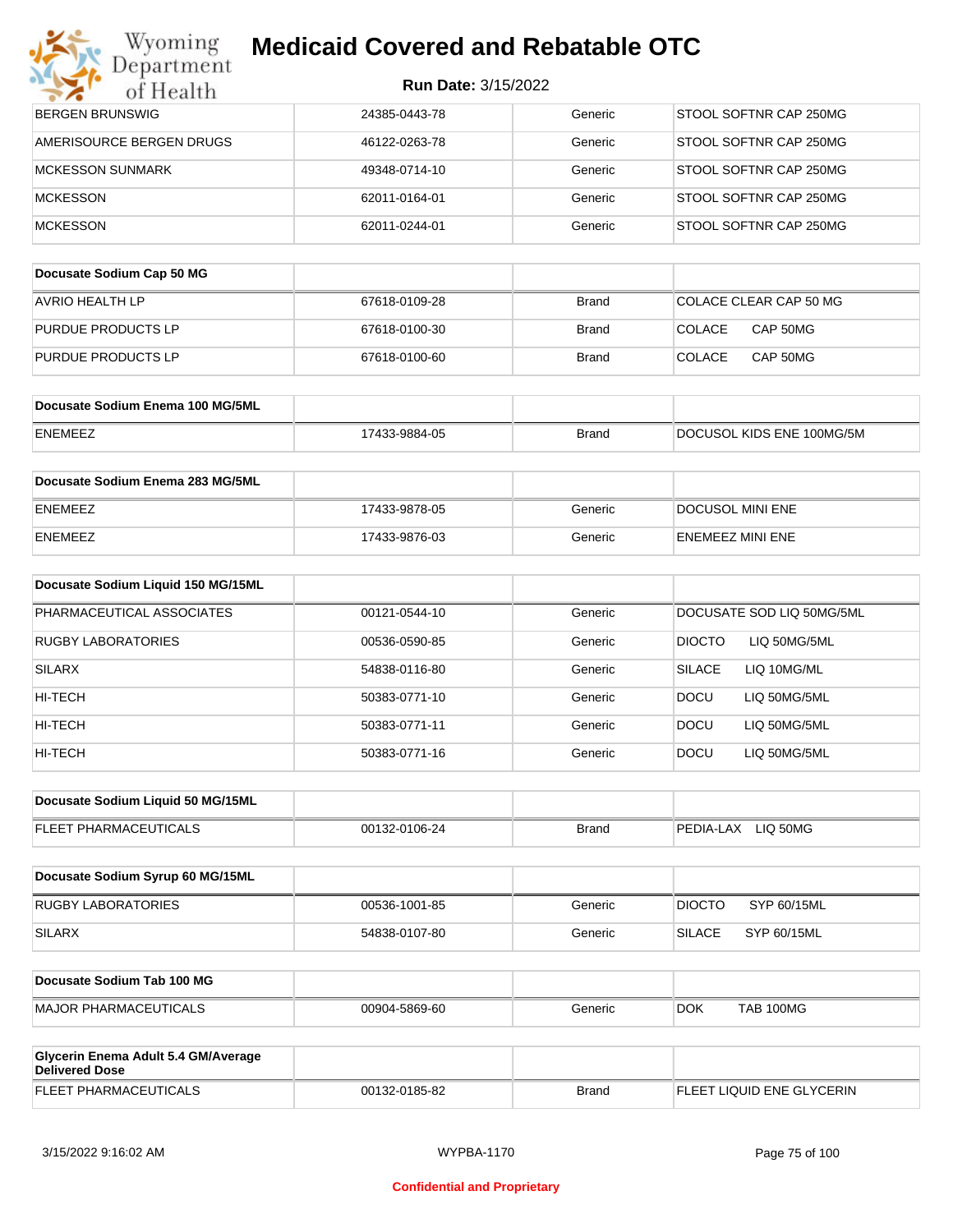# Medicaid Covered and Rebatable OTC

**Run Date:** 3/15/2022

| | | | |
|---|---|---|---|
| BERGEN BRUNSWIG | 24385-0443-78 | Generic | STOOL SOFTNR CAP 250MG |
| AMERISOURCE BERGEN DRUGS | 46122-0263-78 | Generic | STOOL SOFTNR CAP 250MG |
| MCKESSON SUNMARK | 49348-0714-10 | Generic | STOOL SOFTNR CAP 250MG |
| MCKESSON | 62011-0164-01 | Generic | STOOL SOFTNR CAP 250MG |
| MCKESSON | 62011-0244-01 | Generic | STOOL SOFTNR CAP 250MG |

| **Docusate Sodium Cap 50 MG** | | | |
|---|---|---|---|
| AVRIO HEALTH LP | 67618-0109-28 | Brand | COLACE CLEAR CAP 50 MG |
| PURDUE PRODUCTS LP | 67618-0100-30 | Brand | COLACE CAP 50MG |
| PURDUE PRODUCTS LP | 67618-0100-60 | Brand | COLACE CAP 50MG |

| **Docusate Sodium Enema 100 MG/5ML** | | | |
|---|---|---|---|
| ENEMEEZ | 17433-9884-05 | Brand | DOCUSOL KIDS ENE 100MG/5M |

| **Docusate Sodium Enema 283 MG/5ML** | | | |
|---|---|---|---|
| ENEMEEZ | 17433-9878-05 | Generic | DOCUSOL MINI ENE |
| ENEMEEZ | 17433-9876-03 | Generic | ENEMEEZ MINI ENE |

| **Docusate Sodium Liquid 150 MG/15ML** | | | |
|---|---|---|---|
| PHARMACEUTICAL ASSOCIATES | 00121-0544-10 | Generic | DOCUSATE SOD LIQ 50MG/5ML |
| RUGBY LABORATORIES | 00536-0590-85 | Generic | DIOCTO LIQ 50MG/5ML |
| SILARX | 54838-0116-80 | Generic | SILACE LIQ 10MG/ML |
| HI-TECH | 50383-0771-10 | Generic | DOCU LIQ 50MG/5ML |
| HI-TECH | 50383-0771-11 | Generic | DOCU LIQ 50MG/5ML |
| HI-TECH | 50383-0771-16 | Generic | DOCU LIQ 50MG/5ML |

| **Docusate Sodium Liquid 50 MG/15ML** | | | |
|---|---|---|---|
| FLEET PHARMACEUTICALS | 00132-0106-24 | Brand | PEDIA-LAX LIQ 50MG |

| **Docusate Sodium Syrup 60 MG/15ML** | | | |
|---|---|---|---|
| RUGBY LABORATORIES | 00536-1001-85 | Generic | DIOCTO SYP 60/15ML |
| SILARX | 54838-0107-80 | Generic | SILACE SYP 60/15ML |

| **Docusate Sodium Tab 100 MG** | | | |
|---|---|---|---|
| MAJOR PHARMACEUTICALS | 00904-5869-60 | Generic | DOK TAB 100MG |

| **Glycerin Enema Adult 5.4 GM/Average Delivered Dose** | | | |
|---|---|---|---|
| FLEET PHARMACEUTICALS | 00132-0185-82 | Brand | FLEET LIQUID ENE GLYCERIN |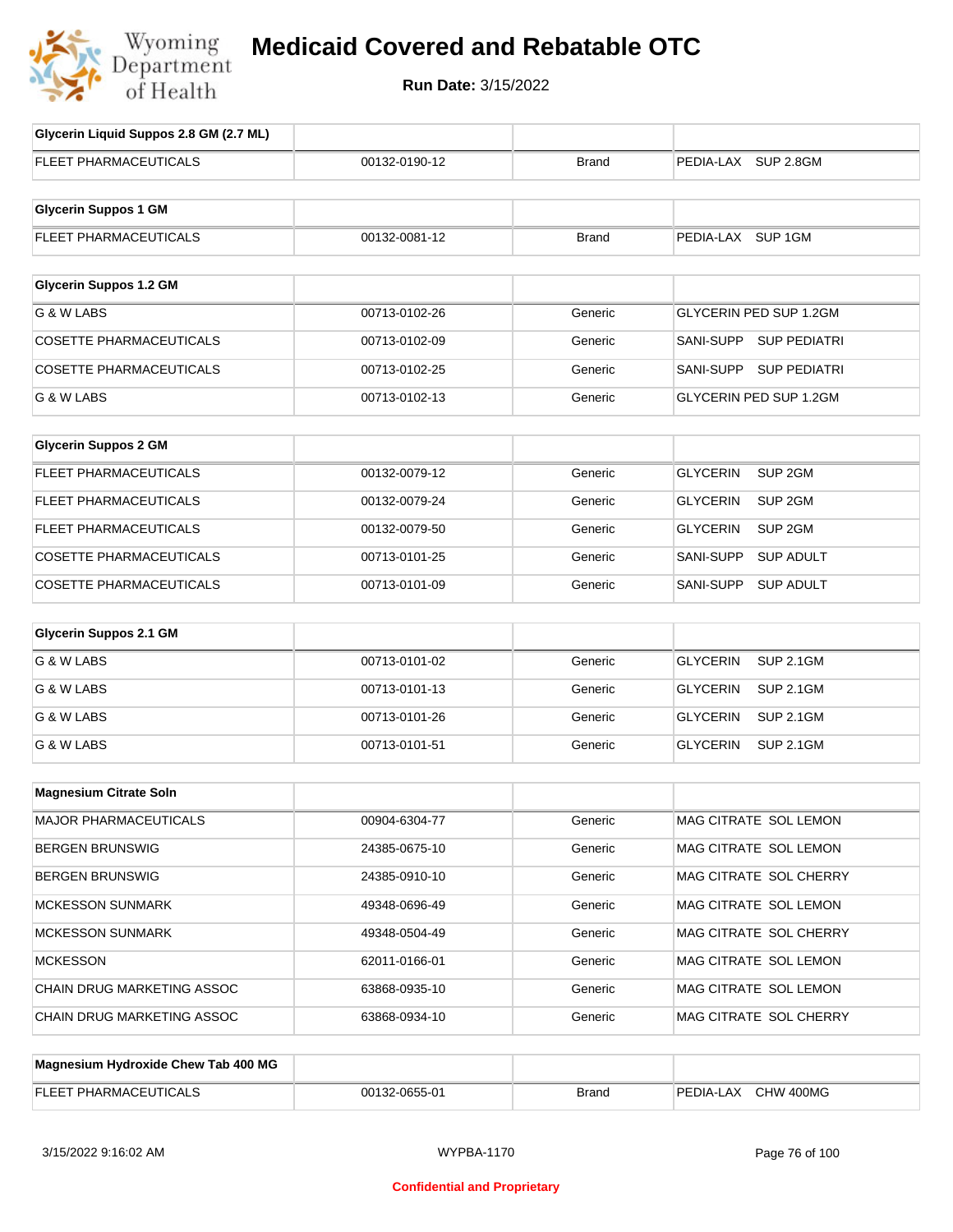# Medicaid Covered and Rebatable OTC

**Run Date:** 3/15/2022

| Glycerin Liquid Suppos 2.8 GM (2.7 ML) | | | |
|---|---|---|---|
| FLEET PHARMACEUTICALS | 00132-0190-12 | Brand | PEDIA-LAX SUP 2.8GM |

| Glycerin Suppos 1 GM | | | |
|---|---|---|---|
| FLEET PHARMACEUTICALS | 00132-0081-12 | Brand | PEDIA-LAX SUP 1GM |

| Glycerin Suppos 1.2 GM | | | |
|---|---|---|---|
| G & W LABS | 00713-0102-26 | Generic | GLYCERIN PED SUP 1.2GM |
| COSETTE PHARMACEUTICALS | 00713-0102-09 | Generic | SANI-SUPP SUP PEDIATRI |
| COSETTE PHARMACEUTICALS | 00713-0102-25 | Generic | SANI-SUPP SUP PEDIATRI |
| G & W LABS | 00713-0102-13 | Generic | GLYCERIN PED SUP 1.2GM |

| Glycerin Suppos 2 GM | | | |
|---|---|---|---|
| FLEET PHARMACEUTICALS | 00132-0079-12 | Generic | GLYCERIN SUP 2GM |
| FLEET PHARMACEUTICALS | 00132-0079-24 | Generic | GLYCERIN SUP 2GM |
| FLEET PHARMACEUTICALS | 00132-0079-50 | Generic | GLYCERIN SUP 2GM |
| COSETTE PHARMACEUTICALS | 00713-0101-25 | Generic | SANI-SUPP SUP ADULT |
| COSETTE PHARMACEUTICALS | 00713-0101-09 | Generic | SANI-SUPP SUP ADULT |

| Glycerin Suppos 2.1 GM | | | |
|---|---|---|---|
| G & W LABS | 00713-0101-02 | Generic | GLYCERIN SUP 2.1GM |
| G & W LABS | 00713-0101-13 | Generic | GLYCERIN SUP 2.1GM |
| G & W LABS | 00713-0101-26 | Generic | GLYCERIN SUP 2.1GM |
| G & W LABS | 00713-0101-51 | Generic | GLYCERIN SUP 2.1GM |

| Magnesium Citrate Soln | | | |
|---|---|---|---|
| MAJOR PHARMACEUTICALS | 00904-6304-77 | Generic | MAG CITRATE SOL LEMON |
| BERGEN BRUNSWIG | 24385-0675-10 | Generic | MAG CITRATE SOL LEMON |
| BERGEN BRUNSWIG | 24385-0910-10 | Generic | MAG CITRATE SOL CHERRY |
| MCKESSON SUNMARK | 49348-0696-49 | Generic | MAG CITRATE SOL LEMON |
| MCKESSON SUNMARK | 49348-0504-49 | Generic | MAG CITRATE SOL CHERRY |
| MCKESSON | 62011-0166-01 | Generic | MAG CITRATE SOL LEMON |
| CHAIN DRUG MARKETING ASSOC | 63868-0935-10 | Generic | MAG CITRATE SOL LEMON |
| CHAIN DRUG MARKETING ASSOC | 63868-0934-10 | Generic | MAG CITRATE SOL CHERRY |

| Magnesium Hydroxide Chew Tab 400 MG | | | |
|---|---|---|---|
| FLEET PHARMACEUTICALS | 00132-0655-01 | Brand | PEDIA-LAX CHW 400MG |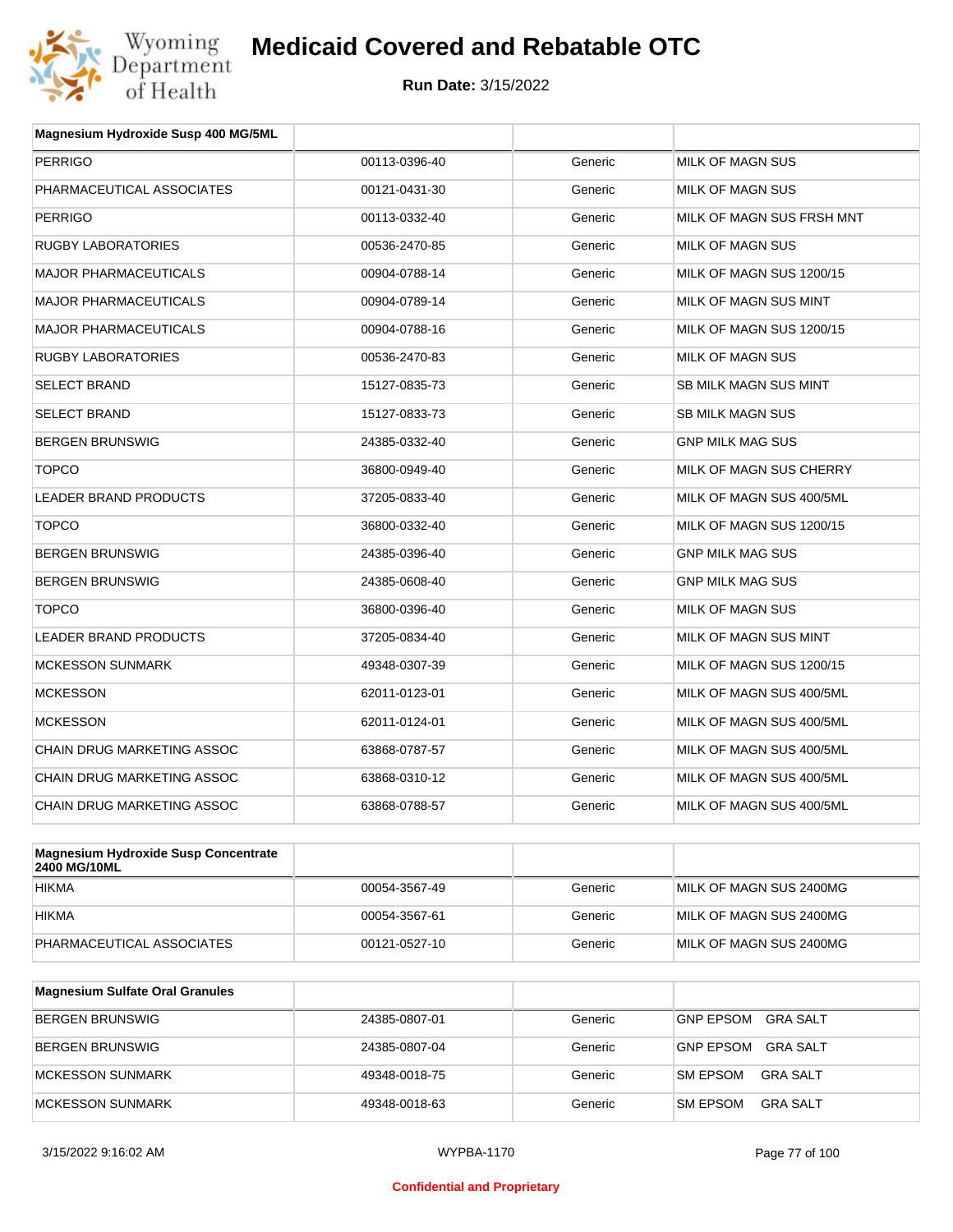# Medicaid Covered and Rebatable OTC

**Run Date:** 3/15/2022

| Magnesium Hydroxide Susp 400 MG/5ML | | | |
|---|---|---|---|
| PERRIGO | 00113-0396-40 | Generic | MILK OF MAGN SUS |
| PHARMACEUTICAL ASSOCIATES | 00121-0431-30 | Generic | MILK OF MAGN SUS |
| PERRIGO | 00113-0332-40 | Generic | MILK OF MAGN SUS FRSH MNT |
| RUGBY LABORATORIES | 00536-2470-85 | Generic | MILK OF MAGN SUS |
| MAJOR PHARMACEUTICALS | 00904-0788-14 | Generic | MILK OF MAGN SUS 1200/15 |
| MAJOR PHARMACEUTICALS | 00904-0789-14 | Generic | MILK OF MAGN SUS MINT |
| MAJOR PHARMACEUTICALS | 00904-0788-16 | Generic | MILK OF MAGN SUS 1200/15 |
| RUGBY LABORATORIES | 00536-2470-83 | Generic | MILK OF MAGN SUS |
| SELECT BRAND | 15127-0835-73 | Generic | SB MILK MAGN SUS MINT |
| SELECT BRAND | 15127-0833-73 | Generic | SB MILK MAGN SUS |
| BERGEN BRUNSWIG | 24385-0332-40 | Generic | GNP MILK MAG SUS |
| TOPCO | 36800-0949-40 | Generic | MILK OF MAGN SUS CHERRY |
| LEADER BRAND PRODUCTS | 37205-0833-40 | Generic | MILK OF MAGN SUS 400/5ML |
| TOPCO | 36800-0332-40 | Generic | MILK OF MAGN SUS 1200/15 |
| BERGEN BRUNSWIG | 24385-0396-40 | Generic | GNP MILK MAG SUS |
| BERGEN BRUNSWIG | 24385-0608-40 | Generic | GNP MILK MAG SUS |
| TOPCO | 36800-0396-40 | Generic | MILK OF MAGN SUS |
| LEADER BRAND PRODUCTS | 37205-0834-40 | Generic | MILK OF MAGN SUS MINT |
| MCKESSON SUNMARK | 49348-0307-39 | Generic | MILK OF MAGN SUS 1200/15 |
| MCKESSON | 62011-0123-01 | Generic | MILK OF MAGN SUS 400/5ML |
| MCKESSON | 62011-0124-01 | Generic | MILK OF MAGN SUS 400/5ML |
| CHAIN DRUG MARKETING ASSOC | 63868-0787-57 | Generic | MILK OF MAGN SUS 400/5ML |
| CHAIN DRUG MARKETING ASSOC | 63868-0310-12 | Generic | MILK OF MAGN SUS 400/5ML |
| CHAIN DRUG MARKETING ASSOC | 63868-0788-57 | Generic | MILK OF MAGN SUS 400/5ML |

| Magnesium Hydroxide Susp Concentrate 2400 MG/10ML | | | |
|---|---|---|---|
| HIKMA | 00054-3567-49 | Generic | MILK OF MAGN SUS 2400MG |
| HIKMA | 00054-3567-61 | Generic | MILK OF MAGN SUS 2400MG |
| PHARMACEUTICAL ASSOCIATES | 00121-0527-10 | Generic | MILK OF MAGN SUS 2400MG |

| Magnesium Sulfate Oral Granules | | | |
|---|---|---|---|
| BERGEN BRUNSWIG | 24385-0807-01 | Generic | GNP EPSOM GRA SALT |
| BERGEN BRUNSWIG | 24385-0807-04 | Generic | GNP EPSOM GRA SALT |
| MCKESSON SUNMARK | 49348-0018-75 | Generic | SM EPSOM GRA SALT |
| MCKESSON SUNMARK | 49348-0018-63 | Generic | SM EPSOM GRA SALT |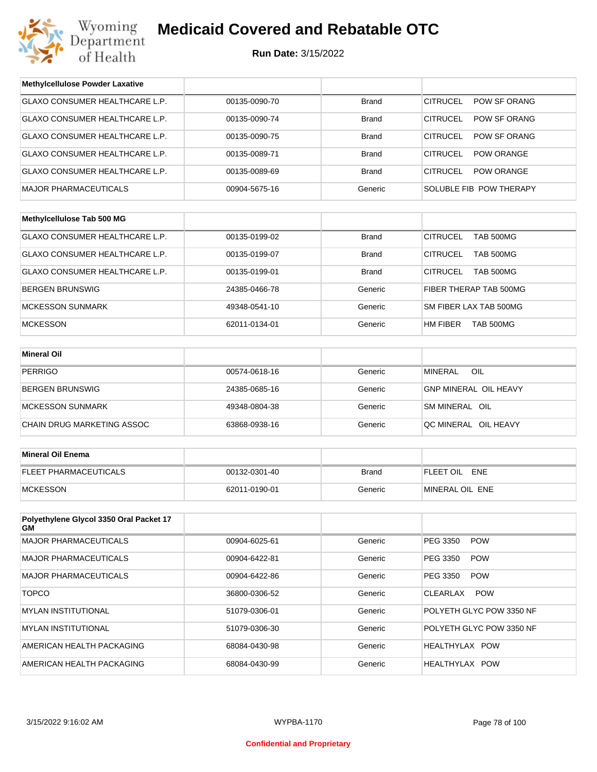# Medicaid Covered and Rebatable OTC

**Run Date:** 3/15/2022

| Methylcellulose Powder Laxative | | | |
|---|---|---|---|
| GLAXO CONSUMER HEALTHCARE L.P. | 00135-0090-70 | Brand | CITRUCEL POW SF ORANG |
| GLAXO CONSUMER HEALTHCARE L.P. | 00135-0090-74 | Brand | CITRUCEL POW SF ORANG |
| GLAXO CONSUMER HEALTHCARE L.P. | 00135-0090-75 | Brand | CITRUCEL POW SF ORANG |
| GLAXO CONSUMER HEALTHCARE L.P. | 00135-0089-71 | Brand | CITRUCEL POW ORANGE |
| GLAXO CONSUMER HEALTHCARE L.P. | 00135-0089-69 | Brand | CITRUCEL POW ORANGE |
| MAJOR PHARMACEUTICALS | 00904-5675-16 | Generic | SOLUBLE FIB POW THERAPY |

| Methylcellulose Tab 500 MG | | | |
|---|---|---|---|
| GLAXO CONSUMER HEALTHCARE L.P. | 00135-0199-02 | Brand | CITRUCEL TAB 500MG |
| GLAXO CONSUMER HEALTHCARE L.P. | 00135-0199-07 | Brand | CITRUCEL TAB 500MG |
| GLAXO CONSUMER HEALTHCARE L.P. | 00135-0199-01 | Brand | CITRUCEL TAB 500MG |
| BERGEN BRUNSWIG | 24385-0466-78 | Generic | FIBER THERAP TAB 500MG |
| MCKESSON SUNMARK | 49348-0541-10 | Generic | SM FIBER LAX TAB 500MG |
| MCKESSON | 62011-0134-01 | Generic | HM FIBER TAB 500MG |

| Mineral Oil | | | |
|---|---|---|---|
| PERRIGO | 00574-0618-16 | Generic | MINERAL OIL |
| BERGEN BRUNSWIG | 24385-0685-16 | Generic | GNP MINERAL OIL HEAVY |
| MCKESSON SUNMARK | 49348-0804-38 | Generic | SM MINERAL OIL |
| CHAIN DRUG MARKETING ASSOC | 63868-0938-16 | Generic | QC MINERAL OIL HEAVY |

| Mineral Oil Enema | | | |
|---|---|---|---|
| FLEET PHARMACEUTICALS | 00132-0301-40 | Brand | FLEET OIL ENE |
| MCKESSON | 62011-0190-01 | Generic | MINERAL OIL ENE |

| Polyethylene Glycol 3350 Oral Packet 17 GM | | | |
|---|---|---|---|
| MAJOR PHARMACEUTICALS | 00904-6025-61 | Generic | PEG 3350 POW |
| MAJOR PHARMACEUTICALS | 00904-6422-81 | Generic | PEG 3350 POW |
| MAJOR PHARMACEUTICALS | 00904-6422-86 | Generic | PEG 3350 POW |
| TOPCO | 36800-0306-52 | Generic | CLEARLAX POW |
| MYLAN INSTITUTIONAL | 51079-0306-01 | Generic | POLYETH GLYC POW 3350 NF |
| MYLAN INSTITUTIONAL | 51079-0306-30 | Generic | POLYETH GLYC POW 3350 NF |
| AMERICAN HEALTH PACKAGING | 68084-0430-98 | Generic | HEALTHYLAX POW |
| AMERICAN HEALTH PACKAGING | 68084-0430-99 | Generic | HEALTHYLAX POW |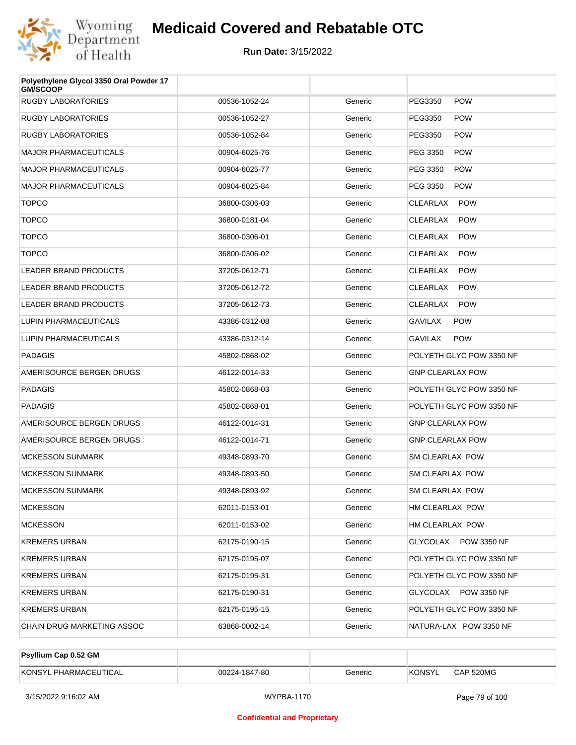# Medicaid Covered and Rebatable OTC

**Run Date:** 3/15/2022

| Polyethylene Glycol 3350 Oral Powder 17 GM/SCOOP | | | |
|---|---|---|---|
| RUGBY LABORATORIES | 00536-1052-24 | Generic | PEG3350 POW |
| RUGBY LABORATORIES | 00536-1052-27 | Generic | PEG3350 POW |
| RUGBY LABORATORIES | 00536-1052-84 | Generic | PEG3350 POW |
| MAJOR PHARMACEUTICALS | 00904-6025-76 | Generic | PEG 3350 POW |
| MAJOR PHARMACEUTICALS | 00904-6025-77 | Generic | PEG 3350 POW |
| MAJOR PHARMACEUTICALS | 00904-6025-84 | Generic | PEG 3350 POW |
| TOPCO | 36800-0306-03 | Generic | CLEARLAX POW |
| TOPCO | 36800-0181-04 | Generic | CLEARLAX POW |
| TOPCO | 36800-0306-01 | Generic | CLEARLAX POW |
| TOPCO | 36800-0306-02 | Generic | CLEARLAX POW |
| LEADER BRAND PRODUCTS | 37205-0612-71 | Generic | CLEARLAX POW |
| LEADER BRAND PRODUCTS | 37205-0612-72 | Generic | CLEARLAX POW |
| LEADER BRAND PRODUCTS | 37205-0612-73 | Generic | CLEARLAX POW |
| LUPIN PHARMACEUTICALS | 43386-0312-08 | Generic | GAVILAX POW |
| LUPIN PHARMACEUTICALS | 43386-0312-14 | Generic | GAVILAX POW |
| PADAGIS | 45802-0868-02 | Generic | POLYETH GLYC POW 3350 NF |
| AMERISOURCE BERGEN DRUGS | 46122-0014-33 | Generic | GNP CLEARLAX POW |
| PADAGIS | 45802-0868-03 | Generic | POLYETH GLYC POW 3350 NF |
| PADAGIS | 45802-0868-01 | Generic | POLYETH GLYC POW 3350 NF |
| AMERISOURCE BERGEN DRUGS | 46122-0014-31 | Generic | GNP CLEARLAX POW |
| AMERISOURCE BERGEN DRUGS | 46122-0014-71 | Generic | GNP CLEARLAX POW |
| MCKESSON SUNMARK | 49348-0893-70 | Generic | SM CLEARLAX POW |
| MCKESSON SUNMARK | 49348-0893-50 | Generic | SM CLEARLAX POW |
| MCKESSON SUNMARK | 49348-0893-92 | Generic | SM CLEARLAX POW |
| MCKESSON | 62011-0153-01 | Generic | HM CLEARLAX POW |
| MCKESSON | 62011-0153-02 | Generic | HM CLEARLAX POW |
| KREMERS URBAN | 62175-0190-15 | Generic | GLYCOLAX POW 3350 NF |
| KREMERS URBAN | 62175-0195-07 | Generic | POLYETH GLYC POW 3350 NF |
| KREMERS URBAN | 62175-0195-31 | Generic | POLYETH GLYC POW 3350 NF |
| KREMERS URBAN | 62175-0190-31 | Generic | GLYCOLAX POW 3350 NF |
| KREMERS URBAN | 62175-0195-15 | Generic | POLYETH GLYC POW 3350 NF |
| CHAIN DRUG MARKETING ASSOC | 63868-0002-14 | Generic | NATURA-LAX POW 3350 NF |

| Psyllium Cap 0.52 GM | | | |
|---|---|---|---|
| KONSYL PHARMACEUTICAL | 00224-1847-80 | Generic | KONSYL CAP 520MG |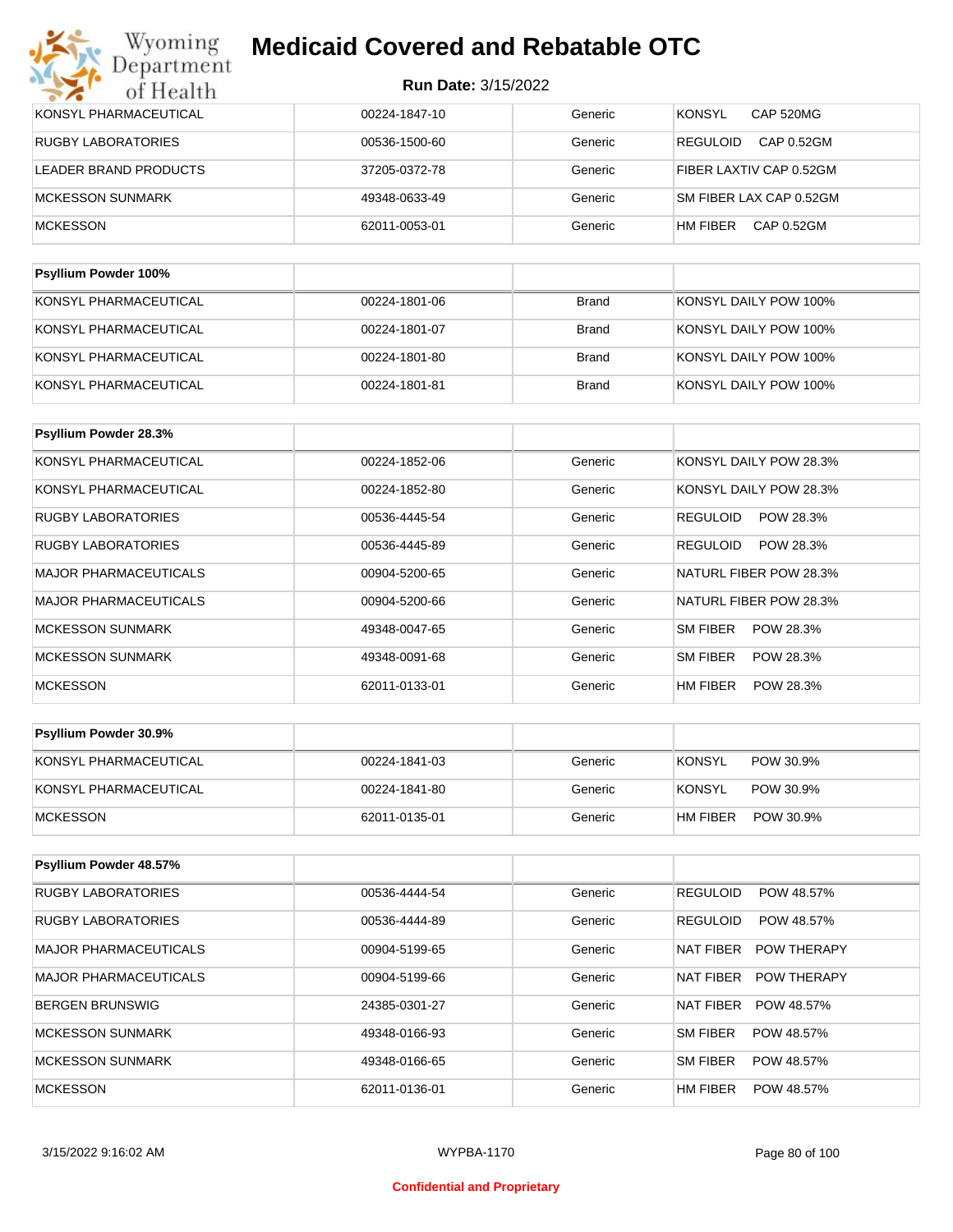| | | | |
|---|---|---|---|
| KONSYL PHARMACEUTICAL | 00224-1847-10 | Generic | KONSYL CAP 520MG |
| RUGBY LABORATORIES | 00536-1500-60 | Generic | REGULOID CAP 0.52GM |
| LEADER BRAND PRODUCTS | 37205-0372-78 | Generic | FIBER LAXTIV CAP 0.52GM |
| MCKESSON SUNMARK | 49348-0633-49 | Generic | SM FIBER LAX CAP 0.52GM |
| MCKESSON | 62011-0053-01 | Generic | HM FIBER CAP 0.52GM |

| Psyllium Powder 100% | | | |
|---|---|---|---|
| KONSYL PHARMACEUTICAL | 00224-1801-06 | Brand | KONSYL DAILY POW 100% |
| KONSYL PHARMACEUTICAL | 00224-1801-07 | Brand | KONSYL DAILY POW 100% |
| KONSYL PHARMACEUTICAL | 00224-1801-80 | Brand | KONSYL DAILY POW 100% |
| KONSYL PHARMACEUTICAL | 00224-1801-81 | Brand | KONSYL DAILY POW 100% |

| Psyllium Powder 28.3% | | | |
|---|---|---|---|
| KONSYL PHARMACEUTICAL | 00224-1852-06 | Generic | KONSYL DAILY POW 28.3% |
| KONSYL PHARMACEUTICAL | 00224-1852-80 | Generic | KONSYL DAILY POW 28.3% |
| RUGBY LABORATORIES | 00536-4445-54 | Generic | REGULOID POW 28.3% |
| RUGBY LABORATORIES | 00536-4445-89 | Generic | REGULOID POW 28.3% |
| MAJOR PHARMACEUTICALS | 00904-5200-65 | Generic | NATURL FIBER POW 28.3% |
| MAJOR PHARMACEUTICALS | 00904-5200-66 | Generic | NATURL FIBER POW 28.3% |
| MCKESSON SUNMARK | 49348-0047-65 | Generic | SM FIBER POW 28.3% |
| MCKESSON SUNMARK | 49348-0091-68 | Generic | SM FIBER POW 28.3% |
| MCKESSON | 62011-0133-01 | Generic | HM FIBER POW 28.3% |

| Psyllium Powder 30.9% | | | |
|---|---|---|---|
| KONSYL PHARMACEUTICAL | 00224-1841-03 | Generic | KONSYL POW 30.9% |
| KONSYL PHARMACEUTICAL | 00224-1841-80 | Generic | KONSYL POW 30.9% |
| MCKESSON | 62011-0135-01 | Generic | HM FIBER POW 30.9% |

| Psyllium Powder 48.57% | | | |
|---|---|---|---|
| RUGBY LABORATORIES | 00536-4444-54 | Generic | REGULOID POW 48.57% |
| RUGBY LABORATORIES | 00536-4444-89 | Generic | REGULOID POW 48.57% |
| MAJOR PHARMACEUTICALS | 00904-5199-65 | Generic | NAT FIBER POW THERAPY |
| MAJOR PHARMACEUTICALS | 00904-5199-66 | Generic | NAT FIBER POW THERAPY |
| BERGEN BRUNSWIG | 24385-0301-27 | Generic | NAT FIBER POW 48.57% |
| MCKESSON SUNMARK | 49348-0166-93 | Generic | SM FIBER POW 48.57% |
| MCKESSON SUNMARK | 49348-0166-65 | Generic | SM FIBER POW 48.57% |
| MCKESSON | 62011-0136-01 | Generic | HM FIBER POW 48.57% |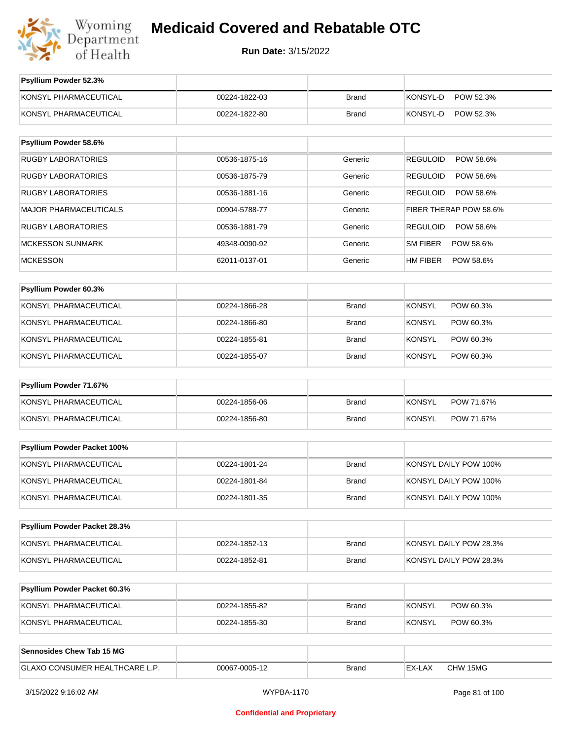# Medicaid Covered and Rebatable OTC

**Run Date:** 3/15/2022

| Psyllium Powder 52.3% | | | |
|---|---|---|---|
| KONSYL PHARMACEUTICAL | 00224-1822-03 | Brand | KONSYL-D POW 52.3% |
| KONSYL PHARMACEUTICAL | 00224-1822-80 | Brand | KONSYL-D POW 52.3% |

| Psyllium Powder 58.6% | | | |
|---|---|---|---|
| RUGBY LABORATORIES | 00536-1875-16 | Generic | REGULOID POW 58.6% |
| RUGBY LABORATORIES | 00536-1875-79 | Generic | REGULOID POW 58.6% |
| RUGBY LABORATORIES | 00536-1881-16 | Generic | REGULOID POW 58.6% |
| MAJOR PHARMACEUTICALS | 00904-5788-77 | Generic | FIBER THERAP POW 58.6% |
| RUGBY LABORATORIES | 00536-1881-79 | Generic | REGULOID POW 58.6% |
| MCKESSON SUNMARK | 49348-0090-92 | Generic | SM FIBER POW 58.6% |
| MCKESSON | 62011-0137-01 | Generic | HM FIBER POW 58.6% |

| Psyllium Powder 60.3% | | | |
|---|---|---|---|
| KONSYL PHARMACEUTICAL | 00224-1866-28 | Brand | KONSYL POW 60.3% |
| KONSYL PHARMACEUTICAL | 00224-1866-80 | Brand | KONSYL POW 60.3% |
| KONSYL PHARMACEUTICAL | 00224-1855-81 | Brand | KONSYL POW 60.3% |
| KONSYL PHARMACEUTICAL | 00224-1855-07 | Brand | KONSYL POW 60.3% |

| Psyllium Powder 71.67% | | | |
|---|---|---|---|
| KONSYL PHARMACEUTICAL | 00224-1856-06 | Brand | KONSYL POW 71.67% |
| KONSYL PHARMACEUTICAL | 00224-1856-80 | Brand | KONSYL POW 71.67% |

| Psyllium Powder Packet 100% | | | |
|---|---|---|---|
| KONSYL PHARMACEUTICAL | 00224-1801-24 | Brand | KONSYL DAILY POW 100% |
| KONSYL PHARMACEUTICAL | 00224-1801-84 | Brand | KONSYL DAILY POW 100% |
| KONSYL PHARMACEUTICAL | 00224-1801-35 | Brand | KONSYL DAILY POW 100% |

| Psyllium Powder Packet 28.3% | | | |
|---|---|---|---|
| KONSYL PHARMACEUTICAL | 00224-1852-13 | Brand | KONSYL DAILY POW 28.3% |
| KONSYL PHARMACEUTICAL | 00224-1852-81 | Brand | KONSYL DAILY POW 28.3% |

| Psyllium Powder Packet 60.3% | | | |
|---|---|---|---|
| KONSYL PHARMACEUTICAL | 00224-1855-82 | Brand | KONSYL POW 60.3% |
| KONSYL PHARMACEUTICAL | 00224-1855-30 | Brand | KONSYL POW 60.3% |

| Sennosides Chew Tab 15 MG | | | |
|---|---|---|---|
| GLAXO CONSUMER HEALTHCARE L.P. | 00067-0005-12 | Brand | EX-LAX CHW 15MG |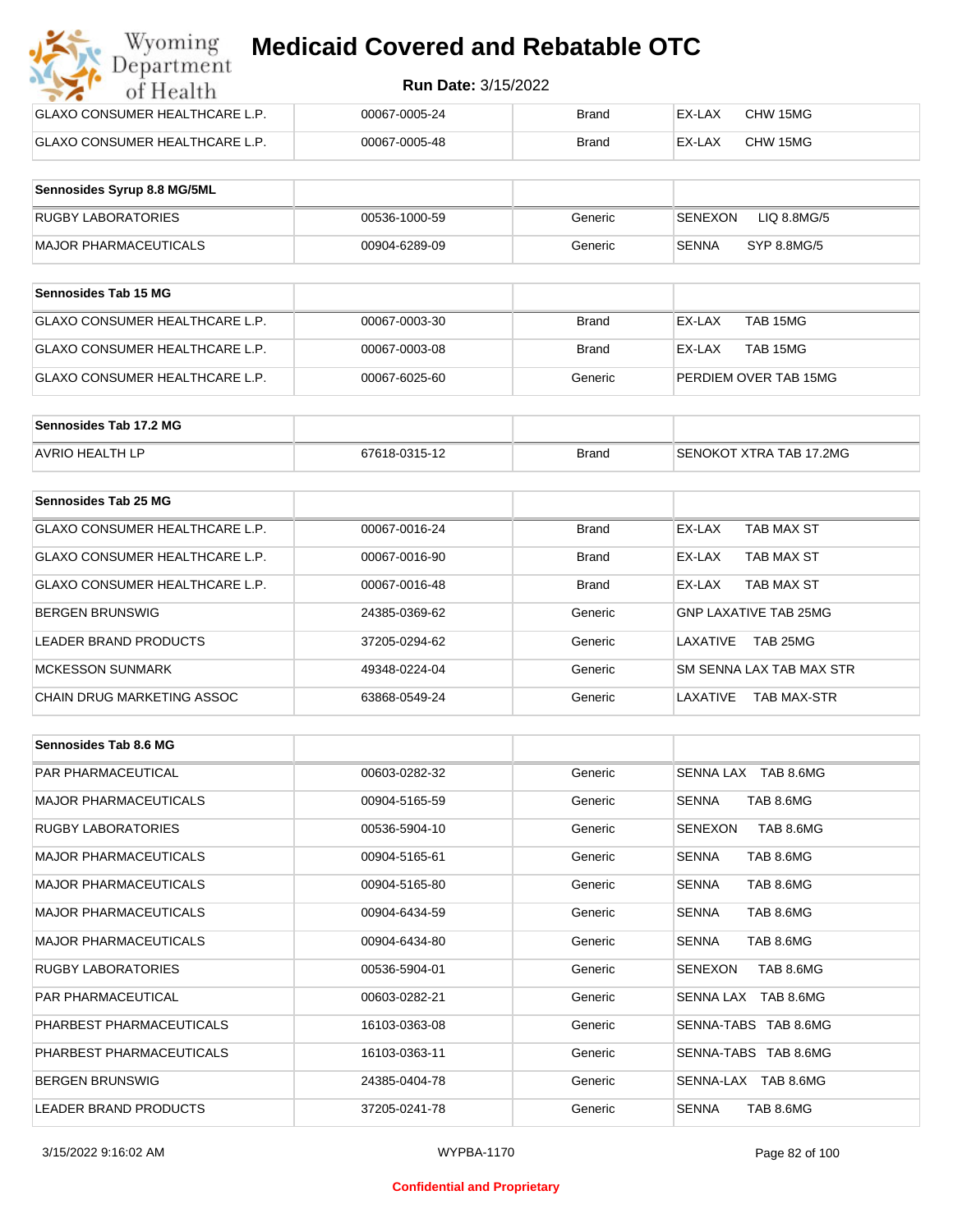| | | | |
|---|---|---|---|
| GLAXO CONSUMER HEALTHCARE L.P. | 00067-0005-24 | Brand | EX-LAX CHW 15MG |
| GLAXO CONSUMER HEALTHCARE L.P. | 00067-0005-48 | Brand | EX-LAX CHW 15MG |

| Sennosides Syrup 8.8 MG/5ML | | | |
|---|---|---|---|
| RUGBY LABORATORIES | 00536-1000-59 | Generic | SENEXON LIQ 8.8MG/5 |
| MAJOR PHARMACEUTICALS | 00904-6289-09 | Generic | SENNA SYP 8.8MG/5 |

| Sennosides Tab 15 MG | | | |
|---|---|---|---|
| GLAXO CONSUMER HEALTHCARE L.P. | 00067-0003-30 | Brand | EX-LAX TAB 15MG |
| GLAXO CONSUMER HEALTHCARE L.P. | 00067-0003-08 | Brand | EX-LAX TAB 15MG |
| GLAXO CONSUMER HEALTHCARE L.P. | 00067-6025-60 | Generic | PERDIEM OVER TAB 15MG |

| Sennosides Tab 17.2 MG | | | |
|---|---|---|---|
| AVRIO HEALTH LP | 67618-0315-12 | Brand | SENOKOT XTRA TAB 17.2MG |

| Sennosides Tab 25 MG | | | |
|---|---|---|---|
| GLAXO CONSUMER HEALTHCARE L.P. | 00067-0016-24 | Brand | EX-LAX TAB MAX ST |
| GLAXO CONSUMER HEALTHCARE L.P. | 00067-0016-90 | Brand | EX-LAX TAB MAX ST |
| GLAXO CONSUMER HEALTHCARE L.P. | 00067-0016-48 | Brand | EX-LAX TAB MAX ST |
| BERGEN BRUNSWIG | 24385-0369-62 | Generic | GNP LAXATIVE TAB 25MG |
| LEADER BRAND PRODUCTS | 37205-0294-62 | Generic | LAXATIVE TAB 25MG |
| MCKESSON SUNMARK | 49348-0224-04 | Generic | SM SENNA LAX TAB MAX STR |
| CHAIN DRUG MARKETING ASSOC | 63868-0549-24 | Generic | LAXATIVE TAB MAX-STR |

| Sennosides Tab 8.6 MG | | | |
|---|---|---|---|
| PAR PHARMACEUTICAL | 00603-0282-32 | Generic | SENNA LAX TAB 8.6MG |
| MAJOR PHARMACEUTICALS | 00904-5165-59 | Generic | SENNA TAB 8.6MG |
| RUGBY LABORATORIES | 00536-5904-10 | Generic | SENEXON TAB 8.6MG |
| MAJOR PHARMACEUTICALS | 00904-5165-61 | Generic | SENNA TAB 8.6MG |
| MAJOR PHARMACEUTICALS | 00904-5165-80 | Generic | SENNA TAB 8.6MG |
| MAJOR PHARMACEUTICALS | 00904-6434-59 | Generic | SENNA TAB 8.6MG |
| MAJOR PHARMACEUTICALS | 00904-6434-80 | Generic | SENNA TAB 8.6MG |
| RUGBY LABORATORIES | 00536-5904-01 | Generic | SENEXON TAB 8.6MG |
| PAR PHARMACEUTICAL | 00603-0282-21 | Generic | SENNA LAX TAB 8.6MG |
| PHARBEST PHARMACEUTICALS | 16103-0363-08 | Generic | SENNA-TABS TAB 8.6MG |
| PHARBEST PHARMACEUTICALS | 16103-0363-11 | Generic | SENNA-TABS TAB 8.6MG |
| BERGEN BRUNSWIG | 24385-0404-78 | Generic | SENNA-LAX TAB 8.6MG |
| LEADER BRAND PRODUCTS | 37205-0241-78 | Generic | SENNA TAB 8.6MG |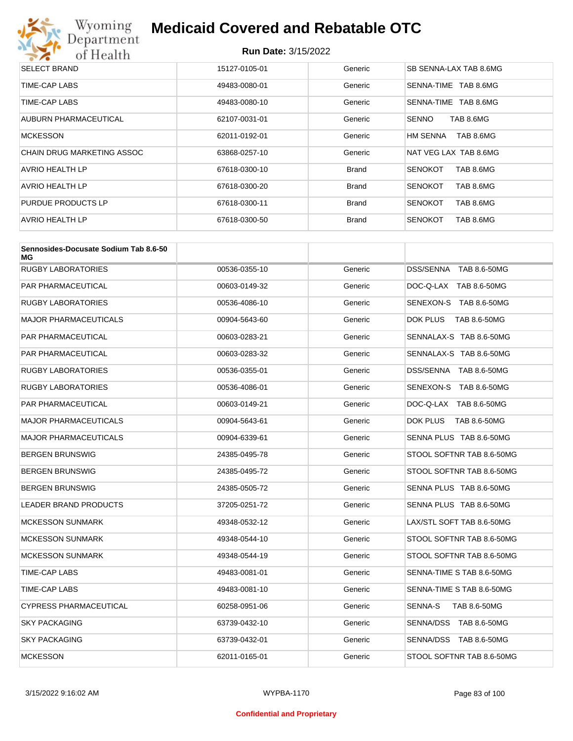| | | | |
|---|---|---|---|
| SELECT BRAND | 15127-0105-01 | Generic | SB SENNA-LAX TAB 8.6MG |
| TIME-CAP LABS | 49483-0080-01 | Generic | SENNA-TIME TAB 8.6MG |
| TIME-CAP LABS | 49483-0080-10 | Generic | SENNA-TIME TAB 8.6MG |
| AUBURN PHARMACEUTICAL | 62107-0031-01 | Generic | SENNO TAB 8.6MG |
| MCKESSON | 62011-0192-01 | Generic | HM SENNA TAB 8.6MG |
| CHAIN DRUG MARKETING ASSOC | 63868-0257-10 | Generic | NAT VEG LAX TAB 8.6MG |
| AVRIO HEALTH LP | 67618-0300-10 | Brand | SENOKOT TAB 8.6MG |
| AVRIO HEALTH LP | 67618-0300-20 | Brand | SENOKOT TAB 8.6MG |
| PURDUE PRODUCTS LP | 67618-0300-11 | Brand | SENOKOT TAB 8.6MG |
| AVRIO HEALTH LP | 67618-0300-50 | Brand | SENOKOT TAB 8.6MG |

| **Sennosides-Docusate Sodium Tab 8.6-50 MG** | | | |
|---|---|---|---|
| RUGBY LABORATORIES | 00536-0355-10 | Generic | DSS/SENNA TAB 8.6-50MG |
| PAR PHARMACEUTICAL | 00603-0149-32 | Generic | DOC-Q-LAX TAB 8.6-50MG |
| RUGBY LABORATORIES | 00536-4086-10 | Generic | SENEXON-S TAB 8.6-50MG |
| MAJOR PHARMACEUTICALS | 00904-5643-60 | Generic | DOK PLUS TAB 8.6-50MG |
| PAR PHARMACEUTICAL | 00603-0283-21 | Generic | SENNALAX-S TAB 8.6-50MG |
| PAR PHARMACEUTICAL | 00603-0283-32 | Generic | SENNALAX-S TAB 8.6-50MG |
| RUGBY LABORATORIES | 00536-0355-01 | Generic | DSS/SENNA TAB 8.6-50MG |
| RUGBY LABORATORIES | 00536-4086-01 | Generic | SENEXON-S TAB 8.6-50MG |
| PAR PHARMACEUTICAL | 00603-0149-21 | Generic | DOC-Q-LAX TAB 8.6-50MG |
| MAJOR PHARMACEUTICALS | 00904-5643-61 | Generic | DOK PLUS TAB 8.6-50MG |
| MAJOR PHARMACEUTICALS | 00904-6339-61 | Generic | SENNA PLUS TAB 8.6-50MG |
| BERGEN BRUNSWIG | 24385-0495-78 | Generic | STOOL SOFTNR TAB 8.6-50MG |
| BERGEN BRUNSWIG | 24385-0495-72 | Generic | STOOL SOFTNR TAB 8.6-50MG |
| BERGEN BRUNSWIG | 24385-0505-72 | Generic | SENNA PLUS TAB 8.6-50MG |
| LEADER BRAND PRODUCTS | 37205-0251-72 | Generic | SENNA PLUS TAB 8.6-50MG |
| MCKESSON SUNMARK | 49348-0532-12 | Generic | LAX/STL SOFT TAB 8.6-50MG |
| MCKESSON SUNMARK | 49348-0544-10 | Generic | STOOL SOFTNR TAB 8.6-50MG |
| MCKESSON SUNMARK | 49348-0544-19 | Generic | STOOL SOFTNR TAB 8.6-50MG |
| TIME-CAP LABS | 49483-0081-01 | Generic | SENNA-TIME S TAB 8.6-50MG |
| TIME-CAP LABS | 49483-0081-10 | Generic | SENNA-TIME S TAB 8.6-50MG |
| CYPRESS PHARMACEUTICAL | 60258-0951-06 | Generic | SENNA-S TAB 8.6-50MG |
| SKY PACKAGING | 63739-0432-10 | Generic | SENNA/DSS TAB 8.6-50MG |
| SKY PACKAGING | 63739-0432-01 | Generic | SENNA/DSS TAB 8.6-50MG |
| MCKESSON | 62011-0165-01 | Generic | STOOL SOFTNR TAB 8.6-50MG |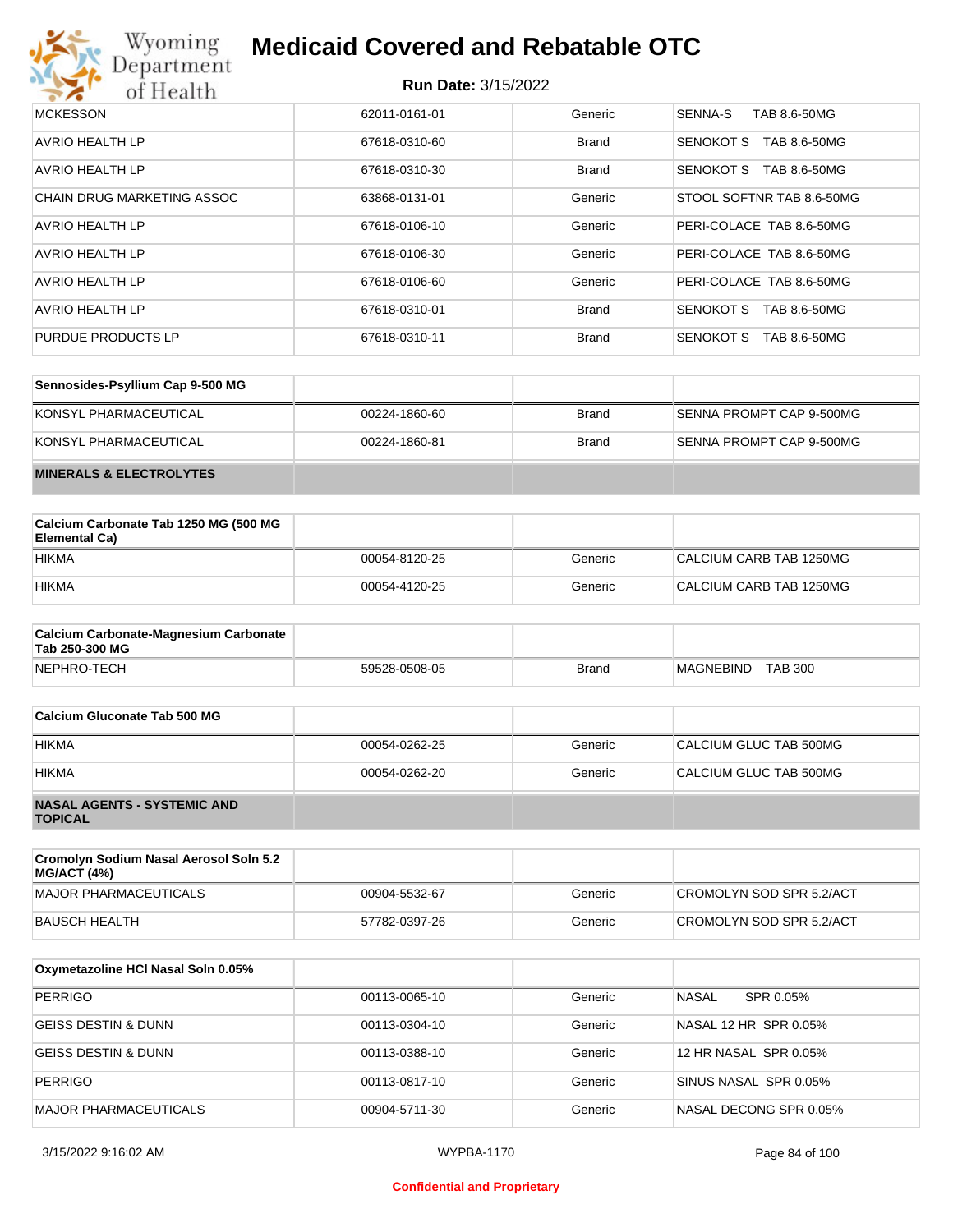| | | | |
|---|---|---|---|
| MCKESSON | 62011-0161-01 | Generic | SENNA-S TAB 8.6-50MG |
| AVRIO HEALTH LP | 67618-0310-60 | Brand | SENOKOT S TAB 8.6-50MG |
| AVRIO HEALTH LP | 67618-0310-30 | Brand | SENOKOT S TAB 8.6-50MG |
| CHAIN DRUG MARKETING ASSOC | 63868-0131-01 | Generic | STOOL SOFTNR TAB 8.6-50MG |
| AVRIO HEALTH LP | 67618-0106-10 | Generic | PERI-COLACE TAB 8.6-50MG |
| AVRIO HEALTH LP | 67618-0106-30 | Generic | PERI-COLACE TAB 8.6-50MG |
| AVRIO HEALTH LP | 67618-0106-60 | Generic | PERI-COLACE TAB 8.6-50MG |
| AVRIO HEALTH LP | 67618-0310-01 | Brand | SENOKOT S TAB 8.6-50MG |
| PURDUE PRODUCTS LP | 67618-0310-11 | Brand | SENOKOT S TAB 8.6-50MG |

| Sennosides-Psyllium Cap 9-500 MG | | | |
|---|---|---|---|
| KONSYL PHARMACEUTICAL | 00224-1860-60 | Brand | SENNA PROMPT CAP 9-500MG |
| KONSYL PHARMACEUTICAL | 00224-1860-81 | Brand | SENNA PROMPT CAP 9-500MG |

**MINERALS & ELECTROLYTES**

| Calcium Carbonate Tab 1250 MG (500 MG Elemental Ca) | | | |
|---|---|---|---|
| HIKMA | 00054-8120-25 | Generic | CALCIUM CARB TAB 1250MG |
| HIKMA | 00054-4120-25 | Generic | CALCIUM CARB TAB 1250MG |

| Calcium Carbonate-Magnesium Carbonate Tab 250-300 MG | | | |
|---|---|---|---|
| NEPHRO-TECH | 59528-0508-05 | Brand | MAGNEBIND TAB 300 |

| Calcium Gluconate Tab 500 MG | | | |
|---|---|---|---|
| HIKMA | 00054-0262-25 | Generic | CALCIUM GLUC TAB 500MG |
| HIKMA | 00054-0262-20 | Generic | CALCIUM GLUC TAB 500MG |

**NASAL AGENTS - SYSTEMIC AND TOPICAL**

| Cromolyn Sodium Nasal Aerosol Soln 5.2 MG/ACT (4%) | | | |
|---|---|---|---|
| MAJOR PHARMACEUTICALS | 00904-5532-67 | Generic | CROMOLYN SOD SPR 5.2/ACT |
| BAUSCH HEALTH | 57782-0397-26 | Generic | CROMOLYN SOD SPR 5.2/ACT |

| Oxymetazoline HCl Nasal Soln 0.05% | | | |
|---|---|---|---|
| PERRIGO | 00113-0065-10 | Generic | NASAL SPR 0.05% |
| GEISS DESTIN & DUNN | 00113-0304-10 | Generic | NASAL 12 HR SPR 0.05% |
| GEISS DESTIN & DUNN | 00113-0388-10 | Generic | 12 HR NASAL SPR 0.05% |
| PERRIGO | 00113-0817-10 | Generic | SINUS NASAL SPR 0.05% |
| MAJOR PHARMACEUTICALS | 00904-5711-30 | Generic | NASAL DECONG SPR 0.05% |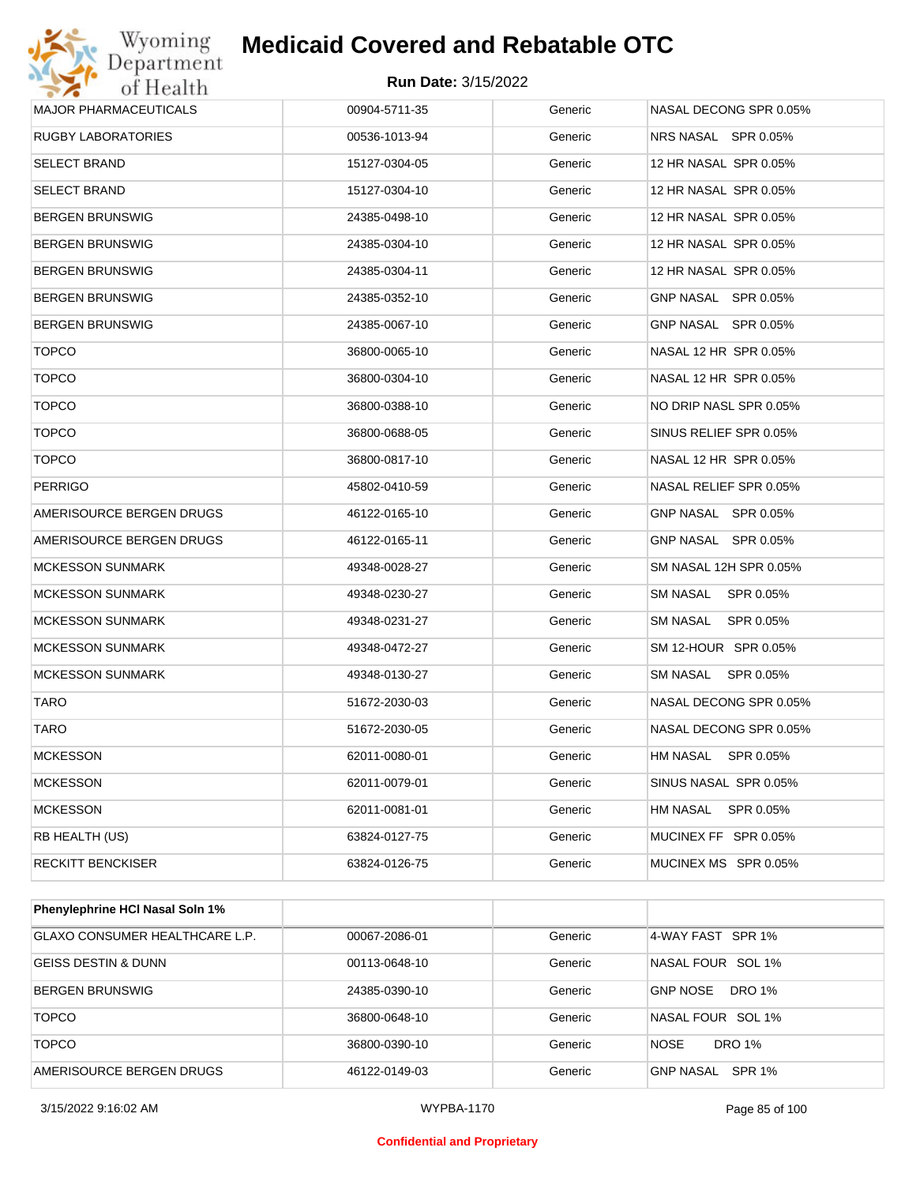# Medicaid Covered and Rebatable OTC

**Run Date:** 3/15/2022

| | | | |
|---|---|---|---|
| MAJOR PHARMACEUTICALS | 00904-5711-35 | Generic | NASAL DECONG SPR 0.05% |
| RUGBY LABORATORIES | 00536-1013-94 | Generic | NRS NASAL SPR 0.05% |
| SELECT BRAND | 15127-0304-05 | Generic | 12 HR NASAL SPR 0.05% |
| SELECT BRAND | 15127-0304-10 | Generic | 12 HR NASAL SPR 0.05% |
| BERGEN BRUNSWIG | 24385-0498-10 | Generic | 12 HR NASAL SPR 0.05% |
| BERGEN BRUNSWIG | 24385-0304-10 | Generic | 12 HR NASAL SPR 0.05% |
| BERGEN BRUNSWIG | 24385-0304-11 | Generic | 12 HR NASAL SPR 0.05% |
| BERGEN BRUNSWIG | 24385-0352-10 | Generic | GNP NASAL SPR 0.05% |
| BERGEN BRUNSWIG | 24385-0067-10 | Generic | GNP NASAL SPR 0.05% |
| TOPCO | 36800-0065-10 | Generic | NASAL 12 HR SPR 0.05% |
| TOPCO | 36800-0304-10 | Generic | NASAL 12 HR SPR 0.05% |
| TOPCO | 36800-0388-10 | Generic | NO DRIP NASL SPR 0.05% |
| TOPCO | 36800-0688-05 | Generic | SINUS RELIEF SPR 0.05% |
| TOPCO | 36800-0817-10 | Generic | NASAL 12 HR SPR 0.05% |
| PERRIGO | 45802-0410-59 | Generic | NASAL RELIEF SPR 0.05% |
| AMERISOURCE BERGEN DRUGS | 46122-0165-10 | Generic | GNP NASAL SPR 0.05% |
| AMERISOURCE BERGEN DRUGS | 46122-0165-11 | Generic | GNP NASAL SPR 0.05% |
| MCKESSON SUNMARK | 49348-0028-27 | Generic | SM NASAL 12H SPR 0.05% |
| MCKESSON SUNMARK | 49348-0230-27 | Generic | SM NASAL SPR 0.05% |
| MCKESSON SUNMARK | 49348-0231-27 | Generic | SM NASAL SPR 0.05% |
| MCKESSON SUNMARK | 49348-0472-27 | Generic | SM 12-HOUR SPR 0.05% |
| MCKESSON SUNMARK | 49348-0130-27 | Generic | SM NASAL SPR 0.05% |
| TARO | 51672-2030-03 | Generic | NASAL DECONG SPR 0.05% |
| TARO | 51672-2030-05 | Generic | NASAL DECONG SPR 0.05% |
| MCKESSON | 62011-0080-01 | Generic | HM NASAL SPR 0.05% |
| MCKESSON | 62011-0079-01 | Generic | SINUS NASAL SPR 0.05% |
| MCKESSON | 62011-0081-01 | Generic | HM NASAL SPR 0.05% |
| RB HEALTH (US) | 63824-0127-75 | Generic | MUCINEX FF SPR 0.05% |
| RECKITT BENCKISER | 63824-0126-75 | Generic | MUCINEX MS SPR 0.05% |

| **Phenylephrine HCl Nasal Soln 1%** | | | |
|---|---|---|---|
| GLAXO CONSUMER HEALTHCARE L.P. | 00067-2086-01 | Generic | 4-WAY FAST SPR 1% |
| GEISS DESTIN & DUNN | 00113-0648-10 | Generic | NASAL FOUR SOL 1% |
| BERGEN BRUNSWIG | 24385-0390-10 | Generic | GNP NOSE DRO 1% |
| TOPCO | 36800-0648-10 | Generic | NASAL FOUR SOL 1% |
| TOPCO | 36800-0390-10 | Generic | NOSE DRO 1% |
| AMERISOURCE BERGEN DRUGS | 46122-0149-03 | Generic | GNP NASAL SPR 1% |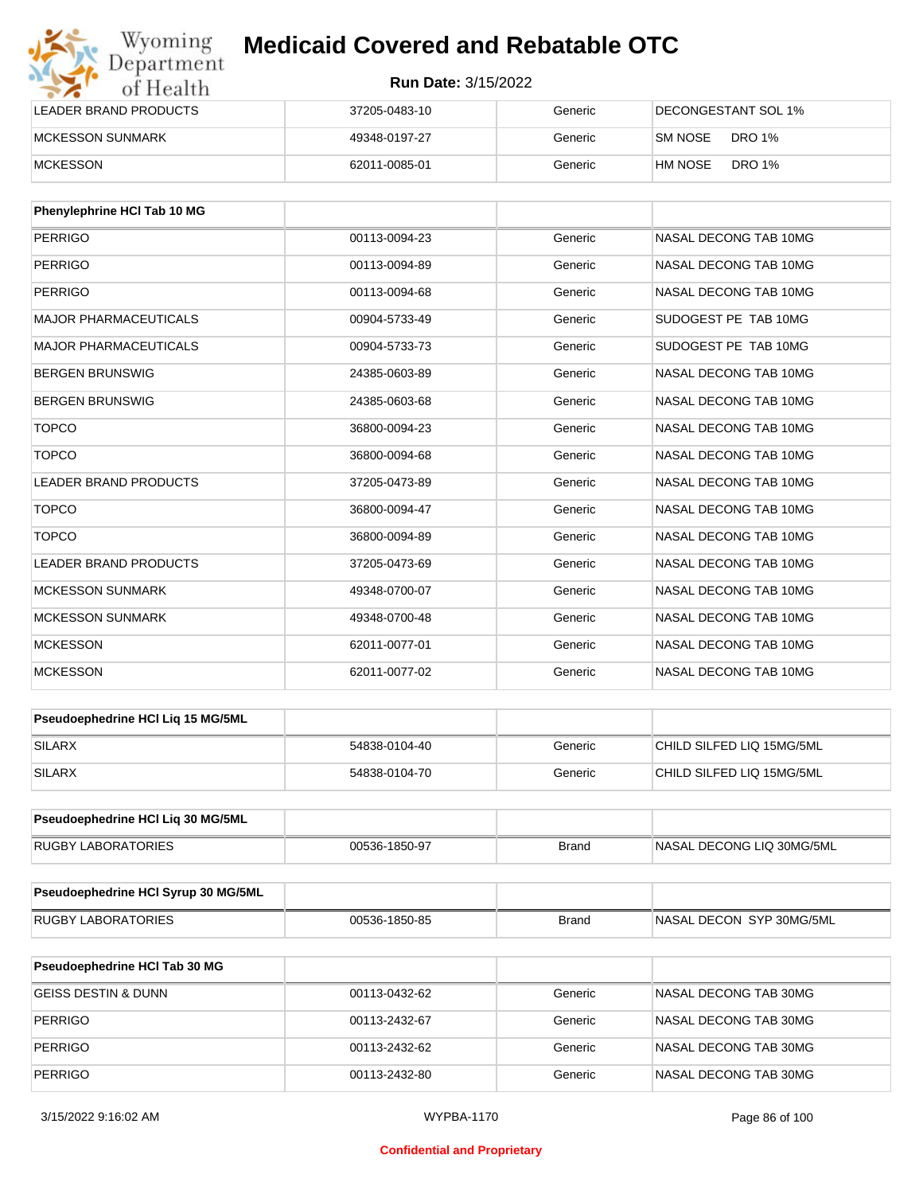| LEADER BRAND PRODUCTS | 37205-0483-10 | Generic | DECONGESTANT SOL 1% |
|---|---|---|---|
| MCKESSON SUNMARK | 49348-0197-27 | Generic | SM NOSE DRO 1% |
| MCKESSON | 62011-0085-01 | Generic | HM NOSE DRO 1% |

| Phenylephrine HCl Tab 10 MG | | | |
|---|---|---|---|
| PERRIGO | 00113-0094-23 | Generic | NASAL DECONG TAB 10MG |
| PERRIGO | 00113-0094-89 | Generic | NASAL DECONG TAB 10MG |
| PERRIGO | 00113-0094-68 | Generic | NASAL DECONG TAB 10MG |
| MAJOR PHARMACEUTICALS | 00904-5733-49 | Generic | SUDOGEST PE TAB 10MG |
| MAJOR PHARMACEUTICALS | 00904-5733-73 | Generic | SUDOGEST PE TAB 10MG |
| BERGEN BRUNSWIG | 24385-0603-89 | Generic | NASAL DECONG TAB 10MG |
| BERGEN BRUNSWIG | 24385-0603-68 | Generic | NASAL DECONG TAB 10MG |
| TOPCO | 36800-0094-23 | Generic | NASAL DECONG TAB 10MG |
| TOPCO | 36800-0094-68 | Generic | NASAL DECONG TAB 10MG |
| LEADER BRAND PRODUCTS | 37205-0473-89 | Generic | NASAL DECONG TAB 10MG |
| TOPCO | 36800-0094-47 | Generic | NASAL DECONG TAB 10MG |
| TOPCO | 36800-0094-89 | Generic | NASAL DECONG TAB 10MG |
| LEADER BRAND PRODUCTS | 37205-0473-69 | Generic | NASAL DECONG TAB 10MG |
| MCKESSON SUNMARK | 49348-0700-07 | Generic | NASAL DECONG TAB 10MG |
| MCKESSON SUNMARK | 49348-0700-48 | Generic | NASAL DECONG TAB 10MG |
| MCKESSON | 62011-0077-01 | Generic | NASAL DECONG TAB 10MG |
| MCKESSON | 62011-0077-02 | Generic | NASAL DECONG TAB 10MG |

| Pseudoephedrine HCl Liq 15 MG/5ML | | | |
|---|---|---|---|
| SILARX | 54838-0104-40 | Generic | CHILD SILFED LIQ 15MG/5ML |
| SILARX | 54838-0104-70 | Generic | CHILD SILFED LIQ 15MG/5ML |

| Pseudoephedrine HCl Liq 30 MG/5ML | | | |
|---|---|---|---|
| RUGBY LABORATORIES | 00536-1850-97 | Brand | NASAL DECONG LIQ 30MG/5ML |

| Pseudoephedrine HCl Syrup 30 MG/5ML | | | |
|---|---|---|---|
| RUGBY LABORATORIES | 00536-1850-85 | Brand | NASAL DECON SYP 30MG/5ML |

| Pseudoephedrine HCl Tab 30 MG | | | |
|---|---|---|---|
| GEISS DESTIN & DUNN | 00113-0432-62 | Generic | NASAL DECONG TAB 30MG |
| PERRIGO | 00113-2432-67 | Generic | NASAL DECONG TAB 30MG |
| PERRIGO | 00113-2432-62 | Generic | NASAL DECONG TAB 30MG |
| PERRIGO | 00113-2432-80 | Generic | NASAL DECONG TAB 30MG |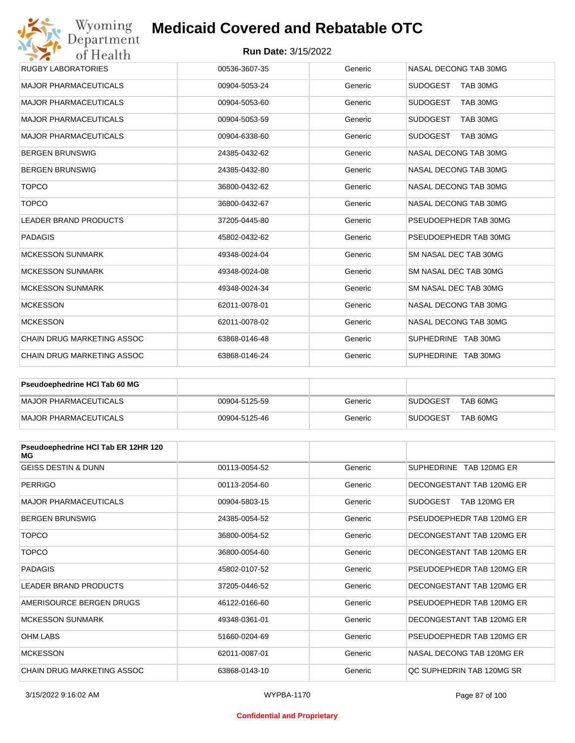| | | | |
|---|---|---|---|
| RUGBY LABORATORIES | 00536-3607-35 | Generic | NASAL DECONG TAB 30MG |
| MAJOR PHARMACEUTICALS | 00904-5053-24 | Generic | SUDOGEST TAB 30MG |
| MAJOR PHARMACEUTICALS | 00904-5053-60 | Generic | SUDOGEST TAB 30MG |
| MAJOR PHARMACEUTICALS | 00904-5053-59 | Generic | SUDOGEST TAB 30MG |
| MAJOR PHARMACEUTICALS | 00904-6338-60 | Generic | SUDOGEST TAB 30MG |
| BERGEN BRUNSWIG | 24385-0432-62 | Generic | NASAL DECONG TAB 30MG |
| BERGEN BRUNSWIG | 24385-0432-80 | Generic | NASAL DECONG TAB 30MG |
| TOPCO | 36800-0432-62 | Generic | NASAL DECONG TAB 30MG |
| TOPCO | 36800-0432-67 | Generic | NASAL DECONG TAB 30MG |
| LEADER BRAND PRODUCTS | 37205-0445-80 | Generic | PSEUDOEPHEDR TAB 30MG |
| PADAGIS | 45802-0432-62 | Generic | PSEUDOEPHEDR TAB 30MG |
| MCKESSON SUNMARK | 49348-0024-04 | Generic | SM NASAL DEC TAB 30MG |
| MCKESSON SUNMARK | 49348-0024-08 | Generic | SM NASAL DEC TAB 30MG |
| MCKESSON SUNMARK | 49348-0024-34 | Generic | SM NASAL DEC TAB 30MG |
| MCKESSON | 62011-0078-01 | Generic | NASAL DECONG TAB 30MG |
| MCKESSON | 62011-0078-02 | Generic | NASAL DECONG TAB 30MG |
| CHAIN DRUG MARKETING ASSOC | 63868-0146-48 | Generic | SUPHEDRINE TAB 30MG |
| CHAIN DRUG MARKETING ASSOC | 63868-0146-24 | Generic | SUPHEDRINE TAB 30MG |

| Pseudoephedrine HCl Tab 60 MG | | | |
|---|---|---|---|
| MAJOR PHARMACEUTICALS | 00904-5125-59 | Generic | SUDOGEST TAB 60MG |
| MAJOR PHARMACEUTICALS | 00904-5125-46 | Generic | SUDOGEST TAB 60MG |

| Pseudoephedrine HCl Tab ER 12HR 120 MG | | | |
|---|---|---|---|
| GEISS DESTIN & DUNN | 00113-0054-52 | Generic | SUPHEDRINE TAB 120MG ER |
| PERRIGO | 00113-2054-60 | Generic | DECONGESTANT TAB 120MG ER |
| MAJOR PHARMACEUTICALS | 00904-5803-15 | Generic | SUDOGEST TAB 120MG ER |
| BERGEN BRUNSWIG | 24385-0054-52 | Generic | PSEUDOEPHEDR TAB 120MG ER |
| TOPCO | 36800-0054-52 | Generic | DECONGESTANT TAB 120MG ER |
| TOPCO | 36800-0054-60 | Generic | DECONGESTANT TAB 120MG ER |
| PADAGIS | 45802-0107-52 | Generic | PSEUDOEPHEDR TAB 120MG ER |
| LEADER BRAND PRODUCTS | 37205-0446-52 | Generic | DECONGESTANT TAB 120MG ER |
| AMERISOURCE BERGEN DRUGS | 46122-0166-60 | Generic | PSEUDOEPHEDR TAB 120MG ER |
| MCKESSON SUNMARK | 49348-0361-01 | Generic | DECONGESTANT TAB 120MG ER |
| OHM LABS | 51660-0204-69 | Generic | PSEUDOEPHEDR TAB 120MG ER |
| MCKESSON | 62011-0087-01 | Generic | NASAL DECONG TAB 120MG ER |
| CHAIN DRUG MARKETING ASSOC | 63868-0143-10 | Generic | QC SUPHEDRIN TAB 120MG SR |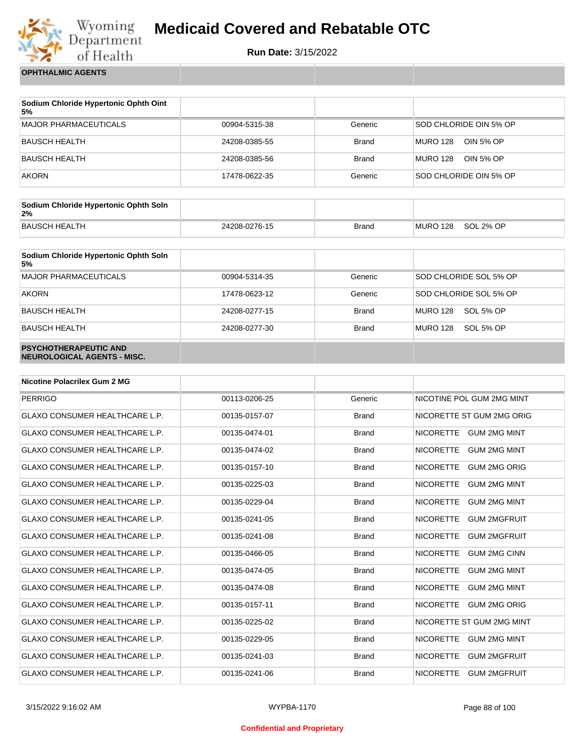# Medicaid Covered and Rebatable OTC

**Run Date:** 3/15/2022

| OPHTHALMIC AGENTS | | | |
|---|---|---|---|

| Sodium Chloride Hypertonic Ophth Oint 5% | | | |
|---|---|---|---|
| MAJOR PHARMACEUTICALS | 00904-5315-38 | Generic | SOD CHLORIDE OIN 5% OP |
| BAUSCH HEALTH | 24208-0385-55 | Brand | MURO 128 OIN 5% OP |
| BAUSCH HEALTH | 24208-0385-56 | Brand | MURO 128 OIN 5% OP |
| AKORN | 17478-0622-35 | Generic | SOD CHLORIDE OIN 5% OP |

| Sodium Chloride Hypertonic Ophth Soln 2% | | | |
|---|---|---|---|
| BAUSCH HEALTH | 24208-0276-15 | Brand | MURO 128 SOL 2% OP |

| Sodium Chloride Hypertonic Ophth Soln 5% | | | |
|---|---|---|---|
| MAJOR PHARMACEUTICALS | 00904-5314-35 | Generic | SOD CHLORIDE SOL 5% OP |
| AKORN | 17478-0623-12 | Generic | SOD CHLORIDE SOL 5% OP |
| BAUSCH HEALTH | 24208-0277-15 | Brand | MURO 128 SOL 5% OP |
| BAUSCH HEALTH | 24208-0277-30 | Brand | MURO 128 SOL 5% OP |

| PSYCHOTHERAPEUTIC AND NEUROLOGICAL AGENTS - MISC. | | | |
|---|---|---|---|

| Nicotine Polacrilex Gum 2 MG | | | |
|---|---|---|---|
| PERRIGO | 00113-0206-25 | Generic | NICOTINE POL GUM 2MG MINT |
| GLAXO CONSUMER HEALTHCARE L.P. | 00135-0157-07 | Brand | NICORETTE ST GUM 2MG ORIG |
| GLAXO CONSUMER HEALTHCARE L.P. | 00135-0474-01 | Brand | NICORETTE GUM 2MG MINT |
| GLAXO CONSUMER HEALTHCARE L.P. | 00135-0474-02 | Brand | NICORETTE GUM 2MG MINT |
| GLAXO CONSUMER HEALTHCARE L.P. | 00135-0157-10 | Brand | NICORETTE GUM 2MG ORIG |
| GLAXO CONSUMER HEALTHCARE L.P. | 00135-0225-03 | Brand | NICORETTE GUM 2MG MINT |
| GLAXO CONSUMER HEALTHCARE L.P. | 00135-0229-04 | Brand | NICORETTE GUM 2MG MINT |
| GLAXO CONSUMER HEALTHCARE L.P. | 00135-0241-05 | Brand | NICORETTE GUM 2MGFRUIT |
| GLAXO CONSUMER HEALTHCARE L.P. | 00135-0241-08 | Brand | NICORETTE GUM 2MGFRUIT |
| GLAXO CONSUMER HEALTHCARE L.P. | 00135-0466-05 | Brand | NICORETTE GUM 2MG CINN |
| GLAXO CONSUMER HEALTHCARE L.P. | 00135-0474-05 | Brand | NICORETTE GUM 2MG MINT |
| GLAXO CONSUMER HEALTHCARE L.P. | 00135-0474-08 | Brand | NICORETTE GUM 2MG MINT |
| GLAXO CONSUMER HEALTHCARE L.P. | 00135-0157-11 | Brand | NICORETTE GUM 2MG ORIG |
| GLAXO CONSUMER HEALTHCARE L.P. | 00135-0225-02 | Brand | NICORETTE ST GUM 2MG MINT |
| GLAXO CONSUMER HEALTHCARE L.P. | 00135-0229-05 | Brand | NICORETTE GUM 2MG MINT |
| GLAXO CONSUMER HEALTHCARE L.P. | 00135-0241-03 | Brand | NICORETTE GUM 2MGFRUIT |
| GLAXO CONSUMER HEALTHCARE L.P. | 00135-0241-06 | Brand | NICORETTE GUM 2MGFRUIT |

Confidential and Proprietary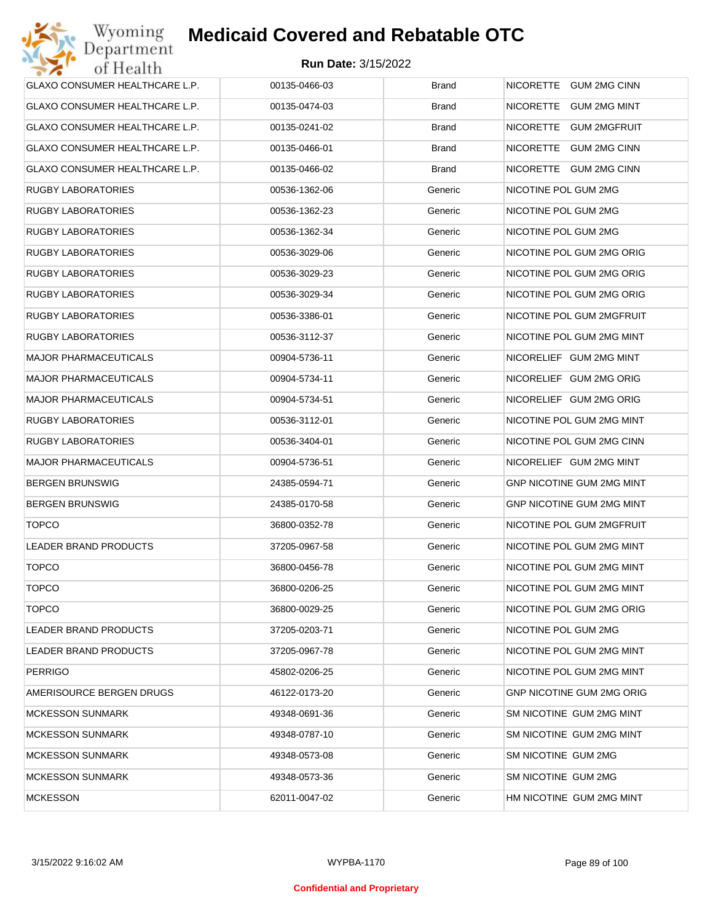| GLAXO CONSUMER HEALTHCARE L.P. | 00135-0466-03 | Brand | NICORETTE GUM 2MG CINN |
|---|---|---|---|
| GLAXO CONSUMER HEALTHCARE L.P. | 00135-0474-03 | Brand | NICORETTE GUM 2MG MINT |
| GLAXO CONSUMER HEALTHCARE L.P. | 00135-0241-02 | Brand | NICORETTE GUM 2MGFRUIT |
| GLAXO CONSUMER HEALTHCARE L.P. | 00135-0466-01 | Brand | NICORETTE GUM 2MG CINN |
| GLAXO CONSUMER HEALTHCARE L.P. | 00135-0466-02 | Brand | NICORETTE GUM 2MG CINN |
| RUGBY LABORATORIES | 00536-1362-06 | Generic | NICOTINE POL GUM 2MG |
| RUGBY LABORATORIES | 00536-1362-23 | Generic | NICOTINE POL GUM 2MG |
| RUGBY LABORATORIES | 00536-1362-34 | Generic | NICOTINE POL GUM 2MG |
| RUGBY LABORATORIES | 00536-3029-06 | Generic | NICOTINE POL GUM 2MG ORIG |
| RUGBY LABORATORIES | 00536-3029-23 | Generic | NICOTINE POL GUM 2MG ORIG |
| RUGBY LABORATORIES | 00536-3029-34 | Generic | NICOTINE POL GUM 2MG ORIG |
| RUGBY LABORATORIES | 00536-3386-01 | Generic | NICOTINE POL GUM 2MGFRUIT |
| RUGBY LABORATORIES | 00536-3112-37 | Generic | NICOTINE POL GUM 2MG MINT |
| MAJOR PHARMACEUTICALS | 00904-5736-11 | Generic | NICORELIEF GUM 2MG MINT |
| MAJOR PHARMACEUTICALS | 00904-5734-11 | Generic | NICORELIEF GUM 2MG ORIG |
| MAJOR PHARMACEUTICALS | 00904-5734-51 | Generic | NICORELIEF GUM 2MG ORIG |
| RUGBY LABORATORIES | 00536-3112-01 | Generic | NICOTINE POL GUM 2MG MINT |
| RUGBY LABORATORIES | 00536-3404-01 | Generic | NICOTINE POL GUM 2MG CINN |
| MAJOR PHARMACEUTICALS | 00904-5736-51 | Generic | NICORELIEF GUM 2MG MINT |
| BERGEN BRUNSWIG | 24385-0594-71 | Generic | GNP NICOTINE GUM 2MG MINT |
| BERGEN BRUNSWIG | 24385-0170-58 | Generic | GNP NICOTINE GUM 2MG MINT |
| TOPCO | 36800-0352-78 | Generic | NICOTINE POL GUM 2MGFRUIT |
| LEADER BRAND PRODUCTS | 37205-0967-58 | Generic | NICOTINE POL GUM 2MG MINT |
| TOPCO | 36800-0456-78 | Generic | NICOTINE POL GUM 2MG MINT |
| TOPCO | 36800-0206-25 | Generic | NICOTINE POL GUM 2MG MINT |
| TOPCO | 36800-0029-25 | Generic | NICOTINE POL GUM 2MG ORIG |
| LEADER BRAND PRODUCTS | 37205-0203-71 | Generic | NICOTINE POL GUM 2MG |
| LEADER BRAND PRODUCTS | 37205-0967-78 | Generic | NICOTINE POL GUM 2MG MINT |
| PERRIGO | 45802-0206-25 | Generic | NICOTINE POL GUM 2MG MINT |
| AMERISOURCE BERGEN DRUGS | 46122-0173-20 | Generic | GNP NICOTINE GUM 2MG ORIG |
| MCKESSON SUNMARK | 49348-0691-36 | Generic | SM NICOTINE GUM 2MG MINT |
| MCKESSON SUNMARK | 49348-0787-10 | Generic | SM NICOTINE GUM 2MG MINT |
| MCKESSON SUNMARK | 49348-0573-08 | Generic | SM NICOTINE GUM 2MG |
| MCKESSON SUNMARK | 49348-0573-36 | Generic | SM NICOTINE GUM 2MG |
| MCKESSON | 62011-0047-02 | Generic | HM NICOTINE GUM 2MG MINT |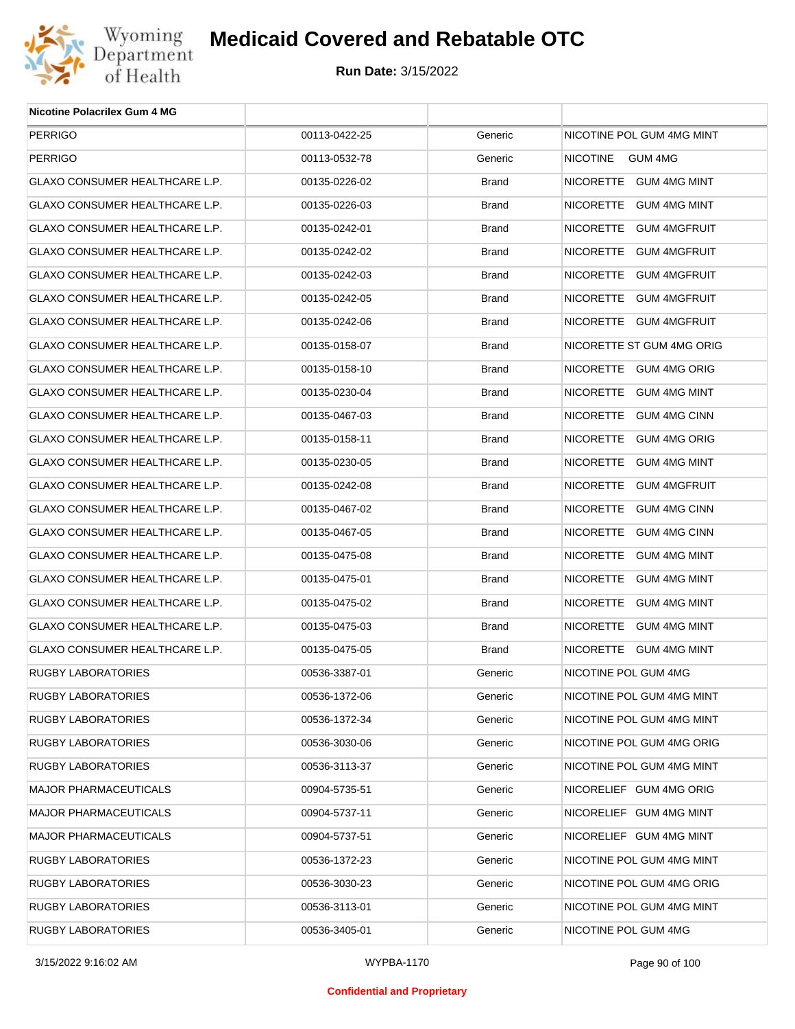| Nicotine Polacrilex Gum 4 MG | | | |
|---|---|---|---|
| PERRIGO | 00113-0422-25 | Generic | NICOTINE POL GUM 4MG MINT |
| PERRIGO | 00113-0532-78 | Generic | NICOTINE GUM 4MG |
| GLAXO CONSUMER HEALTHCARE L.P. | 00135-0226-02 | Brand | NICORETTE GUM 4MG MINT |
| GLAXO CONSUMER HEALTHCARE L.P. | 00135-0226-03 | Brand | NICORETTE GUM 4MG MINT |
| GLAXO CONSUMER HEALTHCARE L.P. | 00135-0242-01 | Brand | NICORETTE GUM 4MGFRUIT |
| GLAXO CONSUMER HEALTHCARE L.P. | 00135-0242-02 | Brand | NICORETTE GUM 4MGFRUIT |
| GLAXO CONSUMER HEALTHCARE L.P. | 00135-0242-03 | Brand | NICORETTE GUM 4MGFRUIT |
| GLAXO CONSUMER HEALTHCARE L.P. | 00135-0242-05 | Brand | NICORETTE GUM 4MGFRUIT |
| GLAXO CONSUMER HEALTHCARE L.P. | 00135-0242-06 | Brand | NICORETTE GUM 4MGFRUIT |
| GLAXO CONSUMER HEALTHCARE L.P. | 00135-0158-07 | Brand | NICORETTE ST GUM 4MG ORIG |
| GLAXO CONSUMER HEALTHCARE L.P. | 00135-0158-10 | Brand | NICORETTE GUM 4MG ORIG |
| GLAXO CONSUMER HEALTHCARE L.P. | 00135-0230-04 | Brand | NICORETTE GUM 4MG MINT |
| GLAXO CONSUMER HEALTHCARE L.P. | 00135-0467-03 | Brand | NICORETTE GUM 4MG CINN |
| GLAXO CONSUMER HEALTHCARE L.P. | 00135-0158-11 | Brand | NICORETTE GUM 4MG ORIG |
| GLAXO CONSUMER HEALTHCARE L.P. | 00135-0230-05 | Brand | NICORETTE GUM 4MG MINT |
| GLAXO CONSUMER HEALTHCARE L.P. | 00135-0242-08 | Brand | NICORETTE GUM 4MGFRUIT |
| GLAXO CONSUMER HEALTHCARE L.P. | 00135-0467-02 | Brand | NICORETTE GUM 4MG CINN |
| GLAXO CONSUMER HEALTHCARE L.P. | 00135-0467-05 | Brand | NICORETTE GUM 4MG CINN |
| GLAXO CONSUMER HEALTHCARE L.P. | 00135-0475-08 | Brand | NICORETTE GUM 4MG MINT |
| GLAXO CONSUMER HEALTHCARE L.P. | 00135-0475-01 | Brand | NICORETTE GUM 4MG MINT |
| GLAXO CONSUMER HEALTHCARE L.P. | 00135-0475-02 | Brand | NICORETTE GUM 4MG MINT |
| GLAXO CONSUMER HEALTHCARE L.P. | 00135-0475-03 | Brand | NICORETTE GUM 4MG MINT |
| GLAXO CONSUMER HEALTHCARE L.P. | 00135-0475-05 | Brand | NICORETTE GUM 4MG MINT |
| RUGBY LABORATORIES | 00536-3387-01 | Generic | NICOTINE POL GUM 4MG |
| RUGBY LABORATORIES | 00536-1372-06 | Generic | NICOTINE POL GUM 4MG MINT |
| RUGBY LABORATORIES | 00536-1372-34 | Generic | NICOTINE POL GUM 4MG MINT |
| RUGBY LABORATORIES | 00536-3030-06 | Generic | NICOTINE POL GUM 4MG ORIG |
| RUGBY LABORATORIES | 00536-3113-37 | Generic | NICOTINE POL GUM 4MG MINT |
| MAJOR PHARMACEUTICALS | 00904-5735-51 | Generic | NICORELIEF GUM 4MG ORIG |
| MAJOR PHARMACEUTICALS | 00904-5737-11 | Generic | NICORELIEF GUM 4MG MINT |
| MAJOR PHARMACEUTICALS | 00904-5737-51 | Generic | NICORELIEF GUM 4MG MINT |
| RUGBY LABORATORIES | 00536-1372-23 | Generic | NICOTINE POL GUM 4MG MINT |
| RUGBY LABORATORIES | 00536-3030-23 | Generic | NICOTINE POL GUM 4MG ORIG |
| RUGBY LABORATORIES | 00536-3113-01 | Generic | NICOTINE POL GUM 4MG MINT |
| RUGBY LABORATORIES | 00536-3405-01 | Generic | NICOTINE POL GUM 4MG |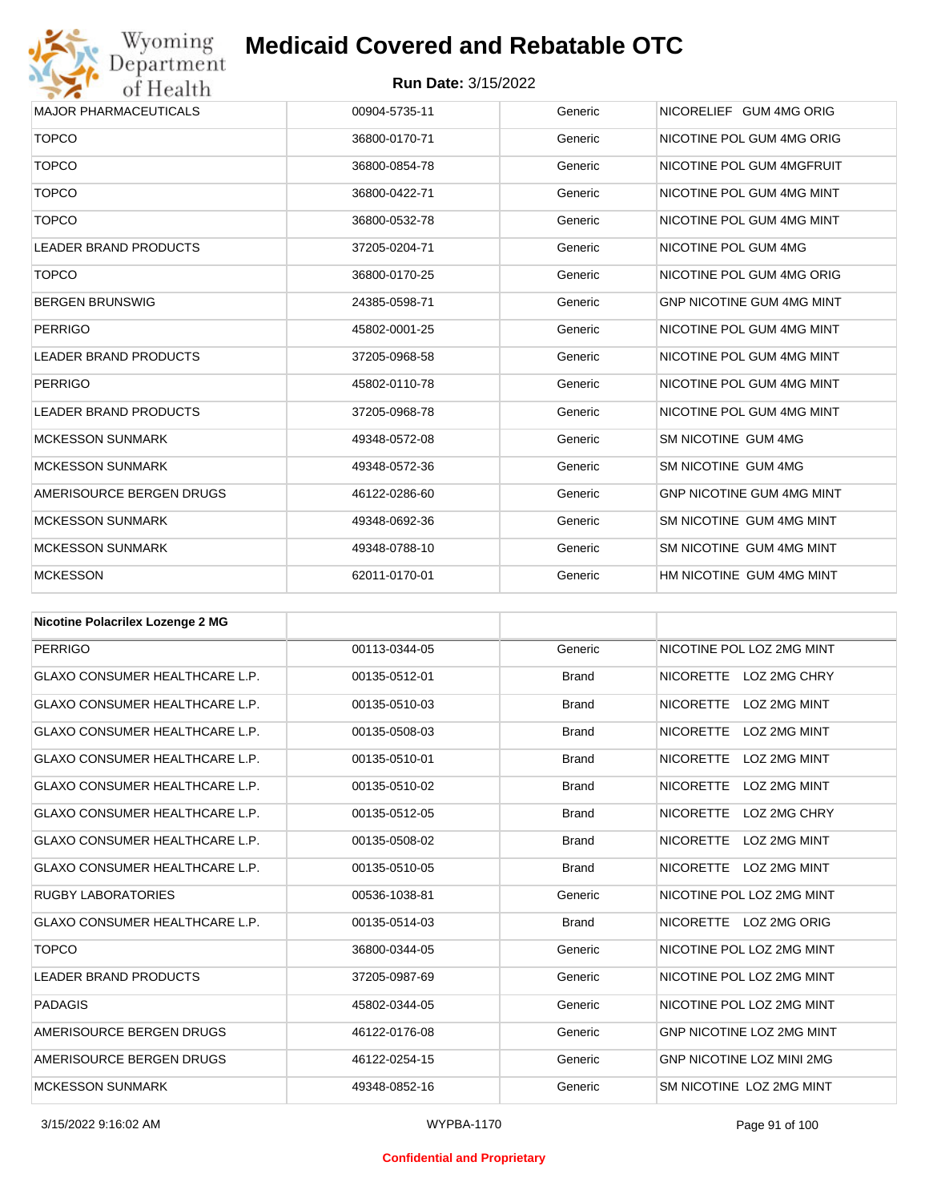| | | | |
|---|---|---|---|
| MAJOR PHARMACEUTICALS | 00904-5735-11 | Generic | NICORELIEF GUM 4MG ORIG |
| TOPCO | 36800-0170-71 | Generic | NICOTINE POL GUM 4MG ORIG |
| TOPCO | 36800-0854-78 | Generic | NICOTINE POL GUM 4MGFRUIT |
| TOPCO | 36800-0422-71 | Generic | NICOTINE POL GUM 4MG MINT |
| TOPCO | 36800-0532-78 | Generic | NICOTINE POL GUM 4MG MINT |
| LEADER BRAND PRODUCTS | 37205-0204-71 | Generic | NICOTINE POL GUM 4MG |
| TOPCO | 36800-0170-25 | Generic | NICOTINE POL GUM 4MG ORIG |
| BERGEN BRUNSWIG | 24385-0598-71 | Generic | GNP NICOTINE GUM 4MG MINT |
| PERRIGO | 45802-0001-25 | Generic | NICOTINE POL GUM 4MG MINT |
| LEADER BRAND PRODUCTS | 37205-0968-58 | Generic | NICOTINE POL GUM 4MG MINT |
| PERRIGO | 45802-0110-78 | Generic | NICOTINE POL GUM 4MG MINT |
| LEADER BRAND PRODUCTS | 37205-0968-78 | Generic | NICOTINE POL GUM 4MG MINT |
| MCKESSON SUNMARK | 49348-0572-08 | Generic | SM NICOTINE GUM 4MG |
| MCKESSON SUNMARK | 49348-0572-36 | Generic | SM NICOTINE GUM 4MG |
| AMERISOURCE BERGEN DRUGS | 46122-0286-60 | Generic | GNP NICOTINE GUM 4MG MINT |
| MCKESSON SUNMARK | 49348-0692-36 | Generic | SM NICOTINE GUM 4MG MINT |
| MCKESSON SUNMARK | 49348-0788-10 | Generic | SM NICOTINE GUM 4MG MINT |
| MCKESSON | 62011-0170-01 | Generic | HM NICOTINE GUM 4MG MINT |

| **Nicotine Polacrilex Lozenge 2 MG** | | | |
|---|---|---|---|
| PERRIGO | 00113-0344-05 | Generic | NICOTINE POL LOZ 2MG MINT |
| GLAXO CONSUMER HEALTHCARE L.P. | 00135-0512-01 | Brand | NICORETTE LOZ 2MG CHRY |
| GLAXO CONSUMER HEALTHCARE L.P. | 00135-0510-03 | Brand | NICORETTE LOZ 2MG MINT |
| GLAXO CONSUMER HEALTHCARE L.P. | 00135-0508-03 | Brand | NICORETTE LOZ 2MG MINT |
| GLAXO CONSUMER HEALTHCARE L.P. | 00135-0510-01 | Brand | NICORETTE LOZ 2MG MINT |
| GLAXO CONSUMER HEALTHCARE L.P. | 00135-0510-02 | Brand | NICORETTE LOZ 2MG MINT |
| GLAXO CONSUMER HEALTHCARE L.P. | 00135-0512-05 | Brand | NICORETTE LOZ 2MG CHRY |
| GLAXO CONSUMER HEALTHCARE L.P. | 00135-0508-02 | Brand | NICORETTE LOZ 2MG MINT |
| GLAXO CONSUMER HEALTHCARE L.P. | 00135-0510-05 | Brand | NICORETTE LOZ 2MG MINT |
| RUGBY LABORATORIES | 00536-1038-81 | Generic | NICOTINE POL LOZ 2MG MINT |
| GLAXO CONSUMER HEALTHCARE L.P. | 00135-0514-03 | Brand | NICORETTE LOZ 2MG ORIG |
| TOPCO | 36800-0344-05 | Generic | NICOTINE POL LOZ 2MG MINT |
| LEADER BRAND PRODUCTS | 37205-0987-69 | Generic | NICOTINE POL LOZ 2MG MINT |
| PADAGIS | 45802-0344-05 | Generic | NICOTINE POL LOZ 2MG MINT |
| AMERISOURCE BERGEN DRUGS | 46122-0176-08 | Generic | GNP NICOTINE LOZ 2MG MINT |
| AMERISOURCE BERGEN DRUGS | 46122-0254-15 | Generic | GNP NICOTINE LOZ MINI 2MG |
| MCKESSON SUNMARK | 49348-0852-16 | Generic | SM NICOTINE LOZ 2MG MINT |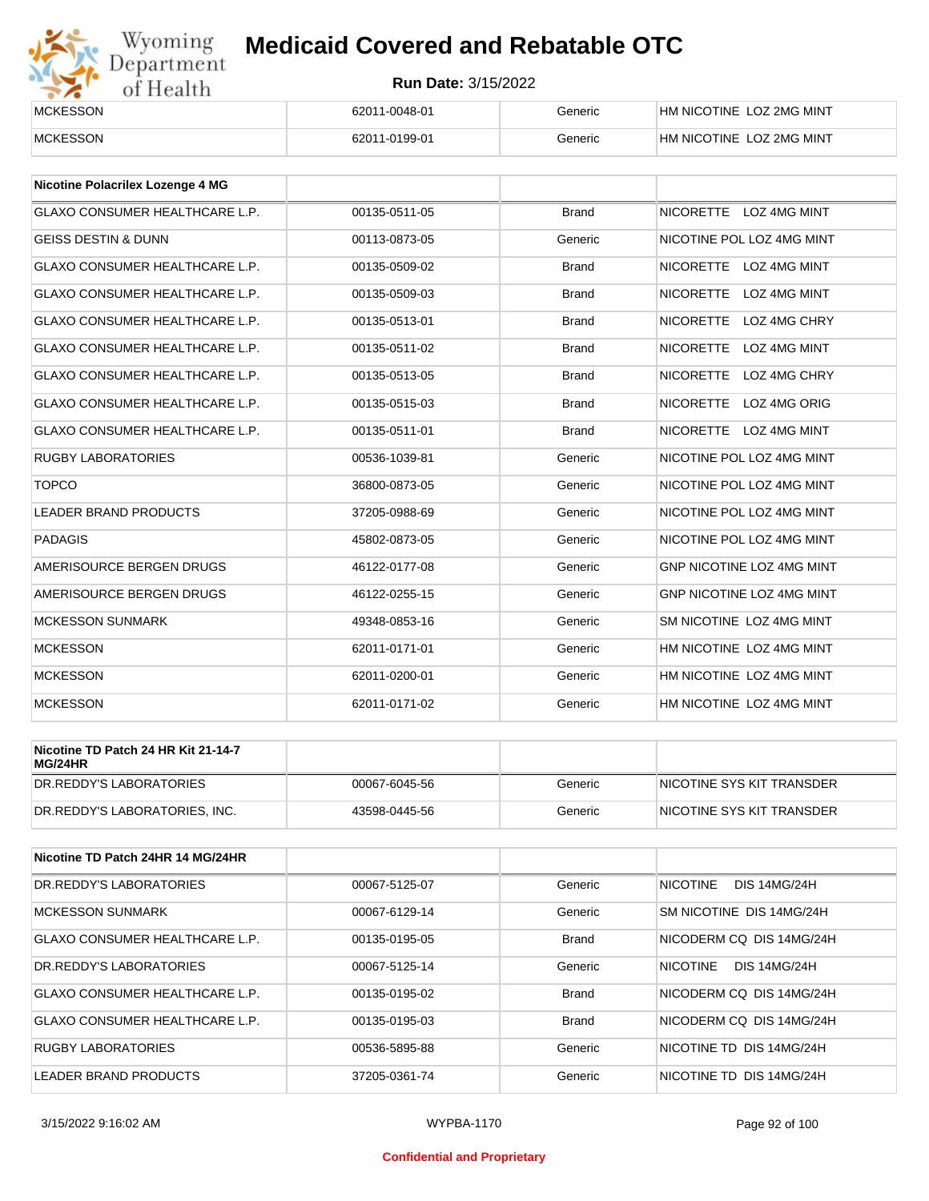| | | | |
|---|---|---|---|
| MCKESSON | 62011-0048-01 | Generic | HM NICOTINE LOZ 2MG MINT |
| MCKESSON | 62011-0199-01 | Generic | HM NICOTINE LOZ 2MG MINT |

| Nicotine Polacrilex Lozenge 4 MG | | | |
|---|---|---|---|
| GLAXO CONSUMER HEALTHCARE L.P. | 00135-0511-05 | Brand | NICORETTE LOZ 4MG MINT |
| GEISS DESTIN & DUNN | 00113-0873-05 | Generic | NICOTINE POL LOZ 4MG MINT |
| GLAXO CONSUMER HEALTHCARE L.P. | 00135-0509-02 | Brand | NICORETTE LOZ 4MG MINT |
| GLAXO CONSUMER HEALTHCARE L.P. | 00135-0509-03 | Brand | NICORETTE LOZ 4MG MINT |
| GLAXO CONSUMER HEALTHCARE L.P. | 00135-0513-01 | Brand | NICORETTE LOZ 4MG CHRY |
| GLAXO CONSUMER HEALTHCARE L.P. | 00135-0511-02 | Brand | NICORETTE LOZ 4MG MINT |
| GLAXO CONSUMER HEALTHCARE L.P. | 00135-0513-05 | Brand | NICORETTE LOZ 4MG CHRY |
| GLAXO CONSUMER HEALTHCARE L.P. | 00135-0515-03 | Brand | NICORETTE LOZ 4MG ORIG |
| GLAXO CONSUMER HEALTHCARE L.P. | 00135-0511-01 | Brand | NICORETTE LOZ 4MG MINT |
| RUGBY LABORATORIES | 00536-1039-81 | Generic | NICOTINE POL LOZ 4MG MINT |
| TOPCO | 36800-0873-05 | Generic | NICOTINE POL LOZ 4MG MINT |
| LEADER BRAND PRODUCTS | 37205-0988-69 | Generic | NICOTINE POL LOZ 4MG MINT |
| PADAGIS | 45802-0873-05 | Generic | NICOTINE POL LOZ 4MG MINT |
| AMERISOURCE BERGEN DRUGS | 46122-0177-08 | Generic | GNP NICOTINE LOZ 4MG MINT |
| AMERISOURCE BERGEN DRUGS | 46122-0255-15 | Generic | GNP NICOTINE LOZ 4MG MINT |
| MCKESSON SUNMARK | 49348-0853-16 | Generic | SM NICOTINE LOZ 4MG MINT |
| MCKESSON | 62011-0171-01 | Generic | HM NICOTINE LOZ 4MG MINT |
| MCKESSON | 62011-0200-01 | Generic | HM NICOTINE LOZ 4MG MINT |
| MCKESSON | 62011-0171-02 | Generic | HM NICOTINE LOZ 4MG MINT |

| Nicotine TD Patch 24 HR Kit 21-14-7 MG/24HR | | | |
|---|---|---|---|
| DR.REDDY'S LABORATORIES | 00067-6045-56 | Generic | NICOTINE SYS KIT TRANSDER |
| DR.REDDY'S LABORATORIES, INC. | 43598-0445-56 | Generic | NICOTINE SYS KIT TRANSDER |

| Nicotine TD Patch 24HR 14 MG/24HR | | | |
|---|---|---|---|
| DR.REDDY'S LABORATORIES | 00067-5125-07 | Generic | NICOTINE DIS 14MG/24H |
| MCKESSON SUNMARK | 00067-6129-14 | Generic | SM NICOTINE DIS 14MG/24H |
| GLAXO CONSUMER HEALTHCARE L.P. | 00135-0195-05 | Brand | NICODERM CQ DIS 14MG/24H |
| DR.REDDY'S LABORATORIES | 00067-5125-14 | Generic | NICOTINE DIS 14MG/24H |
| GLAXO CONSUMER HEALTHCARE L.P. | 00135-0195-02 | Brand | NICODERM CQ DIS 14MG/24H |
| GLAXO CONSUMER HEALTHCARE L.P. | 00135-0195-03 | Brand | NICODERM CQ DIS 14MG/24H |
| RUGBY LABORATORIES | 00536-5895-88 | Generic | NICOTINE TD DIS 14MG/24H |
| LEADER BRAND PRODUCTS | 37205-0361-74 | Generic | NICOTINE TD DIS 14MG/24H |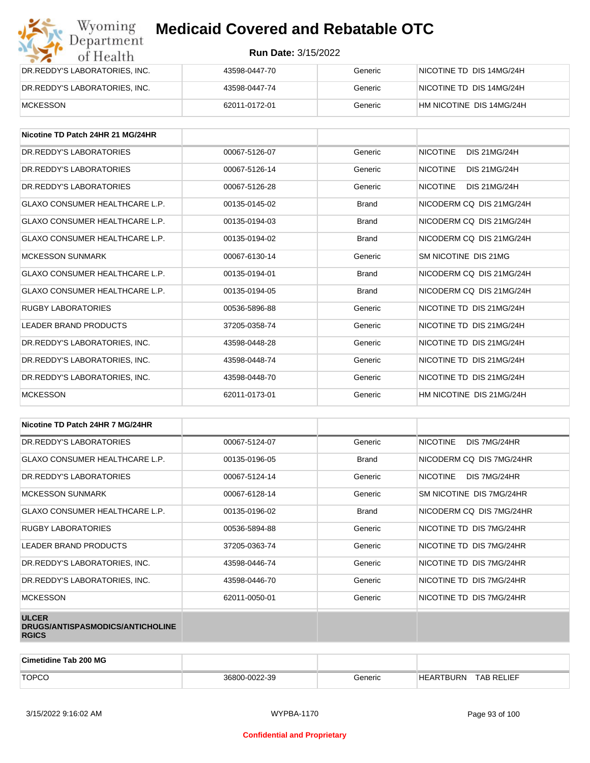| | | | |
|---|---|---|---|
| DR.REDDY'S LABORATORIES, INC. | 43598-0447-70 | Generic | NICOTINE TD DIS 14MG/24H |
| DR.REDDY'S LABORATORIES, INC. | 43598-0447-74 | Generic | NICOTINE TD DIS 14MG/24H |
| MCKESSON | 62011-0172-01 | Generic | HM NICOTINE DIS 14MG/24H |

| **Nicotine TD Patch 24HR 21 MG/24HR** | | | |
|---|---|---|---|
| DR.REDDY'S LABORATORIES | 00067-5126-07 | Generic | NICOTINE DIS 21MG/24H |
| DR.REDDY'S LABORATORIES | 00067-5126-14 | Generic | NICOTINE DIS 21MG/24H |
| DR.REDDY'S LABORATORIES | 00067-5126-28 | Generic | NICOTINE DIS 21MG/24H |
| GLAXO CONSUMER HEALTHCARE L.P. | 00135-0145-02 | Brand | NICODERM CQ DIS 21MG/24H |
| GLAXO CONSUMER HEALTHCARE L.P. | 00135-0194-03 | Brand | NICODERM CQ DIS 21MG/24H |
| GLAXO CONSUMER HEALTHCARE L.P. | 00135-0194-02 | Brand | NICODERM CQ DIS 21MG/24H |
| MCKESSON SUNMARK | 00067-6130-14 | Generic | SM NICOTINE DIS 21MG |
| GLAXO CONSUMER HEALTHCARE L.P. | 00135-0194-01 | Brand | NICODERM CQ DIS 21MG/24H |
| GLAXO CONSUMER HEALTHCARE L.P. | 00135-0194-05 | Brand | NICODERM CQ DIS 21MG/24H |
| RUGBY LABORATORIES | 00536-5896-88 | Generic | NICOTINE TD DIS 21MG/24H |
| LEADER BRAND PRODUCTS | 37205-0358-74 | Generic | NICOTINE TD DIS 21MG/24H |
| DR.REDDY'S LABORATORIES, INC. | 43598-0448-28 | Generic | NICOTINE TD DIS 21MG/24H |
| DR.REDDY'S LABORATORIES, INC. | 43598-0448-74 | Generic | NICOTINE TD DIS 21MG/24H |
| DR.REDDY'S LABORATORIES, INC. | 43598-0448-70 | Generic | NICOTINE TD DIS 21MG/24H |
| MCKESSON | 62011-0173-01 | Generic | HM NICOTINE DIS 21MG/24H |

| **Nicotine TD Patch 24HR 7 MG/24HR** | | | |
|---|---|---|---|
| DR.REDDY'S LABORATORIES | 00067-5124-07 | Generic | NICOTINE DIS 7MG/24HR |
| GLAXO CONSUMER HEALTHCARE L.P. | 00135-0196-05 | Brand | NICODERM CQ DIS 7MG/24HR |
| DR.REDDY'S LABORATORIES | 00067-5124-14 | Generic | NICOTINE DIS 7MG/24HR |
| MCKESSON SUNMARK | 00067-6128-14 | Generic | SM NICOTINE DIS 7MG/24HR |
| GLAXO CONSUMER HEALTHCARE L.P. | 00135-0196-02 | Brand | NICODERM CQ DIS 7MG/24HR |
| RUGBY LABORATORIES | 00536-5894-88 | Generic | NICOTINE TD DIS 7MG/24HR |
| LEADER BRAND PRODUCTS | 37205-0363-74 | Generic | NICOTINE TD DIS 7MG/24HR |
| DR.REDDY'S LABORATORIES, INC. | 43598-0446-74 | Generic | NICOTINE TD DIS 7MG/24HR |
| DR.REDDY'S LABORATORIES, INC. | 43598-0446-70 | Generic | NICOTINE TD DIS 7MG/24HR |
| MCKESSON | 62011-0050-01 | Generic | NICOTINE TD DIS 7MG/24HR |
| **ULCER DRUGS/ANTISPASMODICS/ANTICHOLINERGICS** | | | |

| **Cimetidine Tab 200 MG** | | | |
|---|---|---|---|
| TOPCO | 36800-0022-39 | Generic | HEARTBURN TAB RELIEF |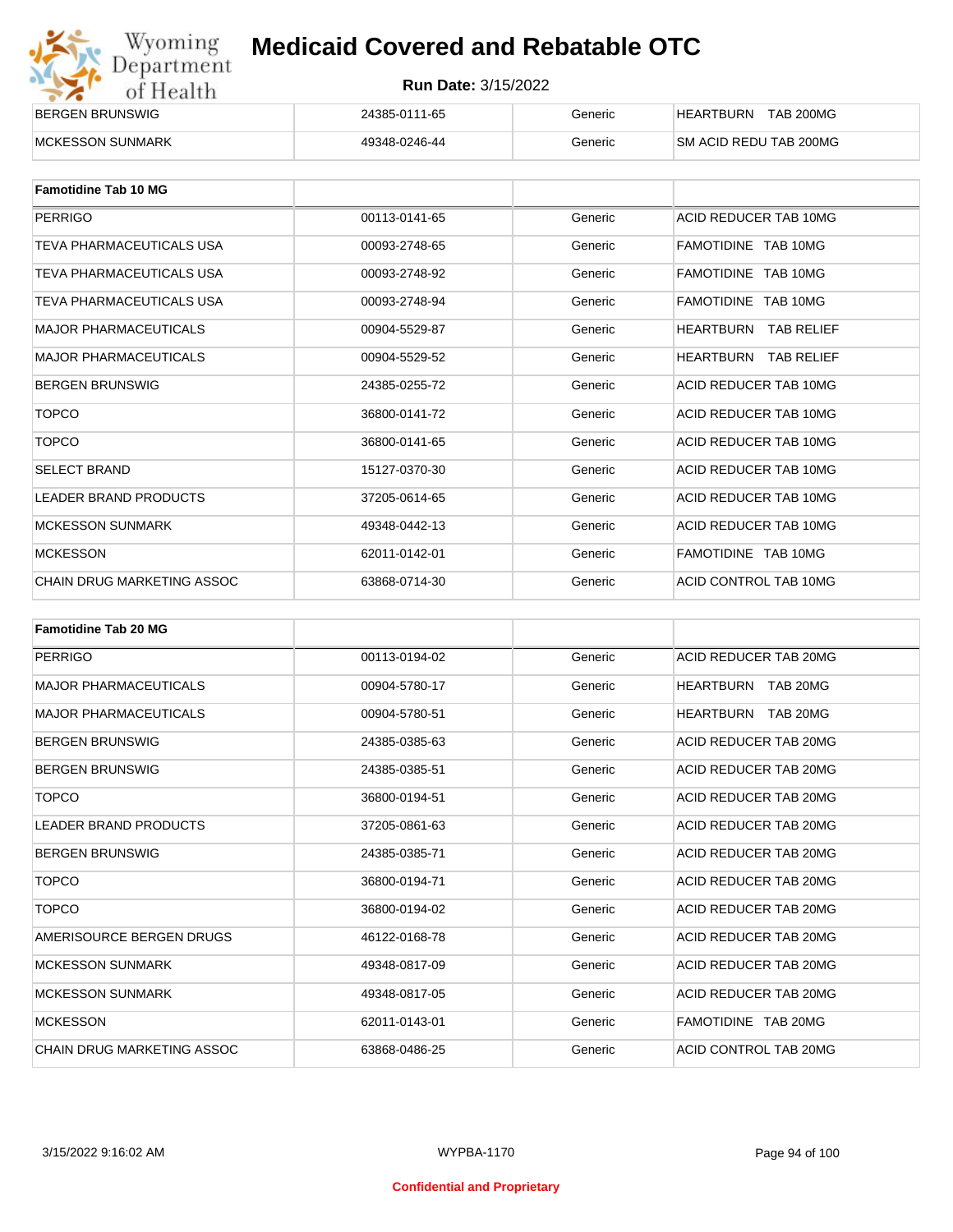| | | | |
|---|---|---|---|
| BERGEN BRUNSWIG | 24385-0111-65 | Generic | HEARTBURN TAB 200MG |
| MCKESSON SUNMARK | 49348-0246-44 | Generic | SM ACID REDU TAB 200MG |

| Famotidine Tab 10 MG | | | |
|---|---|---|---|
| PERRIGO | 00113-0141-65 | Generic | ACID REDUCER TAB 10MG |
| TEVA PHARMACEUTICALS USA | 00093-2748-65 | Generic | FAMOTIDINE TAB 10MG |
| TEVA PHARMACEUTICALS USA | 00093-2748-92 | Generic | FAMOTIDINE TAB 10MG |
| TEVA PHARMACEUTICALS USA | 00093-2748-94 | Generic | FAMOTIDINE TAB 10MG |
| MAJOR PHARMACEUTICALS | 00904-5529-87 | Generic | HEARTBURN TAB RELIEF |
| MAJOR PHARMACEUTICALS | 00904-5529-52 | Generic | HEARTBURN TAB RELIEF |
| BERGEN BRUNSWIG | 24385-0255-72 | Generic | ACID REDUCER TAB 10MG |
| TOPCO | 36800-0141-72 | Generic | ACID REDUCER TAB 10MG |
| TOPCO | 36800-0141-65 | Generic | ACID REDUCER TAB 10MG |
| SELECT BRAND | 15127-0370-30 | Generic | ACID REDUCER TAB 10MG |
| LEADER BRAND PRODUCTS | 37205-0614-65 | Generic | ACID REDUCER TAB 10MG |
| MCKESSON SUNMARK | 49348-0442-13 | Generic | ACID REDUCER TAB 10MG |
| MCKESSON | 62011-0142-01 | Generic | FAMOTIDINE TAB 10MG |
| CHAIN DRUG MARKETING ASSOC | 63868-0714-30 | Generic | ACID CONTROL TAB 10MG |

| Famotidine Tab 20 MG | | | |
|---|---|---|---|
| PERRIGO | 00113-0194-02 | Generic | ACID REDUCER TAB 20MG |
| MAJOR PHARMACEUTICALS | 00904-5780-17 | Generic | HEARTBURN TAB 20MG |
| MAJOR PHARMACEUTICALS | 00904-5780-51 | Generic | HEARTBURN TAB 20MG |
| BERGEN BRUNSWIG | 24385-0385-63 | Generic | ACID REDUCER TAB 20MG |
| BERGEN BRUNSWIG | 24385-0385-51 | Generic | ACID REDUCER TAB 20MG |
| TOPCO | 36800-0194-51 | Generic | ACID REDUCER TAB 20MG |
| LEADER BRAND PRODUCTS | 37205-0861-63 | Generic | ACID REDUCER TAB 20MG |
| BERGEN BRUNSWIG | 24385-0385-71 | Generic | ACID REDUCER TAB 20MG |
| TOPCO | 36800-0194-71 | Generic | ACID REDUCER TAB 20MG |
| TOPCO | 36800-0194-02 | Generic | ACID REDUCER TAB 20MG |
| AMERISOURCE BERGEN DRUGS | 46122-0168-78 | Generic | ACID REDUCER TAB 20MG |
| MCKESSON SUNMARK | 49348-0817-09 | Generic | ACID REDUCER TAB 20MG |
| MCKESSON SUNMARK | 49348-0817-05 | Generic | ACID REDUCER TAB 20MG |
| MCKESSON | 62011-0143-01 | Generic | FAMOTIDINE TAB 20MG |
| CHAIN DRUG MARKETING ASSOC | 63868-0486-25 | Generic | ACID CONTROL TAB 20MG |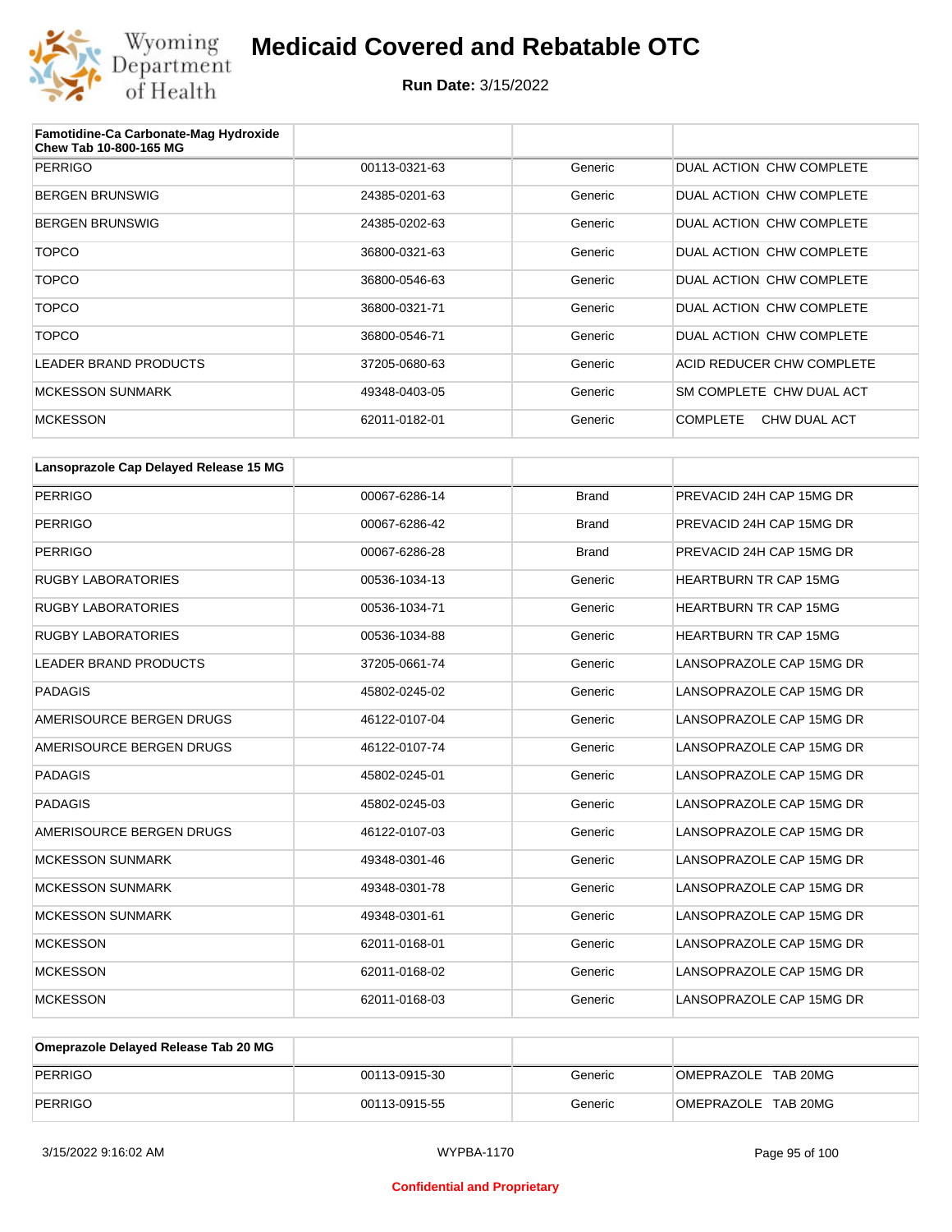| Famotidine-Ca Carbonate-Mag Hydroxide Chew Tab 10-800-165 MG | | | |
|---|---|---|---|
| PERRIGO | 00113-0321-63 | Generic | DUAL ACTION CHW COMPLETE |
| BERGEN BRUNSWIG | 24385-0201-63 | Generic | DUAL ACTION CHW COMPLETE |
| BERGEN BRUNSWIG | 24385-0202-63 | Generic | DUAL ACTION CHW COMPLETE |
| TOPCO | 36800-0321-63 | Generic | DUAL ACTION CHW COMPLETE |
| TOPCO | 36800-0546-63 | Generic | DUAL ACTION CHW COMPLETE |
| TOPCO | 36800-0321-71 | Generic | DUAL ACTION CHW COMPLETE |
| TOPCO | 36800-0546-71 | Generic | DUAL ACTION CHW COMPLETE |
| LEADER BRAND PRODUCTS | 37205-0680-63 | Generic | ACID REDUCER CHW COMPLETE |
| MCKESSON SUNMARK | 49348-0403-05 | Generic | SM COMPLETE CHW DUAL ACT |
| MCKESSON | 62011-0182-01 | Generic | COMPLETE CHW DUAL ACT |

| Lansoprazole Cap Delayed Release 15 MG | | | |
|---|---|---|---|
| PERRIGO | 00067-6286-14 | Brand | PREVACID 24H CAP 15MG DR |
| PERRIGO | 00067-6286-42 | Brand | PREVACID 24H CAP 15MG DR |
| PERRIGO | 00067-6286-28 | Brand | PREVACID 24H CAP 15MG DR |
| RUGBY LABORATORIES | 00536-1034-13 | Generic | HEARTBURN TR CAP 15MG |
| RUGBY LABORATORIES | 00536-1034-71 | Generic | HEARTBURN TR CAP 15MG |
| RUGBY LABORATORIES | 00536-1034-88 | Generic | HEARTBURN TR CAP 15MG |
| LEADER BRAND PRODUCTS | 37205-0661-74 | Generic | LANSOPRAZOLE CAP 15MG DR |
| PADAGIS | 45802-0245-02 | Generic | LANSOPRAZOLE CAP 15MG DR |
| AMERISOURCE BERGEN DRUGS | 46122-0107-04 | Generic | LANSOPRAZOLE CAP 15MG DR |
| AMERISOURCE BERGEN DRUGS | 46122-0107-74 | Generic | LANSOPRAZOLE CAP 15MG DR |
| PADAGIS | 45802-0245-01 | Generic | LANSOPRAZOLE CAP 15MG DR |
| PADAGIS | 45802-0245-03 | Generic | LANSOPRAZOLE CAP 15MG DR |
| AMERISOURCE BERGEN DRUGS | 46122-0107-03 | Generic | LANSOPRAZOLE CAP 15MG DR |
| MCKESSON SUNMARK | 49348-0301-46 | Generic | LANSOPRAZOLE CAP 15MG DR |
| MCKESSON SUNMARK | 49348-0301-78 | Generic | LANSOPRAZOLE CAP 15MG DR |
| MCKESSON SUNMARK | 49348-0301-61 | Generic | LANSOPRAZOLE CAP 15MG DR |
| MCKESSON | 62011-0168-01 | Generic | LANSOPRAZOLE CAP 15MG DR |
| MCKESSON | 62011-0168-02 | Generic | LANSOPRAZOLE CAP 15MG DR |
| MCKESSON | 62011-0168-03 | Generic | LANSOPRAZOLE CAP 15MG DR |

| Omeprazole Delayed Release Tab 20 MG | | | |
|---|---|---|---|
| PERRIGO | 00113-0915-30 | Generic | OMEPRAZOLE TAB 20MG |
| PERRIGO | 00113-0915-55 | Generic | OMEPRAZOLE TAB 20MG |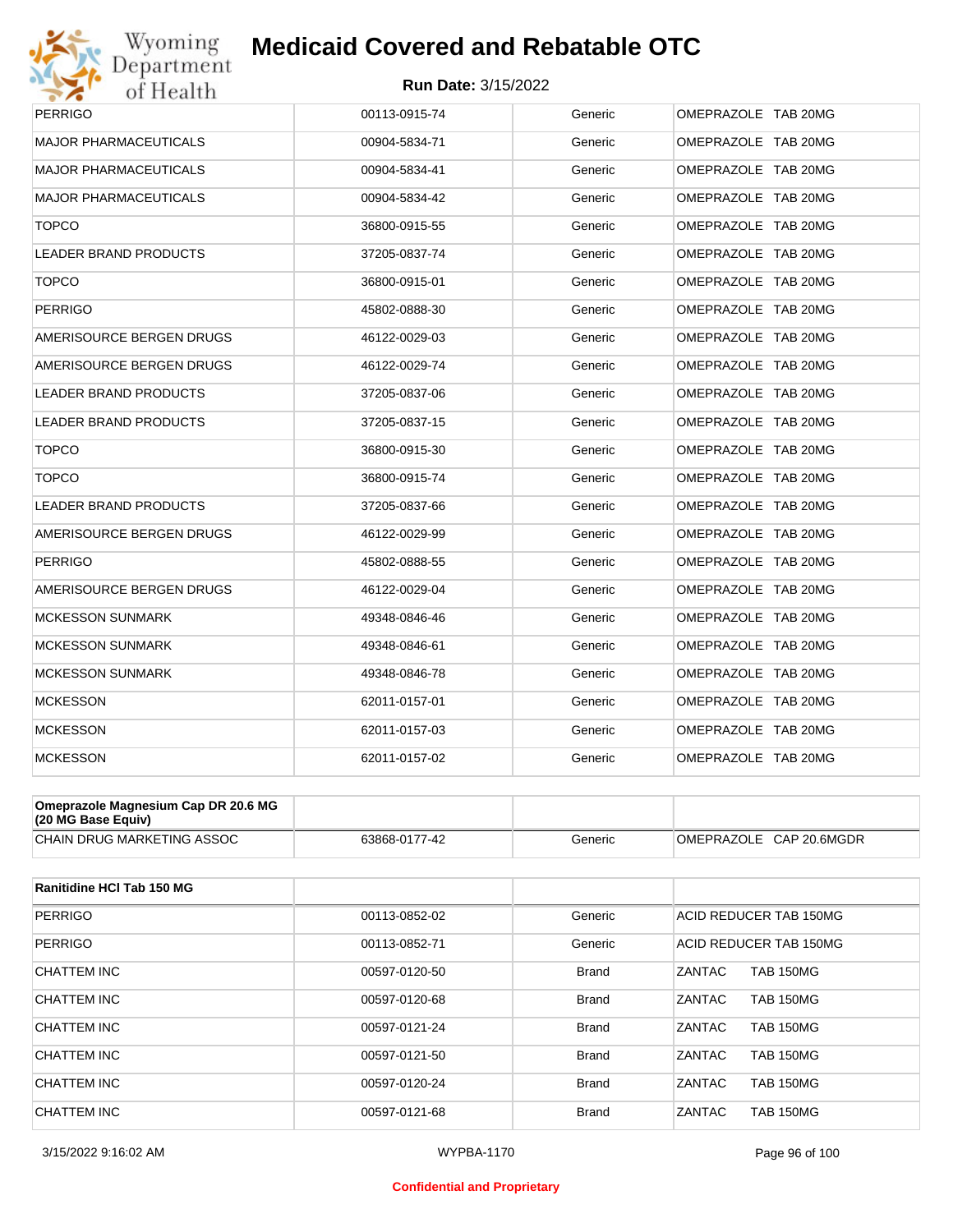# Medicaid Covered and Rebatable OTC

**Run Date:** 3/15/2022

| | | | |
|---|---|---|---|
| PERRIGO | 00113-0915-74 | Generic | OMEPRAZOLE TAB 20MG |
| MAJOR PHARMACEUTICALS | 00904-5834-71 | Generic | OMEPRAZOLE TAB 20MG |
| MAJOR PHARMACEUTICALS | 00904-5834-41 | Generic | OMEPRAZOLE TAB 20MG |
| MAJOR PHARMACEUTICALS | 00904-5834-42 | Generic | OMEPRAZOLE TAB 20MG |
| TOPCO | 36800-0915-55 | Generic | OMEPRAZOLE TAB 20MG |
| LEADER BRAND PRODUCTS | 37205-0837-74 | Generic | OMEPRAZOLE TAB 20MG |
| TOPCO | 36800-0915-01 | Generic | OMEPRAZOLE TAB 20MG |
| PERRIGO | 45802-0888-30 | Generic | OMEPRAZOLE TAB 20MG |
| AMERISOURCE BERGEN DRUGS | 46122-0029-03 | Generic | OMEPRAZOLE TAB 20MG |
| AMERISOURCE BERGEN DRUGS | 46122-0029-74 | Generic | OMEPRAZOLE TAB 20MG |
| LEADER BRAND PRODUCTS | 37205-0837-06 | Generic | OMEPRAZOLE TAB 20MG |
| LEADER BRAND PRODUCTS | 37205-0837-15 | Generic | OMEPRAZOLE TAB 20MG |
| TOPCO | 36800-0915-30 | Generic | OMEPRAZOLE TAB 20MG |
| TOPCO | 36800-0915-74 | Generic | OMEPRAZOLE TAB 20MG |
| LEADER BRAND PRODUCTS | 37205-0837-66 | Generic | OMEPRAZOLE TAB 20MG |
| AMERISOURCE BERGEN DRUGS | 46122-0029-99 | Generic | OMEPRAZOLE TAB 20MG |
| PERRIGO | 45802-0888-55 | Generic | OMEPRAZOLE TAB 20MG |
| AMERISOURCE BERGEN DRUGS | 46122-0029-04 | Generic | OMEPRAZOLE TAB 20MG |
| MCKESSON SUNMARK | 49348-0846-46 | Generic | OMEPRAZOLE TAB 20MG |
| MCKESSON SUNMARK | 49348-0846-61 | Generic | OMEPRAZOLE TAB 20MG |
| MCKESSON SUNMARK | 49348-0846-78 | Generic | OMEPRAZOLE TAB 20MG |
| MCKESSON | 62011-0157-01 | Generic | OMEPRAZOLE TAB 20MG |
| MCKESSON | 62011-0157-03 | Generic | OMEPRAZOLE TAB 20MG |
| MCKESSON | 62011-0157-02 | Generic | OMEPRAZOLE TAB 20MG |

| **Omeprazole Magnesium Cap DR 20.6 MG (20 MG Base Equiv)** | | | |
|---|---|---|---|
| CHAIN DRUG MARKETING ASSOC | 63868-0177-42 | Generic | OMEPRAZOLE CAP 20.6MGDR |

| **Ranitidine HCl Tab 150 MG** | | | |
|---|---|---|---|
| PERRIGO | 00113-0852-02 | Generic | ACID REDUCER TAB 150MG |
| PERRIGO | 00113-0852-71 | Generic | ACID REDUCER TAB 150MG |
| CHATTEM INC | 00597-0120-50 | Brand | ZANTAC TAB 150MG |
| CHATTEM INC | 00597-0120-68 | Brand | ZANTAC TAB 150MG |
| CHATTEM INC | 00597-0121-24 | Brand | ZANTAC TAB 150MG |
| CHATTEM INC | 00597-0121-50 | Brand | ZANTAC TAB 150MG |
| CHATTEM INC | 00597-0120-24 | Brand | ZANTAC TAB 150MG |
| CHATTEM INC | 00597-0121-68 | Brand | ZANTAC TAB 150MG |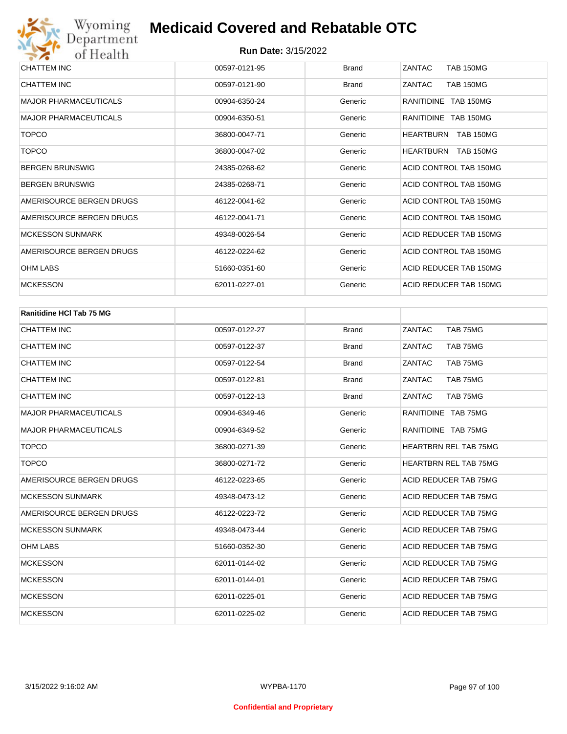| | | | |
|---|---|---|---|
| CHATTEM INC | 00597-0121-95 | Brand | ZANTAC TAB 150MG |
| CHATTEM INC | 00597-0121-90 | Brand | ZANTAC TAB 150MG |
| MAJOR PHARMACEUTICALS | 00904-6350-24 | Generic | RANITIDINE TAB 150MG |
| MAJOR PHARMACEUTICALS | 00904-6350-51 | Generic | RANITIDINE TAB 150MG |
| TOPCO | 36800-0047-71 | Generic | HEARTBURN TAB 150MG |
| TOPCO | 36800-0047-02 | Generic | HEARTBURN TAB 150MG |
| BERGEN BRUNSWIG | 24385-0268-62 | Generic | ACID CONTROL TAB 150MG |
| BERGEN BRUNSWIG | 24385-0268-71 | Generic | ACID CONTROL TAB 150MG |
| AMERISOURCE BERGEN DRUGS | 46122-0041-62 | Generic | ACID CONTROL TAB 150MG |
| AMERISOURCE BERGEN DRUGS | 46122-0041-71 | Generic | ACID CONTROL TAB 150MG |
| MCKESSON SUNMARK | 49348-0026-54 | Generic | ACID REDUCER TAB 150MG |
| AMERISOURCE BERGEN DRUGS | 46122-0224-62 | Generic | ACID CONTROL TAB 150MG |
| OHM LABS | 51660-0351-60 | Generic | ACID REDUCER TAB 150MG |
| MCKESSON | 62011-0227-01 | Generic | ACID REDUCER TAB 150MG |

| **Ranitidine HCl Tab 75 MG** | | | |
|---|---|---|---|
| CHATTEM INC | 00597-0122-27 | Brand | ZANTAC TAB 75MG |
| CHATTEM INC | 00597-0122-37 | Brand | ZANTAC TAB 75MG |
| CHATTEM INC | 00597-0122-54 | Brand | ZANTAC TAB 75MG |
| CHATTEM INC | 00597-0122-81 | Brand | ZANTAC TAB 75MG |
| CHATTEM INC | 00597-0122-13 | Brand | ZANTAC TAB 75MG |
| MAJOR PHARMACEUTICALS | 00904-6349-46 | Generic | RANITIDINE TAB 75MG |
| MAJOR PHARMACEUTICALS | 00904-6349-52 | Generic | RANITIDINE TAB 75MG |
| TOPCO | 36800-0271-39 | Generic | HEARTBRN REL TAB 75MG |
| TOPCO | 36800-0271-72 | Generic | HEARTBRN REL TAB 75MG |
| AMERISOURCE BERGEN DRUGS | 46122-0223-65 | Generic | ACID REDUCER TAB 75MG |
| MCKESSON SUNMARK | 49348-0473-12 | Generic | ACID REDUCER TAB 75MG |
| AMERISOURCE BERGEN DRUGS | 46122-0223-72 | Generic | ACID REDUCER TAB 75MG |
| MCKESSON SUNMARK | 49348-0473-44 | Generic | ACID REDUCER TAB 75MG |
| OHM LABS | 51660-0352-30 | Generic | ACID REDUCER TAB 75MG |
| MCKESSON | 62011-0144-02 | Generic | ACID REDUCER TAB 75MG |
| MCKESSON | 62011-0144-01 | Generic | ACID REDUCER TAB 75MG |
| MCKESSON | 62011-0225-01 | Generic | ACID REDUCER TAB 75MG |
| MCKESSON | 62011-0225-02 | Generic | ACID REDUCER TAB 75MG |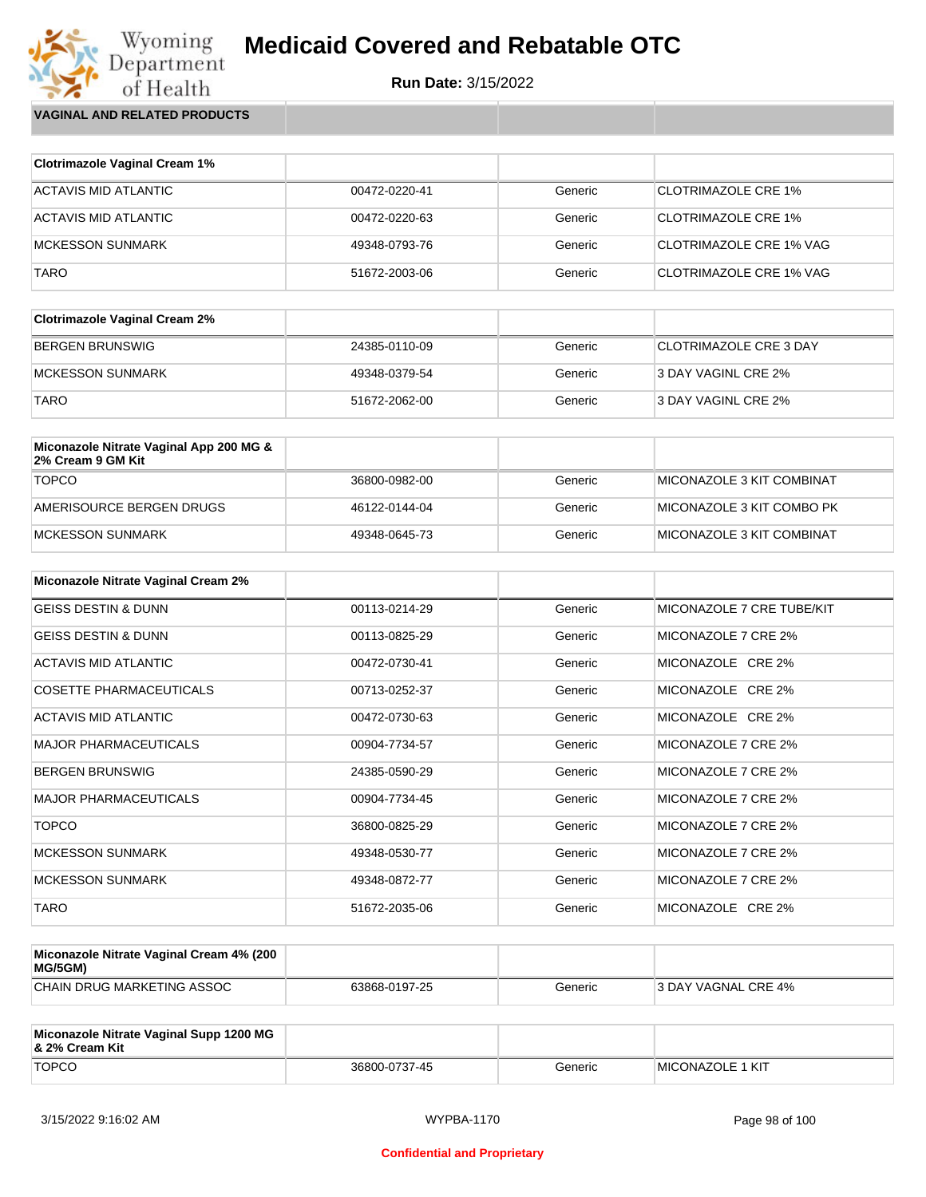# Medicaid Covered and Rebatable OTC

**Run Date:** 3/15/2022

## VAGINAL AND RELATED PRODUCTS

| Clotrimazole Vaginal Cream 1% | | | |
|---|---|---|---|
| ACTAVIS MID ATLANTIC | 00472-0220-41 | Generic | CLOTRIMAZOLE CRE 1% |
| ACTAVIS MID ATLANTIC | 00472-0220-63 | Generic | CLOTRIMAZOLE CRE 1% |
| MCKESSON SUNMARK | 49348-0793-76 | Generic | CLOTRIMAZOLE CRE 1% VAG |
| TARO | 51672-2003-06 | Generic | CLOTRIMAZOLE CRE 1% VAG |

| Clotrimazole Vaginal Cream 2% | | | |
|---|---|---|---|
| BERGEN BRUNSWIG | 24385-0110-09 | Generic | CLOTRIMAZOLE CRE 3 DAY |
| MCKESSON SUNMARK | 49348-0379-54 | Generic | 3 DAY VAGINL CRE 2% |
| TARO | 51672-2062-00 | Generic | 3 DAY VAGINL CRE 2% |

| Miconazole Nitrate Vaginal App 200 MG & 2% Cream 9 GM Kit | | | |
|---|---|---|---|
| TOPCO | 36800-0982-00 | Generic | MICONAZOLE 3 KIT COMBINAT |
| AMERISOURCE BERGEN DRUGS | 46122-0144-04 | Generic | MICONAZOLE 3 KIT COMBO PK |
| MCKESSON SUNMARK | 49348-0645-73 | Generic | MICONAZOLE 3 KIT COMBINAT |

| Miconazole Nitrate Vaginal Cream 2% | | | |
|---|---|---|---|
| GEISS DESTIN & DUNN | 00113-0214-29 | Generic | MICONAZOLE 7 CRE TUBE/KIT |
| GEISS DESTIN & DUNN | 00113-0825-29 | Generic | MICONAZOLE 7 CRE 2% |
| ACTAVIS MID ATLANTIC | 00472-0730-41 | Generic | MICONAZOLE CRE 2% |
| COSETTE PHARMACEUTICALS | 00713-0252-37 | Generic | MICONAZOLE CRE 2% |
| ACTAVIS MID ATLANTIC | 00472-0730-63 | Generic | MICONAZOLE CRE 2% |
| MAJOR PHARMACEUTICALS | 00904-7734-57 | Generic | MICONAZOLE 7 CRE 2% |
| BERGEN BRUNSWIG | 24385-0590-29 | Generic | MICONAZOLE 7 CRE 2% |
| MAJOR PHARMACEUTICALS | 00904-7734-45 | Generic | MICONAZOLE 7 CRE 2% |
| TOPCO | 36800-0825-29 | Generic | MICONAZOLE 7 CRE 2% |
| MCKESSON SUNMARK | 49348-0530-77 | Generic | MICONAZOLE 7 CRE 2% |
| MCKESSON SUNMARK | 49348-0872-77 | Generic | MICONAZOLE 7 CRE 2% |
| TARO | 51672-2035-06 | Generic | MICONAZOLE CRE 2% |

| Miconazole Nitrate Vaginal Cream 4% (200 MG/5GM) | | | |
|---|---|---|---|
| CHAIN DRUG MARKETING ASSOC | 63868-0197-25 | Generic | 3 DAY VAGNAL CRE 4% |

| Miconazole Nitrate Vaginal Supp 1200 MG & 2% Cream Kit | | | |
|---|---|---|---|
| TOPCO | 36800-0737-45 | Generic | MICONAZOLE 1 KIT |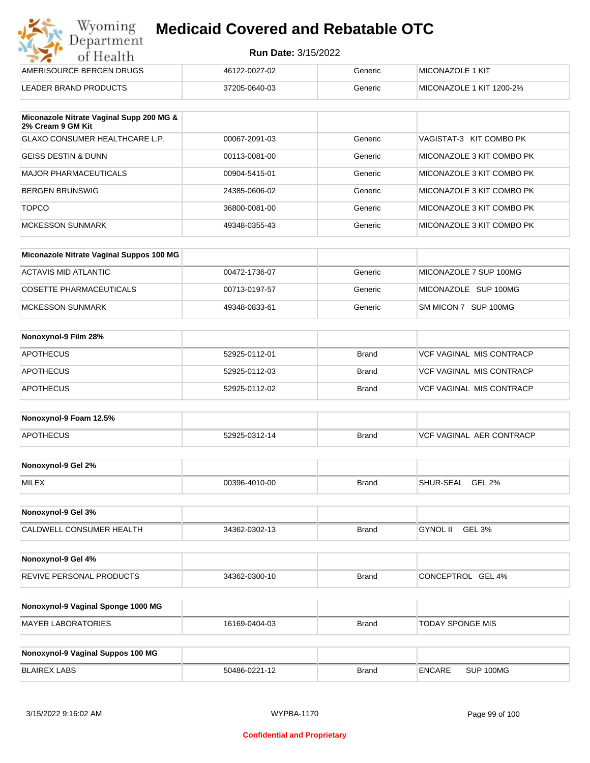# Medicaid Covered and Rebatable OTC

**Run Date:** 3/15/2022

| | | | |
|---|---|---|---|
| AMERISOURCE BERGEN DRUGS | 46122-0027-02 | Generic | MICONAZOLE 1 KIT |
| LEADER BRAND PRODUCTS | 37205-0640-03 | Generic | MICONAZOLE 1 KIT 1200-2% |

| Miconazole Nitrate Vaginal Supp 200 MG & 2% Cream 9 GM Kit | | | |
|---|---|---|---|
| GLAXO CONSUMER HEALTHCARE L.P. | 00067-2091-03 | Generic | VAGISTAT-3 KIT COMBO PK |
| GEISS DESTIN & DUNN | 00113-0081-00 | Generic | MICONAZOLE 3 KIT COMBO PK |
| MAJOR PHARMACEUTICALS | 00904-5415-01 | Generic | MICONAZOLE 3 KIT COMBO PK |
| BERGEN BRUNSWIG | 24385-0606-02 | Generic | MICONAZOLE 3 KIT COMBO PK |
| TOPCO | 36800-0081-00 | Generic | MICONAZOLE 3 KIT COMBO PK |
| MCKESSON SUNMARK | 49348-0355-43 | Generic | MICONAZOLE 3 KIT COMBO PK |

| Miconazole Nitrate Vaginal Suppos 100 MG | | | |
|---|---|---|---|
| ACTAVIS MID ATLANTIC | 00472-1736-07 | Generic | MICONAZOLE 7 SUP 100MG |
| COSETTE PHARMACEUTICALS | 00713-0197-57 | Generic | MICONAZOLE SUP 100MG |
| MCKESSON SUNMARK | 49348-0833-61 | Generic | SM MICON 7 SUP 100MG |

| Nonoxynol-9 Film 28% | | | |
|---|---|---|---|
| APOTHECUS | 52925-0112-01 | Brand | VCF VAGINAL MIS CONTRACP |
| APOTHECUS | 52925-0112-03 | Brand | VCF VAGINAL MIS CONTRACP |
| APOTHECUS | 52925-0112-02 | Brand | VCF VAGINAL MIS CONTRACP |

| Nonoxynol-9 Foam 12.5% | | | |
|---|---|---|---|
| APOTHECUS | 52925-0312-14 | Brand | VCF VAGINAL AER CONTRACP |

| Nonoxynol-9 Gel 2% | | | |
|---|---|---|---|
| MILEX | 00396-4010-00 | Brand | SHUR-SEAL GEL 2% |

| Nonoxynol-9 Gel 3% | | | |
|---|---|---|---|
| CALDWELL CONSUMER HEALTH | 34362-0302-13 | Brand | GYNOL II GEL 3% |

| Nonoxynol-9 Gel 4% | | | |
|---|---|---|---|
| REVIVE PERSONAL PRODUCTS | 34362-0300-10 | Brand | CONCEPTROL GEL 4% |

| Nonoxynol-9 Vaginal Sponge 1000 MG | | | |
|---|---|---|---|
| MAYER LABORATORIES | 16169-0404-03 | Brand | TODAY SPONGE MIS |

| Nonoxynol-9 Vaginal Suppos 100 MG | | | |
|---|---|---|---|
| BLAIREX LABS | 50486-0221-12 | Brand | ENCARE SUP 100MG |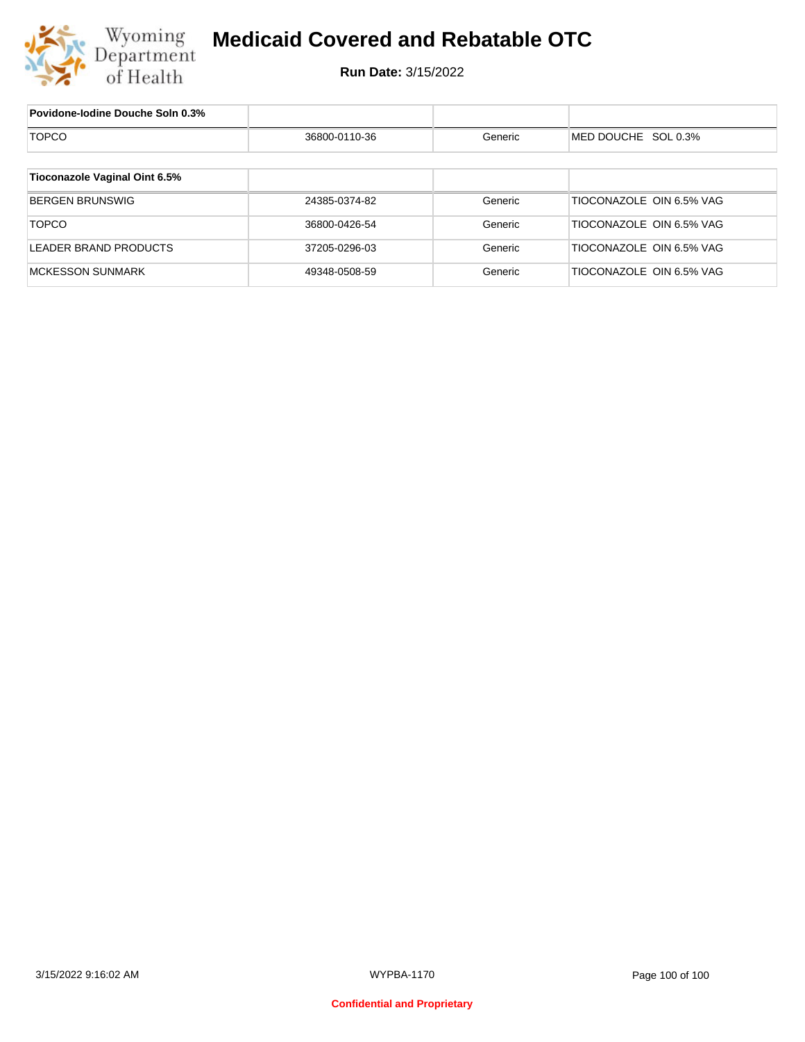| Povidone-Iodine Douche Soln 0.3% | | | |
|---|---|---|---|
| TOPCO | 36800-0110-36 | Generic | MED DOUCHE SOL 0.3% |

| Tioconazole Vaginal Oint 6.5% | | | |
|---|---|---|---|
| BERGEN BRUNSWIG | 24385-0374-82 | Generic | TIOCONAZOLE OIN 6.5% VAG |
| TOPCO | 36800-0426-54 | Generic | TIOCONAZOLE OIN 6.5% VAG |
| LEADER BRAND PRODUCTS | 37205-0296-03 | Generic | TIOCONAZOLE OIN 6.5% VAG |
| MCKESSON SUNMARK | 49348-0508-59 | Generic | TIOCONAZOLE OIN 6.5% VAG |